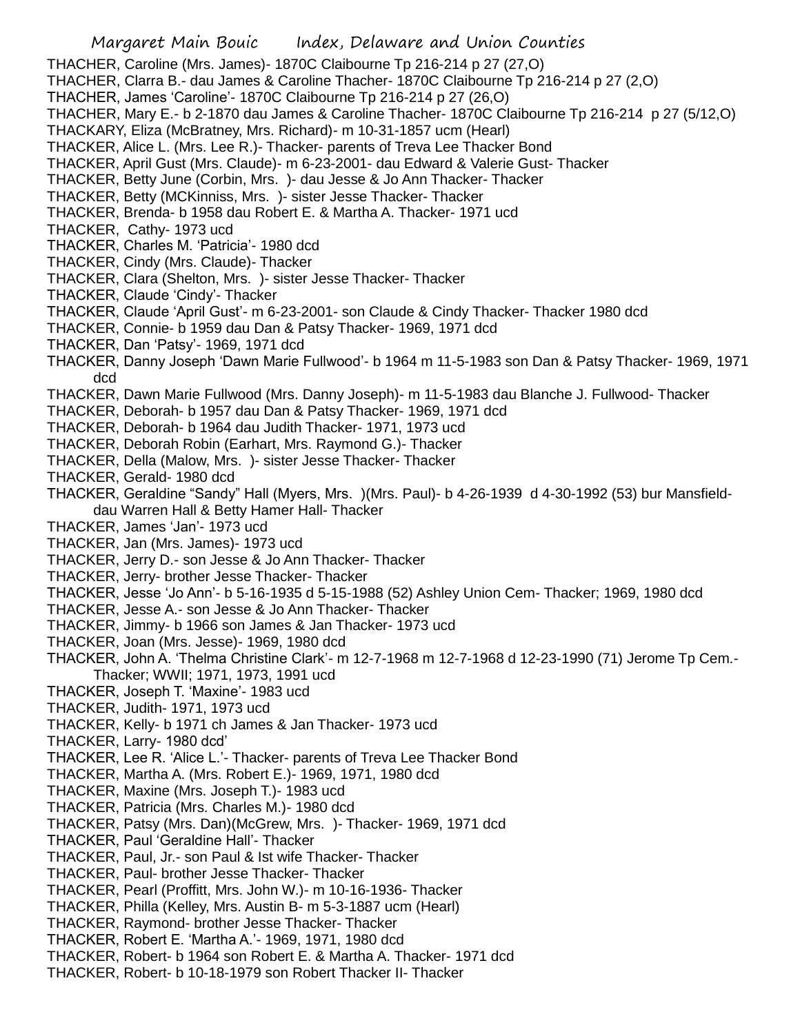THACHER, Caroline (Mrs. James)- 1870C Claibourne Tp 216-214 p 27 (27,O)
THACHER, Clarra B.- dau James & Caroline Thacher- 1870C Claibourne Tp 216-214 p 27 (2,O)
THACHER, James 'Caroline'- 1870C Claibourne Tp 216-214 p 27 (26,O)
THACHER, Mary E.- b 2-1870 dau James & Caroline Thacher- 1870C Claibourne Tp 216-214 p 27 (5/12,O)
THACKARY, Eliza (McBratney, Mrs. Richard)- m 10-31-1857 ucm (Hearl)
THACKER, Alice L. (Mrs. Lee R.)- Thacker- parents of Treva Lee Thacker Bond
THACKER, April Gust (Mrs. Claude)- m 6-23-2001- dau Edward & Valerie Gust- Thacker
THACKER, Betty June (Corbin, Mrs. )- dau Jesse & Jo Ann Thacker- Thacker
THACKER, Betty (MCKinniss, Mrs. )- sister Jesse Thacker- Thacker
THACKER, Brenda- b 1958 dau Robert E. & Martha A. Thacker- 1971 ucd
THACKER, Cathy- 1973 ucd
THACKER, Charles M. 'Patricia'- 1980 dcd
THACKER, Cindy (Mrs. Claude)- Thacker
THACKER, Clara (Shelton, Mrs. )- sister Jesse Thacker- Thacker
THACKER, Claude 'Cindy'- Thacker
THACKER, Claude 'April Gust'- m 6-23-2001- son Claude & Cindy Thacker- Thacker 1980 dcd
THACKER, Connie- b 1959 dau Dan & Patsy Thacker- 1969, 1971 dcd
THACKER, Dan 'Patsy'- 1969, 1971 dcd
THACKER, Danny Joseph 'Dawn Marie Fullwood'- b 1964 m 11-5-1983 son Dan & Patsy Thacker- 1969, 1971 dcd
THACKER, Dawn Marie Fullwood (Mrs. Danny Joseph)- m 11-5-1983 dau Blanche J. Fullwood- Thacker
THACKER, Deborah- b 1957 dau Dan & Patsy Thacker- 1969, 1971 dcd
THACKER, Deborah- b 1964 dau Judith Thacker- 1971, 1973 ucd
THACKER, Deborah Robin (Earhart, Mrs. Raymond G.)- Thacker
THACKER, Della (Malow, Mrs. )- sister Jesse Thacker- Thacker
THACKER, Gerald- 1980 dcd
THACKER, Geraldine "Sandy" Hall (Myers, Mrs. )(Mrs. Paul)- b 4-26-1939 d 4-30-1992 (53) bur Mansfield- dau Warren Hall & Betty Hamer Hall- Thacker
THACKER, James 'Jan'- 1973 ucd
THACKER, Jan (Mrs. James)- 1973 ucd
THACKER, Jerry D.- son Jesse & Jo Ann Thacker- Thacker
THACKER, Jerry- brother Jesse Thacker- Thacker
THACKER, Jesse 'Jo Ann'- b 5-16-1935 d 5-15-1988 (52) Ashley Union Cem- Thacker; 1969, 1980 dcd
THACKER, Jesse A.- son Jesse & Jo Ann Thacker- Thacker
THACKER, Jimmy- b 1966 son James & Jan Thacker- 1973 ucd
THACKER, Joan (Mrs. Jesse)- 1969, 1980 dcd
THACKER, John A. 'Thelma Christine Clark'- m 12-7-1968 m 12-7-1968 d 12-23-1990 (71) Jerome Tp Cem.- Thacker; WWII; 1971, 1973, 1991 ucd
THACKER, Joseph T. 'Maxine'- 1983 ucd
THACKER, Judith- 1971, 1973 ucd
THACKER, Kelly- b 1971 ch James & Jan Thacker- 1973 ucd
THACKER, Larry- 1980 dcd'
THACKER, Lee R. 'Alice L.'- Thacker- parents of Treva Lee Thacker Bond
THACKER, Martha A. (Mrs. Robert E.)- 1969, 1971, 1980 dcd
THACKER, Maxine (Mrs. Joseph T.)- 1983 ucd
THACKER, Patricia (Mrs. Charles M.)- 1980 dcd
THACKER, Patsy (Mrs. Dan)(McGrew, Mrs. )- Thacker- 1969, 1971 dcd
THACKER, Paul 'Geraldine Hall'- Thacker
THACKER, Paul, Jr.- son Paul & Ist wife Thacker- Thacker
THACKER, Paul- brother Jesse Thacker- Thacker
THACKER, Pearl (Proffitt, Mrs. John W.)- m 10-16-1936- Thacker
THACKER, Philla (Kelley, Mrs. Austin B- m 5-3-1887 ucm (Hearl)
THACKER, Raymond- brother Jesse Thacker- Thacker
THACKER, Robert E. 'Martha A.'- 1969, 1971, 1980 dcd
THACKER, Robert- b 1964 son Robert E. & Martha A. Thacker- 1971 dcd
THACKER, Robert- b 10-18-1979 son Robert Thacker II- Thacker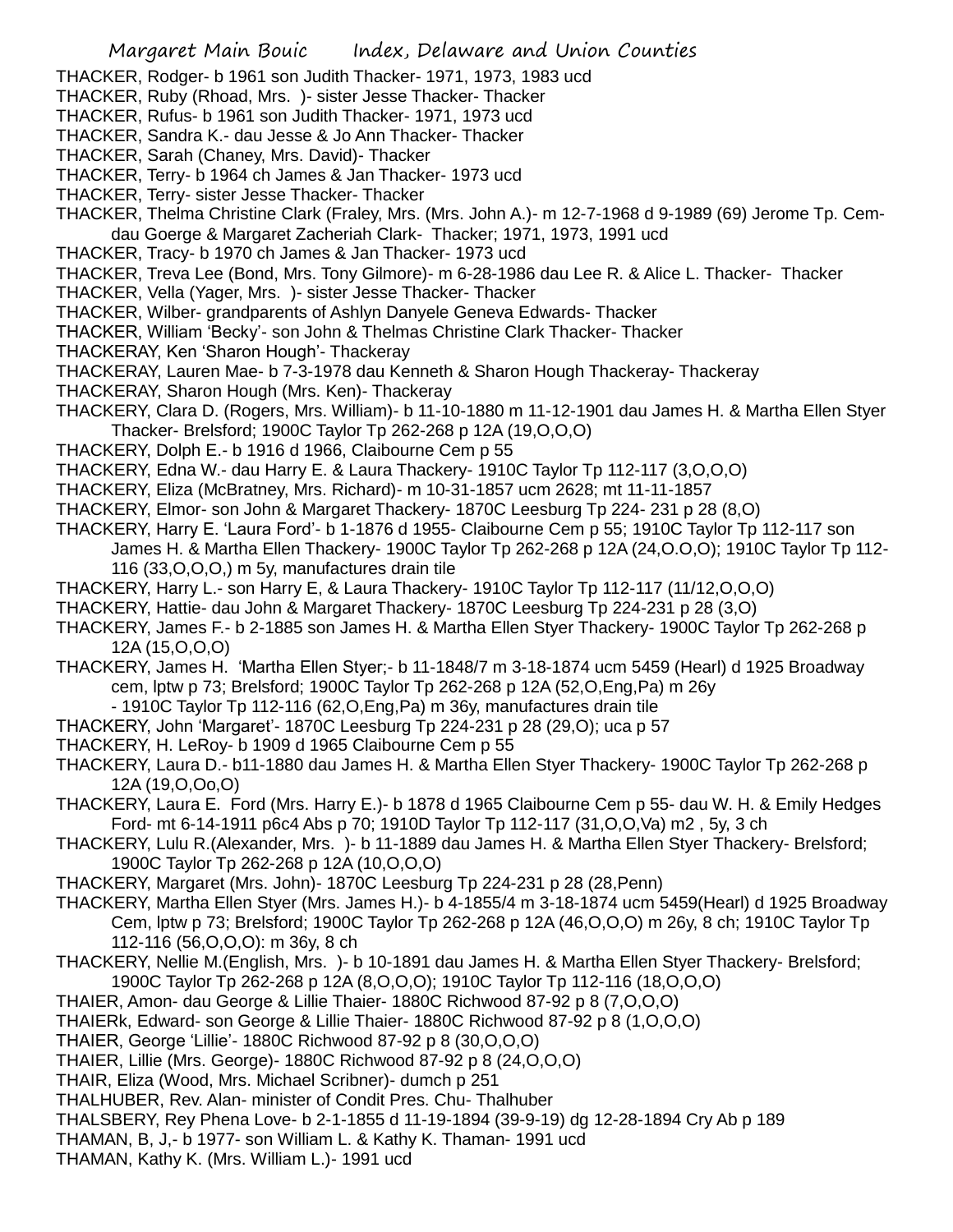THACKER, Rodger- b 1961 son Judith Thacker- 1971, 1973, 1983 ucd
THACKER, Ruby (Rhoad, Mrs. )- sister Jesse Thacker- Thacker
THACKER, Rufus- b 1961 son Judith Thacker- 1971, 1973 ucd
THACKER, Sandra K.- dau Jesse & Jo Ann Thacker- Thacker
THACKER, Sarah (Chaney, Mrs. David)- Thacker
THACKER, Terry- b 1964 ch James & Jan Thacker- 1973 ucd
THACKER, Terry- sister Jesse Thacker- Thacker
THACKER, Thelma Christine Clark (Fraley, Mrs. (Mrs. John A.)- m 12-7-1968 d 9-1989 (69) Jerome Tp. Cem- dau Goerge & Margaret Zacheriah Clark- Thacker; 1971, 1973, 1991 ucd
THACKER, Tracy- b 1970 ch James & Jan Thacker- 1973 ucd
THACKER, Treva Lee (Bond, Mrs. Tony Gilmore)- m 6-28-1986 dau Lee R. & Alice L. Thacker- Thacker
THACKER, Vella (Yager, Mrs. )- sister Jesse Thacker- Thacker
THACKER, Wilber- grandparents of Ashlyn Danyele Geneva Edwards- Thacker
THACKER, William 'Becky'- son John & Thelmas Christine Clark Thacker- Thacker
THACKERAY, Ken 'Sharon Hough'- Thackeray
THACKERAY, Lauren Mae- b 7-3-1978 dau Kenneth & Sharon Hough Thackeray- Thackeray
THACKERAY, Sharon Hough (Mrs. Ken)- Thackeray
THACKERY, Clara D. (Rogers, Mrs. William)- b 11-10-1880 m 11-12-1901 dau James H. & Martha Ellen Styer Thacker- Brelsford; 1900C Taylor Tp 262-268 p 12A (19,O,O,O)
THACKERY, Dolph E.- b 1916 d 1966, Claibourne Cem p 55
THACKERY, Edna W.- dau Harry E. & Laura Thackery- 1910C Taylor Tp 112-117 (3,O,O,O)
THACKERY, Eliza (McBratney, Mrs. Richard)- m 10-31-1857 ucm 2628; mt 11-11-1857
THACKERY, Elmor- son John & Margaret Thackery- 1870C Leesburg Tp 224- 231 p 28 (8,O)
THACKERY, Harry E. 'Laura Ford'- b 1-1876 d 1955- Claibourne Cem p 55; 1910C Taylor Tp 112-117 son James H. & Martha Ellen Thackery- 1900C Taylor Tp 262-268 p 12A (24,O.O,O); 1910C Taylor Tp 112-116 (33,O,O,O,) m 5y, manufactures drain tile
THACKERY, Harry L.- son Harry E, & Laura Thackery- 1910C Taylor Tp 112-117 (11/12,O,O,O)
THACKERY, Hattie- dau John & Margaret Thackery- 1870C Leesburg Tp 224-231 p 28 (3,O)
THACKERY, James F.- b 2-1885 son James H. & Martha Ellen Styer Thackery- 1900C Taylor Tp 262-268 p 12A (15,O,O,O)
THACKERY, James H. 'Martha Ellen Styer;- b 11-1848/7 m 3-18-1874 ucm 5459 (Hearl) d 1925 Broadway cem, lptw p 73; Brelsford; 1900C Taylor Tp 262-268 p 12A (52,O,Eng,Pa) m 26y - 1910C Taylor Tp 112-116 (62,O,Eng,Pa) m 36y, manufactures drain tile
THACKERY, John 'Margaret'- 1870C Leesburg Tp 224-231 p 28 (29,O); uca p 57
THACKERY, H. LeRoy- b 1909 d 1965 Claibourne Cem p 55
THACKERY, Laura D.- b11-1880 dau James H. & Martha Ellen Styer Thackery- 1900C Taylor Tp 262-268 p 12A (19,O,Oo,O)
THACKERY, Laura E. Ford (Mrs. Harry E.)- b 1878 d 1965 Claibourne Cem p 55- dau W. H. & Emily Hedges Ford- mt 6-14-1911 p6c4 Abs p 70; 1910D Taylor Tp 112-117 (31,O,O,Va) m2 , 5y, 3 ch
THACKERY, Lulu R.(Alexander, Mrs. )- b 11-1889 dau James H. & Martha Ellen Styer Thackery- Brelsford; 1900C Taylor Tp 262-268 p 12A (10,O,O,O)
THACKERY, Margaret (Mrs. John)- 1870C Leesburg Tp 224-231 p 28 (28,Penn)
THACKERY, Martha Ellen Styer (Mrs. James H.)- b 4-1855/4 m 3-18-1874 ucm 5459(Hearl) d 1925 Broadway Cem, lptw p 73; Brelsford; 1900C Taylor Tp 262-268 p 12A (46,O,O,O) m 26y, 8 ch; 1910C Taylor Tp 112-116 (56,O,O,O): m 36y, 8 ch
THACKERY, Nellie M.(English, Mrs. )- b 10-1891 dau James H. & Martha Ellen Styer Thackery- Brelsford; 1900C Taylor Tp 262-268 p 12A (8,O,O,O); 1910C Taylor Tp 112-116 (18,O,O,O)
THAIER, Amon- dau George & Lillie Thaier- 1880C Richwood 87-92 p 8 (7,O,O,O)
THAIERk, Edward- son George & Lillie Thaier- 1880C Richwood 87-92 p 8 (1,O,O,O)
THAIER, George 'Lillie'- 1880C Richwood 87-92 p 8 (30,O,O,O)
THAIER, Lillie (Mrs. George)- 1880C Richwood 87-92 p 8 (24,O,O,O)
THAIR, Eliza (Wood, Mrs. Michael Scribner)- dumch p 251
THALHUBER, Rev. Alan- minister of Condit Pres. Chu- Thalhuber
THALSBERY, Rey Phena Love- b 2-1-1855 d 11-19-1894 (39-9-19) dg 12-28-1894 Cry Ab p 189
THAMAN, B, J,- b 1977- son William L. & Kathy K. Thaman- 1991 ucd
THAMAN, Kathy K. (Mrs. William L.)- 1991 ucd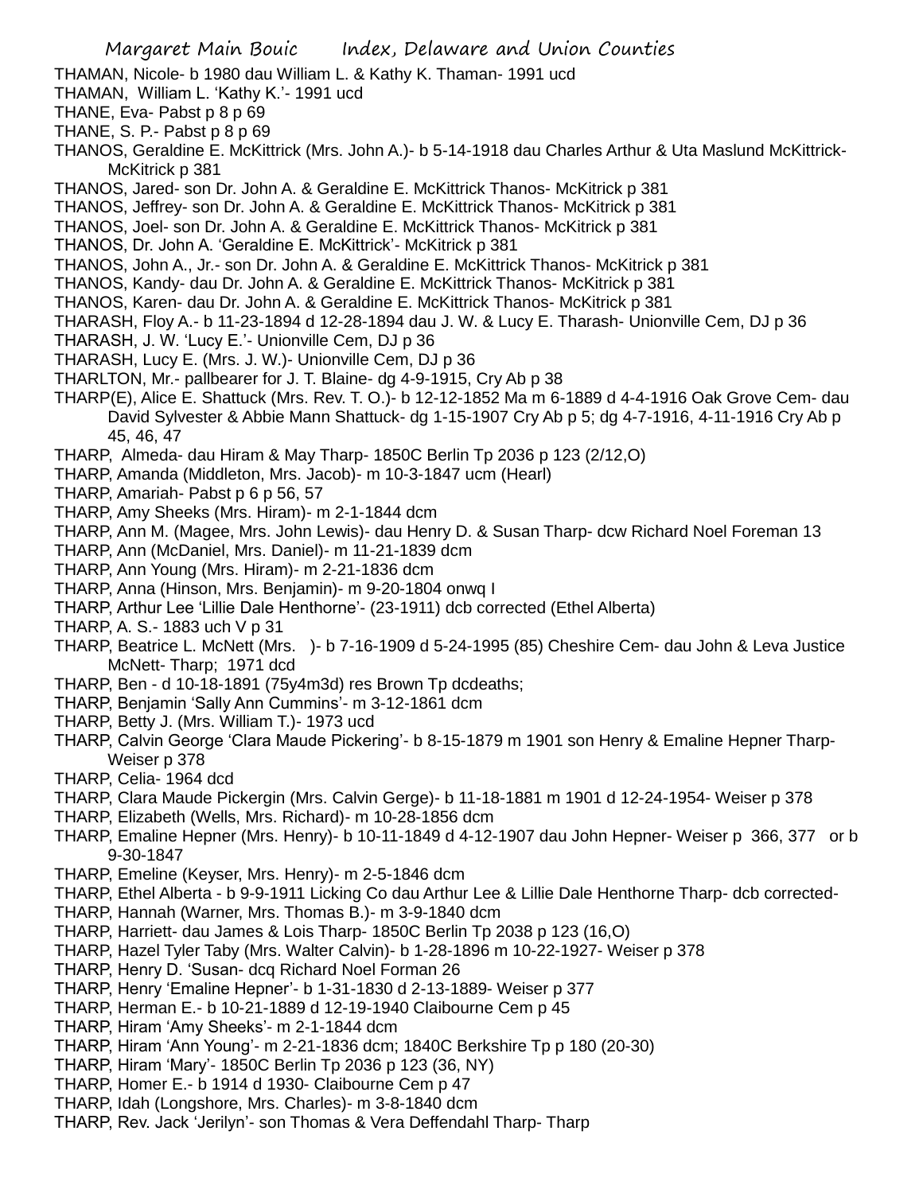THAMAN, Nicole- b 1980 dau William L. & Kathy K. Thaman- 1991 ucd
THAMAN, William L. 'Kathy K.'- 1991 ucd
THANE, Eva- Pabst p 8 p 69
THANE, S. P.- Pabst p 8 p 69
THANOS, Geraldine E. McKittrick (Mrs. John A.)- b 5-14-1918 dau Charles Arthur & Uta Maslund McKittrick- McKitrick p 381
THANOS, Jared- son Dr. John A. & Geraldine E. McKittrick Thanos- McKitrick p 381
THANOS, Jeffrey- son Dr. John A. & Geraldine E. McKittrick Thanos- McKitrick p 381
THANOS, Joel- son Dr. John A. & Geraldine E. McKittrick Thanos- McKitrick p 381
THANOS, Dr. John A. 'Geraldine E. McKittrick'- McKitrick p 381
THANOS, John A., Jr.- son Dr. John A. & Geraldine E. McKittrick Thanos- McKitrick p 381
THANOS, Kandy- dau Dr. John A. & Geraldine E. McKittrick Thanos- McKitrick p 381
THANOS, Karen- dau Dr. John A. & Geraldine E. McKittrick Thanos- McKitrick p 381
THARASH, Floy A.- b 11-23-1894 d 12-28-1894 dau J. W. & Lucy E. Tharash- Unionville Cem, DJ p 36
THARASH, J. W. 'Lucy E.'- Unionville Cem, DJ p 36
THARASH, Lucy E. (Mrs. J. W.)- Unionville Cem, DJ p 36
THARLTON, Mr.- pallbearer for J. T. Blaine- dg 4-9-1915, Cry Ab p 38
THARP(E), Alice E. Shattuck (Mrs. Rev. T. O.)- b 12-12-1852 Ma m 6-1889 d 4-4-1916 Oak Grove Cem- dau David Sylvester & Abbie Mann Shattuck- dg 1-15-1907 Cry Ab p 5; dg 4-7-1916, 4-11-1916 Cry Ab p 45, 46, 47
THARP, Almeda- dau Hiram & May Tharp- 1850C Berlin Tp 2036 p 123 (2/12,O)
THARP, Amanda (Middleton, Mrs. Jacob)- m 10-3-1847 ucm (Hearl)
THARP, Amariah- Pabst p 6 p 56, 57
THARP, Amy Sheeks (Mrs. Hiram)- m 2-1-1844 dcm
THARP, Ann M. (Magee, Mrs. John Lewis)- dau Henry D. & Susan Tharp- dcw Richard Noel Foreman 13
THARP, Ann (McDaniel, Mrs. Daniel)- m 11-21-1839 dcm
THARP, Ann Young (Mrs. Hiram)- m 2-21-1836 dcm
THARP, Anna (Hinson, Mrs. Benjamin)- m 9-20-1804 onwq I
THARP, Arthur Lee 'Lillie Dale Henthorne'- (23-1911) dcb corrected (Ethel Alberta)
THARP, A. S.- 1883 uch V p 31
THARP, Beatrice L. McNett (Mrs. )- b 7-16-1909 d 5-24-1995 (85) Cheshire Cem- dau John & Leva Justice McNett- Tharp; 1971 dcd
THARP, Ben - d 10-18-1891 (75y4m3d) res Brown Tp dcdeaths;
THARP, Benjamin 'Sally Ann Cummins'- m 3-12-1861 dcm
THARP, Betty J. (Mrs. William T.)- 1973 ucd
THARP, Calvin George 'Clara Maude Pickering'- b 8-15-1879 m 1901 son Henry & Emaline Hepner Tharp- Weiser p 378
THARP, Celia- 1964 dcd
THARP, Clara Maude Pickergin (Mrs. Calvin Gerge)- b 11-18-1881 m 1901 d 12-24-1954- Weiser p 378
THARP, Elizabeth (Wells, Mrs. Richard)- m 10-28-1856 dcm
THARP, Emaline Hepner (Mrs. Henry)- b 10-11-1849 d 4-12-1907 dau John Hepner- Weiser p 366, 377 or b 9-30-1847
THARP, Emeline (Keyser, Mrs. Henry)- m 2-5-1846 dcm
THARP, Ethel Alberta - b 9-9-1911 Licking Co dau Arthur Lee & Lillie Dale Henthorne Tharp- dcb corrected-
THARP, Hannah (Warner, Mrs. Thomas B.)- m 3-9-1840 dcm
THARP, Harriett- dau James & Lois Tharp- 1850C Berlin Tp 2038 p 123 (16,O)
THARP, Hazel Tyler Taby (Mrs. Walter Calvin)- b 1-28-1896 m 10-22-1927- Weiser p 378
THARP, Henry D. 'Susan- dcq Richard Noel Forman 26
THARP, Henry 'Emaline Hepner'- b 1-31-1830 d 2-13-1889- Weiser p 377
THARP, Herman E.- b 10-21-1889 d 12-19-1940 Claibourne Cem p 45
THARP, Hiram 'Amy Sheeks'- m 2-1-1844 dcm
THARP, Hiram 'Ann Young'- m 2-21-1836 dcm; 1840C Berkshire Tp p 180 (20-30)
THARP, Hiram 'Mary'- 1850C Berlin Tp 2036 p 123 (36, NY)
THARP, Homer E.- b 1914 d 1930- Claibourne Cem p 47
THARP, Idah (Longshore, Mrs. Charles)- m 3-8-1840 dcm
THARP, Rev. Jack 'Jerilyn'- son Thomas & Vera Deffendahl Tharp- Tharp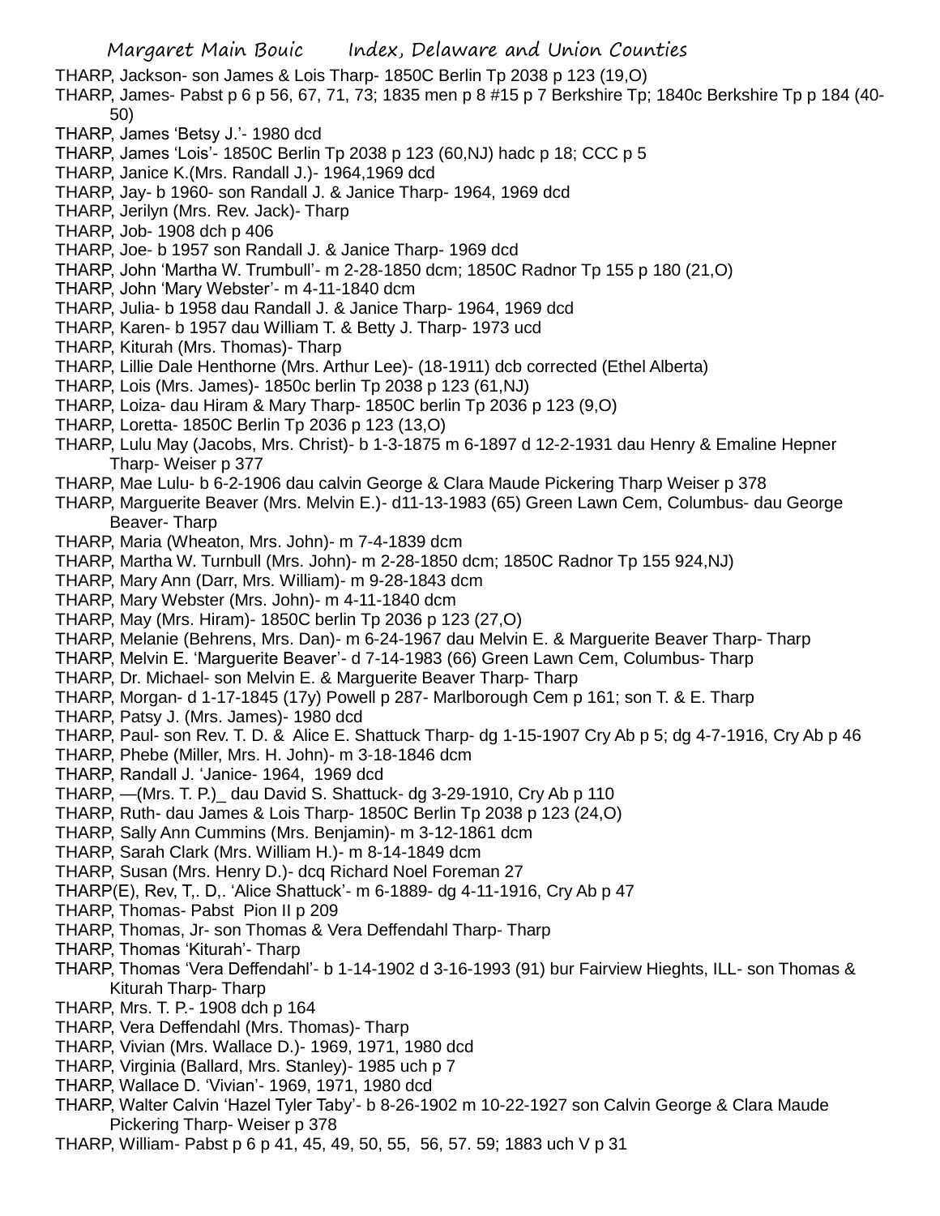THARP, Jackson- son James & Lois Tharp- 1850C Berlin Tp 2038 p 123 (19,O)

THARP, James- Pabst p 6 p 56, 67, 71, 73; 1835 men p 8 #15 p 7 Berkshire Tp; 1840c Berkshire Tp p 184 (40-50)

THARP, James 'Betsy J.'- 1980 dcd

THARP, James 'Lois'- 1850C Berlin Tp 2038 p 123 (60,NJ) hadc p 18; CCC p 5

THARP, Janice K.(Mrs. Randall J.)- 1964,1969 dcd

THARP, Jay- b 1960- son Randall J. & Janice Tharp- 1964, 1969 dcd

THARP, Jerilyn (Mrs. Rev. Jack)- Tharp

THARP, Job- 1908 dch p 406

THARP, Joe- b 1957 son Randall J. & Janice Tharp- 1969 dcd

THARP, John 'Martha W. Trumbull'- m 2-28-1850 dcm; 1850C Radnor Tp 155 p 180 (21,O)

THARP, John 'Mary Webster'- m 4-11-1840 dcm

THARP, Julia- b 1958 dau Randall J. & Janice Tharp- 1964, 1969 dcd

THARP, Karen- b 1957 dau William T. & Betty J. Tharp- 1973 ucd

THARP, Kiturah (Mrs. Thomas)- Tharp

THARP, Lillie Dale Henthorne (Mrs. Arthur Lee)- (18-1911) dcb corrected (Ethel Alberta)

THARP, Lois (Mrs. James)- 1850c berlin Tp 2038 p 123 (61,NJ)

THARP, Loiza- dau Hiram & Mary Tharp- 1850C berlin Tp 2036 p 123 (9,O)

THARP, Loretta- 1850C Berlin Tp 2036 p 123 (13,O)

THARP, Lulu May (Jacobs, Mrs. Christ)- b 1-3-1875 m 6-1897 d 12-2-1931 dau Henry & Emaline Hepner Tharp- Weiser p 377

THARP, Mae Lulu- b 6-2-1906 dau calvin George & Clara Maude Pickering Tharp Weiser p 378

THARP, Marguerite Beaver (Mrs. Melvin E.)- d11-13-1983 (65) Green Lawn Cem, Columbus- dau George Beaver- Tharp

THARP, Maria (Wheaton, Mrs. John)- m 7-4-1839 dcm

THARP, Martha W. Turnbull (Mrs. John)- m 2-28-1850 dcm; 1850C Radnor Tp 155 924,NJ)

THARP, Mary Ann (Darr, Mrs. William)- m 9-28-1843 dcm

THARP, Mary Webster (Mrs. John)- m 4-11-1840 dcm

THARP, May (Mrs. Hiram)- 1850C berlin Tp 2036 p 123 (27,O)

THARP, Melanie (Behrens, Mrs. Dan)- m 6-24-1967 dau Melvin E. & Marguerite Beaver Tharp- Tharp

THARP, Melvin E. 'Marguerite Beaver'- d 7-14-1983 (66) Green Lawn Cem, Columbus- Tharp

THARP, Dr. Michael- son Melvin E. & Marguerite Beaver Tharp- Tharp

THARP, Morgan- d 1-17-1845 (17y) Powell p 287- Marlborough Cem p 161; son T. & E. Tharp

THARP, Patsy J. (Mrs. James)- 1980 dcd

THARP, Paul- son Rev. T. D. & Alice E. Shattuck Tharp- dg 1-15-1907 Cry Ab p 5; dg 4-7-1916, Cry Ab p 46

THARP, Phebe (Miller, Mrs. H. John)- m 3-18-1846 dcm

THARP, Randall J. 'Janice- 1964, 1969 dcd

THARP, —(Mrs. T. P.)_ dau David S. Shattuck- dg 3-29-1910, Cry Ab p 110

THARP, Ruth- dau James & Lois Tharp- 1850C Berlin Tp 2038 p 123 (24,O)

THARP, Sally Ann Cummins (Mrs. Benjamin)- m 3-12-1861 dcm

THARP, Sarah Clark (Mrs. William H.)- m 8-14-1849 dcm

THARP, Susan (Mrs. Henry D.)- dcq Richard Noel Foreman 27

THARP(E), Rev, T,. D,. 'Alice Shattuck'- m 6-1889- dg 4-11-1916, Cry Ab p 47

THARP, Thomas- Pabst Pion II p 209

THARP, Thomas, Jr- son Thomas & Vera Deffendahl Tharp- Tharp

THARP, Thomas 'Kiturah'- Tharp

THARP, Thomas 'Vera Deffendahl'- b 1-14-1902 d 3-16-1993 (91) bur Fairview Hieghts, ILL- son Thomas & Kiturah Tharp- Tharp

THARP, Mrs. T. P.- 1908 dch p 164

THARP, Vera Deffendahl (Mrs. Thomas)- Tharp

THARP, Vivian (Mrs. Wallace D.)- 1969, 1971, 1980 dcd

THARP, Virginia (Ballard, Mrs. Stanley)- 1985 uch p 7

THARP, Wallace D. 'Vivian'- 1969, 1971, 1980 dcd

THARP, Walter Calvin 'Hazel Tyler Taby'- b 8-26-1902 m 10-22-1927 son Calvin George & Clara Maude Pickering Tharp- Weiser p 378

THARP, William- Pabst p 6 p 41, 45, 49, 50, 55, 56, 57. 59; 1883 uch V p 31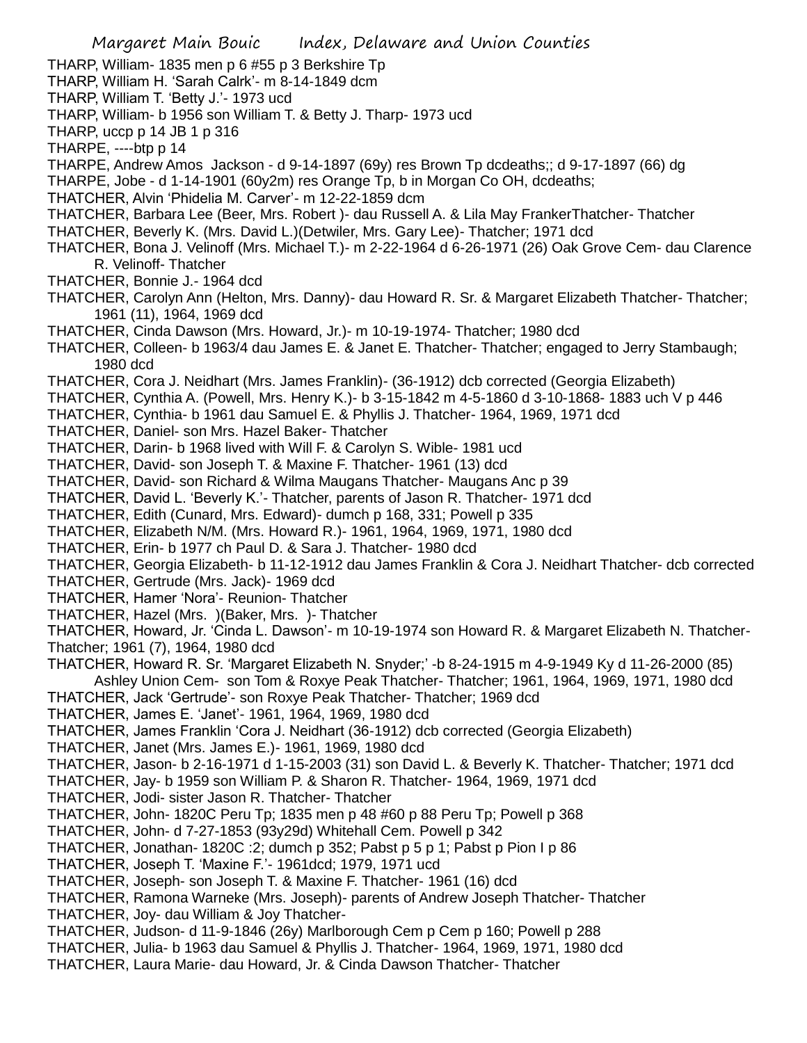THARP, William- 1835 men p 6 #55 p 3 Berkshire Tp
THARP, William H. 'Sarah Calrk'- m 8-14-1849 dcm
THARP, William T. 'Betty J.'- 1973 ucd
THARP, William- b 1956 son William T. & Betty J. Tharp- 1973 ucd
THARP, uccp p 14 JB 1 p 316
THARPE, ----btp p 14
THARPE, Andrew Amos Jackson - d 9-14-1897 (69y) res Brown Tp dcdeaths;; d 9-17-1897 (66) dg
THARPE, Jobe - d 1-14-1901 (60y2m) res Orange Tp, b in Morgan Co OH, dcdeaths;
THATCHER, Alvin 'Phidelia M. Carver'- m 12-22-1859 dcm
THATCHER, Barbara Lee (Beer, Mrs. Robert )- dau Russell A. & Lila May FrankerThatcher- Thatcher
THATCHER, Beverly K. (Mrs. David L.)(Detwiler, Mrs. Gary Lee)- Thatcher; 1971 dcd
THATCHER, Bona J. Velinoff (Mrs. Michael T.)- m 2-22-1964 d 6-26-1971 (26) Oak Grove Cem- dau Clarence R. Velinoff- Thatcher
THATCHER, Bonnie J.- 1964 dcd
THATCHER, Carolyn Ann (Helton, Mrs. Danny)- dau Howard R. Sr. & Margaret Elizabeth Thatcher- Thatcher; 1961 (11), 1964, 1969 dcd
THATCHER, Cinda Dawson (Mrs. Howard, Jr.)- m 10-19-1974- Thatcher; 1980 dcd
THATCHER, Colleen- b 1963/4 dau James E. & Janet E. Thatcher- Thatcher; engaged to Jerry Stambaugh; 1980 dcd
THATCHER, Cora J. Neidhart (Mrs. James Franklin)- (36-1912) dcb corrected (Georgia Elizabeth)
THATCHER, Cynthia A. (Powell, Mrs. Henry K.)- b 3-15-1842 m 4-5-1860 d 3-10-1868- 1883 uch V p 446
THATCHER, Cynthia- b 1961 dau Samuel E. & Phyllis J. Thatcher- 1964, 1969, 1971 dcd
THATCHER, Daniel- son Mrs. Hazel Baker- Thatcher
THATCHER, Darin- b 1968 lived with Will F. & Carolyn S. Wible- 1981 ucd
THATCHER, David- son Joseph T. & Maxine F. Thatcher- 1961 (13) dcd
THATCHER, David- son Richard & Wilma Maugans Thatcher- Maugans Anc p 39
THATCHER, David L. 'Beverly K.'- Thatcher, parents of Jason R. Thatcher- 1971 dcd
THATCHER, Edith (Cunard, Mrs. Edward)- dumch p 168, 331; Powell p 335
THATCHER, Elizabeth N/M. (Mrs. Howard R.)- 1961, 1964, 1969, 1971, 1980 dcd
THATCHER, Erin- b 1977 ch Paul D. & Sara J. Thatcher- 1980 dcd
THATCHER, Georgia Elizabeth- b 11-12-1912 dau James Franklin & Cora J. Neidhart Thatcher- dcb corrected
THATCHER, Gertrude (Mrs. Jack)- 1969 dcd
THATCHER, Hamer 'Nora'- Reunion- Thatcher
THATCHER, Hazel (Mrs. )(Baker, Mrs. )- Thatcher
THATCHER, Howard, Jr. 'Cinda L. Dawson'- m 10-19-1974 son Howard R. & Margaret Elizabeth N. Thatcher- Thatcher; 1961 (7), 1964, 1980 dcd
THATCHER, Howard R. Sr. 'Margaret Elizabeth N. Snyder;' -b 8-24-1915 m 4-9-1949 Ky d 11-26-2000 (85) Ashley Union Cem- son Tom & Roxye Peak Thatcher- Thatcher; 1961, 1964, 1969, 1971, 1980 dcd
THATCHER, Jack 'Gertrude'- son Roxye Peak Thatcher- Thatcher; 1969 dcd
THATCHER, James E. 'Janet'- 1961, 1964, 1969, 1980 dcd
THATCHER, James Franklin 'Cora J. Neidhart (36-1912) dcb corrected (Georgia Elizabeth)
THATCHER, Janet (Mrs. James E.)- 1961, 1969, 1980 dcd
THATCHER, Jason- b 2-16-1971 d 1-15-2003 (31) son David L. & Beverly K. Thatcher- Thatcher; 1971 dcd
THATCHER, Jay- b 1959 son William P. & Sharon R. Thatcher- 1964, 1969, 1971 dcd
THATCHER, Jodi- sister Jason R. Thatcher- Thatcher
THATCHER, John- 1820C Peru Tp; 1835 men p 48 #60 p 88 Peru Tp; Powell p 368
THATCHER, John- d 7-27-1853 (93y29d) Whitehall Cem. Powell p 342
THATCHER, Jonathan- 1820C :2; dumch p 352; Pabst p 5 p 1; Pabst p Pion I p 86
THATCHER, Joseph T. 'Maxine F.'- 1961dcd; 1979, 1971 ucd
THATCHER, Joseph- son Joseph T. & Maxine F. Thatcher- 1961 (16) dcd
THATCHER, Ramona Warneke (Mrs. Joseph)- parents of Andrew Joseph Thatcher- Thatcher
THATCHER, Joy- dau William & Joy Thatcher-
THATCHER, Judson- d 11-9-1846 (26y) Marlborough Cem p Cem p 160; Powell p 288
THATCHER, Julia- b 1963 dau Samuel & Phyllis J. Thatcher- 1964, 1969, 1971, 1980 dcd
THATCHER, Laura Marie- dau Howard, Jr. & Cinda Dawson Thatcher- Thatcher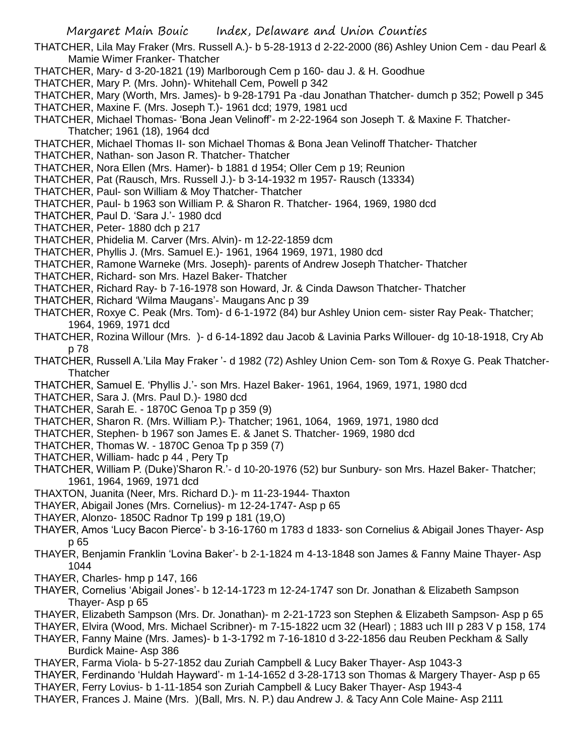THATCHER, Lila May Fraker (Mrs. Russell A.)- b 5-28-1913 d 2-22-2000 (86) Ashley Union Cem - dau Pearl & Mamie Wimer Franker- Thatcher

THATCHER, Mary- d 3-20-1821 (19) Marlborough Cem p 160- dau J. & H. Goodhue

THATCHER, Mary P. (Mrs. John)- Whitehall Cem, Powell p 342

THATCHER, Mary (Worth, Mrs. James)- b 9-28-1791 Pa -dau Jonathan Thatcher- dumch p 352; Powell p 345

THATCHER, Maxine F. (Mrs. Joseph T.)- 1961 dcd; 1979, 1981 ucd

THATCHER, Michael Thomas- 'Bona Jean Velinoff'- m 2-22-1964 son Joseph T. & Maxine F. Thatcher- Thatcher; 1961 (18), 1964 dcd

THATCHER, Michael Thomas II- son Michael Thomas & Bona Jean Velinoff Thatcher- Thatcher

THATCHER, Nathan- son Jason R. Thatcher- Thatcher

THATCHER, Nora Ellen (Mrs. Hamer)- b 1881 d 1954; Oller Cem p 19; Reunion

THATCHER, Pat (Rausch, Mrs. Russell J.)- b 3-14-1932 m 1957- Rausch (13334)

THATCHER, Paul- son William & Moy Thatcher- Thatcher

THATCHER, Paul- b 1963 son William P. & Sharon R. Thatcher- 1964, 1969, 1980 dcd

THATCHER, Paul D. 'Sara J.'- 1980 dcd

THATCHER, Peter- 1880 dch p 217

THATCHER, Phidelia M. Carver (Mrs. Alvin)- m 12-22-1859 dcm

THATCHER, Phyllis J. (Mrs. Samuel E.)- 1961, 1964 1969, 1971, 1980 dcd

THATCHER, Ramone Warneke (Mrs. Joseph)- parents of Andrew Joseph Thatcher- Thatcher

THATCHER, Richard- son Mrs. Hazel Baker- Thatcher

THATCHER, Richard Ray- b 7-16-1978 son Howard, Jr. & Cinda Dawson Thatcher- Thatcher

THATCHER, Richard 'Wilma Maugans'- Maugans Anc p 39

THATCHER, Roxye C. Peak (Mrs. Tom)- d 6-1-1972 (84) bur Ashley Union cem- sister Ray Peak- Thatcher; 1964, 1969, 1971 dcd

THATCHER, Rozina Willour (Mrs. )- d 6-14-1892 dau Jacob & Lavinia Parks Willouer- dg 10-18-1918, Cry Ab p 78

THATCHER, Russell A.'Lila May Fraker '- d 1982 (72) Ashley Union Cem- son Tom & Roxye G. Peak Thatcher-Thatcher

THATCHER, Samuel E. 'Phyllis J.'- son Mrs. Hazel Baker- 1961, 1964, 1969, 1971, 1980 dcd

THATCHER, Sara J. (Mrs. Paul D.)- 1980 dcd

THATCHER, Sarah E. - 1870C Genoa Tp p 359 (9)

THATCHER, Sharon R. (Mrs. William P.)- Thatcher; 1961, 1064, 1969, 1971, 1980 dcd

THATCHER, Stephen- b 1967 son James E. & Janet S. Thatcher- 1969, 1980 dcd

THATCHER, Thomas W. - 1870C Genoa Tp p 359 (7)

THATCHER, William- hadc p 44 , Pery Tp

THATCHER, William P. (Duke)'Sharon R.'- d 10-20-1976 (52) bur Sunbury- son Mrs. Hazel Baker- Thatcher; 1961, 1964, 1969, 1971 dcd

THAXTON, Juanita (Neer, Mrs. Richard D.)- m 11-23-1944- Thaxton

THAYER, Abigail Jones (Mrs. Cornelius)- m 12-24-1747- Asp p 65

THAYER, Alonzo- 1850C Radnor Tp 199 p 181 (19,O)

THAYER, Amos 'Lucy Bacon Pierce'- b 3-16-1760 m 1783 d 1833- son Cornelius & Abigail Jones Thayer- Asp p 65

THAYER, Benjamin Franklin 'Lovina Baker'- b 2-1-1824 m 4-13-1848 son James & Fanny Maine Thayer- Asp 1044

THAYER, Charles- hmp p 147, 166

THAYER, Cornelius 'Abigail Jones'- b 12-14-1723 m 12-24-1747 son Dr. Jonathan & Elizabeth Sampson Thayer- Asp p 65

THAYER, Elizabeth Sampson (Mrs. Dr. Jonathan)- m 2-21-1723 son Stephen & Elizabeth Sampson- Asp p 65

THAYER, Elvira (Wood, Mrs. Michael Scribner)- m 7-15-1822 ucm 32 (Hearl) ; 1883 uch III p 283 V p 158, 174

THAYER, Fanny Maine (Mrs. James)- b 1-3-1792 m 7-16-1810 d 3-22-1856 dau Reuben Peckham & Sally Burdick Maine- Asp 386

THAYER, Farma Viola- b 5-27-1852 dau Zuriah Campbell & Lucy Baker Thayer- Asp 1043-3

THAYER, Ferdinando 'Huldah Hayward'- m 1-14-1652 d 3-28-1713 son Thomas & Margery Thayer- Asp p 65

THAYER, Ferry Lovius- b 1-11-1854 son Zuriah Campbell & Lucy Baker Thayer- Asp 1943-4

THAYER, Frances J. Maine (Mrs. )(Ball, Mrs. N. P.) dau Andrew J. & Tacy Ann Cole Maine- Asp 2111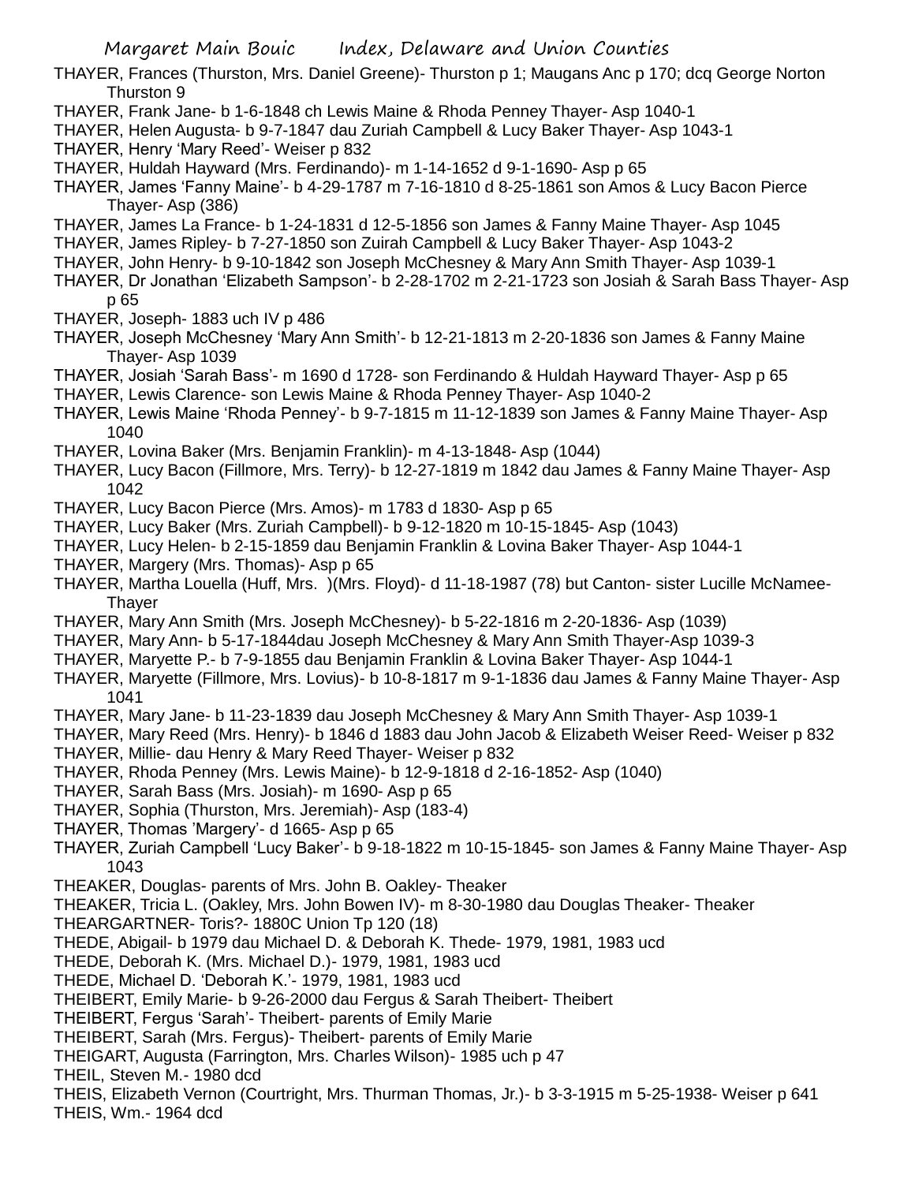THAYER, Frances (Thurston, Mrs. Daniel Greene)- Thurston p 1; Maugans Anc p 170; dcq George Norton Thurston 9

THAYER, Frank Jane- b 1-6-1848 ch Lewis Maine & Rhoda Penney Thayer- Asp 1040-1

THAYER, Helen Augusta- b 9-7-1847 dau Zuriah Campbell & Lucy Baker Thayer- Asp 1043-1

THAYER, Henry 'Mary Reed'- Weiser p 832

THAYER, Huldah Hayward (Mrs. Ferdinando)- m 1-14-1652 d 9-1-1690- Asp p 65

THAYER, James 'Fanny Maine'- b 4-29-1787 m 7-16-1810 d 8-25-1861 son Amos & Lucy Bacon Pierce Thayer- Asp (386)

THAYER, James La France- b 1-24-1831 d 12-5-1856 son James & Fanny Maine Thayer- Asp 1045

THAYER, James Ripley- b 7-27-1850 son Zuirah Campbell & Lucy Baker Thayer- Asp 1043-2

THAYER, John Henry- b 9-10-1842 son Joseph McChesney & Mary Ann Smith Thayer- Asp 1039-1

THAYER, Dr Jonathan 'Elizabeth Sampson'- b 2-28-1702 m 2-21-1723 son Josiah & Sarah Bass Thayer- Asp p 65

THAYER, Joseph- 1883 uch IV p 486

THAYER, Joseph McChesney 'Mary Ann Smith'- b 12-21-1813 m 2-20-1836 son James & Fanny Maine Thayer- Asp 1039

THAYER, Josiah 'Sarah Bass'- m 1690 d 1728- son Ferdinando & Huldah Hayward Thayer- Asp p 65

THAYER, Lewis Clarence- son Lewis Maine & Rhoda Penney Thayer- Asp 1040-2

THAYER, Lewis Maine 'Rhoda Penney'- b 9-7-1815 m 11-12-1839 son James & Fanny Maine Thayer- Asp 1040

THAYER, Lovina Baker (Mrs. Benjamin Franklin)- m 4-13-1848- Asp (1044)

THAYER, Lucy Bacon (Fillmore, Mrs. Terry)- b 12-27-1819 m 1842 dau James & Fanny Maine Thayer- Asp 1042

THAYER, Lucy Bacon Pierce (Mrs. Amos)- m 1783 d 1830- Asp p 65

THAYER, Lucy Baker (Mrs. Zuriah Campbell)- b 9-12-1820 m 10-15-1845- Asp (1043)

THAYER, Lucy Helen- b 2-15-1859 dau Benjamin Franklin & Lovina Baker Thayer- Asp 1044-1

THAYER, Margery (Mrs. Thomas)- Asp p 65

THAYER, Martha Louella (Huff, Mrs. )(Mrs. Floyd)- d 11-18-1987 (78) bur Canton- sister Lucille McNamee-Thayer

THAYER, Mary Ann Smith (Mrs. Joseph McChesney)- b 5-22-1816 m 2-20-1836- Asp (1039)

THAYER, Mary Ann- b 5-17-1844dau Joseph McChesney & Mary Ann Smith Thayer-Asp 1039-3

THAYER, Maryette P.- b 7-9-1855 dau Benjamin Franklin & Lovina Baker Thayer- Asp 1044-1

THAYER, Maryette (Fillmore, Mrs. Lovius)- b 10-8-1817 m 9-1-1836 dau James & Fanny Maine Thayer- Asp 1041

THAYER, Mary Jane- b 11-23-1839 dau Joseph McChesney & Mary Ann Smith Thayer- Asp 1039-1

THAYER, Mary Reed (Mrs. Henry)- b 1846 d 1883 dau John Jacob & Elizabeth Weiser Reed- Weiser p 832

THAYER, Millie- dau Henry & Mary Reed Thayer- Weiser p 832

THAYER, Rhoda Penney (Mrs. Lewis Maine)- b 12-9-1818 d 2-16-1852- Asp (1040)

THAYER, Sarah Bass (Mrs. Josiah)- m 1690- Asp p 65

THAYER, Sophia (Thurston, Mrs. Jeremiah)- Asp (183-4)

THAYER, Thomas 'Margery'- d 1665- Asp p 65

THAYER, Zuriah Campbell 'Lucy Baker'- b 9-18-1822 m 10-15-1845- son James & Fanny Maine Thayer- Asp 1043

THEAKER, Douglas- parents of Mrs. John B. Oakley- Theaker

THEAKER, Tricia L. (Oakley, Mrs. John Bowen IV)- m 8-30-1980 dau Douglas Theaker- Theaker

THEARGARTNER- Toris?- 1880C Union Tp 120 (18)

THEDE, Abigail- b 1979 dau Michael D. & Deborah K. Thede- 1979, 1981, 1983 ucd

THEDE, Deborah K. (Mrs. Michael D.)- 1979, 1981, 1983 ucd

THEDE, Michael D. 'Deborah K.'- 1979, 1981, 1983 ucd

THEIBERT, Emily Marie- b 9-26-2000 dau Fergus & Sarah Theibert- Theibert

THEIBERT, Fergus 'Sarah'- Theibert- parents of Emily Marie

THEIBERT, Sarah (Mrs. Fergus)- Theibert- parents of Emily Marie

THEIGART, Augusta (Farrington, Mrs. Charles Wilson)- 1985 uch p 47

THEIL, Steven M.- 1980 dcd

THEIS, Elizabeth Vernon (Courtright, Mrs. Thurman Thomas, Jr.)- b 3-3-1915 m 5-25-1938- Weiser p 641

THEIS, Wm.- 1964 dcd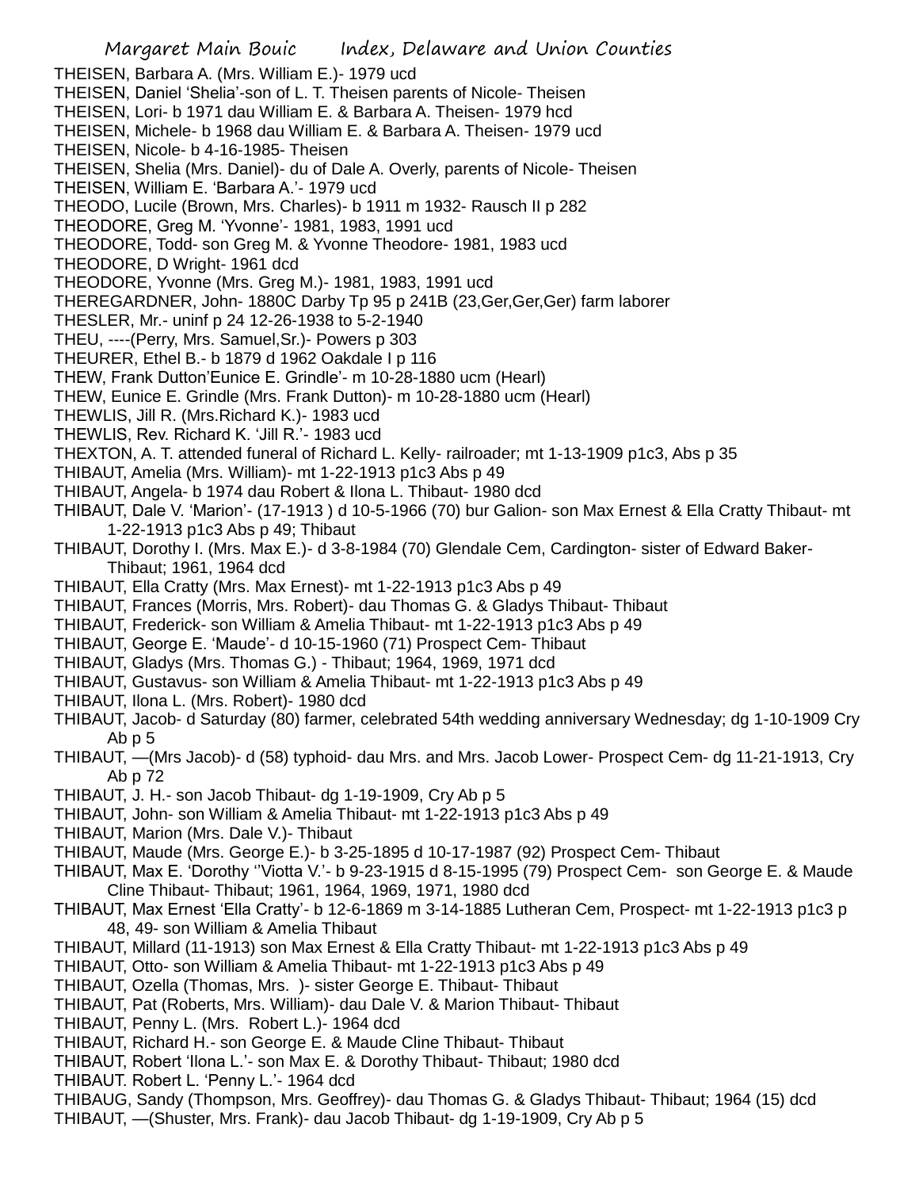THEISEN, Barbara A. (Mrs. William E.)- 1979 ucd
THEISEN, Daniel 'Shelia'-son of L. T. Theisen parents of Nicole- Theisen
THEISEN, Lori- b 1971 dau William E. & Barbara A. Theisen- 1979 hcd
THEISEN, Michele- b 1968 dau William E. & Barbara A. Theisen- 1979 ucd
THEISEN, Nicole- b 4-16-1985- Theisen
THEISEN, Shelia (Mrs. Daniel)- du of Dale A. Overly, parents of Nicole- Theisen
THEISEN, William E. 'Barbara A.'- 1979 ucd
THEODO, Lucile (Brown, Mrs. Charles)- b 1911 m 1932- Rausch II p 282
THEODORE, Greg M. 'Yvonne'- 1981, 1983, 1991 ucd
THEODORE, Todd- son Greg M. & Yvonne Theodore- 1981, 1983 ucd
THEODORE, D Wright- 1961 dcd
THEODORE, Yvonne (Mrs. Greg M.)- 1981, 1983, 1991 ucd
THEREGARDNER, John- 1880C Darby Tp 95 p 241B (23,Ger,Ger,Ger) farm laborer
THESLER, Mr.- uninf p 24 12-26-1938 to 5-2-1940
THEU, ----(Perry, Mrs. Samuel,Sr.)- Powers p 303
THEURER, Ethel B.- b 1879 d 1962 Oakdale I p 116
THEW, Frank Dutton'Eunice E. Grindle'- m 10-28-1880 ucm (Hearl)
THEW, Eunice E. Grindle (Mrs. Frank Dutton)- m 10-28-1880 ucm (Hearl)
THEWLIS, Jill R. (Mrs.Richard K.)- 1983 ucd
THEWLIS, Rev. Richard K. 'Jill R.'- 1983 ucd
THEXTON, A. T. attended funeral of Richard L. Kelly- railroader; mt 1-13-1909 p1c3, Abs p 35
THIBAUT, Amelia (Mrs. William)- mt 1-22-1913 p1c3 Abs p 49
THIBAUT, Angela- b 1974 dau Robert & Ilona L. Thibaut- 1980 dcd
THIBAUT, Dale V. 'Marion'- (17-1913 ) d 10-5-1966 (70) bur Galion- son Max Ernest & Ella Cratty Thibaut- mt 1-22-1913 p1c3 Abs p 49; Thibaut
THIBAUT, Dorothy I. (Mrs. Max E.)- d 3-8-1984 (70) Glendale Cem, Cardington- sister of Edward Baker- Thibaut; 1961, 1964 dcd
THIBAUT, Ella Cratty (Mrs. Max Ernest)- mt 1-22-1913 p1c3 Abs p 49
THIBAUT, Frances (Morris, Mrs. Robert)- dau Thomas G. & Gladys Thibaut- Thibaut
THIBAUT, Frederick- son William & Amelia Thibaut- mt 1-22-1913 p1c3 Abs p 49
THIBAUT, George E. 'Maude'- d 10-15-1960 (71) Prospect Cem- Thibaut
THIBAUT, Gladys (Mrs. Thomas G.) - Thibaut; 1964, 1969, 1971 dcd
THIBAUT, Gustavus- son William & Amelia Thibaut- mt 1-22-1913 p1c3 Abs p 49
THIBAUT, Ilona L. (Mrs. Robert)- 1980 dcd
THIBAUT, Jacob- d Saturday (80) farmer, celebrated 54th wedding anniversary Wednesday; dg 1-10-1909 Cry Ab p 5
THIBAUT, —(Mrs Jacob)- d (58) typhoid- dau Mrs. and Mrs. Jacob Lower- Prospect Cem- dg 11-21-1913, Cry Ab p 72
THIBAUT, J. H.- son Jacob Thibaut- dg 1-19-1909, Cry Ab p 5
THIBAUT, John- son William & Amelia Thibaut- mt 1-22-1913 p1c3 Abs p 49
THIBAUT, Marion (Mrs. Dale V.)- Thibaut
THIBAUT, Maude (Mrs. George E.)- b 3-25-1895 d 10-17-1987 (92) Prospect Cem- Thibaut
THIBAUT, Max E. 'Dorothy ''Viotta V.'- b 9-23-1915 d 8-15-1995 (79) Prospect Cem- son George E. & Maude Cline Thibaut- Thibaut; 1961, 1964, 1969, 1971, 1980 dcd
THIBAUT, Max Ernest 'Ella Cratty'- b 12-6-1869 m 3-14-1885 Lutheran Cem, Prospect- mt 1-22-1913 p1c3 p 48, 49- son William & Amelia Thibaut
THIBAUT, Millard (11-1913) son Max Ernest & Ella Cratty Thibaut- mt 1-22-1913 p1c3 Abs p 49
THIBAUT, Otto- son William & Amelia Thibaut- mt 1-22-1913 p1c3 Abs p 49
THIBAUT, Ozella (Thomas, Mrs. )- sister George E. Thibaut- Thibaut
THIBAUT, Pat (Roberts, Mrs. William)- dau Dale V. & Marion Thibaut- Thibaut
THIBAUT, Penny L. (Mrs. Robert L.)- 1964 dcd
THIBAUT, Richard H.- son George E. & Maude Cline Thibaut- Thibaut
THIBAUT, Robert 'Ilona L.'- son Max E. & Dorothy Thibaut- Thibaut; 1980 dcd
THIBAUT. Robert L. 'Penny L.'- 1964 dcd
THIBAUG, Sandy (Thompson, Mrs. Geoffrey)- dau Thomas G. & Gladys Thibaut- Thibaut; 1964 (15) dcd
THIBAUT, —(Shuster, Mrs. Frank)- dau Jacob Thibaut- dg 1-19-1909, Cry Ab p 5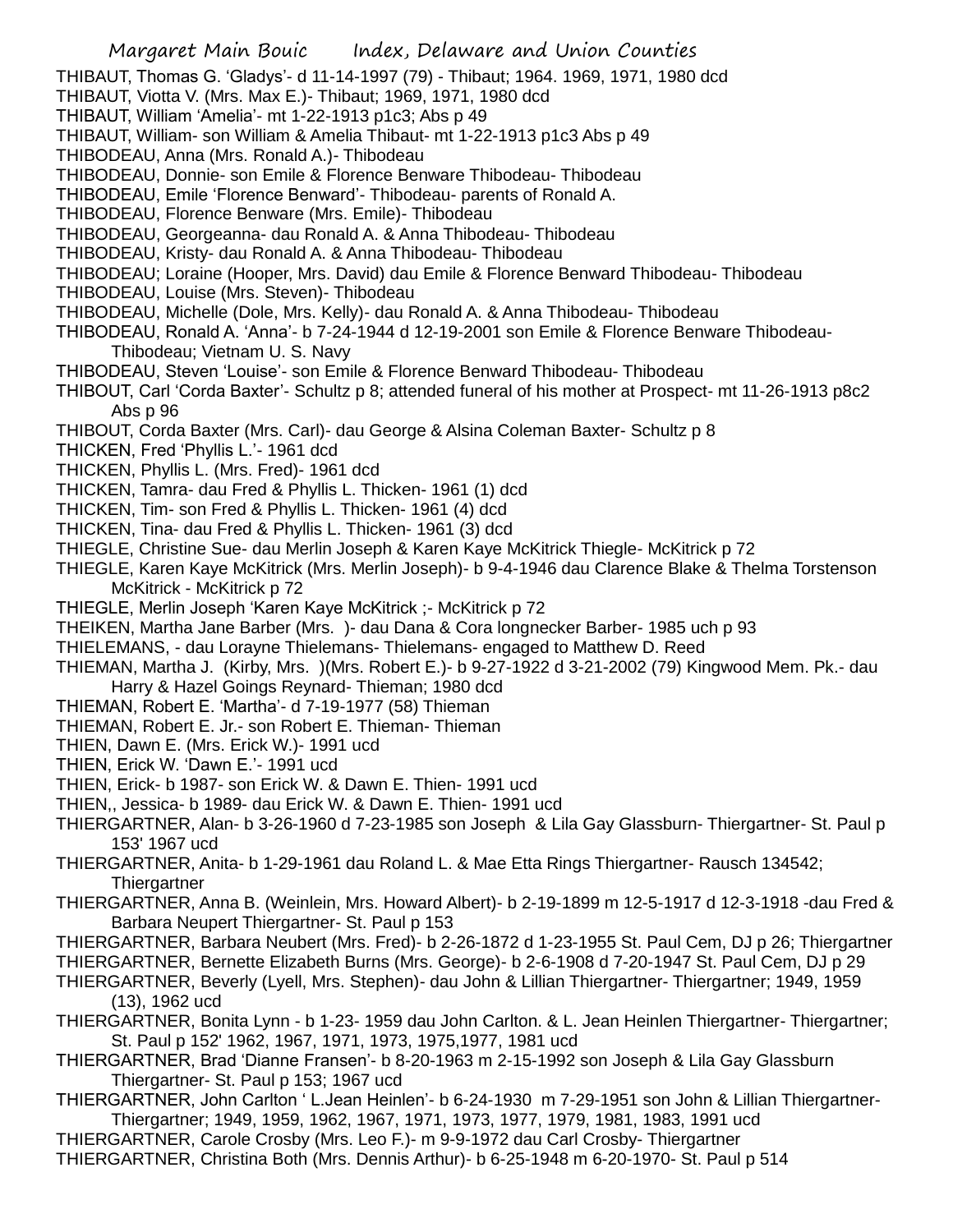THIBAUT, Thomas G. 'Gladys'- d 11-14-1997 (79) - Thibaut; 1964. 1969, 1971, 1980 dcd

THIBAUT, Viotta V. (Mrs. Max E.)- Thibaut; 1969, 1971, 1980 dcd

THIBAUT, William 'Amelia'- mt 1-22-1913 p1c3; Abs p 49

THIBAUT, William- son William & Amelia Thibaut- mt 1-22-1913 p1c3 Abs p 49

THIBODEAU, Anna (Mrs. Ronald A.)- Thibodeau

THIBODEAU, Donnie- son Emile & Florence Benware Thibodeau- Thibodeau

THIBODEAU, Emile 'Florence Benward'- Thibodeau- parents of Ronald A.

THIBODEAU, Florence Benware (Mrs. Emile)- Thibodeau

THIBODEAU, Georgeanna- dau Ronald A. & Anna Thibodeau- Thibodeau

THIBODEAU, Kristy- dau Ronald A. & Anna Thibodeau- Thibodeau

THIBODEAU; Loraine (Hooper, Mrs. David) dau Emile & Florence Benward Thibodeau- Thibodeau

THIBODEAU, Louise (Mrs. Steven)- Thibodeau

THIBODEAU, Michelle (Dole, Mrs. Kelly)- dau Ronald A. & Anna Thibodeau- Thibodeau

THIBODEAU, Ronald A. 'Anna'- b 7-24-1944 d 12-19-2001 son Emile & Florence Benware Thibodeau- Thibodeau; Vietnam U. S. Navy

THIBODEAU, Steven 'Louise'- son Emile & Florence Benward Thibodeau- Thibodeau

THIBOUT, Carl 'Corda Baxter'- Schultz p 8; attended funeral of his mother at Prospect- mt 11-26-1913 p8c2 Abs p 96

THIBOUT, Corda Baxter (Mrs. Carl)- dau George & Alsina Coleman Baxter- Schultz p 8

THICKEN, Fred 'Phyllis L.'- 1961 dcd

THICKEN, Phyllis L. (Mrs. Fred)- 1961 dcd

THICKEN, Tamra- dau Fred & Phyllis L. Thicken- 1961 (1) dcd

THICKEN, Tim- son Fred & Phyllis L. Thicken- 1961 (4) dcd

THICKEN, Tina- dau Fred & Phyllis L. Thicken- 1961 (3) dcd

THIEGLE, Christine Sue- dau Merlin Joseph & Karen Kaye McKitrick Thiegle- McKitrick p 72

THIEGLE, Karen Kaye McKitrick (Mrs. Merlin Joseph)- b 9-4-1946 dau Clarence Blake & Thelma Torstenson McKitrick - McKitrick p 72

THIEGLE, Merlin Joseph 'Karen Kaye McKitrick ;- McKitrick p 72

THEIKEN, Martha Jane Barber (Mrs. )- dau Dana & Cora longnecker Barber- 1985 uch p 93

THIELEMANS, - dau Lorayne Thielemans- Thielemans- engaged to Matthew D. Reed

THIEMAN, Martha J. (Kirby, Mrs. )(Mrs. Robert E.)- b 9-27-1922 d 3-21-2002 (79) Kingwood Mem. Pk.- dau Harry & Hazel Goings Reynard- Thieman; 1980 dcd

THIEMAN, Robert E. 'Martha'- d 7-19-1977 (58) Thieman

THIEMAN, Robert E. Jr.- son Robert E. Thieman- Thieman

THIEN, Dawn E. (Mrs. Erick W.)- 1991 ucd

THIEN, Erick W. 'Dawn E.'- 1991 ucd

THIEN, Erick- b 1987- son Erick W. & Dawn E. Thien- 1991 ucd

THIEN,, Jessica- b 1989- dau Erick W. & Dawn E. Thien- 1991 ucd

THIERGARTNER, Alan- b 3-26-1960 d 7-23-1985 son Joseph & Lila Gay Glassburn- Thiergartner- St. Paul p 153' 1967 ucd

THIERGARTNER, Anita- b 1-29-1961 dau Roland L. & Mae Etta Rings Thiergartner- Rausch 134542; Thiergartner

THIERGARTNER, Anna B. (Weinlein, Mrs. Howard Albert)- b 2-19-1899 m 12-5-1917 d 12-3-1918 -dau Fred & Barbara Neupert Thiergartner- St. Paul p 153

THIERGARTNER, Barbara Neubert (Mrs. Fred)- b 2-26-1872 d 1-23-1955 St. Paul Cem, DJ p 26; Thiergartner

THIERGARTNER, Bernette Elizabeth Burns (Mrs. George)- b 2-6-1908 d 7-20-1947 St. Paul Cem, DJ p 29

THIERGARTNER, Beverly (Lyell, Mrs. Stephen)- dau John & Lillian Thiergartner- Thiergartner; 1949, 1959 (13), 1962 ucd

THIERGARTNER, Bonita Lynn - b 1-23- 1959 dau John Carlton. & L. Jean Heinlen Thiergartner- Thiergartner; St. Paul p 152' 1962, 1967, 1971, 1973, 1975,1977, 1981 ucd

THIERGARTNER, Brad 'Dianne Fransen'- b 8-20-1963 m 2-15-1992 son Joseph & Lila Gay Glassburn Thiergartner- St. Paul p 153; 1967 ucd

THIERGARTNER, John Carlton ' L.Jean Heinlen'- b 6-24-1930 m 7-29-1951 son John & Lillian Thiergartner- Thiergartner; 1949, 1959, 1962, 1967, 1971, 1973, 1977, 1979, 1981, 1983, 1991 ucd

THIERGARTNER, Carole Crosby (Mrs. Leo F.)- m 9-9-1972 dau Carl Crosby- Thiergartner

THIERGARTNER, Christina Both (Mrs. Dennis Arthur)- b 6-25-1948 m 6-20-1970- St. Paul p 514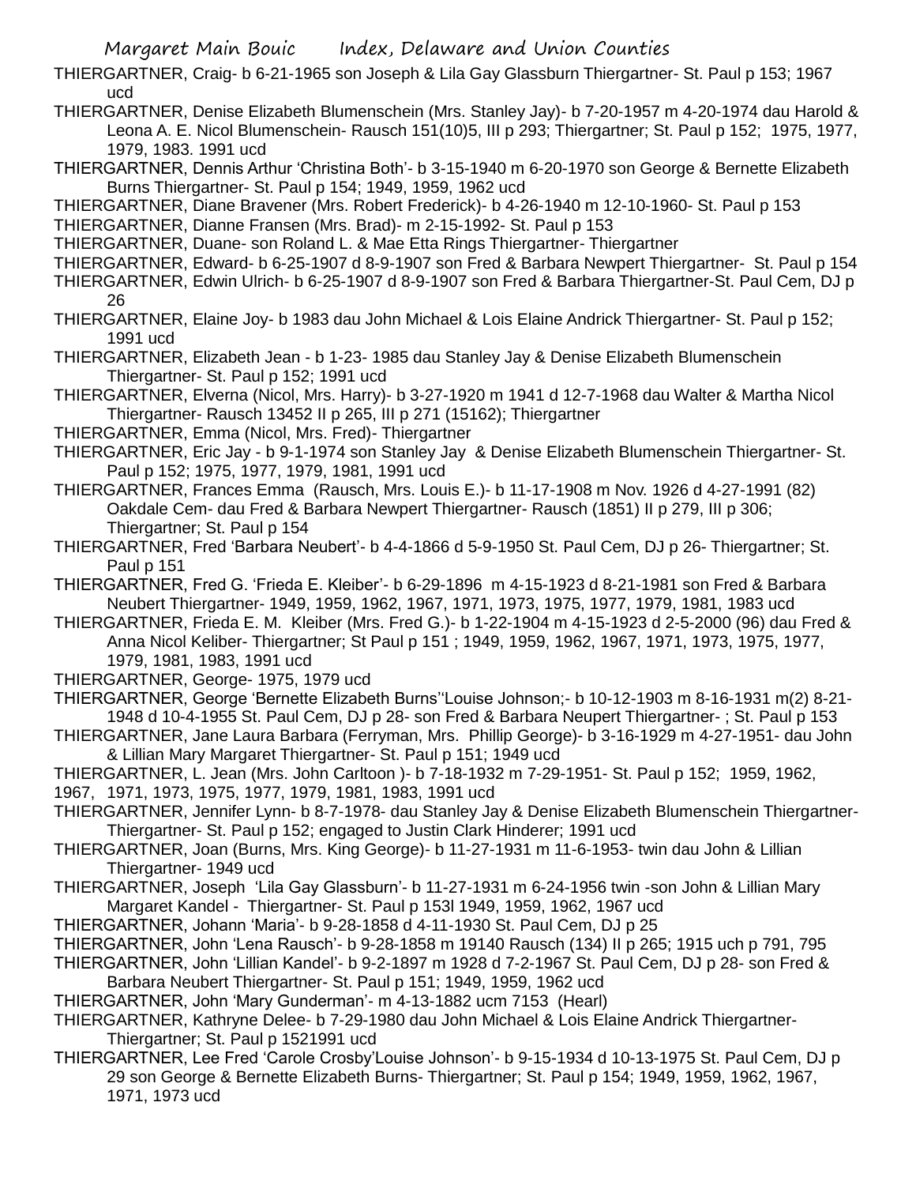THIERGARTNER, Craig- b 6-21-1965 son Joseph & Lila Gay Glassburn Thiergartner- St. Paul p 153; 1967 ucd

THIERGARTNER, Denise Elizabeth Blumenschein (Mrs. Stanley Jay)- b 7-20-1957 m 4-20-1974 dau Harold & Leona A. E. Nicol Blumenschein- Rausch 151(10)5, III p 293; Thiergartner; St. Paul p 152; 1975, 1977, 1979, 1983. 1991 ucd

THIERGARTNER, Dennis Arthur 'Christina Both'- b 3-15-1940 m 6-20-1970 son George & Bernette Elizabeth Burns Thiergartner- St. Paul p 154; 1949, 1959, 1962 ucd

THIERGARTNER, Diane Bravener (Mrs. Robert Frederick)- b 4-26-1940 m 12-10-1960- St. Paul p 153

THIERGARTNER, Dianne Fransen (Mrs. Brad)- m 2-15-1992- St. Paul p 153

THIERGARTNER, Duane- son Roland L. & Mae Etta Rings Thiergartner- Thiergartner

THIERGARTNER, Edward- b 6-25-1907 d 8-9-1907 son Fred & Barbara Newpert Thiergartner- St. Paul p 154

THIERGARTNER, Edwin Ulrich- b 6-25-1907 d 8-9-1907 son Fred & Barbara Thiergartner-St. Paul Cem, DJ p 26

THIERGARTNER, Elaine Joy- b 1983 dau John Michael & Lois Elaine Andrick Thiergartner- St. Paul p 152; 1991 ucd

THIERGARTNER, Elizabeth Jean - b 1-23- 1985 dau Stanley Jay & Denise Elizabeth Blumenschein Thiergartner- St. Paul p 152; 1991 ucd

THIERGARTNER, Elverna (Nicol, Mrs. Harry)- b 3-27-1920 m 1941 d 12-7-1968 dau Walter & Martha Nicol Thiergartner- Rausch 13452 II p 265, III p 271 (15162); Thiergartner

THIERGARTNER, Emma (Nicol, Mrs. Fred)- Thiergartner

THIERGARTNER, Eric Jay - b 9-1-1974 son Stanley Jay & Denise Elizabeth Blumenschein Thiergartner- St. Paul p 152; 1975, 1977, 1979, 1981, 1991 ucd

THIERGARTNER, Frances Emma (Rausch, Mrs. Louis E.)- b 11-17-1908 m Nov. 1926 d 4-27-1991 (82) Oakdale Cem- dau Fred & Barbara Newpert Thiergartner- Rausch (1851) II p 279, III p 306; Thiergartner; St. Paul p 154

THIERGARTNER, Fred 'Barbara Neubert'- b 4-4-1866 d 5-9-1950 St. Paul Cem, DJ p 26- Thiergartner; St. Paul p 151

THIERGARTNER, Fred G. 'Frieda E. Kleiber'- b 6-29-1896 m 4-15-1923 d 8-21-1981 son Fred & Barbara Neubert Thiergartner- 1949, 1959, 1962, 1967, 1971, 1973, 1975, 1977, 1979, 1981, 1983 ucd

THIERGARTNER, Frieda E. M. Kleiber (Mrs. Fred G.)- b 1-22-1904 m 4-15-1923 d 2-5-2000 (96) dau Fred & Anna Nicol Keliber- Thiergartner; St Paul p 151 ; 1949, 1959, 1962, 1967, 1971, 1973, 1975, 1977, 1979, 1981, 1983, 1991 ucd

THIERGARTNER, George- 1975, 1979 ucd

THIERGARTNER, George 'Bernette Elizabeth Burns''Louise Johnson;- b 10-12-1903 m 8-16-1931 m(2) 8-21-1948 d 10-4-1955 St. Paul Cem, DJ p 28- son Fred & Barbara Neupert Thiergartner- ; St. Paul p 153

THIERGARTNER, Jane Laura Barbara (Ferryman, Mrs. Phillip George)- b 3-16-1929 m 4-27-1951- dau John & Lillian Mary Margaret Thiergartner- St. Paul p 151; 1949 ucd

THIERGARTNER, L. Jean (Mrs. John Carltoon )- b 7-18-1932 m 7-29-1951- St. Paul p 152; 1959, 1962, 1967, 1971, 1973, 1975, 1977, 1979, 1981, 1983, 1991 ucd

THIERGARTNER, Jennifer Lynn- b 8-7-1978- dau Stanley Jay & Denise Elizabeth Blumenschein Thiergartner- Thiergartner- St. Paul p 152; engaged to Justin Clark Hinderer; 1991 ucd

THIERGARTNER, Joan (Burns, Mrs. King George)- b 11-27-1931 m 11-6-1953- twin dau John & Lillian Thiergartner- 1949 ucd

THIERGARTNER, Joseph 'Lila Gay Glassburn'- b 11-27-1931 m 6-24-1956 twin -son John & Lillian Mary Margaret Kandel - Thiergartner- St. Paul p 153l 1949, 1959, 1962, 1967 ucd

THIERGARTNER, Johann 'Maria'- b 9-28-1858 d 4-11-1930 St. Paul Cem, DJ p 25

THIERGARTNER, John 'Lena Rausch'- b 9-28-1858 m 19140 Rausch (134) II p 265; 1915 uch p 791, 795

THIERGARTNER, John 'Lillian Kandel'- b 9-2-1897 m 1928 d 7-2-1967 St. Paul Cem, DJ p 28- son Fred & Barbara Neubert Thiergartner- St. Paul p 151; 1949, 1959, 1962 ucd

THIERGARTNER, John 'Mary Gunderman'- m 4-13-1882 ucm 7153 (Hearl)

THIERGARTNER, Kathryne Delee- b 7-29-1980 dau John Michael & Lois Elaine Andrick Thiergartner- Thiergartner; St. Paul p 1521991 ucd

THIERGARTNER, Lee Fred 'Carole Crosby'Louise Johnson'- b 9-15-1934 d 10-13-1975 St. Paul Cem, DJ p 29 son George & Bernette Elizabeth Burns- Thiergartner; St. Paul p 154; 1949, 1959, 1962, 1967, 1971, 1973 ucd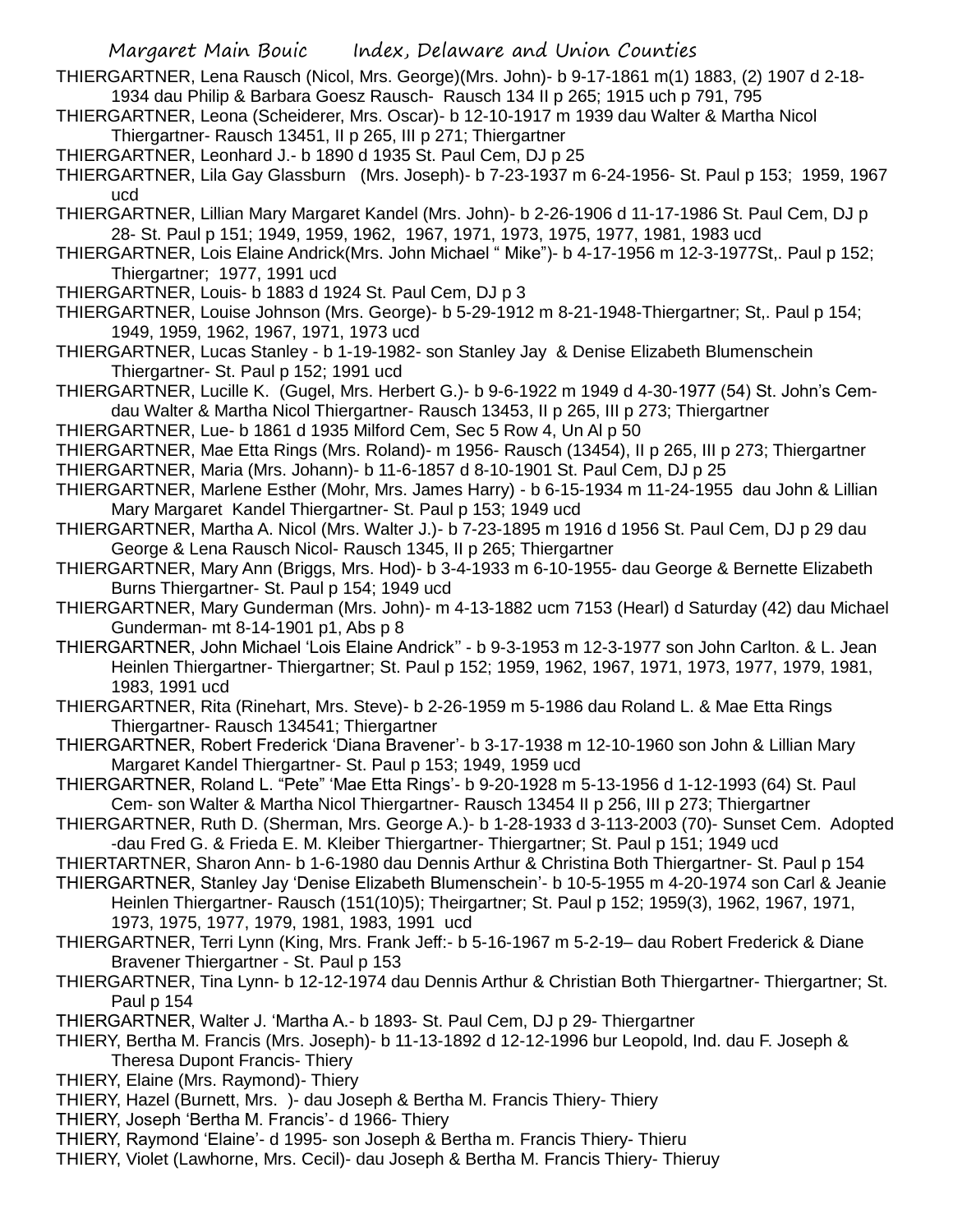THIERGARTNER, Lena Rausch (Nicol, Mrs. George)(Mrs. John)- b 9-17-1861 m(1) 1883, (2) 1907 d 2-18-1934 dau Philip & Barbara Goesz Rausch- Rausch 134 II p 265; 1915 uch p 791, 795

THIERGARTNER, Leona (Scheiderer, Mrs. Oscar)- b 12-10-1917 m 1939 dau Walter & Martha Nicol Thiergartner- Rausch 13451, II p 265, III p 271; Thiergartner

THIERGARTNER, Leonhard J.- b 1890 d 1935 St. Paul Cem, DJ p 25

THIERGARTNER, Lila Gay Glassburn (Mrs. Joseph)- b 7-23-1937 m 6-24-1956- St. Paul p 153; 1959, 1967 ucd

THIERGARTNER, Lillian Mary Margaret Kandel (Mrs. John)- b 2-26-1906 d 11-17-1986 St. Paul Cem, DJ p 28- St. Paul p 151; 1949, 1959, 1962, 1967, 1971, 1973, 1975, 1977, 1981, 1983 ucd

THIERGARTNER, Lois Elaine Andrick(Mrs. John Michael " Mike")- b 4-17-1956 m 12-3-1977St,. Paul p 152; Thiergartner; 1977, 1991 ucd

THIERGARTNER, Louis- b 1883 d 1924 St. Paul Cem, DJ p 3

THIERGARTNER, Louise Johnson (Mrs. George)- b 5-29-1912 m 8-21-1948-Thiergartner; St,. Paul p 154; 1949, 1959, 1962, 1967, 1971, 1973 ucd

THIERGARTNER, Lucas Stanley - b 1-19-1982- son Stanley Jay & Denise Elizabeth Blumenschein Thiergartner- St. Paul p 152; 1991 ucd

THIERGARTNER, Lucille K. (Gugel, Mrs. Herbert G.)- b 9-6-1922 m 1949 d 4-30-1977 (54) St. John's Cem- dau Walter & Martha Nicol Thiergartner- Rausch 13453, II p 265, III p 273; Thiergartner

THIERGARTNER, Lue- b 1861 d 1935 Milford Cem, Sec 5 Row 4, Un Al p 50

THIERGARTNER, Mae Etta Rings (Mrs. Roland)- m 1956- Rausch (13454), II p 265, III p 273; Thiergartner

THIERGARTNER, Maria (Mrs. Johann)- b 11-6-1857 d 8-10-1901 St. Paul Cem, DJ p 25

THIERGARTNER, Marlene Esther (Mohr, Mrs. James Harry) - b 6-15-1934 m 11-24-1955 dau John & Lillian Mary Margaret Kandel Thiergartner- St. Paul p 153; 1949 ucd

THIERGARTNER, Martha A. Nicol (Mrs. Walter J.)- b 7-23-1895 m 1916 d 1956 St. Paul Cem, DJ p 29 dau George & Lena Rausch Nicol- Rausch 1345, II p 265; Thiergartner

THIERGARTNER, Mary Ann (Briggs, Mrs. Hod)- b 3-4-1933 m 6-10-1955- dau George & Bernette Elizabeth Burns Thiergartner- St. Paul p 154; 1949 ucd

THIERGARTNER, Mary Gunderman (Mrs. John)- m 4-13-1882 ucm 7153 (Hearl) d Saturday (42) dau Michael Gunderman- mt 8-14-1901 p1, Abs p 8

THIERGARTNER, John Michael 'Lois Elaine Andrick'' - b 9-3-1953 m 12-3-1977 son John Carlton. & L. Jean Heinlen Thiergartner- Thiergartner; St. Paul p 152; 1959, 1962, 1967, 1971, 1973, 1977, 1979, 1981, 1983, 1991 ucd

THIERGARTNER, Rita (Rinehart, Mrs. Steve)- b 2-26-1959 m 5-1986 dau Roland L. & Mae Etta Rings Thiergartner- Rausch 134541; Thiergartner

THIERGARTNER, Robert Frederick 'Diana Bravener'- b 3-17-1938 m 12-10-1960 son John & Lillian Mary Margaret Kandel Thiergartner- St. Paul p 153; 1949, 1959 ucd

THIERGARTNER, Roland L. "Pete" 'Mae Etta Rings'- b 9-20-1928 m 5-13-1956 d 1-12-1993 (64) St. Paul Cem- son Walter & Martha Nicol Thiergartner- Rausch 13454 II p 256, III p 273; Thiergartner

THIERGARTNER, Ruth D. (Sherman, Mrs. George A.)- b 1-28-1933 d 3-113-2003 (70)- Sunset Cem. Adopted -dau Fred G. & Frieda E. M. Kleiber Thiergartner- Thiergartner; St. Paul p 151; 1949 ucd

THIERTARTNER, Sharon Ann- b 1-6-1980 dau Dennis Arthur & Christina Both Thiergartner- St. Paul p 154

THIERGARTNER, Stanley Jay 'Denise Elizabeth Blumenschein'- b 10-5-1955 m 4-20-1974 son Carl & Jeanie Heinlen Thiergartner- Rausch (151(10)5); Theirgartner; St. Paul p 152; 1959(3), 1962, 1967, 1971, 1973, 1975, 1977, 1979, 1981, 1983, 1991 ucd

THIERGARTNER, Terri Lynn (King, Mrs. Frank Jeff:- b 5-16-1967 m 5-2-19– dau Robert Frederick & Diane Bravener Thiergartner - St. Paul p 153

THIERGARTNER, Tina Lynn- b 12-12-1974 dau Dennis Arthur & Christian Both Thiergartner- Thiergartner; St. Paul p 154

THIERGARTNER, Walter J. 'Martha A.- b 1893- St. Paul Cem, DJ p 29- Thiergartner

THIERY, Bertha M. Francis (Mrs. Joseph)- b 11-13-1892 d 12-12-1996 bur Leopold, Ind. dau F. Joseph & Theresa Dupont Francis- Thiery

THIERY, Elaine (Mrs. Raymond)- Thiery

THIERY, Hazel (Burnett, Mrs. )- dau Joseph & Bertha M. Francis Thiery- Thiery

THIERY, Joseph 'Bertha M. Francis'- d 1966- Thiery

THIERY, Raymond 'Elaine'- d 1995- son Joseph & Bertha m. Francis Thiery- Thieru

THIERY, Violet (Lawhorne, Mrs. Cecil)- dau Joseph & Bertha M. Francis Thiery- Thieruy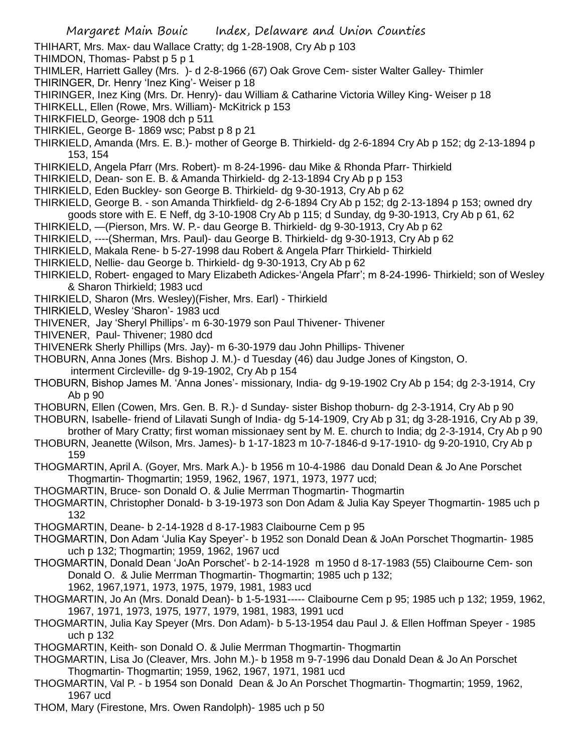THIHART, Mrs. Max- dau Wallace Cratty; dg 1-28-1908, Cry Ab p 103

THIMDON, Thomas- Pabst p 5 p 1

THIMLER, Harriett Galley (Mrs. )- d 2-8-1966 (67) Oak Grove Cem- sister Walter Galley- Thimler

THIRINGER, Dr. Henry 'Inez King'- Weiser p 18

THIRINGER, Inez King (Mrs. Dr. Henry)- dau William & Catharine Victoria Willey King- Weiser p 18

THIRKELL, Ellen (Rowe, Mrs. William)- McKitrick p 153

THIRKFIELD, George- 1908 dch p 511

THIRKIEL, George B- 1869 wsc; Pabst p 8 p 21

THIRKIELD, Amanda (Mrs. E. B.)- mother of George B. Thirkield- dg 2-6-1894 Cry Ab p 152; dg 2-13-1894 p 153, 154

THIRKIELD, Angela Pfarr (Mrs. Robert)- m 8-24-1996- dau Mike & Rhonda Pfarr- Thirkield

THIRKIELD, Dean- son E. B. & Amanda Thirkield- dg 2-13-1894 Cry Ab p p 153

THIRKIELD, Eden Buckley- son George B. Thirkield- dg 9-30-1913, Cry Ab p 62

THIRKIELD, George B. - son Amanda Thirkfield- dg 2-6-1894 Cry Ab p 152; dg 2-13-1894 p 153; owned dry goods store with E. E Neff, dg 3-10-1908 Cry Ab p 115; d Sunday, dg 9-30-1913, Cry Ab p 61, 62

THIRKIELD, —(Pierson, Mrs. W. P.- dau George B. Thirkield- dg 9-30-1913, Cry Ab p 62

THIRKIELD, ----(Sherman, Mrs. Paul)- dau George B. Thirkield- dg 9-30-1913, Cry Ab p 62

THIRKIELD, Makala Rene- b 5-27-1998 dau Robert & Angela Pfarr Thirkield- Thirkield

THIRKIELD, Nellie- dau George b. Thirkield- dg 9-30-1913, Cry Ab p 62

THIRKIELD, Robert- engaged to Mary Elizabeth Adickes-'Angela Pfarr'; m 8-24-1996- Thirkield; son of Wesley & Sharon Thirkield; 1983 ucd

THIRKIELD, Sharon (Mrs. Wesley)(Fisher, Mrs. Earl) - Thirkield

THIRKIELD, Wesley 'Sharon'- 1983 ucd

THIVENER, Jay 'Sheryl Phillips'- m 6-30-1979 son Paul Thivener- Thivener

THIVENER, Paul- Thivener; 1980 dcd

THIVENERk Sherly Phillips (Mrs. Jay)- m 6-30-1979 dau John Phillips- Thivener

THOBURN, Anna Jones (Mrs. Bishop J. M.)- d Tuesday (46) dau Judge Jones of Kingston, O. interment Circleville- dg 9-19-1902, Cry Ab p 154

THOBURN, Bishop James M. 'Anna Jones'- missionary, India- dg 9-19-1902 Cry Ab p 154; dg 2-3-1914, Cry Ab p 90

THOBURN, Ellen (Cowen, Mrs. Gen. B. R.)- d Sunday- sister Bishop thoburn- dg 2-3-1914, Cry Ab p 90

THOBURN, Isabelle- friend of Lilavati Sunghof India- dg 5-14-1909, Cry Ab p 31; dg 3-28-1916, Cry Ab p 39, brother of Mary Cratty; first woman missionaey sent by M. E. church to India; dg 2-3-1914, Cry Ab p 90

THOBURN, Jeanette (Wilson, Mrs. James)- b 1-17-1823 m 10-7-1846-d 9-17-1910- dg 9-20-1910, Cry Ab p 159

THOGMARTIN, April A. (Goyer, Mrs. Mark A.)- b 1956 m 10-4-1986 dau Donald Dean & Jo Ane Porschet Thogmartin- Thogmartin; 1959, 1962, 1967, 1971, 1973, 1977 ucd;

THOGMARTIN, Bruce- son Donald O. & Julie Merrman Thogmartin- Thogmartin

THOGMARTIN, Christopher Donald- b 3-19-1973 son Don Adam & Julia Kay Speyer Thogmartin- 1985 uch p 132

THOGMARTIN, Deane- b 2-14-1928 d 8-17-1983 Claibourne Cem p 95

THOGMARTIN, Don Adam 'Julia Kay Speyer'- b 1952 son Donald Dean & JoAn Porschet Thogmartin- 1985 uch p 132; Thogmartin; 1959, 1962, 1967 ucd

THOGMARTIN, Donald Dean 'JoAn Porschet'- b 2-14-1928 m 1950 d 8-17-1983 (55) Claibourne Cem- son Donald O. & Julie Merrman Thogmartin- Thogmartin; 1985 uch p 132; 1962, 1967,1971, 1973, 1975, 1979, 1981, 1983 ucd

THOGMARTIN, Jo An (Mrs. Donald Dean)- b 1-5-1931----- Claibourne Cem p 95; 1985 uch p 132; 1959, 1962, 1967, 1971, 1973, 1975, 1977, 1979, 1981, 1983, 1991 ucd

THOGMARTIN, Julia Kay Speyer (Mrs. Don Adam)- b 5-13-1954 dau Paul J. & Ellen Hoffman Speyer - 1985 uch p 132

THOGMARTIN, Keith- son Donald O. & Julie Merrman Thogmartin- Thogmartin

THOGMARTIN, Lisa Jo (Cleaver, Mrs. John M.)- b 1958 m 9-7-1996 dau Donald Dean & Jo An Porschet Thogmartin- Thogmartin; 1959, 1962, 1967, 1971, 1981 ucd

THOGMARTIN, Val P. - b 1954 son Donald Dean & Jo An Porschet Thogmartin- Thogmartin; 1959, 1962, 1967 ucd

THOM, Mary (Firestone, Mrs. Owen Randolph)- 1985 uch p 50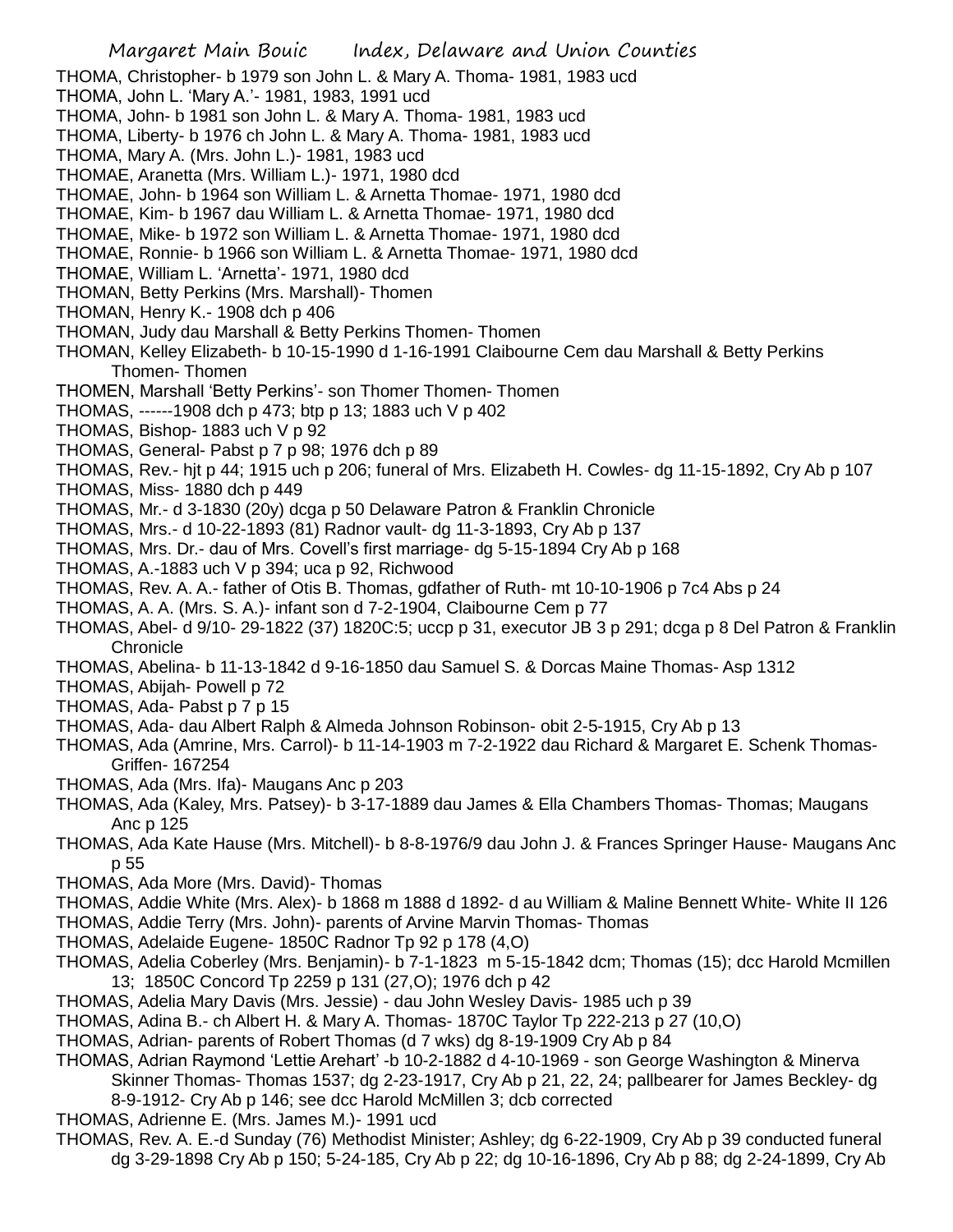THOMA, Christopher- b 1979 son John L. & Mary A. Thoma- 1981, 1983 ucd
THOMA, John L. 'Mary A.'- 1981, 1983, 1991 ucd
THOMA, John- b 1981 son John L. & Mary A. Thoma- 1981, 1983 ucd
THOMA, Liberty- b 1976 ch John L. & Mary A. Thoma- 1981, 1983 ucd
THOMA, Mary A. (Mrs. John L.)- 1981, 1983 ucd
THOMAE, Aranetta (Mrs. William L.)- 1971, 1980 dcd
THOMAE, John- b 1964 son William L. & Arnetta Thomae- 1971, 1980 dcd
THOMAE, Kim- b 1967 dau William L. & Arnetta Thomae- 1971, 1980 dcd
THOMAE, Mike- b 1972 son William L. & Arnetta Thomae- 1971, 1980 dcd
THOMAE, Ronnie- b 1966 son William L. & Arnetta Thomae- 1971, 1980 dcd
THOMAE, William L. 'Arnetta'- 1971, 1980 dcd
THOMAN, Betty Perkins (Mrs. Marshall)- Thomen
THOMAN, Henry K.- 1908 dch p 406
THOMAN, Judy dau Marshall & Betty Perkins Thomen- Thomen
THOMAN, Kelley Elizabeth- b 10-15-1990 d 1-16-1991 Claibourne Cem dau Marshall & Betty Perkins Thomen- Thomen
THOMEN, Marshall 'Betty Perkins'- son Thomer Thomen- Thomen
THOMAS, ------1908 dch p 473; btp p 13; 1883 uch V p 402
THOMAS, Bishop- 1883 uch V p 92
THOMAS, General- Pabst p 7 p 98; 1976 dch p 89
THOMAS, Rev.- hjt p 44; 1915 uch p 206; funeral of Mrs. Elizabeth H. Cowles- dg 11-15-1892, Cry Ab p 107
THOMAS, Miss- 1880 dch p 449
THOMAS, Mr.- d 3-1830 (20y) dcga p 50 Delaware Patron & Franklin Chronicle
THOMAS, Mrs.- d 10-22-1893 (81) Radnor vault- dg 11-3-1893, Cry Ab p 137
THOMAS, Mrs. Dr.- dau of Mrs. Covell's first marriage- dg 5-15-1894 Cry Ab p 168
THOMAS, A.-1883 uch V p 394; uca p 92, Richwood
THOMAS, Rev. A. A.- father of Otis B. Thomas, gdfather of Ruth- mt 10-10-1906 p 7c4 Abs p 24
THOMAS, A. A. (Mrs. S. A.)- infant son d 7-2-1904, Claibourne Cem p 77
THOMAS, Abel- d 9/10- 29-1822 (37) 1820C:5; uccp p 31, executor JB 3 p 291; dcga p 8 Del Patron & Franklin Chronicle
THOMAS, Abelina- b 11-13-1842 d 9-16-1850 dau Samuel S. & Dorcas Maine Thomas- Asp 1312
THOMAS, Abijah- Powell p 72
THOMAS, Ada- Pabst p 7 p 15
THOMAS, Ada- dau Albert Ralph & Almeda Johnson Robinson- obit 2-5-1915, Cry Ab p 13
THOMAS, Ada (Amrine, Mrs. Carrol)- b 11-14-1903 m 7-2-1922 dau Richard & Margaret E. Schenk Thomas- Griffen- 167254
THOMAS, Ada (Mrs. Ifa)- Maugans Anc p 203
THOMAS, Ada (Kaley, Mrs. Patsey)- b 3-17-1889 dau James & Ella Chambers Thomas- Thomas; Maugans Anc p 125
THOMAS, Ada Kate Hause (Mrs. Mitchell)- b 8-8-1976/9 dau John J. & Frances Springer Hause- Maugans Anc p 55
THOMAS, Ada More (Mrs. David)- Thomas
THOMAS, Addie White (Mrs. Alex)- b 1868 m 1888 d 1892- d au William & Maline Bennett White- White II 126
THOMAS, Addie Terry (Mrs. John)- parents of Arvine Marvin Thomas- Thomas
THOMAS, Adelaide Eugene- 1850C Radnor Tp 92 p 178 (4,O)
THOMAS, Adelia Coberley (Mrs. Benjamin)- b 7-1-1823 m 5-15-1842 dcm; Thomas (15); dcc Harold Mcmillen 13; 1850C Concord Tp 2259 p 131 (27,O); 1976 dch p 42
THOMAS, Adelia Mary Davis (Mrs. Jessie) - dau John Wesley Davis- 1985 uch p 39
THOMAS, Adina B.- ch Albert H. & Mary A. Thomas- 1870C Taylor Tp 222-213 p 27 (10,O)
THOMAS, Adrian- parents of Robert Thomas (d 7 wks) dg 8-19-1909 Cry Ab p 84
THOMAS, Adrian Raymond 'Lettie Arehart' -b 10-2-1882 d 4-10-1969 - son George Washington & Minerva Skinner Thomas- Thomas 1537; dg 2-23-1917, Cry Ab p 21, 22, 24; pallbearer for James Beckley- dg 8-9-1912- Cry Ab p 146; see dcc Harold McMillen 3; dcb corrected
THOMAS, Adrienne E. (Mrs. James M.)- 1991 ucd
THOMAS, Rev. A. E.-d Sunday (76) Methodist Minister; Ashley; dg 6-22-1909, Cry Ab p 39 conducted funeral dg 3-29-1898 Cry Ab p 150; 5-24-185, Cry Ab p 22; dg 10-16-1896, Cry Ab p 88; dg 2-24-1899, Cry Ab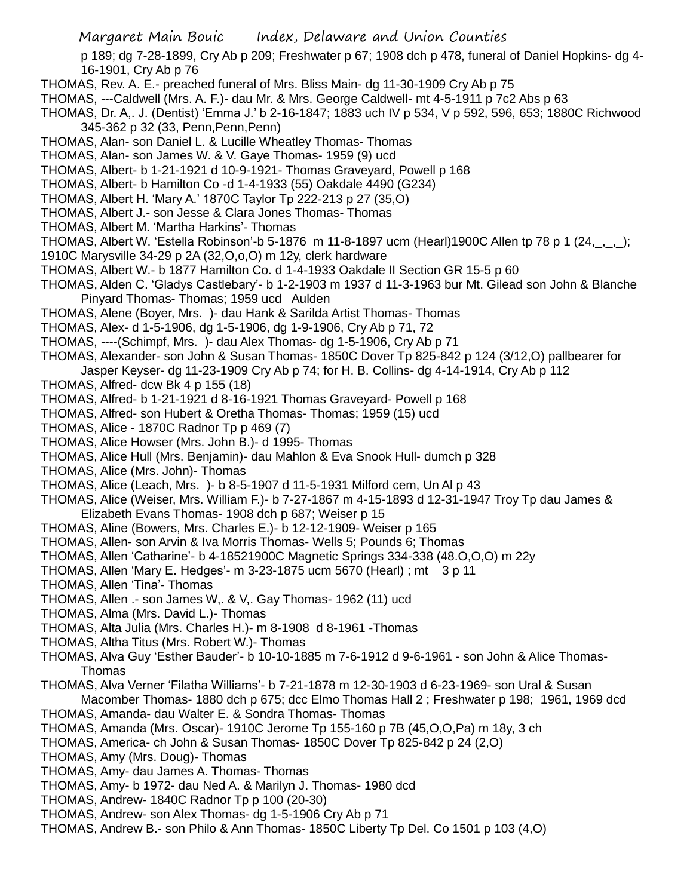p 189; dg 7-28-1899, Cry Ab p 209; Freshwater p 67; 1908 dch p 478, funeral of Daniel Hopkins- dg 4-16-1901, Cry Ab p 76

THOMAS, Rev. A. E.- preached funeral of Mrs. Bliss Main- dg 11-30-1909 Cry Ab p 75

THOMAS, ---Caldwell (Mrs. A. F.)- dau Mr. & Mrs. George Caldwell- mt 4-5-1911 p 7c2 Abs p 63

THOMAS, Dr. A,. J. (Dentist) 'Emma J.' b 2-16-1847; 1883 uch IV p 534, V p 592, 596, 653; 1880C Richwood 345-362 p 32 (33, Penn,Penn,Penn)

THOMAS, Alan- son Daniel L. & Lucille Wheatley Thomas- Thomas

THOMAS, Alan- son James W. & V. Gaye Thomas- 1959 (9) ucd

THOMAS, Albert- b 1-21-1921 d 10-9-1921- Thomas Graveyard, Powell p 168

THOMAS, Albert- b Hamilton Co -d 1-4-1933 (55) Oakdale 4490 (G234)

THOMAS, Albert H. 'Mary A.' 1870C Taylor Tp 222-213 p 27 (35,O)

THOMAS, Albert J.- son Jesse & Clara Jones Thomas- Thomas

THOMAS, Albert M. 'Martha Harkins'- Thomas

THOMAS, Albert W. 'Estella Robinson'-b 5-1876 m 11-8-1897 ucm (Hearl)1900C Allen tp 78 p 1 (24,_,_,_); 1910C Marysville 34-29 p 2A (32,O,o,O) m 12y, clerk hardware

THOMAS, Albert W.- b 1877 Hamilton Co. d 1-4-1933 Oakdale II Section GR 15-5 p 60

THOMAS, Alden C. 'Gladys Castlebary'- b 1-2-1903 m 1937 d 11-3-1963 bur Mt. Gilead son John & Blanche Pinyard Thomas- Thomas; 1959 ucd Aulden

THOMAS, Alene (Boyer, Mrs. )- dau Hank & Sarilda Artist Thomas- Thomas

THOMAS, Alex- d 1-5-1906, dg 1-5-1906, dg 1-9-1906, Cry Ab p 71, 72

THOMAS, ----(Schimpf, Mrs. )- dau Alex Thomas- dg 1-5-1906, Cry Ab p 71

THOMAS, Alexander- son John & Susan Thomas- 1850C Dover Tp 825-842 p 124 (3/12,O) pallbearer for Jasper Keyser- dg 11-23-1909 Cry Ab p 74; for H. B. Collins- dg 4-14-1914, Cry Ab p 112

THOMAS, Alfred- dcw Bk 4 p 155 (18)

THOMAS, Alfred- b 1-21-1921 d 8-16-1921 Thomas Graveyard- Powell p 168

THOMAS, Alfred- son Hubert & Oretha Thomas- Thomas; 1959 (15) ucd

THOMAS, Alice - 1870C Radnor Tp p 469 (7)

THOMAS, Alice Howser (Mrs. John B.)- d 1995- Thomas

THOMAS, Alice Hull (Mrs. Benjamin)- dau Mahlon & Eva Snook Hull- dumch p 328

THOMAS, Alice (Mrs. John)- Thomas

THOMAS, Alice (Leach, Mrs. )- b 8-5-1907 d 11-5-1931 Milford cem, Un Al p 43

THOMAS, Alice (Weiser, Mrs. William F.)- b 7-27-1867 m 4-15-1893 d 12-31-1947 Troy Tp dau James & Elizabeth Evans Thomas- 1908 dch p 687; Weiser p 15

THOMAS, Aline (Bowers, Mrs. Charles E.)- b 12-12-1909- Weiser p 165

THOMAS, Allen- son Arvin & Iva Morris Thomas- Wells 5; Pounds 6; Thomas

THOMAS, Allen 'Catharine'- b 4-18521900C Magnetic Springs 334-338 (48.O,O,O) m 22y

THOMAS, Allen 'Mary E. Hedges'- m 3-23-1875 ucm 5670 (Hearl) ; mt 3 p 11

THOMAS, Allen 'Tina'- Thomas

THOMAS, Allen .- son James W,. & V,. Gay Thomas- 1962 (11) ucd

THOMAS, Alma (Mrs. David L.)- Thomas

THOMAS, Alta Julia (Mrs. Charles H.)- m 8-1908 d 8-1961 -Thomas

THOMAS, Altha Titus (Mrs. Robert W.)- Thomas

THOMAS, Alva Guy 'Esther Bauder'- b 10-10-1885 m 7-6-1912 d 9-6-1961 - son John & Alice Thomas- Thomas

THOMAS, Alva Verner 'Filatha Williams'- b 7-21-1878 m 12-30-1903 d 6-23-1969- son Ural & Susan Macomber Thomas- 1880 dch p 675; dcc Elmo Thomas Hall 2 ; Freshwater p 198; 1961, 1969 dcd

THOMAS, Amanda- dau Walter E. & Sondra Thomas- Thomas

THOMAS, Amanda (Mrs. Oscar)- 1910C Jerome Tp 155-160 p 7B (45,O,O,Pa) m 18y, 3 ch

THOMAS, America- ch John & Susan Thomas- 1850C Dover Tp 825-842 p 24 (2,O)

THOMAS, Amy (Mrs. Doug)- Thomas

THOMAS, Amy- dau James A. Thomas- Thomas

THOMAS, Amy- b 1972- dau Ned A. & Marilyn J. Thomas- 1980 dcd

THOMAS, Andrew- 1840C Radnor Tp p 100 (20-30)

THOMAS, Andrew- son Alex Thomas- dg 1-5-1906 Cry Ab p 71

THOMAS, Andrew B.- son Philo & Ann Thomas- 1850C Liberty Tp Del. Co 1501 p 103 (4,O)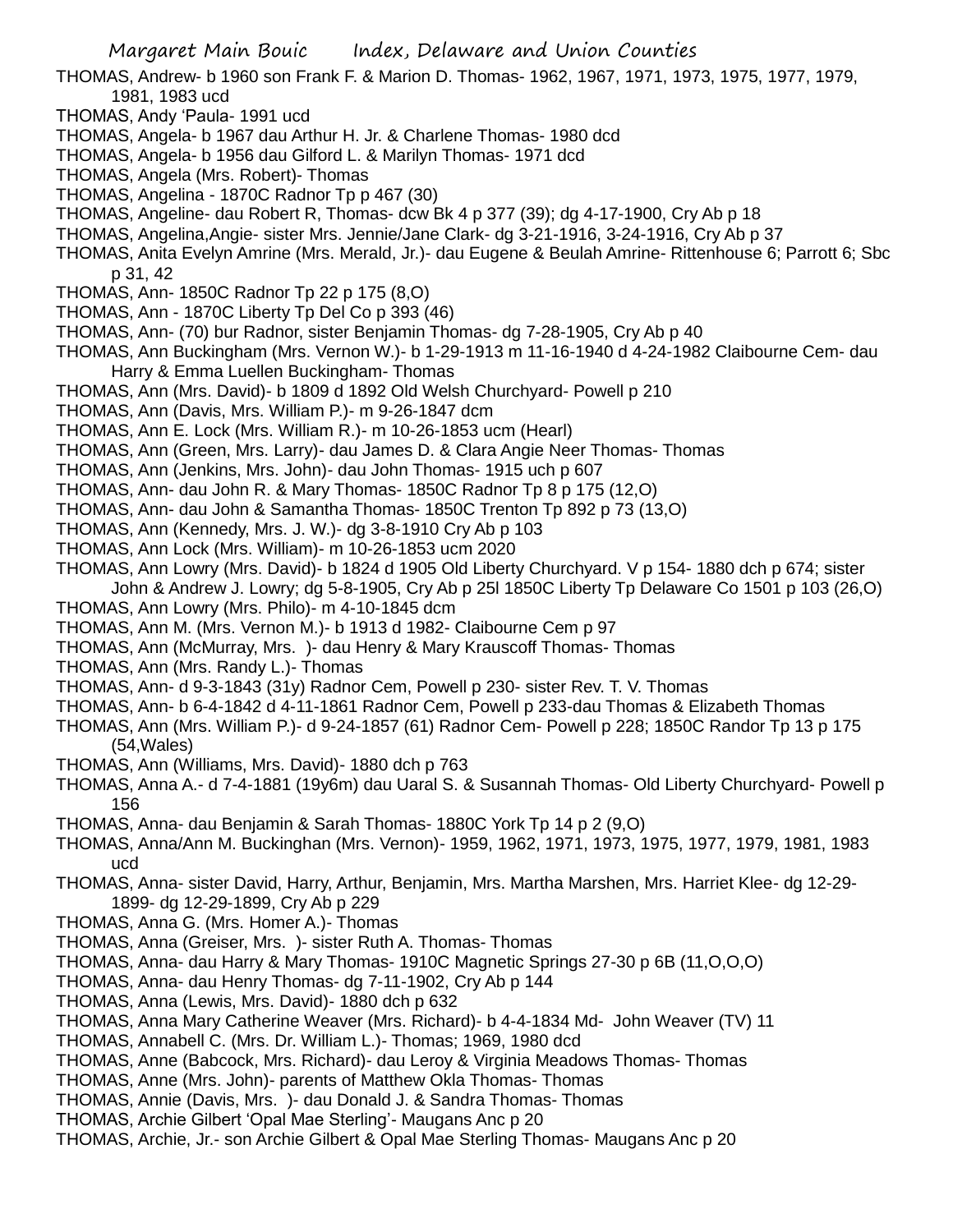THOMAS, Andrew- b 1960 son Frank F. & Marion D. Thomas- 1962, 1967, 1971, 1973, 1975, 1977, 1979, 1981, 1983 ucd

THOMAS, Andy 'Paula- 1991 ucd

THOMAS, Angela- b 1967 dau Arthur H. Jr. & Charlene Thomas- 1980 dcd

THOMAS, Angela- b 1956 dau Gilford L. & Marilyn Thomas- 1971 dcd

THOMAS, Angela (Mrs. Robert)- Thomas

THOMAS, Angelina - 1870C Radnor Tp p 467 (30)

THOMAS, Angeline- dau Robert R, Thomas- dcw Bk 4 p 377 (39); dg 4-17-1900, Cry Ab p 18

THOMAS, Angelina,Angie- sister Mrs. Jennie/Jane Clark- dg 3-21-1916, 3-24-1916, Cry Ab p 37

THOMAS, Anita Evelyn Amrine (Mrs. Merald, Jr.)- dau Eugene & Beulah Amrine- Rittenhouse 6; Parrott 6; Sbc p 31, 42

THOMAS, Ann- 1850C Radnor Tp 22 p 175 (8,O)

THOMAS, Ann - 1870C Liberty Tp Del Co p 393 (46)

THOMAS, Ann- (70) bur Radnor, sister Benjamin Thomas- dg 7-28-1905, Cry Ab p 40

THOMAS, Ann Buckingham (Mrs. Vernon W.)- b 1-29-1913 m 11-16-1940 d 4-24-1982 Claibourne Cem- dau Harry & Emma Luellen Buckingham- Thomas

THOMAS, Ann (Mrs. David)- b 1809 d 1892 Old Welsh Churchyard- Powell p 210

THOMAS, Ann (Davis, Mrs. William P.)- m 9-26-1847 dcm

THOMAS, Ann E. Lock (Mrs. William R.)- m 10-26-1853 ucm (Hearl)

THOMAS, Ann (Green, Mrs. Larry)- dau James D. & Clara Angie Neer Thomas- Thomas

THOMAS, Ann (Jenkins, Mrs. John)- dau John Thomas- 1915 uch p 607

THOMAS, Ann- dau John R. & Mary Thomas- 1850C Radnor Tp 8 p 175 (12,O)

THOMAS, Ann- dau John & Samantha Thomas- 1850C Trenton Tp 892 p 73 (13,O)

THOMAS, Ann (Kennedy, Mrs. J. W.)- dg 3-8-1910 Cry Ab p 103

THOMAS, Ann Lock (Mrs. William)- m 10-26-1853 ucm 2020

THOMAS, Ann Lowry (Mrs. David)- b 1824 d 1905 Old Liberty Churchyard. V p 154- 1880 dch p 674; sister John & Andrew J. Lowry; dg 5-8-1905, Cry Ab p 25l 1850C Liberty Tp Delaware Co 1501 p 103 (26,O)

THOMAS, Ann Lowry (Mrs. Philo)- m 4-10-1845 dcm

THOMAS, Ann M. (Mrs. Vernon M.)- b 1913 d 1982- Claibourne Cem p 97

THOMAS, Ann (McMurray, Mrs. )- dau Henry & Mary Krauscoff Thomas- Thomas

THOMAS, Ann (Mrs. Randy L.)- Thomas

THOMAS, Ann- d 9-3-1843 (31y) Radnor Cem, Powell p 230- sister Rev. T. V. Thomas

THOMAS, Ann- b 6-4-1842 d 4-11-1861 Radnor Cem, Powell p 233-dau Thomas & Elizabeth Thomas

THOMAS, Ann (Mrs. William P.)- d 9-24-1857 (61) Radnor Cem- Powell p 228; 1850C Randor Tp 13 p 175 (54,Wales)

THOMAS, Ann (Williams, Mrs. David)- 1880 dch p 763

THOMAS, Anna A.- d 7-4-1881 (19y6m) dau Uaral S. & Susannah Thomas- Old Liberty Churchyard- Powell p 156

THOMAS, Anna- dau Benjamin & Sarah Thomas- 1880C York Tp 14 p 2 (9,O)

THOMAS, Anna/Ann M. Buckinghan (Mrs. Vernon)- 1959, 1962, 1971, 1973, 1975, 1977, 1979, 1981, 1983 ucd

THOMAS, Anna- sister David, Harry, Arthur, Benjamin, Mrs. Martha Marshen, Mrs. Harriet Klee- dg 12-29-1899- dg 12-29-1899, Cry Ab p 229

THOMAS, Anna G. (Mrs. Homer A.)- Thomas

THOMAS, Anna (Greiser, Mrs. )- sister Ruth A. Thomas- Thomas

THOMAS, Anna- dau Harry & Mary Thomas- 1910C Magnetic Springs 27-30 p 6B (11,O,O,O)

THOMAS, Anna- dau Henry Thomas- dg 7-11-1902, Cry Ab p 144

THOMAS, Anna (Lewis, Mrs. David)- 1880 dch p 632

THOMAS, Anna Mary Catherine Weaver (Mrs. Richard)- b 4-4-1834 Md- John Weaver (TV) 11

THOMAS, Annabell C. (Mrs. Dr. William L.)- Thomas; 1969, 1980 dcd

THOMAS, Anne (Babcock, Mrs. Richard)- dau Leroy & Virginia Meadows Thomas- Thomas

THOMAS, Anne (Mrs. John)- parents of Matthew Okla Thomas- Thomas

THOMAS, Annie (Davis, Mrs. )- dau Donald J. & Sandra Thomas- Thomas

THOMAS, Archie Gilbert 'Opal Mae Sterling'- Maugans Anc p 20

THOMAS, Archie, Jr.- son Archie Gilbert & Opal Mae Sterling Thomas- Maugans Anc p 20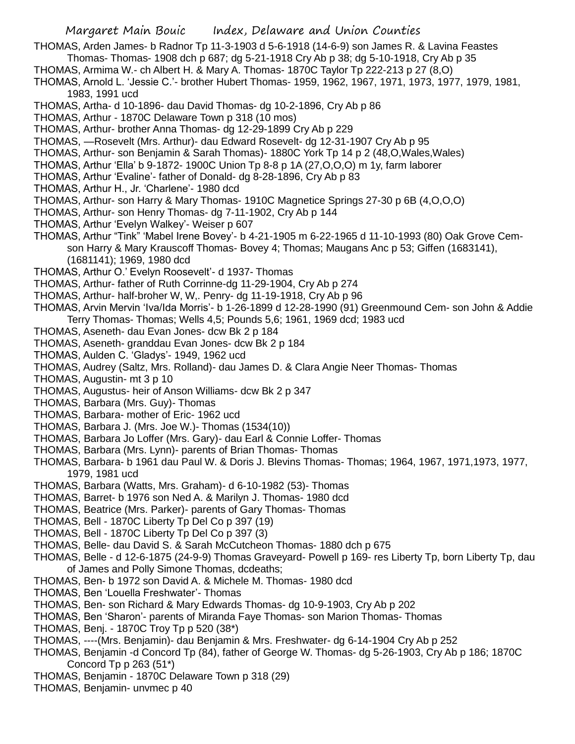THOMAS, Arden James- b Radnor Tp 11-3-1903 d 5-6-1918 (14-6-9) son James R. & Lavina Feastes Thomas- Thomas- 1908 dch p 687; dg 5-21-1918 Cry Ab p 38; dg 5-10-1918, Cry Ab p 35

THOMAS, Armima W.- ch Albert H. & Mary A. Thomas- 1870C Taylor Tp 222-213 p 27 (8,O)

THOMAS, Arnold L. 'Jessie C.'- brother Hubert Thomas- 1959, 1962, 1967, 1971, 1973, 1977, 1979, 1981, 1983, 1991 ucd

THOMAS, Artha- d 10-1896- dau David Thomas- dg 10-2-1896, Cry Ab p 86

THOMAS, Arthur - 1870C Delaware Town p 318 (10 mos)

THOMAS, Arthur- brother Anna Thomas- dg 12-29-1899 Cry Ab p 229

THOMAS, —Rosevelt (Mrs. Arthur)- dau Edward Rosevelt- dg 12-31-1907 Cry Ab p 95

THOMAS, Arthur- son Benjamin & Sarah Thomas)- 1880C York Tp 14 p 2 (48,O,Wales,Wales)

THOMAS, Arthur 'Ella' b 9-1872- 1900C Union Tp 8-8 p 1A (27,O,O,O) m 1y, farm laborer

THOMAS, Arthur 'Evaline'- father of Donald- dg 8-28-1896, Cry Ab p 83

THOMAS, Arthur H., Jr. 'Charlene'- 1980 dcd

THOMAS, Arthur- son Harry & Mary Thomas- 1910C Magnetice Springs 27-30 p 6B (4,O,O,O)

THOMAS, Arthur- son Henry Thomas- dg 7-11-1902, Cry Ab p 144

THOMAS, Arthur 'Evelyn Walkey'- Weiser p 607

THOMAS, Arthur "Tink" 'Mabel Irene Bovey'- b 4-21-1905 m 6-22-1965 d 11-10-1993 (80) Oak Grove Cem- son Harry & Mary Krauscoff Thomas- Bovey 4; Thomas; Maugans Anc p 53; Giffen (1683141), (1681141); 1969, 1980 dcd

THOMAS, Arthur O.' Evelyn Roosevelt'- d 1937- Thomas

THOMAS, Arthur- father of Ruth Corrinne-dg 11-29-1904, Cry Ab p 274

THOMAS, Arthur- half-broher W, W,. Penry- dg 11-19-1918, Cry Ab p 96

THOMAS, Arvin Mervin 'Iva/Ida Morris'- b 1-26-1899 d 12-28-1990 (91) Greenmound Cem- son John & Addie Terry Thomas- Thomas; Wells 4,5; Pounds 5,6; 1961, 1969 dcd; 1983 ucd

THOMAS, Aseneth- dau Evan Jones- dcw Bk 2 p 184

THOMAS, Aseneth- granddau Evan Jones- dcw Bk 2 p 184

THOMAS, Aulden C. 'Gladys'- 1949, 1962 ucd

THOMAS, Audrey (Saltz, Mrs. Rolland)- dau James D. & Clara Angie Neer Thomas- Thomas

THOMAS, Augustin- mt 3 p 10

THOMAS, Augustus- heir of Anson Williams- dcw Bk 2 p 347

THOMAS, Barbara (Mrs. Guy)- Thomas

THOMAS, Barbara- mother of Eric- 1962 ucd

THOMAS, Barbara J. (Mrs. Joe W.)- Thomas (1534(10))

THOMAS, Barbara Jo Loffer (Mrs. Gary)- dau Earl & Connie Loffer- Thomas

THOMAS, Barbara (Mrs. Lynn)- parents of Brian Thomas- Thomas

THOMAS, Barbara- b 1961 dau Paul W. & Doris J. Blevins Thomas- Thomas; 1964, 1967, 1971,1973, 1977, 1979, 1981 ucd

THOMAS, Barbara (Watts, Mrs. Graham)- d 6-10-1982 (53)- Thomas

THOMAS, Barret- b 1976 son Ned A. & Marilyn J. Thomas- 1980 dcd

THOMAS, Beatrice (Mrs. Parker)- parents of Gary Thomas- Thomas

THOMAS, Bell - 1870C Liberty Tp Del Co p 397 (19)

THOMAS, Bell - 1870C Liberty Tp Del Co p 397 (3)

THOMAS, Belle- dau David S. & Sarah McCutcheon Thomas- 1880 dch p 675

THOMAS, Belle - d 12-6-1875 (24-9-9) Thomas Graveyard- Powell p 169- res Liberty Tp, born Liberty Tp, dau of James and Polly Simone Thomas, dcdeaths;

THOMAS, Ben- b 1972 son David A. & Michele M. Thomas- 1980 dcd

THOMAS, Ben 'Louella Freshwater'- Thomas

THOMAS, Ben- son Richard & Mary Edwards Thomas- dg 10-9-1903, Cry Ab p 202

THOMAS, Ben 'Sharon'- parents of Miranda Faye Thomas- son Marion Thomas- Thomas

THOMAS, Benj. - 1870C Troy Tp p 520 (38*)

THOMAS, ----(Mrs. Benjamin)- dau Benjamin & Mrs. Freshwater- dg 6-14-1904 Cry Ab p 252

THOMAS, Benjamin -d Concord Tp (84), father of George W. Thomas- dg 5-26-1903, Cry Ab p 186; 1870C Concord Tp p 263 (51*)

THOMAS, Benjamin - 1870C Delaware Town p 318 (29)

THOMAS, Benjamin- unvmec p 40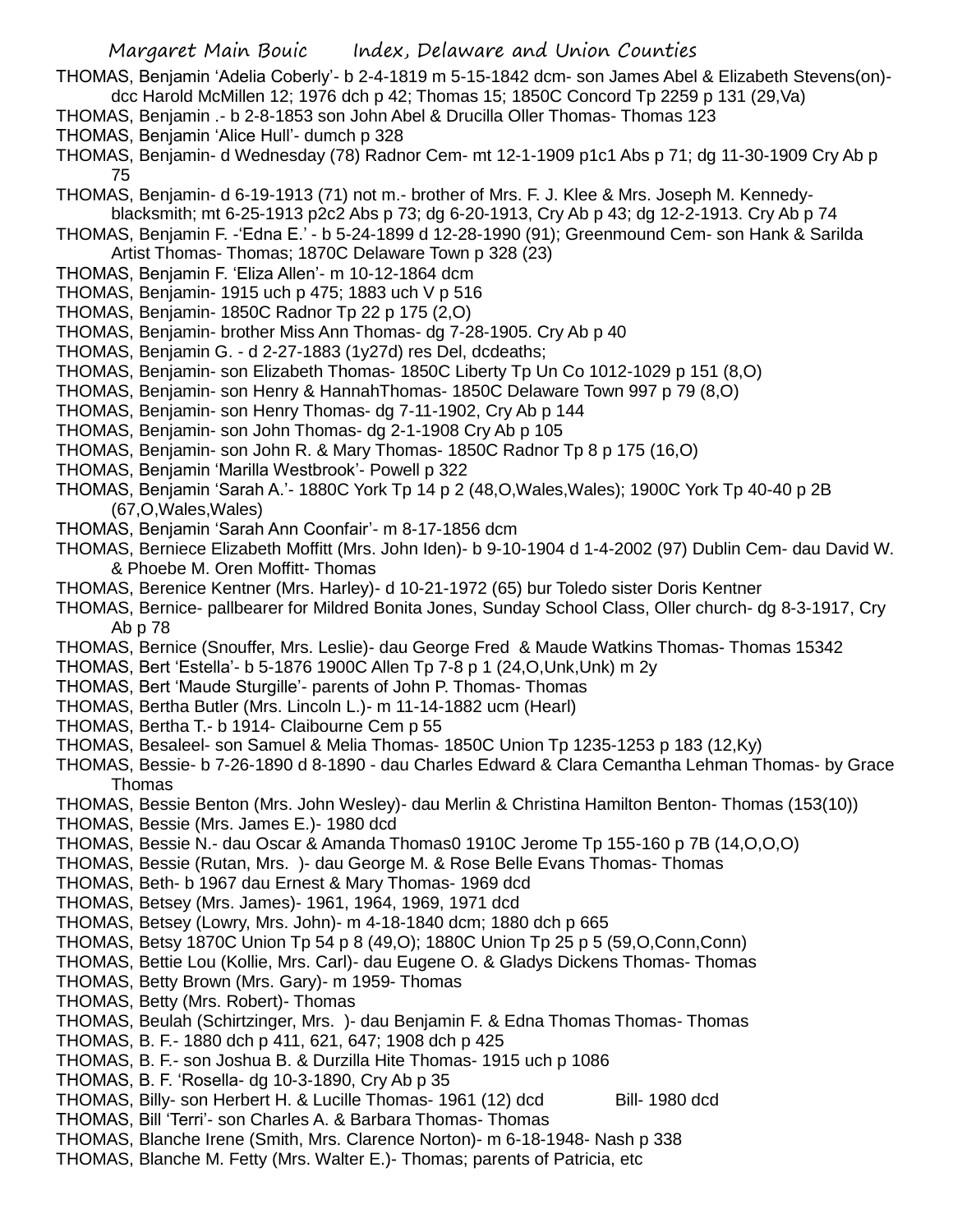THOMAS, Benjamin 'Adelia Coberly'- b 2-4-1819 m 5-15-1842 dcm- son James Abel & Elizabeth Stevens(on)- dcc Harold McMillen 12; 1976 dch p 42; Thomas 15; 1850C Concord Tp 2259 p 131 (29,Va)

THOMAS, Benjamin .- b 2-8-1853 son John Abel & Drucilla Oller Thomas- Thomas 123

THOMAS, Benjamin 'Alice Hull'- dumch p 328

THOMAS, Benjamin- d Wednesday (78) Radnor Cem- mt 12-1-1909 p1c1 Abs p 71; dg 11-30-1909 Cry Ab p 75

THOMAS, Benjamin- d 6-19-1913 (71) not m.- brother of Mrs. F. J. Klee & Mrs. Joseph M. Kennedy- blacksmith; mt 6-25-1913 p2c2 Abs p 73; dg 6-20-1913, Cry Ab p 43; dg 12-2-1913. Cry Ab p 74

THOMAS, Benjamin F. -'Edna E.' - b 5-24-1899 d 12-28-1990 (91); Greenmound Cem- son Hank & Sarilda Artist Thomas- Thomas; 1870C Delaware Town p 328 (23)

THOMAS, Benjamin F. 'Eliza Allen'- m 10-12-1864 dcm

THOMAS, Benjamin- 1915 uch p 475; 1883 uch V p 516

THOMAS, Benjamin- 1850C Radnor Tp 22 p 175 (2,O)

THOMAS, Benjamin- brother Miss Ann Thomas- dg 7-28-1905. Cry Ab p 40

THOMAS, Benjamin G. - d 2-27-1883 (1y27d) res Del, dcdeaths;

THOMAS, Benjamin- son Elizabeth Thomas- 1850C Liberty Tp Un Co 1012-1029 p 151 (8,O)

THOMAS, Benjamin- son Henry & HannahThomas- 1850C Delaware Town 997 p 79 (8,O)

THOMAS, Benjamin- son Henry Thomas- dg 7-11-1902, Cry Ab p 144

THOMAS, Benjamin- son John Thomas- dg 2-1-1908 Cry Ab p 105

THOMAS, Benjamin- son John R. & Mary Thomas- 1850C Radnor Tp 8 p 175 (16,O)

THOMAS, Benjamin 'Marilla Westbrook'- Powell p 322

THOMAS, Benjamin 'Sarah A.'- 1880C York Tp 14 p 2 (48,O,Wales,Wales); 1900C York Tp 40-40 p 2B (67,O,Wales,Wales)

THOMAS, Benjamin 'Sarah Ann Coonfair'- m 8-17-1856 dcm

THOMAS, Berniece Elizabeth Moffitt (Mrs. John Iden)- b 9-10-1904 d 1-4-2002 (97) Dublin Cem- dau David W. & Phoebe M. Oren Moffitt- Thomas

THOMAS, Berenice Kentner (Mrs. Harley)- d 10-21-1972 (65) bur Toledo sister Doris Kentner

THOMAS, Bernice- pallbearer for Mildred Bonita Jones, Sunday School Class, Oller church- dg 8-3-1917, Cry Ab p 78

THOMAS, Bernice (Snouffer, Mrs. Leslie)- dau George Fred & Maude Watkins Thomas- Thomas 15342

THOMAS, Bert 'Estella'- b 5-1876 1900C Allen Tp 7-8 p 1 (24,O,Unk,Unk) m 2y

THOMAS, Bert 'Maude Sturgille'- parents of John P. Thomas- Thomas

THOMAS, Bertha Butler (Mrs. Lincoln L.)- m 11-14-1882 ucm (Hearl)

THOMAS, Bertha T.- b 1914- Claibourne Cem p 55

THOMAS, Besaleel- son Samuel & Melia Thomas- 1850C Union Tp 1235-1253 p 183 (12,Ky)

THOMAS, Bessie- b 7-26-1890 d 8-1890 - dau Charles Edward & Clara Cemantha Lehman Thomas- by Grace Thomas

THOMAS, Bessie Benton (Mrs. John Wesley)- dau Merlin & Christina Hamilton Benton- Thomas (153(10))

THOMAS, Bessie (Mrs. James E.)- 1980 dcd

THOMAS, Bessie N.- dau Oscar & Amanda Thomas0 1910C Jerome Tp 155-160 p 7B (14,O,O,O)

THOMAS, Bessie (Rutan, Mrs. )- dau George M. & Rose Belle Evans Thomas- Thomas

THOMAS, Beth- b 1967 dau Ernest & Mary Thomas- 1969 dcd

THOMAS, Betsey (Mrs. James)- 1961, 1964, 1969, 1971 dcd

THOMAS, Betsey (Lowry, Mrs. John)- m 4-18-1840 dcm; 1880 dch p 665

THOMAS, Betsy 1870C Union Tp 54 p 8 (49,O); 1880C Union Tp 25 p 5 (59,O,Conn,Conn)

THOMAS, Bettie Lou (Kollie, Mrs. Carl)- dau Eugene O. & Gladys Dickens Thomas- Thomas

THOMAS, Betty Brown (Mrs. Gary)- m 1959- Thomas

THOMAS, Betty (Mrs. Robert)- Thomas

THOMAS, Beulah (Schirtzinger, Mrs. )- dau Benjamin F. & Edna Thomas Thomas- Thomas

THOMAS, B. F.- 1880 dch p 411, 621, 647; 1908 dch p 425

THOMAS, B. F.- son Joshua B. & Durzilla Hite Thomas- 1915 uch p 1086

THOMAS, B. F. 'Rosella- dg 10-3-1890, Cry Ab p 35

THOMAS, Billy- son Herbert H. & Lucille Thomas- 1961 (12) dcd Bill- 1980 dcd

THOMAS, Bill 'Terri'- son Charles A. & Barbara Thomas- Thomas

THOMAS, Blanche Irene (Smith, Mrs. Clarence Norton)- m 6-18-1948- Nash p 338

THOMAS, Blanche M. Fetty (Mrs. Walter E.)- Thomas; parents of Patricia, etc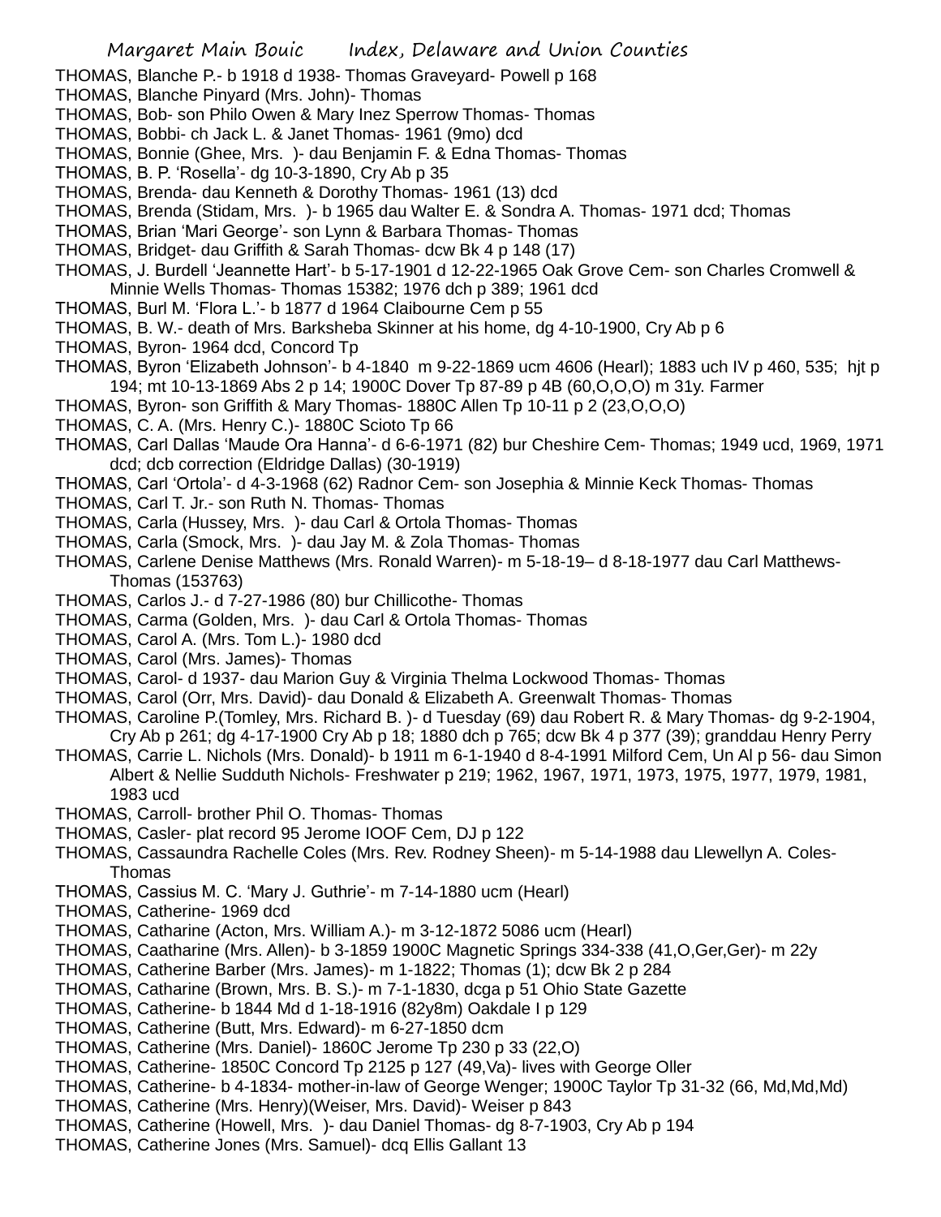THOMAS, Blanche P.- b 1918 d 1938- Thomas Graveyard- Powell p 168

THOMAS, Blanche Pinyard (Mrs. John)- Thomas

THOMAS, Bob- son Philo Owen & Mary Inez Sperrow Thomas- Thomas

THOMAS, Bobbi- ch Jack L. & Janet Thomas- 1961 (9mo) dcd

THOMAS, Bonnie (Ghee, Mrs. )- dau Benjamin F. & Edna Thomas- Thomas

THOMAS, B. P. 'Rosella'- dg 10-3-1890, Cry Ab p 35

THOMAS, Brenda- dau Kenneth & Dorothy Thomas- 1961 (13) dcd

THOMAS, Brenda (Stidam, Mrs. )- b 1965 dau Walter E. & Sondra A. Thomas- 1971 dcd; Thomas

THOMAS, Brian 'Mari George'- son Lynn & Barbara Thomas- Thomas

THOMAS, Bridget- dau Griffith & Sarah Thomas- dcw Bk 4 p 148 (17)

THOMAS, J. Burdell 'Jeannette Hart'- b 5-17-1901 d 12-22-1965 Oak Grove Cem- son Charles Cromwell & Minnie Wells Thomas- Thomas 15382; 1976 dch p 389; 1961 dcd

THOMAS, Burl M. 'Flora L.'- b 1877 d 1964 Claibourne Cem p 55

THOMAS, B. W.- death of Mrs. Barksheba Skinner at his home, dg 4-10-1900, Cry Ab p 6

THOMAS, Byron- 1964 dcd, Concord Tp

THOMAS, Byron 'Elizabeth Johnson'- b 4-1840 m 9-22-1869 ucm 4606 (Hearl); 1883 uch IV p 460, 535; hjt p 194; mt 10-13-1869 Abs 2 p 14; 1900C Dover Tp 87-89 p 4B (60,O,O,O) m 31y. Farmer

THOMAS, Byron- son Griffith & Mary Thomas- 1880C Allen Tp 10-11 p 2 (23,O,O,O)

THOMAS, C. A. (Mrs. Henry C.)- 1880C Scioto Tp 66

THOMAS, Carl Dallas 'Maude Ora Hanna'- d 6-6-1971 (82) bur Cheshire Cem- Thomas; 1949 ucd, 1969, 1971 dcd; dcb correction (Eldridge Dallas) (30-1919)

THOMAS, Carl 'Ortola'- d 4-3-1968 (62) Radnor Cem- son Josephia & Minnie Keck Thomas- Thomas

THOMAS, Carl T. Jr.- son Ruth N. Thomas- Thomas

THOMAS, Carla (Hussey, Mrs. )- dau Carl & Ortola Thomas- Thomas

THOMAS, Carla (Smock, Mrs. )- dau Jay M. & Zola Thomas- Thomas

THOMAS, Carlene Denise Matthews (Mrs. Ronald Warren)- m 5-18-19– d 8-18-1977 dau Carl Matthews- Thomas (153763)

THOMAS, Carlos J.- d 7-27-1986 (80) bur Chillicothe- Thomas

THOMAS, Carma (Golden, Mrs. )- dau Carl & Ortola Thomas- Thomas

THOMAS, Carol A. (Mrs. Tom L.)- 1980 dcd

THOMAS, Carol (Mrs. James)- Thomas

THOMAS, Carol- d 1937- dau Marion Guy & Virginia Thelma Lockwood Thomas- Thomas

THOMAS, Carol (Orr, Mrs. David)- dau Donald & Elizabeth A. Greenwalt Thomas- Thomas

THOMAS, Caroline P.(Tomley, Mrs. Richard B. )- d Tuesday (69) dau Robert R. & Mary Thomas- dg 9-2-1904, Cry Ab p 261; dg 4-17-1900 Cry Ab p 18; 1880 dch p 765; dcw Bk 4 p 377 (39); granddau Henry Perry

THOMAS, Carrie L. Nichols (Mrs. Donald)- b 1911 m 6-1-1940 d 8-4-1991 Milford Cem, Un Al p 56- dau Simon Albert & Nellie Sudduth Nichols- Freshwater p 219; 1962, 1967, 1971, 1973, 1975, 1977, 1979, 1981, 1983 ucd

THOMAS, Carroll- brother Phil O. Thomas- Thomas

THOMAS, Casler- plat record 95 Jerome IOOF Cem, DJ p 122

THOMAS, Cassaundra Rachelle Coles (Mrs. Rev. Rodney Sheen)- m 5-14-1988 dau Llewellyn A. Coles- Thomas

THOMAS, Cassius M. C. 'Mary J. Guthrie'- m 7-14-1880 ucm (Hearl)

THOMAS, Catherine- 1969 dcd

THOMAS, Catharine (Acton, Mrs. William A.)- m 3-12-1872 5086 ucm (Hearl)

THOMAS, Caatharine (Mrs. Allen)- b 3-1859 1900C Magnetic Springs 334-338 (41,O,Ger,Ger)- m 22y

THOMAS, Catherine Barber (Mrs. James)- m 1-1822; Thomas (1); dcw Bk 2 p 284

THOMAS, Catharine (Brown, Mrs. B. S.)- m 7-1-1830, dcga p 51 Ohio State Gazette

THOMAS, Catherine- b 1844 Md d 1-18-1916 (82y8m) Oakdale I p 129

THOMAS, Catherine (Butt, Mrs. Edward)- m 6-27-1850 dcm

THOMAS, Catherine (Mrs. Daniel)- 1860C Jerome Tp 230 p 33 (22,O)

THOMAS, Catherine- 1850C Concord Tp 2125 p 127 (49,Va)- lives with George Oller

THOMAS, Catherine- b 4-1834- mother-in-law of George Wenger; 1900C Taylor Tp 31-32 (66, Md,Md,Md)

THOMAS, Catherine (Mrs. Henry)(Weiser, Mrs. David)- Weiser p 843

THOMAS, Catherine (Howell, Mrs. )- dau Daniel Thomas- dg 8-7-1903, Cry Ab p 194

THOMAS, Catherine Jones (Mrs. Samuel)- dcq Ellis Gallant 13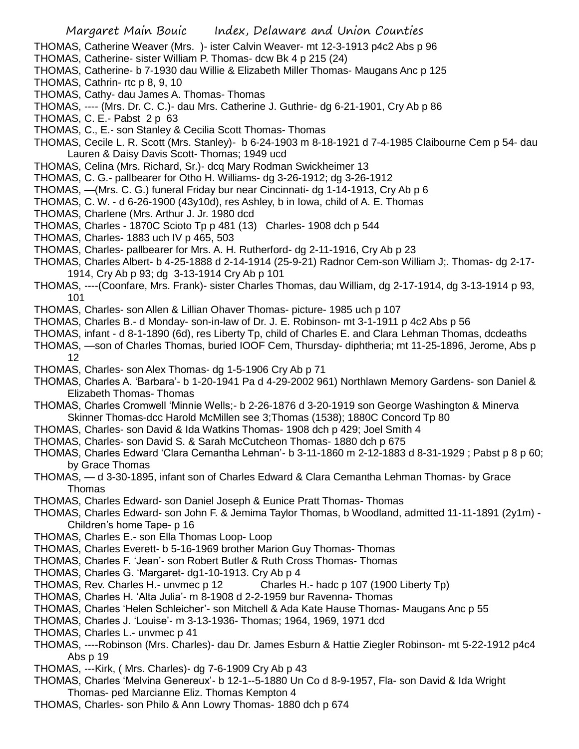THOMAS, Catherine Weaver (Mrs. )- ister Calvin Weaver- mt 12-3-1913 p4c2 Abs p 96

THOMAS, Catherine- sister William P. Thomas- dcw Bk 4 p 215 (24)

THOMAS, Catherine- b 7-1930 dau Willie & Elizabeth Miller Thomas- Maugans Anc p 125

THOMAS, Cathrin- rtc p 8, 9, 10

THOMAS, Cathy- dau James A. Thomas- Thomas

THOMAS, ---- (Mrs. Dr. C. C.)- dau Mrs. Catherine J. Guthrie- dg 6-21-1901, Cry Ab p 86

THOMAS, C. E.- Pabst 2 p 63

THOMAS, C., E.- son Stanley & Cecilia Scott Thomas- Thomas

THOMAS, Cecile L. R. Scott (Mrs. Stanley)- b 6-24-1903 m 8-18-1921 d 7-4-1985 Claibourne Cem p 54- dau Lauren & Daisy Davis Scott- Thomas; 1949 ucd

THOMAS, Celina (Mrs. Richard, Sr.)- dcq Mary Rodman Swickheimer 13

THOMAS, C. G.- pallbearer for Otho H. Williams- dg 3-26-1912; dg 3-26-1912

THOMAS, —(Mrs. C. G.) funeral Friday bur near Cincinnati- dg 1-14-1913, Cry Ab p 6

THOMAS, C. W. - d 6-26-1900 (43y10d), res Ashley, b in Iowa, child of A. E. Thomas

THOMAS, Charlene (Mrs. Arthur J. Jr. 1980 dcd

THOMAS, Charles - 1870C Scioto Tp p 481 (13) Charles- 1908 dch p 544

THOMAS, Charles- 1883 uch IV p 465, 503

THOMAS, Charles- pallbearer for Mrs. A. H. Rutherford- dg 2-11-1916, Cry Ab p 23

THOMAS, Charles Albert- b 4-25-1888 d 2-14-1914 (25-9-21) Radnor Cem-son William J;. Thomas- dg 2-17-1914, Cry Ab p 93; dg 3-13-1914 Cry Ab p 101

THOMAS, ----(Coonfare, Mrs. Frank)- sister Charles Thomas, dau William, dg 2-17-1914, dg 3-13-1914 p 93, 101

THOMAS, Charles- son Allen & Lillian Ohaver Thomas- picture- 1985 uch p 107

THOMAS, Charles B.- d Monday- son-in-law of Dr. J. E. Robinson- mt 3-1-1911 p 4c2 Abs p 56

THOMAS, infant - d 8-1-1890 (6d), res Liberty Tp, child of Charles E. and Clara Lehman Thomas, dcdeaths

THOMAS, —son of Charles Thomas, buried IOOF Cem, Thursday- diphtheria; mt 11-25-1896, Jerome, Abs p 12

THOMAS, Charles- son Alex Thomas- dg 1-5-1906 Cry Ab p 71

THOMAS, Charles A. 'Barbara'- b 1-20-1941 Pa d 4-29-2002 961) Northlawn Memory Gardens- son Daniel & Elizabeth Thomas- Thomas

THOMAS, Charles Cromwell 'Minnie Wells;- b 2-26-1876 d 3-20-1919 son George Washington & Minerva Skinner Thomas-dcc Harold McMillen see 3;Thomas (1538); 1880C Concord Tp 80

THOMAS, Charles- son David & Ida Watkins Thomas- 1908 dch p 429; Joel Smith 4

THOMAS, Charles- son David S. & Sarah McCutcheon Thomas- 1880 dch p 675

THOMAS, Charles Edward 'Clara Cemantha Lehman'- b 3-11-1860 m 2-12-1883 d 8-31-1929 ; Pabst p 8 p 60; by Grace Thomas

THOMAS, — d 3-30-1895, infant son of Charles Edward & Clara Cemantha Lehman Thomas- by Grace Thomas

THOMAS, Charles Edward- son Daniel Joseph & Eunice Pratt Thomas- Thomas

THOMAS, Charles Edward- son John F. & Jemima Taylor Thomas, b Woodland, admitted 11-11-1891 (2y1m) - Children's home Tape- p 16

THOMAS, Charles E.- son Ella Thomas Loop- Loop

THOMAS, Charles Everett- b 5-16-1969 brother Marion Guy Thomas- Thomas

THOMAS, Charles F. 'Jean'- son Robert Butler & Ruth Cross Thomas- Thomas

THOMAS, Charles G. 'Margaret- dg1-10-1913. Cry Ab p 4

THOMAS, Rev. Charles H.- unvmec p 12 Charles H.- hadc p 107 (1900 Liberty Tp)

THOMAS, Charles H. 'Alta Julia'- m 8-1908 d 2-2-1959 bur Ravenna- Thomas

THOMAS, Charles 'Helen Schleicher'- son Mitchell & Ada Kate Hause Thomas- Maugans Anc p 55

THOMAS, Charles J. 'Louise'- m 3-13-1936- Thomas; 1964, 1969, 1971 dcd

THOMAS, Charles L.- unvmec p 41

THOMAS, ----Robinson (Mrs. Charles)- dau Dr. James Esburn & Hattie Ziegler Robinson- mt 5-22-1912 p4c4 Abs p 19

THOMAS, ---Kirk, ( Mrs. Charles)- dg 7-6-1909 Cry Ab p 43

THOMAS, Charles 'Melvina Genereux'- b 12-1--5-1880 Un Co d 8-9-1957, Fla- son David & Ida Wright Thomas- ped Marcianne Eliz. Thomas Kempton 4

THOMAS, Charles- son Philo & Ann Lowry Thomas- 1880 dch p 674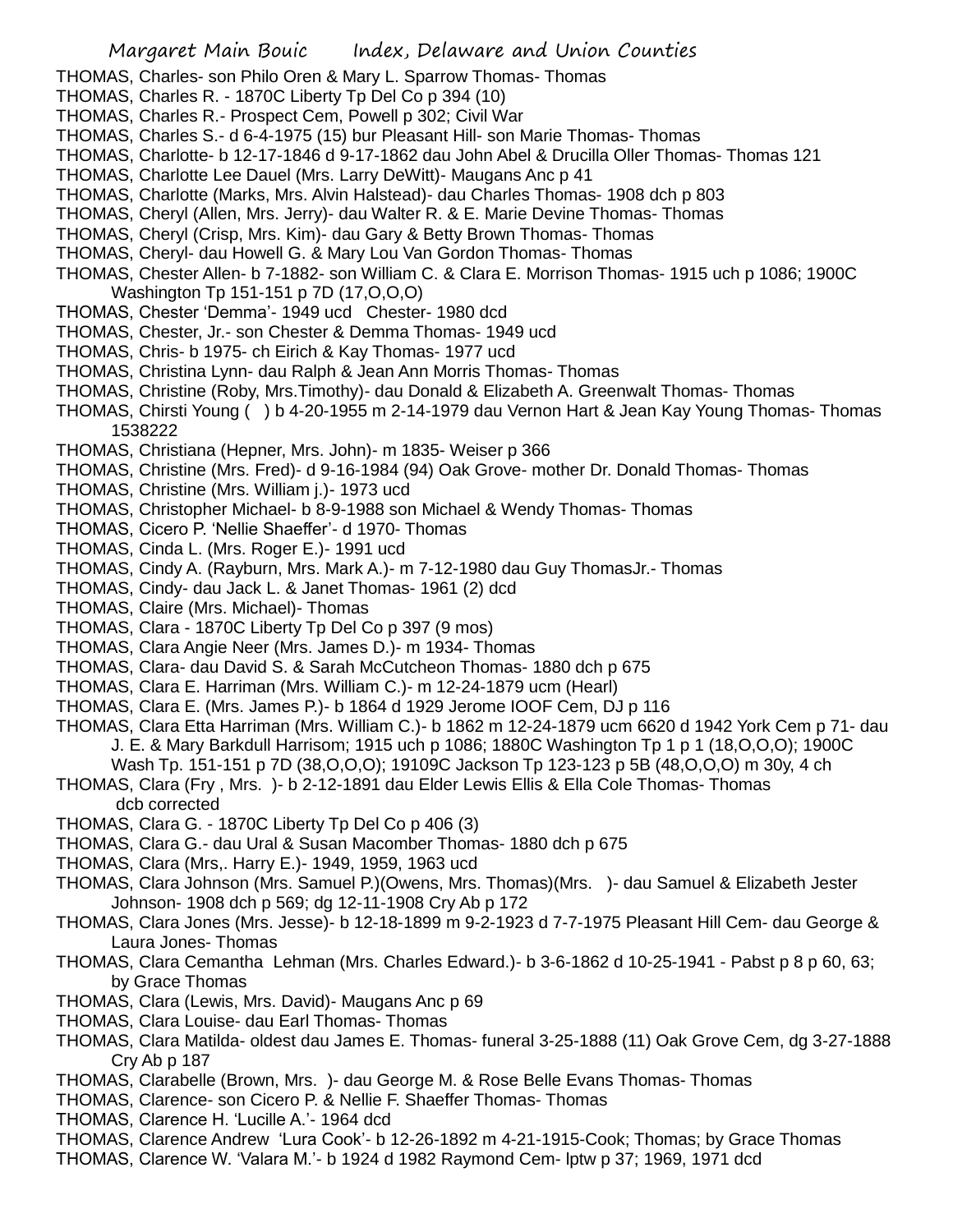THOMAS, Charles- son Philo Oren & Mary L. Sparrow Thomas- Thomas

THOMAS, Charles R. - 1870C Liberty Tp Del Co p 394 (10)

THOMAS, Charles R.- Prospect Cem, Powell p 302; Civil War

THOMAS, Charles S.- d 6-4-1975 (15) bur Pleasant Hill- son Marie Thomas- Thomas

THOMAS, Charlotte- b 12-17-1846 d 9-17-1862 dau John Abel & Drucilla Oller Thomas- Thomas 121

THOMAS, Charlotte Lee Dauel (Mrs. Larry DeWitt)- Maugans Anc p 41

THOMAS, Charlotte (Marks, Mrs. Alvin Halstead)- dau Charles Thomas- 1908 dch p 803

THOMAS, Cheryl (Allen, Mrs. Jerry)- dau Walter R. & E. Marie Devine Thomas- Thomas

THOMAS, Cheryl (Crisp, Mrs. Kim)- dau Gary & Betty Brown Thomas- Thomas

THOMAS, Cheryl- dau Howell G. & Mary Lou Van Gordon Thomas- Thomas

THOMAS, Chester Allen- b 7-1882- son William C. & Clara E. Morrison Thomas- 1915 uch p 1086; 1900C Washington Tp 151-151 p 7D (17,O,O,O)

THOMAS, Chester 'Demma'- 1949 ucd Chester- 1980 dcd

THOMAS, Chester, Jr.- son Chester & Demma Thomas- 1949 ucd

THOMAS, Chris- b 1975- ch Eirich & Kay Thomas- 1977 ucd

THOMAS, Christina Lynn- dau Ralph & Jean Ann Morris Thomas- Thomas

THOMAS, Christine (Roby, Mrs.Timothy)- dau Donald & Elizabeth A. Greenwalt Thomas- Thomas

THOMAS, Chirsti Young ( ) b 4-20-1955 m 2-14-1979 dau Vernon Hart & Jean Kay Young Thomas- Thomas 1538222

THOMAS, Christiana (Hepner, Mrs. John)- m 1835- Weiser p 366

THOMAS, Christine (Mrs. Fred)- d 9-16-1984 (94) Oak Grove- mother Dr. Donald Thomas- Thomas

THOMAS, Christine (Mrs. William j.)- 1973 ucd

THOMAS, Christopher Michael- b 8-9-1988 son Michael & Wendy Thomas- Thomas

THOMAS, Cicero P. 'Nellie Shaeffer'- d 1970- Thomas

THOMAS, Cinda L. (Mrs. Roger E.)- 1991 ucd

THOMAS, Cindy A. (Rayburn, Mrs. Mark A.)- m 7-12-1980 dau Guy ThomasJr.- Thomas

THOMAS, Cindy- dau Jack L. & Janet Thomas- 1961 (2) dcd

THOMAS, Claire (Mrs. Michael)- Thomas

THOMAS, Clara - 1870C Liberty Tp Del Co p 397 (9 mos)

THOMAS, Clara Angie Neer (Mrs. James D.)- m 1934- Thomas

THOMAS, Clara- dau David S. & Sarah McCutcheon Thomas- 1880 dch p 675

THOMAS, Clara E. Harriman (Mrs. William C.)- m 12-24-1879 ucm (Hearl)

THOMAS, Clara E. (Mrs. James P.)- b 1864 d 1929 Jerome IOOF Cem, DJ p 116

THOMAS, Clara Etta Harriman (Mrs. William C.)- b 1862 m 12-24-1879 ucm 6620 d 1942 York Cem p 71- dau J. E. & Mary Barkdull Harrisom; 1915 uch p 1086; 1880C Washington Tp 1 p 1 (18,O,O,O); 1900C Wash Tp. 151-151 p 7D (38,O,O,O); 19109C Jackson Tp 123-123 p 5B (48,O,O,O) m 30y, 4 ch

THOMAS, Clara (Fry , Mrs. )- b 2-12-1891 dau Elder Lewis Ellis & Ella Cole Thomas- Thomas dcb corrected

THOMAS, Clara G. - 1870C Liberty Tp Del Co p 406 (3)

THOMAS, Clara G.- dau Ural & Susan Macomber Thomas- 1880 dch p 675

THOMAS, Clara (Mrs,. Harry E.)- 1949, 1959, 1963 ucd

THOMAS, Clara Johnson (Mrs. Samuel P.)(Owens, Mrs. Thomas)(Mrs. )- dau Samuel & Elizabeth Jester Johnson- 1908 dch p 569; dg 12-11-1908 Cry Ab p 172

THOMAS, Clara Jones (Mrs. Jesse)- b 12-18-1899 m 9-2-1923 d 7-7-1975 Pleasant Hill Cem- dau George & Laura Jones- Thomas

THOMAS, Clara Cemantha Lehman (Mrs. Charles Edward.)- b 3-6-1862 d 10-25-1941 - Pabst p 8 p 60, 63; by Grace Thomas

THOMAS, Clara (Lewis, Mrs. David)- Maugans Anc p 69

THOMAS, Clara Louise- dau Earl Thomas- Thomas

THOMAS, Clara Matilda- oldest dau James E. Thomas- funeral 3-25-1888 (11) Oak Grove Cem, dg 3-27-1888 Cry Ab p 187

THOMAS, Clarabelle (Brown, Mrs. )- dau George M. & Rose Belle Evans Thomas- Thomas

THOMAS, Clarence- son Cicero P. & Nellie F. Shaeffer Thomas- Thomas

THOMAS, Clarence H. 'Lucille A.'- 1964 dcd

THOMAS, Clarence Andrew 'Lura Cook'- b 12-26-1892 m 4-21-1915-Cook; Thomas; by Grace Thomas

THOMAS, Clarence W. 'Valara M.'- b 1924 d 1982 Raymond Cem- lptw p 37; 1969, 1971 dcd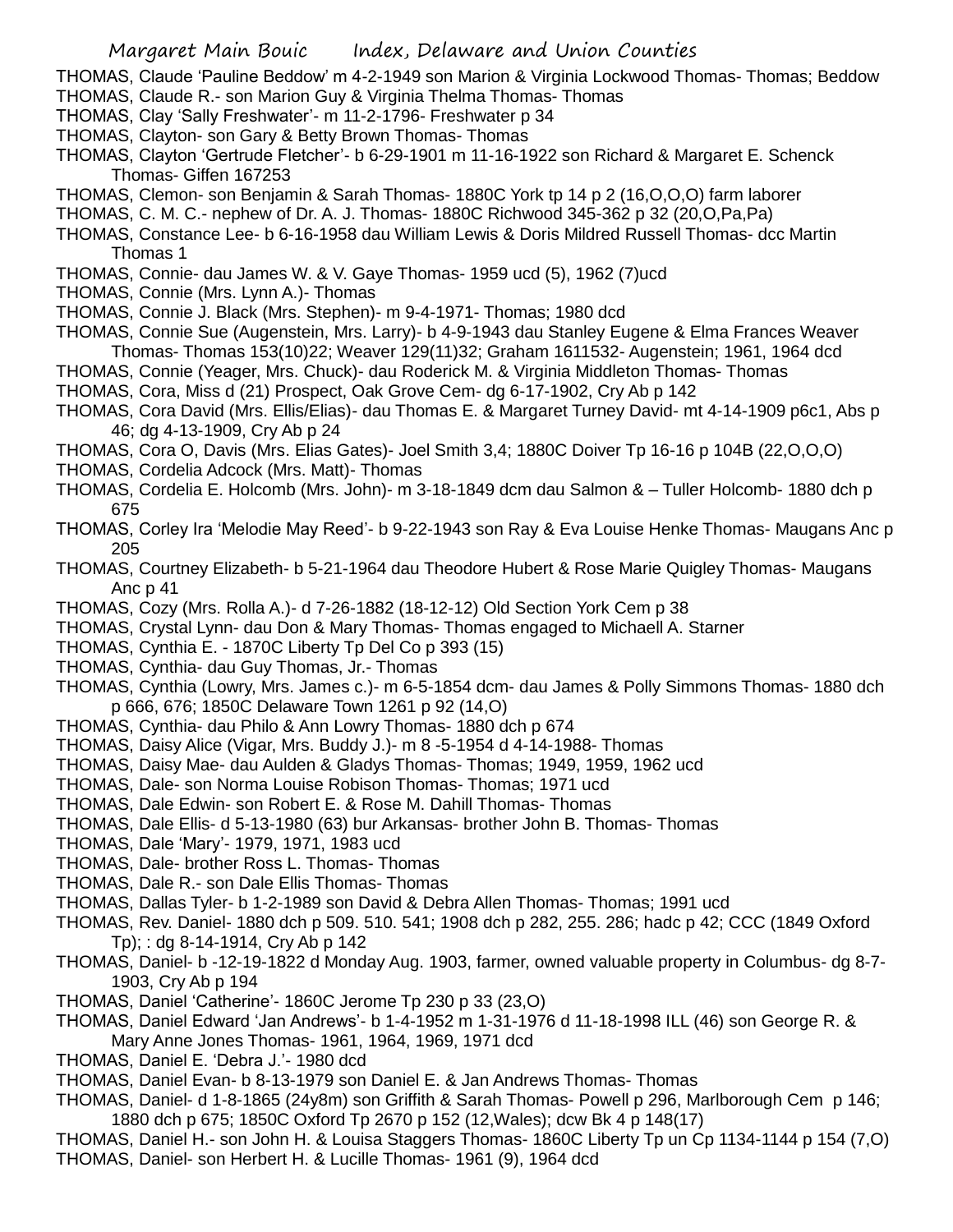THOMAS, Claude 'Pauline Beddow' m 4-2-1949 son Marion & Virginia Lockwood Thomas- Thomas; Beddow
THOMAS, Claude R.- son Marion Guy & Virginia Thelma Thomas- Thomas
THOMAS, Clay 'Sally Freshwater'- m 11-2-1796- Freshwater p 34
THOMAS, Clayton- son Gary & Betty Brown Thomas- Thomas
THOMAS, Clayton 'Gertrude Fletcher'- b 6-29-1901 m 11-16-1922 son Richard & Margaret E. Schenck Thomas- Giffen 167253
THOMAS, Clemon- son Benjamin & Sarah Thomas- 1880C York tp 14 p 2 (16,O,O,O) farm laborer
THOMAS, C. M. C.- nephew of Dr. A. J. Thomas- 1880C Richwood 345-362 p 32 (20,O,Pa,Pa)
THOMAS, Constance Lee- b 6-16-1958 dau William Lewis & Doris Mildred Russell Thomas- dcc Martin Thomas 1
THOMAS, Connie- dau James W. & V. Gaye Thomas- 1959 ucd (5), 1962 (7)ucd
THOMAS, Connie (Mrs. Lynn A.)- Thomas
THOMAS, Connie J. Black (Mrs. Stephen)- m 9-4-1971- Thomas; 1980 dcd
THOMAS, Connie Sue (Augenstein, Mrs. Larry)- b 4-9-1943 dau Stanley Eugene & Elma Frances Weaver Thomas- Thomas 153(10)22; Weaver 129(11)32; Graham 1611532- Augenstein; 1961, 1964 dcd
THOMAS, Connie (Yeager, Mrs. Chuck)- dau Roderick M. & Virginia Middleton Thomas- Thomas
THOMAS, Cora, Miss d (21) Prospect, Oak Grove Cem- dg 6-17-1902, Cry Ab p 142
THOMAS, Cora David (Mrs. Ellis/Elias)- dau Thomas E. & Margaret Turney David- mt 4-14-1909 p6c1, Abs p 46; dg 4-13-1909, Cry Ab p 24
THOMAS, Cora O, Davis (Mrs. Elias Gates)- Joel Smith 3,4; 1880C Doiver Tp 16-16 p 104B (22,O,O,O)
THOMAS, Cordelia Adcock (Mrs. Matt)- Thomas
THOMAS, Cordelia E. Holcomb (Mrs. John)- m 3-18-1849 dcm dau Salmon & – Tuller Holcomb- 1880 dch p 675
THOMAS, Corley Ira 'Melodie May Reed'- b 9-22-1943 son Ray & Eva Louise Henke Thomas- Maugans Anc p 205
THOMAS, Courtney Elizabeth- b 5-21-1964 dau Theodore Hubert & Rose Marie Quigley Thomas- Maugans Anc p 41
THOMAS, Cozy (Mrs. Rolla A.)- d 7-26-1882 (18-12-12) Old Section York Cem p 38
THOMAS, Crystal Lynn- dau Don & Mary Thomas- Thomas engaged to Michaell A. Starner
THOMAS, Cynthia E. - 1870C Liberty Tp Del Co p 393 (15)
THOMAS, Cynthia- dau Guy Thomas, Jr.- Thomas
THOMAS, Cynthia (Lowry, Mrs. James c.)- m 6-5-1854 dcm- dau James & Polly Simmons Thomas- 1880 dch p 666, 676; 1850C Delaware Town 1261 p 92 (14,O)
THOMAS, Cynthia- dau Philo & Ann Lowry Thomas- 1880 dch p 674
THOMAS, Daisy Alice (Vigar, Mrs. Buddy J.)- m 8 -5-1954 d 4-14-1988- Thomas
THOMAS, Daisy Mae- dau Aulden & Gladys Thomas- Thomas; 1949, 1959, 1962 ucd
THOMAS, Dale- son Norma Louise Robison Thomas- Thomas; 1971 ucd
THOMAS, Dale Edwin- son Robert E. & Rose M. Dahill Thomas- Thomas
THOMAS, Dale Ellis- d 5-13-1980 (63) bur Arkansas- brother John B. Thomas- Thomas
THOMAS, Dale 'Mary'- 1979, 1971, 1983 ucd
THOMAS, Dale- brother Ross L. Thomas- Thomas
THOMAS, Dale R.- son Dale Ellis Thomas- Thomas
THOMAS, Dallas Tyler- b 1-2-1989 son David & Debra Allen Thomas- Thomas; 1991 ucd
THOMAS, Rev. Daniel- 1880 dch p 509. 510. 541; 1908 dch p 282, 255. 286; hadc p 42; CCC (1849 Oxford Tp); : dg 8-14-1914, Cry Ab p 142
THOMAS, Daniel- b -12-19-1822 d Monday Aug. 1903, farmer, owned valuable property in Columbus- dg 8-7-1903, Cry Ab p 194
THOMAS, Daniel 'Catherine'- 1860C Jerome Tp 230 p 33 (23,O)
THOMAS, Daniel Edward 'Jan Andrews'- b 1-4-1952 m 1-31-1976 d 11-18-1998 ILL (46) son George R. & Mary Anne Jones Thomas- 1961, 1964, 1969, 1971 dcd
THOMAS, Daniel E. 'Debra J.'- 1980 dcd
THOMAS, Daniel Evan- b 8-13-1979 son Daniel E. & Jan Andrews Thomas- Thomas
THOMAS, Daniel- d 1-8-1865 (24y8m) son Griffith & Sarah Thomas- Powell p 296, Marlborough Cem p 146; 1880 dch p 675; 1850C Oxford Tp 2670 p 152 (12,Wales); dcw Bk 4 p 148(17)
THOMAS, Daniel H.- son John H. & Louisa Staggers Thomas- 1860C Liberty Tp un Cp 1134-1144 p 154 (7,O)
THOMAS, Daniel- son Herbert H. & Lucille Thomas- 1961 (9), 1964 dcd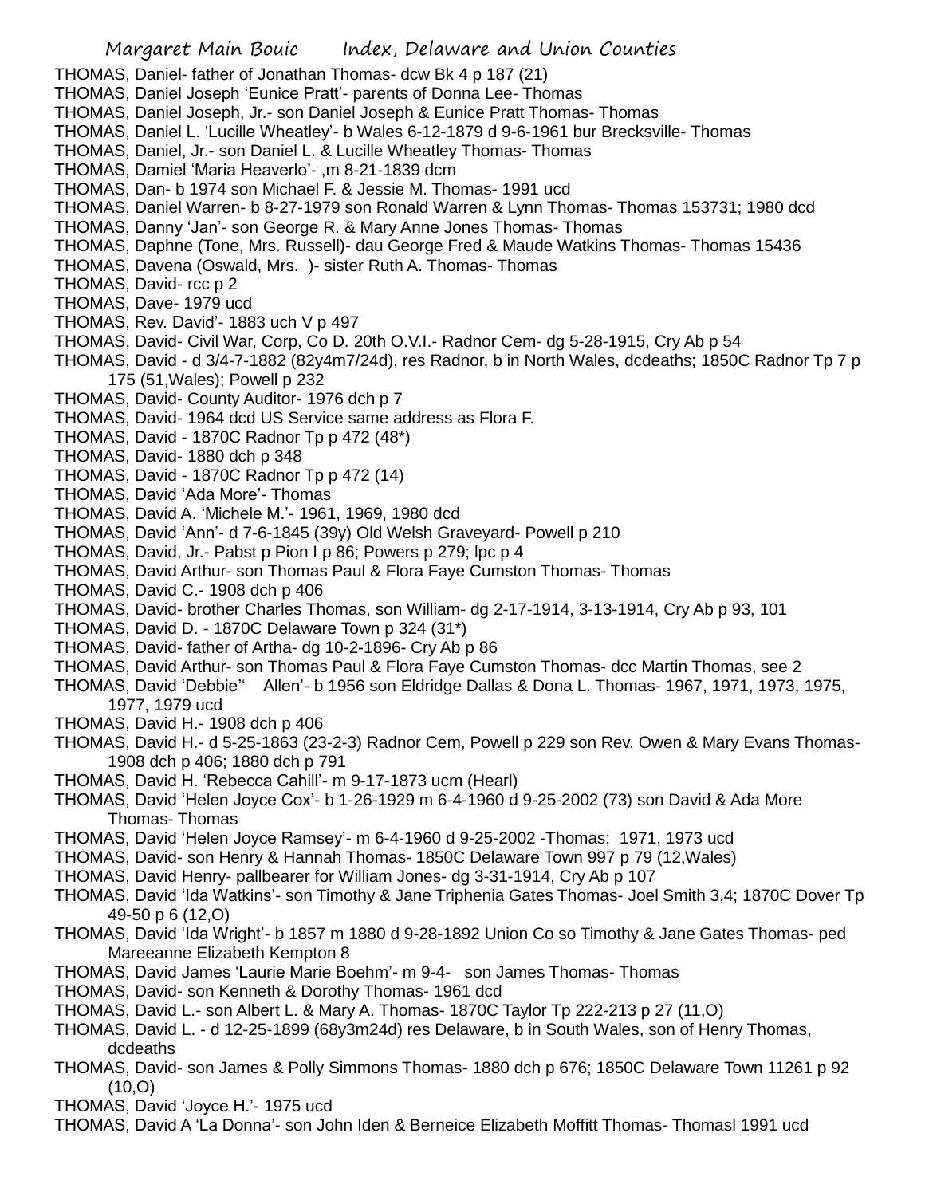THOMAS, Daniel- father of Jonathan Thomas- dcw Bk 4 p 187 (21)
THOMAS, Daniel Joseph 'Eunice Pratt'- parents of Donna Lee- Thomas
THOMAS, Daniel Joseph, Jr.- son Daniel Joseph & Eunice Pratt Thomas- Thomas
THOMAS, Daniel L. 'Lucille Wheatley'- b Wales 6-12-1879 d 9-6-1961 bur Brecksville- Thomas
THOMAS, Daniel, Jr.- son Daniel L. & Lucille Wheatley Thomas- Thomas
THOMAS, Damiel 'Maria Heaverlo'- ,m 8-21-1839 dcm
THOMAS, Dan- b 1974 son Michael F. & Jessie M. Thomas- 1991 ucd
THOMAS, Daniel Warren- b 8-27-1979 son Ronald Warren & Lynn Thomas- Thomas 153731; 1980 dcd
THOMAS, Danny 'Jan'- son George R. & Mary Anne Jones Thomas- Thomas
THOMAS, Daphne (Tone, Mrs. Russell)- dau George Fred & Maude Watkins Thomas- Thomas 15436
THOMAS, Davena (Oswald, Mrs. )- sister Ruth A. Thomas- Thomas
THOMAS, David- rcc p 2
THOMAS, Dave- 1979 ucd
THOMAS, Rev. David'- 1883 uch V p 497
THOMAS, David- Civil War, Corp, Co D. 20th O.V.I.- Radnor Cem- dg 5-28-1915, Cry Ab p 54
THOMAS, David - d 3/4-7-1882 (82y4m7/24d), res Radnor, b in North Wales, dcdeaths; 1850C Radnor Tp 7 p 175 (51,Wales); Powell p 232
THOMAS, David- County Auditor- 1976 dch p 7
THOMAS, David- 1964 dcd US Service same address as Flora F.
THOMAS, David - 1870C Radnor Tp p 472 (48*)
THOMAS, David- 1880 dch p 348
THOMAS, David - 1870C Radnor Tp p 472 (14)
THOMAS, David 'Ada More'- Thomas
THOMAS, David A. 'Michele M.'- 1961, 1969, 1980 dcd
THOMAS, David 'Ann'- d 7-6-1845 (39y) Old Welsh Graveyard- Powell p 210
THOMAS, David, Jr.- Pabst p Pion I p 86; Powers p 279; lpc p 4
THOMAS, David Arthur- son Thomas Paul & Flora Faye Cumston Thomas- Thomas
THOMAS, David C.- 1908 dch p 406
THOMAS, David- brother Charles Thomas, son William- dg 2-17-1914, 3-13-1914, Cry Ab p 93, 101
THOMAS, David D. - 1870C Delaware Town p 324 (31*)
THOMAS, David- father of Artha- dg 10-2-1896- Cry Ab p 86
THOMAS, David Arthur- son Thomas Paul & Flora Faye Cumston Thomas- dcc Martin Thomas, see 2
THOMAS, David 'Debbie'' Allen'- b 1956 son Eldridge Dallas & Dona L. Thomas- 1967, 1971, 1973, 1975, 1977, 1979 ucd
THOMAS, David H.- 1908 dch p 406
THOMAS, David H.- d 5-25-1863 (23-2-3) Radnor Cem, Powell p 229 son Rev. Owen & Mary Evans Thomas- 1908 dch p 406; 1880 dch p 791
THOMAS, David H. 'Rebecca Cahill'- m 9-17-1873 ucm (Hearl)
THOMAS, David 'Helen Joyce Cox'- b 1-26-1929 m 6-4-1960 d 9-25-2002 (73) son David & Ada More Thomas- Thomas
THOMAS, David 'Helen Joyce Ramsey'- m 6-4-1960 d 9-25-2002 -Thomas; 1971, 1973 ucd
THOMAS, David- son Henry & Hannah Thomas- 1850C Delaware Town 997 p 79 (12,Wales)
THOMAS, David Henry- pallbearer for William Jones- dg 3-31-1914, Cry Ab p 107
THOMAS, David 'Ida Watkins'- son Timothy & Jane Triphenia Gates Thomas- Joel Smith 3,4; 1870C Dover Tp 49-50 p 6 (12,O)
THOMAS, David 'Ida Wright'- b 1857 m 1880 d 9-28-1892 Union Co so Timothy & Jane Gates Thomas- ped Mareeanne Elizabeth Kempton 8
THOMAS, David James 'Laurie Marie Boehm'- m 9-4- son James Thomas- Thomas
THOMAS, David- son Kenneth & Dorothy Thomas- 1961 dcd
THOMAS, David L.- son Albert L. & Mary A. Thomas- 1870C Taylor Tp 222-213 p 27 (11,O)
THOMAS, David L. - d 12-25-1899 (68y3m24d) res Delaware, b in South Wales, son of Henry Thomas, dcdeaths
THOMAS, David- son James & Polly Simmons Thomas- 1880 dch p 676; 1850C Delaware Town 11261 p 92 (10,O)
THOMAS, David 'Joyce H.'- 1975 ucd
THOMAS, David A 'La Donna'- son John Iden & Berneice Elizabeth Moffitt Thomas- Thomasl 1991 ucd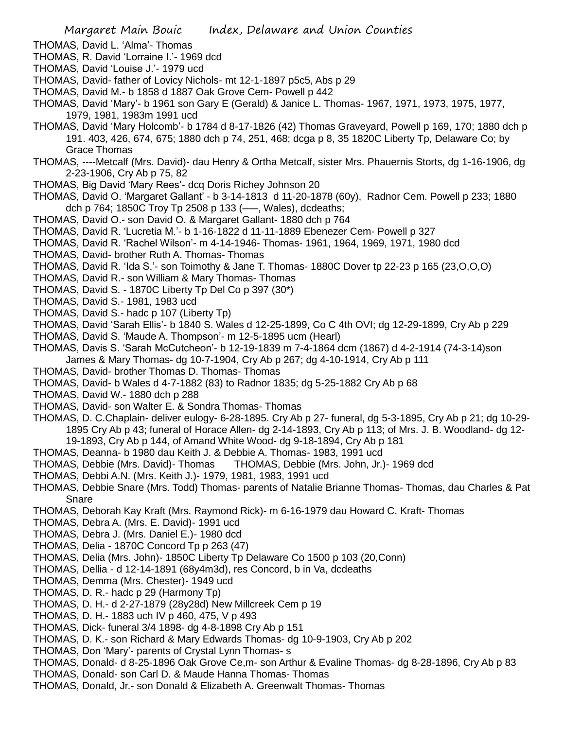THOMAS, David L. 'Alma'- Thomas
THOMAS, R. David 'Lorraine I.'- 1969 dcd
THOMAS, David 'Louise J.'- 1979 ucd
THOMAS, David- father of Lovicy Nichols- mt 12-1-1897 p5c5, Abs p 29
THOMAS, David M.- b 1858 d 1887 Oak Grove Cem- Powell p 442
THOMAS, David 'Mary'- b 1961 son Gary E (Gerald) & Janice L. Thomas- 1967, 1971, 1973, 1975, 1977, 1979, 1981, 1983m 1991 ucd
THOMAS, David 'Mary Holcomb'- b 1784 d 8-17-1826 (42) Thomas Graveyard, Powell p 169, 170; 1880 dch p 191. 403, 426, 674, 675; 1880 dch p 74, 251, 468; dcga p 8, 35 1820C Liberty Tp, Delaware Co; by Grace Thomas
THOMAS, ----Metcalf (Mrs. David)- dau Henry & Ortha Metcalf, sister Mrs. Phauernis Storts, dg 1-16-1906, dg 2-23-1906, Cry Ab p 75, 82
THOMAS, Big David 'Mary Rees'- dcq Doris Richey Johnson 20
THOMAS, David O. 'Margaret Gallant' - b 3-14-1813 d 11-20-1878 (60y), Radnor Cem. Powell p 233; 1880 dch p 764; 1850C Troy Tp 2508 p 133 (-----, Wales), dcdeaths;
THOMAS, David O.- son David O. & Margaret Gallant- 1880 dch p 764
THOMAS, David R. 'Lucretia M.'- b 1-16-1822 d 11-11-1889 Ebenezer Cem- Powell p 327
THOMAS, David R. 'Rachel Wilson'- m 4-14-1946- Thomas- 1961, 1964, 1969, 1971, 1980 dcd
THOMAS, David- brother Ruth A. Thomas- Thomas
THOMAS, David R. 'Ida S.'- son Toimothy & Jane T. Thomas- 1880C Dover tp 22-23 p 165 (23,O,O,O)
THOMAS, David R.- son William & Mary Thomas- Thomas
THOMAS, David S. - 1870C Liberty Tp Del Co p 397 (30*)
THOMAS, David S.- 1981, 1983 ucd
THOMAS, David S.- hadc p 107 (Liberty Tp)
THOMAS, David 'Sarah Ellis'- b 1840 S. Wales d 12-25-1899, Co C 4th OVI; dg 12-29-1899, Cry Ab p 229
THOMAS, David S. 'Maude A. Thompson'- m 12-5-1895 ucm (Hearl)
THOMAS, Davis S. 'Sarah McCutcheon'- b 12-19-1839 m 7-4-1864 dcm (1867) d 4-2-1914 (74-3-14)son James & Mary Thomas- dg 10-7-1904, Cry Ab p 267; dg 4-10-1914, Cry Ab p 111
THOMAS, David- brother Thomas D. Thomas- Thomas
THOMAS, David- b Wales d 4-7-1882 (83) to Radnor 1835; dg 5-25-1882 Cry Ab p 68
THOMAS, David W.- 1880 dch p 288
THOMAS, David- son Walter E. & Sondra Thomas- Thomas
THOMAS, D. C.Chaplain- deliver eulogy- 6-28-1895. Cry Ab p 27- funeral, dg 5-3-1895, Cry Ab p 21; dg 10-29-1895 Cry Ab p 43; funeral of Horace Allen- dg 2-14-1893, Cry Ab p 113; of Mrs. J. B. Woodland- dg 12-19-1893, Cry Ab p 144, of Amand White Wood- dg 9-18-1894, Cry Ab p 181
THOMAS, Deanna- b 1980 dau Keith J. & Debbie A. Thomas- 1983, 1991 ucd
THOMAS, Debbie (Mrs. David)- Thomas
THOMAS, Debbie (Mrs. John, Jr.)- 1969 dcd
THOMAS, Debbi A.N. (Mrs. Keith J.)- 1979, 1981, 1983, 1991 ucd
THOMAS, Debbie Snare (Mrs. Todd) Thomas- parents of Natalie Brianne Thomas- Thomas, dau Charles & Pat Snare
THOMAS, Deborah Kay Kraft (Mrs. Raymond Rick)- m 6-16-1979 dau Howard C. Kraft- Thomas
THOMAS, Debra A. (Mrs. E. David)- 1991 ucd
THOMAS, Debra J. (Mrs. Daniel E.)- 1980 dcd
THOMAS, Delia - 1870C Concord Tp p 263 (47)
THOMAS, Delia (Mrs. John)- 1850C Liberty Tp Delaware Co 1500 p 103 (20,Conn)
THOMAS, Dellia - d 12-14-1891 (68y4m3d), res Concord, b in Va, dcdeaths
THOMAS, Demma (Mrs. Chester)- 1949 ucd
THOMAS, D. R.- hadc p 29 (Harmony Tp)
THOMAS, D. H.- d 2-27-1879 (28y28d) New Millcreek Cem p 19
THOMAS, D. H.- 1883 uch IV p 460, 475, V p 493
THOMAS, Dick- funeral 3/4 1898- dg 4-8-1898 Cry Ab p 151
THOMAS, D. K.- son Richard & Mary Edwards Thomas- dg 10-9-1903, Cry Ab p 202
THOMAS, Don 'Mary'- parents of Crystal Lynn Thomas- s
THOMAS, Donald- d 8-25-1896 Oak Grove Ce,m- son Arthur & Evaline Thomas- dg 8-28-1896, Cry Ab p 83
THOMAS, Donald- son Carl D. & Maude Hanna Thomas- Thomas
THOMAS, Donald, Jr.- son Donald & Elizabeth A. Greenwalt Thomas- Thomas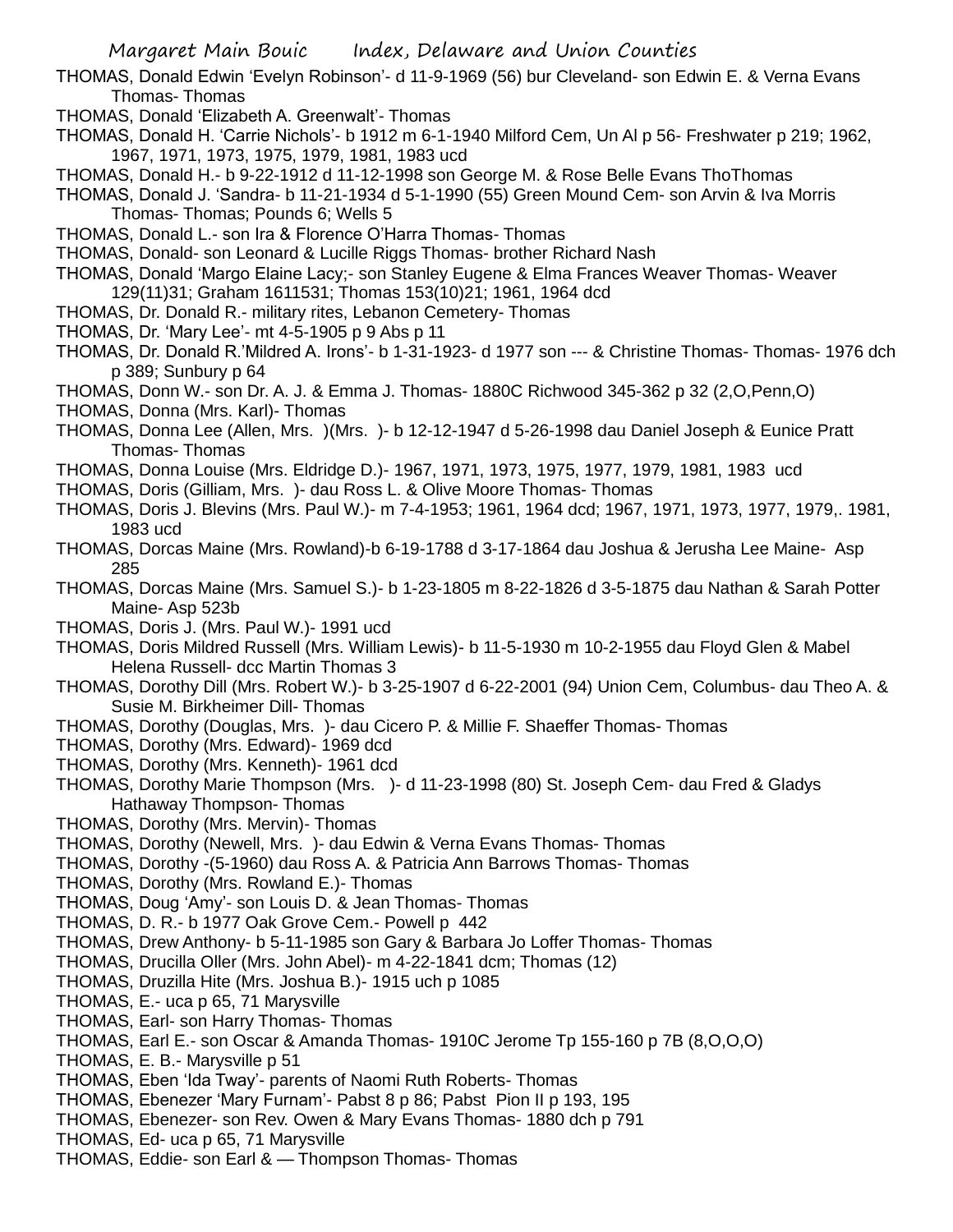THOMAS, Donald Edwin 'Evelyn Robinson'- d 11-9-1969 (56) bur Cleveland- son Edwin E. & Verna Evans Thomas- Thomas

THOMAS, Donald 'Elizabeth A. Greenwalt'- Thomas

THOMAS, Donald H. 'Carrie Nichols'- b 1912 m 6-1-1940 Milford Cem, Un Al p 56- Freshwater p 219; 1962, 1967, 1971, 1973, 1975, 1979, 1981, 1983 ucd

THOMAS, Donald H.- b 9-22-1912 d 11-12-1998 son George M. & Rose Belle Evans ThoThomas

THOMAS, Donald J. 'Sandra- b 11-21-1934 d 5-1-1990 (55) Green Mound Cem- son Arvin & Iva Morris Thomas- Thomas; Pounds 6; Wells 5

THOMAS, Donald L.- son Ira & Florence O'Harra Thomas- Thomas

THOMAS, Donald- son Leonard & Lucille Riggs Thomas- brother Richard Nash

THOMAS, Donald 'Margo Elaine Lacy;- son Stanley Eugene & Elma Frances Weaver Thomas- Weaver 129(11)31; Graham 1611531; Thomas 153(10)21; 1961, 1964 dcd

THOMAS, Dr. Donald R.- military rites, Lebanon Cemetery- Thomas

THOMAS, Dr. 'Mary Lee'- mt 4-5-1905 p 9 Abs p 11

THOMAS, Dr. Donald R.'Mildred A. Irons'- b 1-31-1923- d 1977 son --- & Christine Thomas- Thomas- 1976 dch p 389; Sunbury p 64

THOMAS, Donn W.- son Dr. A. J. & Emma J. Thomas- 1880C Richwood 345-362 p 32 (2,O,Penn,O)

THOMAS, Donna (Mrs. Karl)- Thomas

THOMAS, Donna Lee (Allen, Mrs. )(Mrs. )- b 12-12-1947 d 5-26-1998 dau Daniel Joseph & Eunice Pratt Thomas- Thomas

THOMAS, Donna Louise (Mrs. Eldridge D.)- 1967, 1971, 1973, 1975, 1977, 1979, 1981, 1983 ucd

THOMAS, Doris (Gilliam, Mrs. )- dau Ross L. & Olive Moore Thomas- Thomas

THOMAS, Doris J. Blevins (Mrs. Paul W.)- m 7-4-1953; 1961, 1964 dcd; 1967, 1971, 1973, 1977, 1979,. 1981, 1983 ucd

THOMAS, Dorcas Maine (Mrs. Rowland)-b 6-19-1788 d 3-17-1864 dau Joshua & Jerusha Lee Maine- Asp 285

THOMAS, Dorcas Maine (Mrs. Samuel S.)- b 1-23-1805 m 8-22-1826 d 3-5-1875 dau Nathan & Sarah Potter Maine- Asp 523b

THOMAS, Doris J. (Mrs. Paul W.)- 1991 ucd

THOMAS, Doris Mildred Russell (Mrs. William Lewis)- b 11-5-1930 m 10-2-1955 dau Floyd Glen & Mabel Helena Russell- dcc Martin Thomas 3

THOMAS, Dorothy Dill (Mrs. Robert W.)- b 3-25-1907 d 6-22-2001 (94) Union Cem, Columbus- dau Theo A. & Susie M. Birkheimer Dill- Thomas

THOMAS, Dorothy (Douglas, Mrs. )- dau Cicero P. & Millie F. Shaeffer Thomas- Thomas

THOMAS, Dorothy (Mrs. Edward)- 1969 dcd

THOMAS, Dorothy (Mrs. Kenneth)- 1961 dcd

THOMAS, Dorothy Marie Thompson (Mrs. )- d 11-23-1998 (80) St. Joseph Cem- dau Fred & Gladys Hathaway Thompson- Thomas

THOMAS, Dorothy (Mrs. Mervin)- Thomas

THOMAS, Dorothy (Newell, Mrs. )- dau Edwin & Verna Evans Thomas- Thomas

THOMAS, Dorothy -(5-1960) dau Ross A. & Patricia Ann Barrows Thomas- Thomas

THOMAS, Dorothy (Mrs. Rowland E.)- Thomas

THOMAS, Doug 'Amy'- son Louis D. & Jean Thomas- Thomas

THOMAS, D. R.- b 1977 Oak Grove Cem.- Powell p 442

THOMAS, Drew Anthony- b 5-11-1985 son Gary & Barbara Jo Loffer Thomas- Thomas

THOMAS, Drucilla Oller (Mrs. John Abel)- m 4-22-1841 dcm; Thomas (12)

THOMAS, Druzilla Hite (Mrs. Joshua B.)- 1915 uch p 1085

THOMAS, E.- uca p 65, 71 Marysville

THOMAS, Earl- son Harry Thomas- Thomas

THOMAS, Earl E.- son Oscar & Amanda Thomas- 1910C Jerome Tp 155-160 p 7B (8,O,O,O)

THOMAS, E. B.- Marysville p 51

THOMAS, Eben 'Ida Tway'- parents of Naomi Ruth Roberts- Thomas

THOMAS, Ebenezer 'Mary Furnam'- Pabst 8 p 86; Pabst Pion II p 193, 195

THOMAS, Ebenezer- son Rev. Owen & Mary Evans Thomas- 1880 dch p 791

THOMAS, Ed- uca p 65, 71 Marysville

THOMAS, Eddie- son Earl & — Thompson Thomas- Thomas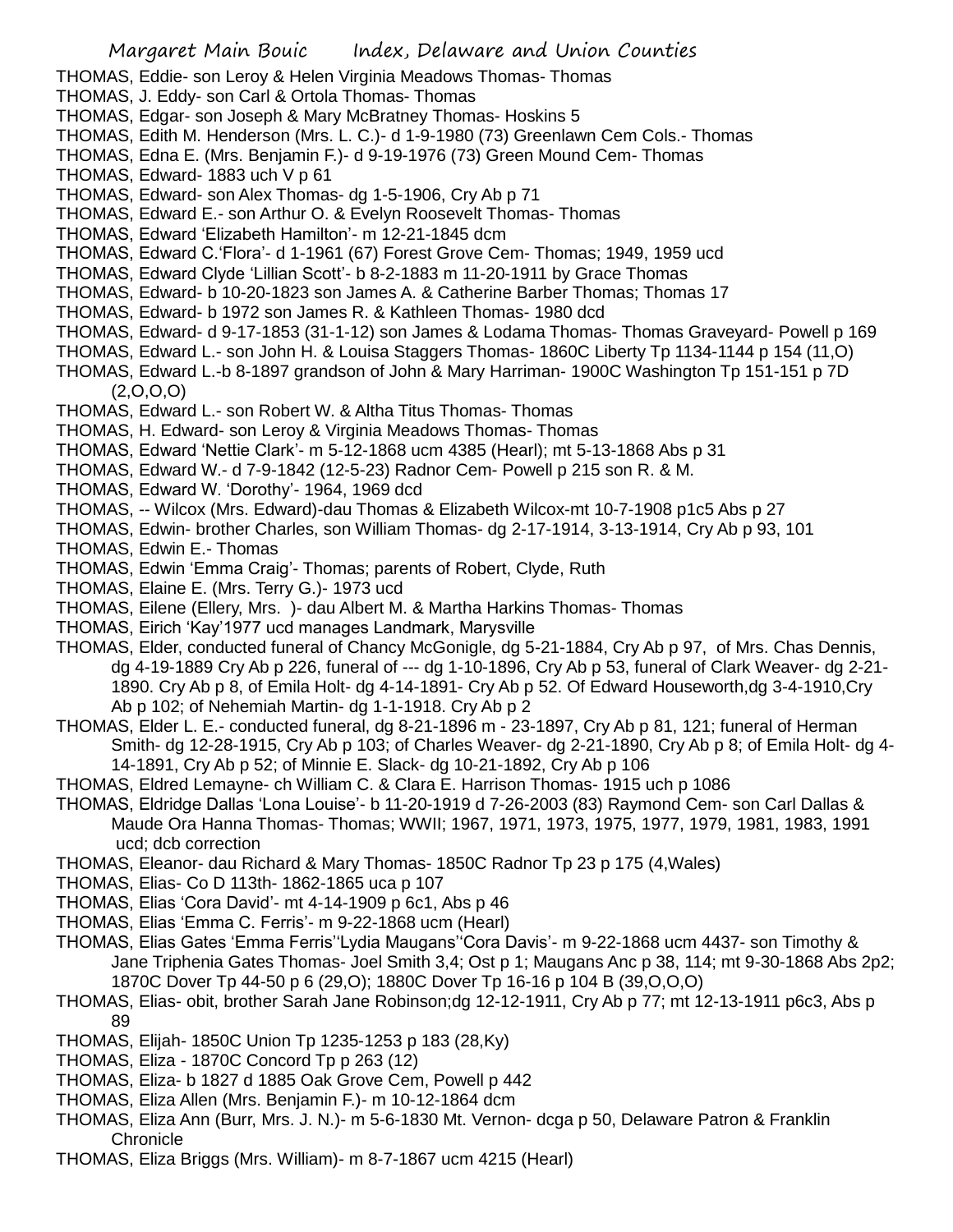THOMAS, Eddie- son Leroy & Helen Virginia Meadows Thomas- Thomas
THOMAS, J. Eddy- son Carl & Ortola Thomas- Thomas
THOMAS, Edgar- son Joseph & Mary McBratney Thomas- Hoskins 5
THOMAS, Edith M. Henderson (Mrs. L. C.)- d 1-9-1980 (73) Greenlawn Cem Cols.- Thomas
THOMAS, Edna E. (Mrs. Benjamin F.)- d 9-19-1976 (73) Green Mound Cem- Thomas
THOMAS, Edward- 1883 uch V p 61
THOMAS, Edward- son Alex Thomas- dg 1-5-1906, Cry Ab p 71
THOMAS, Edward E.- son Arthur O. & Evelyn Roosevelt Thomas- Thomas
THOMAS, Edward 'Elizabeth Hamilton'- m 12-21-1845 dcm
THOMAS, Edward C.'Flora'- d 1-1961 (67) Forest Grove Cem- Thomas; 1949, 1959 ucd
THOMAS, Edward Clyde 'Lillian Scott'- b 8-2-1883 m 11-20-1911 by Grace Thomas
THOMAS, Edward- b 10-20-1823 son James A. & Catherine Barber Thomas; Thomas 17
THOMAS, Edward- b 1972 son James R. & Kathleen Thomas- 1980 dcd
THOMAS, Edward- d 9-17-1853 (31-1-12) son James & Lodama Thomas- Thomas Graveyard- Powell p 169
THOMAS, Edward L.- son John H. & Louisa Staggers Thomas- 1860C Liberty Tp 1134-1144 p 154 (11,O)
THOMAS, Edward L.-b 8-1897 grandson of John & Mary Harriman- 1900C Washington Tp 151-151 p 7D (2,O,O,O)
THOMAS, Edward L.- son Robert W. & Altha Titus Thomas- Thomas
THOMAS, H. Edward- son Leroy & Virginia Meadows Thomas- Thomas
THOMAS, Edward 'Nettie Clark'- m 5-12-1868 ucm 4385 (Hearl); mt 5-13-1868 Abs p 31
THOMAS, Edward W.- d 7-9-1842 (12-5-23) Radnor Cem- Powell p 215 son R. & M.
THOMAS, Edward W. 'Dorothy'- 1964, 1969 dcd
THOMAS, -- Wilcox (Mrs. Edward)-dau Thomas & Elizabeth Wilcox-mt 10-7-1908 p1c5 Abs p 27
THOMAS, Edwin- brother Charles, son William Thomas- dg 2-17-1914, 3-13-1914, Cry Ab p 93, 101
THOMAS, Edwin E.- Thomas
THOMAS, Edwin 'Emma Craig'- Thomas; parents of Robert, Clyde, Ruth
THOMAS, Elaine E. (Mrs. Terry G.)- 1973 ucd
THOMAS, Eilene (Ellery, Mrs. )- dau Albert M. & Martha Harkins Thomas- Thomas
THOMAS, Eirich 'Kay'1977 ucd manages Landmark, Marysville
THOMAS, Elder, conducted funeral of Chancy McGonigle, dg 5-21-1884, Cry Ab p 97, of Mrs. Chas Dennis, dg 4-19-1889 Cry Ab p 226, funeral of --- dg 1-10-1896, Cry Ab p 53, funeral of Clark Weaver- dg 2-21-1890. Cry Ab p 8, of Emila Holt- dg 4-14-1891- Cry Ab p 52. Of Edward Houseworth,dg 3-4-1910,Cry Ab p 102; of Nehemiah Martin- dg 1-1-1918. Cry Ab p 2
THOMAS, Elder L. E.- conducted funeral, dg 8-21-1896 m - 23-1897, Cry Ab p 81, 121; funeral of Herman Smith- dg 12-28-1915, Cry Ab p 103; of Charles Weaver- dg 2-21-1890, Cry Ab p 8; of Emila Holt- dg 4-14-1891, Cry Ab p 52; of Minnie E. Slack- dg 10-21-1892, Cry Ab p 106
THOMAS, Eldred Lemayne- ch William C. & Clara E. Harrison Thomas- 1915 uch p 1086
THOMAS, Eldridge Dallas 'Lona Louise'- b 11-20-1919 d 7-26-2003 (83) Raymond Cem- son Carl Dallas & Maude Ora Hanna Thomas- Thomas; WWII; 1967, 1971, 1973, 1975, 1977, 1979, 1981, 1983, 1991 ucd; dcb correction
THOMAS, Eleanor- dau Richard & Mary Thomas- 1850C Radnor Tp 23 p 175 (4,Wales)
THOMAS, Elias- Co D 113th- 1862-1865 uca p 107
THOMAS, Elias 'Cora David'- mt 4-14-1909 p 6c1, Abs p 46
THOMAS, Elias 'Emma C. Ferris'- m 9-22-1868 ucm (Hearl)
THOMAS, Elias Gates 'Emma Ferris''Lydia Maugans''Cora Davis'- m 9-22-1868 ucm 4437- son Timothy & Jane Triphenia Gates Thomas- Joel Smith 3,4; Ost p 1; Maugans Anc p 38, 114; mt 9-30-1868 Abs 2p2; 1870C Dover Tp 44-50 p 6 (29,O); 1880C Dover Tp 16-16 p 104 B (39,O,O,O)
THOMAS, Elias- obit, brother Sarah Jane Robinson;dg 12-12-1911, Cry Ab p 77; mt 12-13-1911 p6c3, Abs p 89
THOMAS, Elijah- 1850C Union Tp 1235-1253 p 183 (28,Ky)
THOMAS, Eliza - 1870C Concord Tp p 263 (12)
THOMAS, Eliza- b 1827 d 1885 Oak Grove Cem, Powell p 442
THOMAS, Eliza Allen (Mrs. Benjamin F.)- m 10-12-1864 dcm
THOMAS, Eliza Ann (Burr, Mrs. J. N.)- m 5-6-1830 Mt. Vernon- dcga p 50, Delaware Patron & Franklin Chronicle
THOMAS, Eliza Briggs (Mrs. William)- m 8-7-1867 ucm 4215 (Hearl)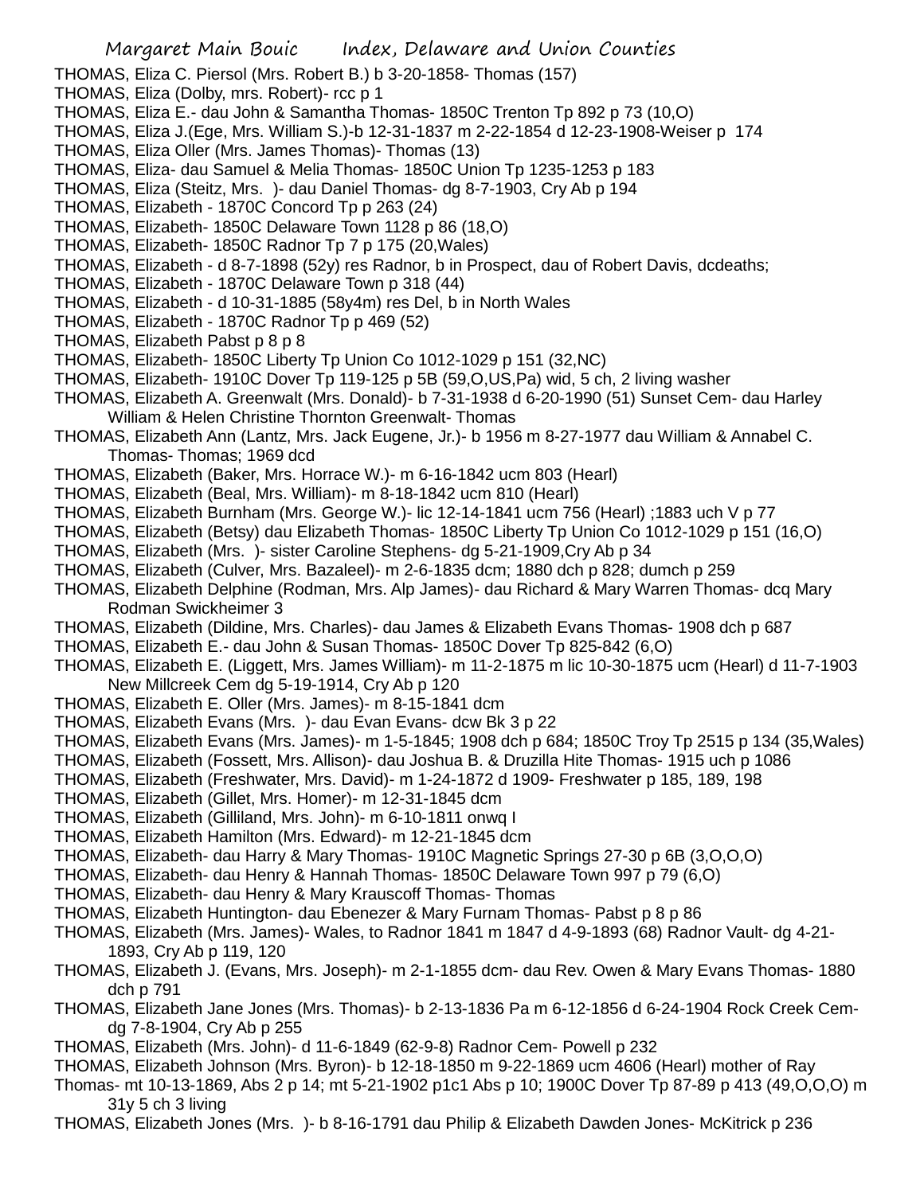THOMAS, Eliza C. Piersol (Mrs. Robert B.) b 3-20-1858- Thomas (157)
THOMAS, Eliza (Dolby, mrs. Robert)- rcc p 1
THOMAS, Eliza E.- dau John & Samantha Thomas- 1850C Trenton Tp 892 p 73 (10,O)
THOMAS, Eliza J.(Ege, Mrs. William S.)-b 12-31-1837 m 2-22-1854 d 12-23-1908-Weiser p 174
THOMAS, Eliza Oller (Mrs. James Thomas)- Thomas (13)
THOMAS, Eliza- dau Samuel & Melia Thomas- 1850C Union Tp 1235-1253 p 183
THOMAS, Eliza (Steitz, Mrs. )- dau Daniel Thomas- dg 8-7-1903, Cry Ab p 194
THOMAS, Elizabeth - 1870C Concord Tp p 263 (24)
THOMAS, Elizabeth- 1850C Delaware Town 1128 p 86 (18,O)
THOMAS, Elizabeth- 1850C Radnor Tp 7 p 175 (20,Wales)
THOMAS, Elizabeth - d 8-7-1898 (52y) res Radnor, b in Prospect, dau of Robert Davis, dcdeaths;
THOMAS, Elizabeth - 1870C Delaware Town p 318 (44)
THOMAS, Elizabeth - d 10-31-1885 (58y4m) res Del, b in North Wales
THOMAS, Elizabeth - 1870C Radnor Tp p 469 (52)
THOMAS, Elizabeth Pabst p 8 p 8
THOMAS, Elizabeth- 1850C Liberty Tp Union Co 1012-1029 p 151 (32,NC)
THOMAS, Elizabeth- 1910C Dover Tp 119-125 p 5B (59,O,US,Pa) wid, 5 ch, 2 living washer
THOMAS, Elizabeth A. Greenwalt (Mrs. Donald)- b 7-31-1938 d 6-20-1990 (51) Sunset Cem- dau Harley William & Helen Christine Thornton Greenwalt- Thomas
THOMAS, Elizabeth Ann (Lantz, Mrs. Jack Eugene, Jr.)- b 1956 m 8-27-1977 dau William & Annabel C. Thomas- Thomas; 1969 dcd
THOMAS, Elizabeth (Baker, Mrs. Horrace W.)- m 6-16-1842 ucm 803 (Hearl)
THOMAS, Elizabeth (Beal, Mrs. William)- m 8-18-1842 ucm 810 (Hearl)
THOMAS, Elizabeth Burnham (Mrs. George W.)- lic 12-14-1841 ucm 756 (Hearl) ;1883 uch V p 77
THOMAS, Elizabeth (Betsy) dau Elizabeth Thomas- 1850C Liberty Tp Union Co 1012-1029 p 151 (16,O)
THOMAS, Elizabeth (Mrs. )- sister Caroline Stephens- dg 5-21-1909,Cry Ab p 34
THOMAS, Elizabeth (Culver, Mrs. Bazaleel)- m 2-6-1835 dcm; 1880 dch p 828; dumch p 259
THOMAS, Elizabeth Delphine (Rodman, Mrs. Alp James)- dau Richard & Mary Warren Thomas- dcq Mary Rodman Swickheimer 3
THOMAS, Elizabeth (Dildine, Mrs. Charles)- dau James & Elizabeth Evans Thomas- 1908 dch p 687
THOMAS, Elizabeth E.- dau John & Susan Thomas- 1850C Dover Tp 825-842 (6,O)
THOMAS, Elizabeth E. (Liggett, Mrs. James William)- m 11-2-1875 m lic 10-30-1875 ucm (Hearl) d 11-7-1903 New Millcreek Cem dg 5-19-1914, Cry Ab p 120
THOMAS, Elizabeth E. Oller (Mrs. James)- m 8-15-1841 dcm
THOMAS, Elizabeth Evans (Mrs. )- dau Evan Evans- dcw Bk 3 p 22
THOMAS, Elizabeth Evans (Mrs. James)- m 1-5-1845; 1908 dch p 684; 1850C Troy Tp 2515 p 134 (35,Wales)
THOMAS, Elizabeth (Fossett, Mrs. Allison)- dau Joshua B. & Druzilla Hite Thomas- 1915 uch p 1086
THOMAS, Elizabeth (Freshwater, Mrs. David)- m 1-24-1872 d 1909- Freshwater p 185, 189, 198
THOMAS, Elizabeth (Gillet, Mrs. Homer)- m 12-31-1845 dcm
THOMAS, Elizabeth (Gilliland, Mrs. John)- m 6-10-1811 onwq I
THOMAS, Elizabeth Hamilton (Mrs. Edward)- m 12-21-1845 dcm
THOMAS, Elizabeth- dau Harry & Mary Thomas- 1910C Magnetic Springs 27-30 p 6B (3,O,O,O)
THOMAS, Elizabeth- dau Henry & Hannah Thomas- 1850C Delaware Town 997 p 79 (6,O)
THOMAS, Elizabeth- dau Henry & Mary Krauscoff Thomas- Thomas
THOMAS, Elizabeth Huntington- dau Ebenezer & Mary Furnam Thomas- Pabst p 8 p 86
THOMAS, Elizabeth (Mrs. James)- Wales, to Radnor 1841 m 1847 d 4-9-1893 (68) Radnor Vault- dg 4-21-1893, Cry Ab p 119, 120
THOMAS, Elizabeth J. (Evans, Mrs. Joseph)- m 2-1-1855 dcm- dau Rev. Owen & Mary Evans Thomas- 1880 dch p 791
THOMAS, Elizabeth Jane Jones (Mrs. Thomas)- b 2-13-1836 Pa m 6-12-1856 d 6-24-1904 Rock Creek Cem- dg 7-8-1904, Cry Ab p 255
THOMAS, Elizabeth (Mrs. John)- d 11-6-1849 (62-9-8) Radnor Cem- Powell p 232
THOMAS, Elizabeth Johnson (Mrs. Byron)- b 12-18-1850 m 9-22-1869 ucm 4606 (Hearl) mother of Ray Thomas- mt 10-13-1869, Abs 2 p 14; mt 5-21-1902 p1c1 Abs p 10; 1900C Dover Tp 87-89 p 413 (49,O,O,O) m 31y 5 ch 3 living
THOMAS, Elizabeth Jones (Mrs. )- b 8-16-1791 dau Philip & Elizabeth Dawden Jones- McKitrick p 236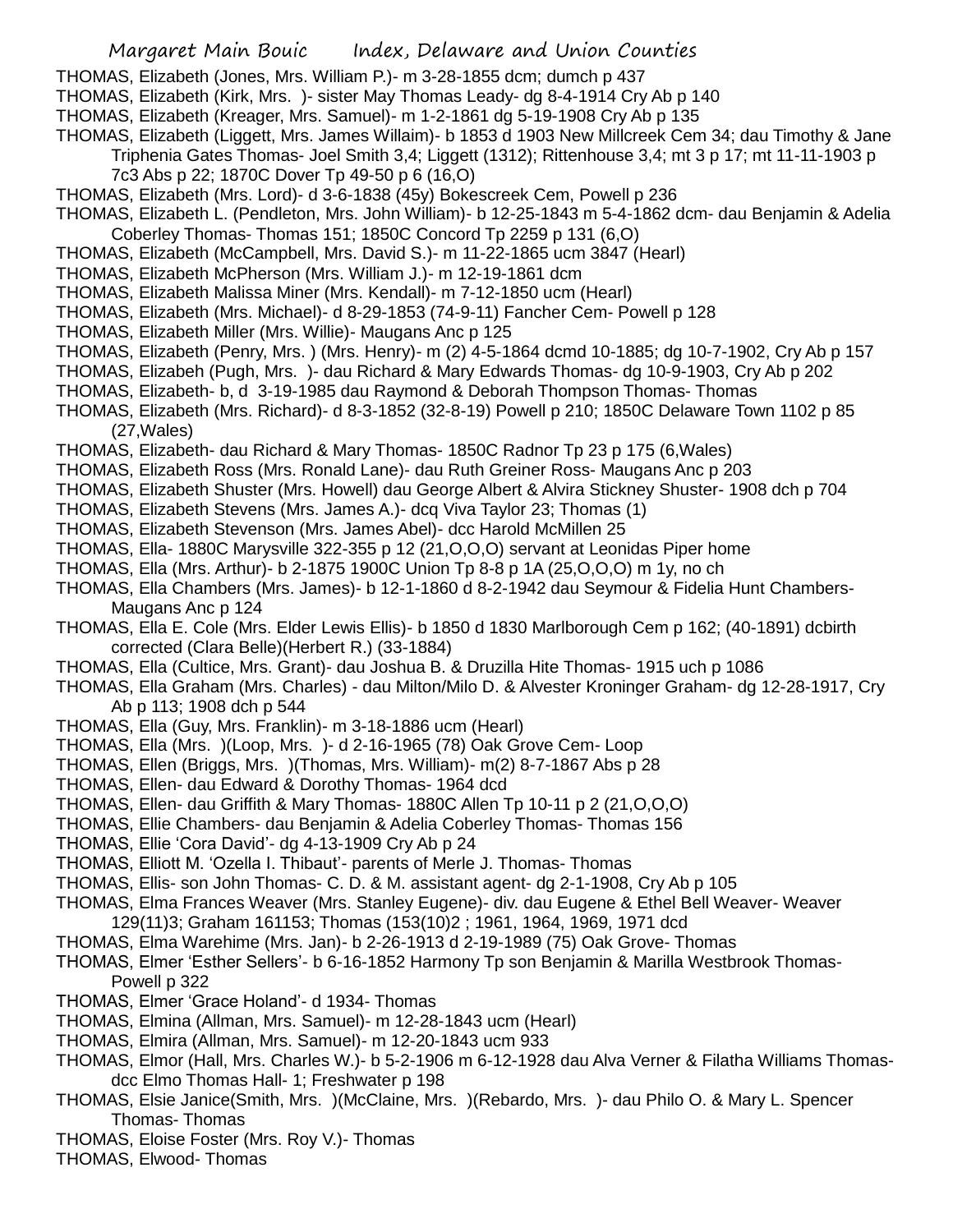THOMAS, Elizabeth (Jones, Mrs. William P.)- m 3-28-1855 dcm; dumch p 437

THOMAS, Elizabeth (Kirk, Mrs. )- sister May Thomas Leady- dg 8-4-1914 Cry Ab p 140

THOMAS, Elizabeth (Kreager, Mrs. Samuel)- m 1-2-1861 dg 5-19-1908 Cry Ab p 135

THOMAS, Elizabeth (Liggett, Mrs. James Willaim)- b 1853 d 1903 New Millcreek Cem 34; dau Timothy & Jane Triphenia Gates Thomas- Joel Smith 3,4; Liggett (1312); Rittenhouse 3,4; mt 3 p 17; mt 11-11-1903 p 7c3 Abs p 22; 1870C Dover Tp 49-50 p 6 (16,O)

THOMAS, Elizabeth (Mrs. Lord)- d 3-6-1838 (45y) Bokescreek Cem, Powell p 236

THOMAS, Elizabeth L. (Pendleton, Mrs. John William)- b 12-25-1843 m 5-4-1862 dcm- dau Benjamin & Adelia Coberley Thomas- Thomas 151; 1850C Concord Tp 2259 p 131 (6,O)

THOMAS, Elizabeth (McCampbell, Mrs. David S.)- m 11-22-1865 ucm 3847 (Hearl)

THOMAS, Elizabeth McPherson (Mrs. William J.)- m 12-19-1861 dcm

THOMAS, Elizabeth Malissa Miner (Mrs. Kendall)- m 7-12-1850 ucm (Hearl)

THOMAS, Elizabeth (Mrs. Michael)- d 8-29-1853 (74-9-11) Fancher Cem- Powell p 128

THOMAS, Elizabeth Miller (Mrs. Willie)- Maugans Anc p 125

THOMAS, Elizabeth (Penry, Mrs. ) (Mrs. Henry)- m (2) 4-5-1864 dcmd 10-1885; dg 10-7-1902, Cry Ab p 157

THOMAS, Elizabeh (Pugh, Mrs. )- dau Richard & Mary Edwards Thomas- dg 10-9-1903, Cry Ab p 202

THOMAS, Elizabeth- b, d 3-19-1985 dau Raymond & Deborah Thompson Thomas- Thomas

THOMAS, Elizabeth (Mrs. Richard)- d 8-3-1852 (32-8-19) Powell p 210; 1850C Delaware Town 1102 p 85 (27,Wales)

THOMAS, Elizabeth- dau Richard & Mary Thomas- 1850C Radnor Tp 23 p 175 (6,Wales)

THOMAS, Elizabeth Ross (Mrs. Ronald Lane)- dau Ruth Greiner Ross- Maugans Anc p 203

THOMAS, Elizabeth Shuster (Mrs. Howell) dau George Albert & Alvira Stickney Shuster- 1908 dch p 704

THOMAS, Elizabeth Stevens (Mrs. James A.)- dcq Viva Taylor 23; Thomas (1)

THOMAS, Elizabeth Stevenson (Mrs. James Abel)- dcc Harold McMillen 25

THOMAS, Ella- 1880C Marysville 322-355 p 12 (21,O,O,O) servant at Leonidas Piper home

THOMAS, Ella (Mrs. Arthur)- b 2-1875 1900C Union Tp 8-8 p 1A (25,O,O,O) m 1y, no ch

THOMAS, Ella Chambers (Mrs. James)- b 12-1-1860 d 8-2-1942 dau Seymour & Fidelia Hunt Chambers- Maugans Anc p 124

THOMAS, Ella E. Cole (Mrs. Elder Lewis Ellis)- b 1850 d 1830 Marlborough Cem p 162; (40-1891) dcbirth corrected (Clara Belle)(Herbert R.) (33-1884)

THOMAS, Ella (Cultice, Mrs. Grant)- dau Joshua B. & Druzilla Hite Thomas- 1915 uch p 1086

THOMAS, Ella Graham (Mrs. Charles) - dau Milton/Milo D. & Alvester Kroninger Graham- dg 12-28-1917, Cry Ab p 113; 1908 dch p 544

THOMAS, Ella (Guy, Mrs. Franklin)- m 3-18-1886 ucm (Hearl)

THOMAS, Ella (Mrs. )(Loop, Mrs. )- d 2-16-1965 (78) Oak Grove Cem- Loop

THOMAS, Ellen (Briggs, Mrs. )(Thomas, Mrs. William)- m(2) 8-7-1867 Abs p 28

THOMAS, Ellen- dau Edward & Dorothy Thomas- 1964 dcd

THOMAS, Ellen- dau Griffith & Mary Thomas- 1880C Allen Tp 10-11 p 2 (21,O,O,O)

THOMAS, Ellie Chambers- dau Benjamin & Adelia Coberley Thomas- Thomas 156

THOMAS, Ellie 'Cora David'- dg 4-13-1909 Cry Ab p 24

THOMAS, Elliott M. 'Ozella I. Thibaut'- parents of Merle J. Thomas- Thomas

THOMAS, Ellis- son John Thomas- C. D. & M. assistant agent- dg 2-1-1908, Cry Ab p 105

THOMAS, Elma Frances Weaver (Mrs. Stanley Eugene)- div. dau Eugene & Ethel Bell Weaver- Weaver 129(11)3; Graham 161153; Thomas (153(10)2 ; 1961, 1964, 1969, 1971 dcd

THOMAS, Elma Warehime (Mrs. Jan)- b 2-26-1913 d 2-19-1989 (75) Oak Grove- Thomas

THOMAS, Elmer 'Esther Sellers'- b 6-16-1852 Harmony Tp son Benjamin & Marilla Westbrook Thomas- Powell p 322

THOMAS, Elmer 'Grace Holand'- d 1934- Thomas

THOMAS, Elmina (Allman, Mrs. Samuel)- m 12-28-1843 ucm (Hearl)

THOMAS, Elmira (Allman, Mrs. Samuel)- m 12-20-1843 ucm 933

THOMAS, Elmor (Hall, Mrs. Charles W.)- b 5-2-1906 m 6-12-1928 dau Alva Verner & Filatha Williams Thomas- dcc Elmo Thomas Hall- 1; Freshwater p 198

THOMAS, Elsie Janice(Smith, Mrs. )(McClaine, Mrs. )(Rebardo, Mrs. )- dau Philo O. & Mary L. Spencer Thomas- Thomas

THOMAS, Eloise Foster (Mrs. Roy V.)- Thomas

THOMAS, Elwood- Thomas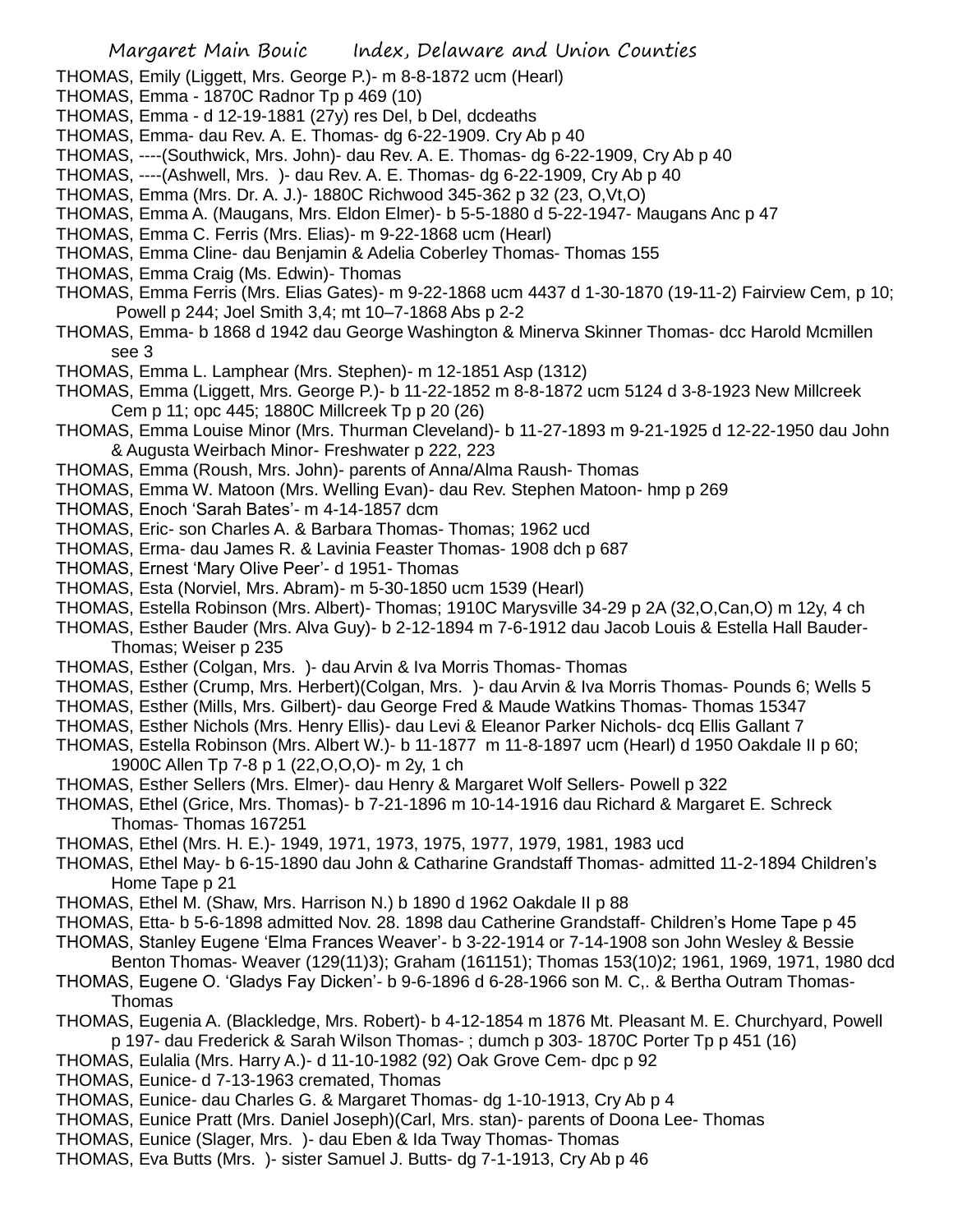THOMAS, Emily (Liggett, Mrs. George P.)- m 8-8-1872 ucm (Hearl)
THOMAS, Emma - 1870C Radnor Tp p 469 (10)
THOMAS, Emma - d 12-19-1881 (27y) res Del, b Del, dcdeaths
THOMAS, Emma- dau Rev. A. E. Thomas- dg 6-22-1909. Cry Ab p 40
THOMAS, ----(Southwick, Mrs. John)- dau Rev. A. E. Thomas- dg 6-22-1909, Cry Ab p 40
THOMAS, ----(Ashwell, Mrs. )- dau Rev. A. E. Thomas- dg 6-22-1909, Cry Ab p 40
THOMAS, Emma (Mrs. Dr. A. J.)- 1880C Richwood 345-362 p 32 (23, O,Vt,O)
THOMAS, Emma A. (Maugans, Mrs. Eldon Elmer)- b 5-5-1880 d 5-22-1947- Maugans Anc p 47
THOMAS, Emma C. Ferris (Mrs. Elias)- m 9-22-1868 ucm (Hearl)
THOMAS, Emma Cline- dau Benjamin & Adelia Coberley Thomas- Thomas 155
THOMAS, Emma Craig (Ms. Edwin)- Thomas
THOMAS, Emma Ferris (Mrs. Elias Gates)- m 9-22-1868 ucm 4437 d 1-30-1870 (19-11-2) Fairview Cem, p 10; Powell p 244; Joel Smith 3,4; mt 10–7-1868 Abs p 2-2
THOMAS, Emma- b 1868 d 1942 dau George Washington & Minerva Skinner Thomas- dcc Harold Mcmillen see 3
THOMAS, Emma L. Lamphear (Mrs. Stephen)- m 12-1851 Asp (1312)
THOMAS, Emma (Liggett, Mrs. George P.)- b 11-22-1852 m 8-8-1872 ucm 5124 d 3-8-1923 New Millcreek Cem p 11; opc 445; 1880C Millcreek Tp p 20 (26)
THOMAS, Emma Louise Minor (Mrs. Thurman Cleveland)- b 11-27-1893 m 9-21-1925 d 12-22-1950 dau John & Augusta Weirbach Minor- Freshwater p 222, 223
THOMAS, Emma (Roush, Mrs. John)- parents of Anna/Alma Raush- Thomas
THOMAS, Emma W. Matoon (Mrs. Welling Evan)- dau Rev. Stephen Matoon- hmp p 269
THOMAS, Enoch 'Sarah Bates'- m 4-14-1857 dcm
THOMAS, Eric- son Charles A. & Barbara Thomas- Thomas; 1962 ucd
THOMAS, Erma- dau James R. & Lavinia Feaster Thomas- 1908 dch p 687
THOMAS, Ernest 'Mary Olive Peer'- d 1951- Thomas
THOMAS, Esta (Norviel, Mrs. Abram)- m 5-30-1850 ucm 1539 (Hearl)
THOMAS, Estella Robinson (Mrs. Albert)- Thomas; 1910C Marysville 34-29 p 2A (32,O,Can,O) m 12y, 4 ch
THOMAS, Esther Bauder (Mrs. Alva Guy)- b 2-12-1894 m 7-6-1912 dau Jacob Louis & Estella Hall Bauder- Thomas; Weiser p 235
THOMAS, Esther (Colgan, Mrs. )- dau Arvin & Iva Morris Thomas- Thomas
THOMAS, Esther (Crump, Mrs. Herbert)(Colgan, Mrs. )- dau Arvin & Iva Morris Thomas- Pounds 6; Wells 5
THOMAS, Esther (Mills, Mrs. Gilbert)- dau George Fred & Maude Watkins Thomas- Thomas 15347
THOMAS, Esther Nichols (Mrs. Henry Ellis)- dau Levi & Eleanor Parker Nichols- dcq Ellis Gallant 7
THOMAS, Estella Robinson (Mrs. Albert W.)- b 11-1877 m 11-8-1897 ucm (Hearl) d 1950 Oakdale II p 60; 1900C Allen Tp 7-8 p 1 (22,O,O,O)- m 2y, 1 ch
THOMAS, Esther Sellers (Mrs. Elmer)- dau Henry & Margaret Wolf Sellers- Powell p 322
THOMAS, Ethel (Grice, Mrs. Thomas)- b 7-21-1896 m 10-14-1916 dau Richard & Margaret E. Schreck Thomas- Thomas 167251
THOMAS, Ethel (Mrs. H. E.)- 1949, 1971, 1973, 1975, 1977, 1979, 1981, 1983 ucd
THOMAS, Ethel May- b 6-15-1890 dau John & Catharine Grandstaff Thomas- admitted 11-2-1894 Children's Home Tape p 21
THOMAS, Ethel M. (Shaw, Mrs. Harrison N.) b 1890 d 1962 Oakdale II p 88
THOMAS, Etta- b 5-6-1898 admitted Nov. 28. 1898 dau Catherine Grandstaff- Children's Home Tape p 45
THOMAS, Stanley Eugene 'Elma Frances Weaver'- b 3-22-1914 or 7-14-1908 son John Wesley & Bessie Benton Thomas- Weaver (129(11)3); Graham (161151); Thomas 153(10)2; 1961, 1969, 1971, 1980 dcd
THOMAS, Eugene O. 'Gladys Fay Dicken'- b 9-6-1896 d 6-28-1966 son M. C,. & Bertha Outram Thomas- Thomas
THOMAS, Eugenia A. (Blackledge, Mrs. Robert)- b 4-12-1854 m 1876 Mt. Pleasant M. E. Churchyard, Powell p 197- dau Frederick & Sarah Wilson Thomas- ; dumch p 303- 1870C Porter Tp p 451 (16)
THOMAS, Eulalia (Mrs. Harry A.)- d 11-10-1982 (92) Oak Grove Cem- dpc p 92
THOMAS, Eunice- d 7-13-1963 cremated, Thomas
THOMAS, Eunice- dau Charles G. & Margaret Thomas- dg 1-10-1913, Cry Ab p 4
THOMAS, Eunice Pratt (Mrs. Daniel Joseph)(Carl, Mrs. stan)- parents of Doona Lee- Thomas
THOMAS, Eunice (Slager, Mrs. )- dau Eben & Ida Tway Thomas- Thomas
THOMAS, Eva Butts (Mrs. )- sister Samuel J. Butts- dg 7-1-1913, Cry Ab p 46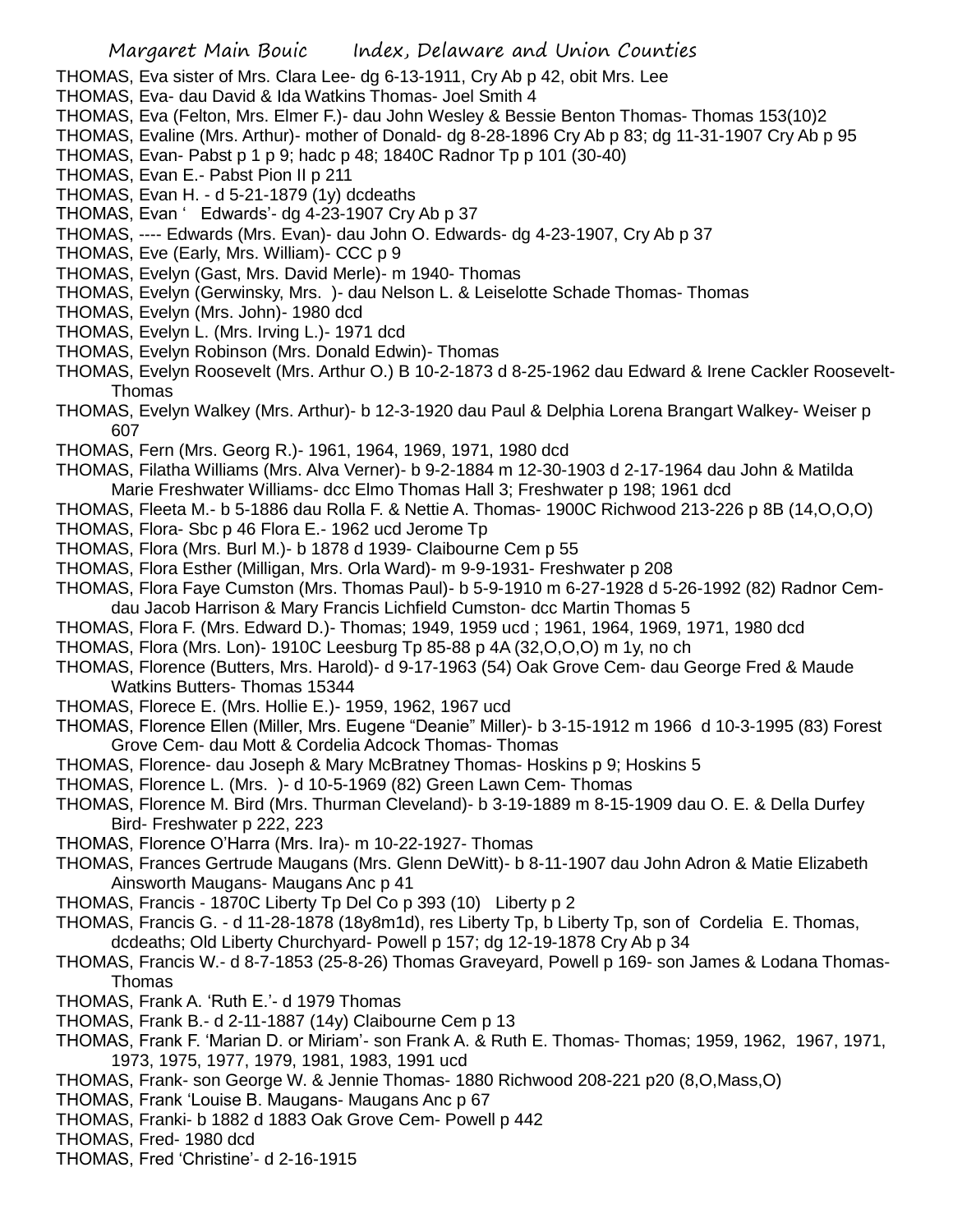THOMAS, Eva sister of Mrs. Clara Lee- dg 6-13-1911, Cry Ab p 42, obit Mrs. Lee

THOMAS, Eva- dau David & Ida Watkins Thomas- Joel Smith 4

THOMAS, Eva (Felton, Mrs. Elmer F.)- dau John Wesley & Bessie Benton Thomas- Thomas 153(10)2

THOMAS, Evaline (Mrs. Arthur)- mother of Donald- dg 8-28-1896 Cry Ab p 83; dg 11-31-1907 Cry Ab p 95

THOMAS, Evan- Pabst p 1 p 9; hadc p 48; 1840C Radnor Tp p 101 (30-40)

THOMAS, Evan E.- Pabst Pion II p 211

THOMAS, Evan H. - d 5-21-1879 (1y) dcdeaths

THOMAS, Evan ' Edwards'- dg 4-23-1907 Cry Ab p 37

THOMAS, ---- Edwards (Mrs. Evan)- dau John O. Edwards- dg 4-23-1907, Cry Ab p 37

THOMAS, Eve (Early, Mrs. William)- CCC p 9

THOMAS, Evelyn (Gast, Mrs. David Merle)- m 1940- Thomas

THOMAS, Evelyn (Gerwinsky, Mrs. )- dau Nelson L. & Leiselotte Schade Thomas- Thomas

THOMAS, Evelyn (Mrs. John)- 1980 dcd

THOMAS, Evelyn L. (Mrs. Irving L.)- 1971 dcd

THOMAS, Evelyn Robinson (Mrs. Donald Edwin)- Thomas

THOMAS, Evelyn Roosevelt (Mrs. Arthur O.) B 10-2-1873 d 8-25-1962 dau Edward & Irene Cackler Roosevelt- Thomas

THOMAS, Evelyn Walkey (Mrs. Arthur)- b 12-3-1920 dau Paul & Delphia Lorena Brangart Walkey- Weiser p 607

THOMAS, Fern (Mrs. Georg R.)- 1961, 1964, 1969, 1971, 1980 dcd

THOMAS, Filatha Williams (Mrs. Alva Verner)- b 9-2-1884 m 12-30-1903 d 2-17-1964 dau John & Matilda Marie Freshwater Williams- dcc Elmo Thomas Hall 3; Freshwater p 198; 1961 dcd

THOMAS, Fleeta M.- b 5-1886 dau Rolla F. & Nettie A. Thomas- 1900C Richwood 213-226 p 8B (14,O,O,O)

THOMAS, Flora- Sbc p 46 Flora E.- 1962 ucd Jerome Tp

THOMAS, Flora (Mrs. Burl M.)- b 1878 d 1939- Claibourne Cem p 55

THOMAS, Flora Esther (Milligan, Mrs. Orla Ward)- m 9-9-1931- Freshwater p 208

THOMAS, Flora Faye Cumston (Mrs. Thomas Paul)- b 5-9-1910 m 6-27-1928 d 5-26-1992 (82) Radnor Cem- dau Jacob Harrison & Mary Francis Lichfield Cumston- dcc Martin Thomas 5

THOMAS, Flora F. (Mrs. Edward D.)- Thomas; 1949, 1959 ucd ; 1961, 1964, 1969, 1971, 1980 dcd

THOMAS, Flora (Mrs. Lon)- 1910C Leesburg Tp 85-88 p 4A (32,O,O,O) m 1y, no ch

THOMAS, Florence (Butters, Mrs. Harold)- d 9-17-1963 (54) Oak Grove Cem- dau George Fred & Maude Watkins Butters- Thomas 15344

THOMAS, Florece E. (Mrs. Hollie E.)- 1959, 1962, 1967 ucd

THOMAS, Florence Ellen (Miller, Mrs. Eugene "Deanie" Miller)- b 3-15-1912 m 1966 d 10-3-1995 (83) Forest Grove Cem- dau Mott & Cordelia Adcock Thomas- Thomas

THOMAS, Florence- dau Joseph & Mary McBratney Thomas- Hoskins p 9; Hoskins 5

THOMAS, Florence L. (Mrs. )- d 10-5-1969 (82) Green Lawn Cem- Thomas

THOMAS, Florence M. Bird (Mrs. Thurman Cleveland)- b 3-19-1889 m 8-15-1909 dau O. E. & Della Durfey Bird- Freshwater p 222, 223

THOMAS, Florence O'Harra (Mrs. Ira)- m 10-22-1927- Thomas

THOMAS, Frances Gertrude Maugans (Mrs. Glenn DeWitt)- b 8-11-1907 dau John Adron & Matie Elizabeth Ainsworth Maugans- Maugans Anc p 41

THOMAS, Francis - 1870C Liberty Tp Del Co p 393 (10) Liberty p 2

THOMAS, Francis G. - d 11-28-1878 (18y8m1d), res Liberty Tp, b Liberty Tp, son of Cordelia E. Thomas, dcdeaths; Old Liberty Churchyard- Powell p 157; dg 12-19-1878 Cry Ab p 34

THOMAS, Francis W.- d 8-7-1853 (25-8-26) Thomas Graveyard, Powell p 169- son James & Lodana Thomas- Thomas

THOMAS, Frank A. 'Ruth E.'- d 1979 Thomas

THOMAS, Frank B.- d 2-11-1887 (14y) Claibourne Cem p 13

THOMAS, Frank F. 'Marian D. or Miriam'- son Frank A. & Ruth E. Thomas- Thomas; 1959, 1962, 1967, 1971, 1973, 1975, 1977, 1979, 1981, 1983, 1991 ucd

THOMAS, Frank- son George W. & Jennie Thomas- 1880 Richwood 208-221 p20 (8,O,Mass,O)

THOMAS, Frank 'Louise B. Maugans- Maugans Anc p 67

THOMAS, Franki- b 1882 d 1883 Oak Grove Cem- Powell p 442

THOMAS, Fred- 1980 dcd

THOMAS, Fred 'Christine'- d 2-16-1915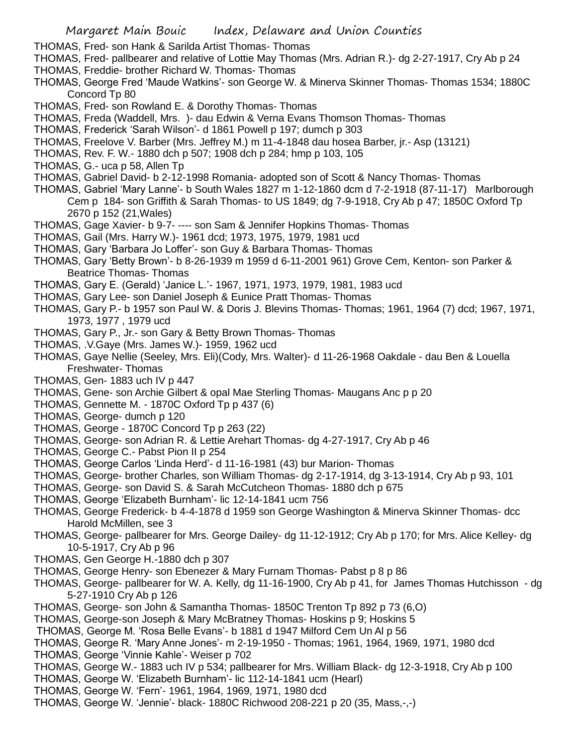THOMAS, Fred- son Hank & Sarilda Artist Thomas- Thomas

THOMAS, Fred- pallbearer and relative of Lottie May Thomas (Mrs. Adrian R.)- dg 2-27-1917, Cry Ab p 24

THOMAS, Freddie- brother Richard W. Thomas- Thomas

THOMAS, George Fred 'Maude Watkins'- son George W. & Minerva Skinner Thomas- Thomas 1534; 1880C Concord Tp 80

THOMAS, Fred- son Rowland E. & Dorothy Thomas- Thomas

THOMAS, Freda (Waddell, Mrs. )- dau Edwin & Verna Evans Thomson Thomas- Thomas

THOMAS, Frederick 'Sarah Wilson'- d 1861 Powell p 197; dumch p 303

THOMAS, Freelove V. Barber (Mrs. Jeffrey M.) m 11-4-1848 dau hosea Barber, jr.- Asp (13121)

THOMAS, Rev. F. W.- 1880 dch p 507; 1908 dch p 284; hmp p 103, 105

THOMAS, G.- uca p 58, Allen Tp

THOMAS, Gabriel David- b 2-12-1998 Romania- adopted son of Scott & Nancy Thomas- Thomas

THOMAS, Gabriel 'Mary Lanne'- b South Wales 1827 m 1-12-1860 dcm d 7-2-1918 (87-11-17) Marlborough Cem p 184- son Griffith & Sarah Thomas- to US 1849; dg 7-9-1918, Cry Ab p 47; 1850C Oxford Tp 2670 p 152 (21,Wales)

THOMAS, Gage Xavier- b 9-7- ---- son Sam & Jennifer Hopkins Thomas- Thomas

THOMAS, Gail (Mrs. Harry W.)- 1961 dcd; 1973, 1975, 1979, 1981 ucd

THOMAS, Gary 'Barbara Jo Loffer'- son Guy & Barbara Thomas- Thomas

THOMAS, Gary 'Betty Brown'- b 8-26-1939 m 1959 d 6-11-2001 961) Grove Cem, Kenton- son Parker & Beatrice Thomas- Thomas

THOMAS, Gary E. (Gerald) 'Janice L.'- 1967, 1971, 1973, 1979, 1981, 1983 ucd

THOMAS, Gary Lee- son Daniel Joseph & Eunice Pratt Thomas- Thomas

THOMAS, Gary P.- b 1957 son Paul W. & Doris J. Blevins Thomas- Thomas; 1961, 1964 (7) dcd; 1967, 1971, 1973, 1977 , 1979 ucd

THOMAS, Gary P., Jr.- son Gary & Betty Brown Thomas- Thomas

THOMAS, .V.Gaye (Mrs. James W.)- 1959, 1962 ucd

THOMAS, Gaye Nellie (Seeley, Mrs. Eli)(Cody, Mrs. Walter)- d 11-26-1968 Oakdale - dau Ben & Louella Freshwater- Thomas

THOMAS, Gen- 1883 uch IV p 447

THOMAS, Gene- son Archie Gilbert & opal Mae Sterling Thomas- Maugans Anc p p 20

THOMAS, Gennette M. - 1870C Oxford Tp p 437 (6)

THOMAS, George- dumch p 120

THOMAS, George - 1870C Concord Tp p 263 (22)

THOMAS, George- son Adrian R. & Lettie Arehart Thomas- dg 4-27-1917, Cry Ab p 46

THOMAS, George C.- Pabst Pion II p 254

THOMAS, George Carlos 'Linda Herd'- d 11-16-1981 (43) bur Marion- Thomas

THOMAS, George- brother Charles, son William Thomas- dg 2-17-1914, dg 3-13-1914, Cry Ab p 93, 101

THOMAS, George- son David S. & Sarah McCutcheon Thomas- 1880 dch p 675

THOMAS, George 'Elizabeth Burnham'- lic 12-14-1841 ucm 756

THOMAS, George Frederick- b 4-4-1878 d 1959 son George Washington & Minerva Skinner Thomas- dcc Harold McMillen, see 3

THOMAS, George- pallbearer for Mrs. George Dailey- dg 11-12-1912; Cry Ab p 170; for Mrs. Alice Kelley- dg 10-5-1917, Cry Ab p 96

THOMAS, Gen George H.-1880 dch p 307

THOMAS, George Henry- son Ebenezer & Mary Furnam Thomas- Pabst p 8 p 86

THOMAS, George- pallbearer for W. A. Kelly, dg 11-16-1900, Cry Ab p 41, for James Thomas Hutchisson - dg 5-27-1910 Cry Ab p 126

THOMAS, George- son John & Samantha Thomas- 1850C Trenton Tp 892 p 73 (6,O)

THOMAS, George-son Joseph & Mary McBratney Thomas- Hoskins p 9; Hoskins 5

THOMAS, George M. 'Rosa Belle Evans'- b 1881 d 1947 Milford Cem Un Al p 56

THOMAS, George R. 'Mary Anne Jones'- m 2-19-1950 - Thomas; 1961, 1964, 1969, 1971, 1980 dcd

THOMAS, George 'Vinnie Kahle'- Weiser p 702

THOMAS, George W.- 1883 uch IV p 534; pallbearer for Mrs. William Black- dg 12-3-1918, Cry Ab p 100

THOMAS, George W. 'Elizabeth Burnham'- lic 112-14-1841 ucm (Hearl)

THOMAS, George W. 'Fern'- 1961, 1964, 1969, 1971, 1980 dcd

THOMAS, George W. 'Jennie'- black- 1880C Richwood 208-221 p 20 (35, Mass,-,-)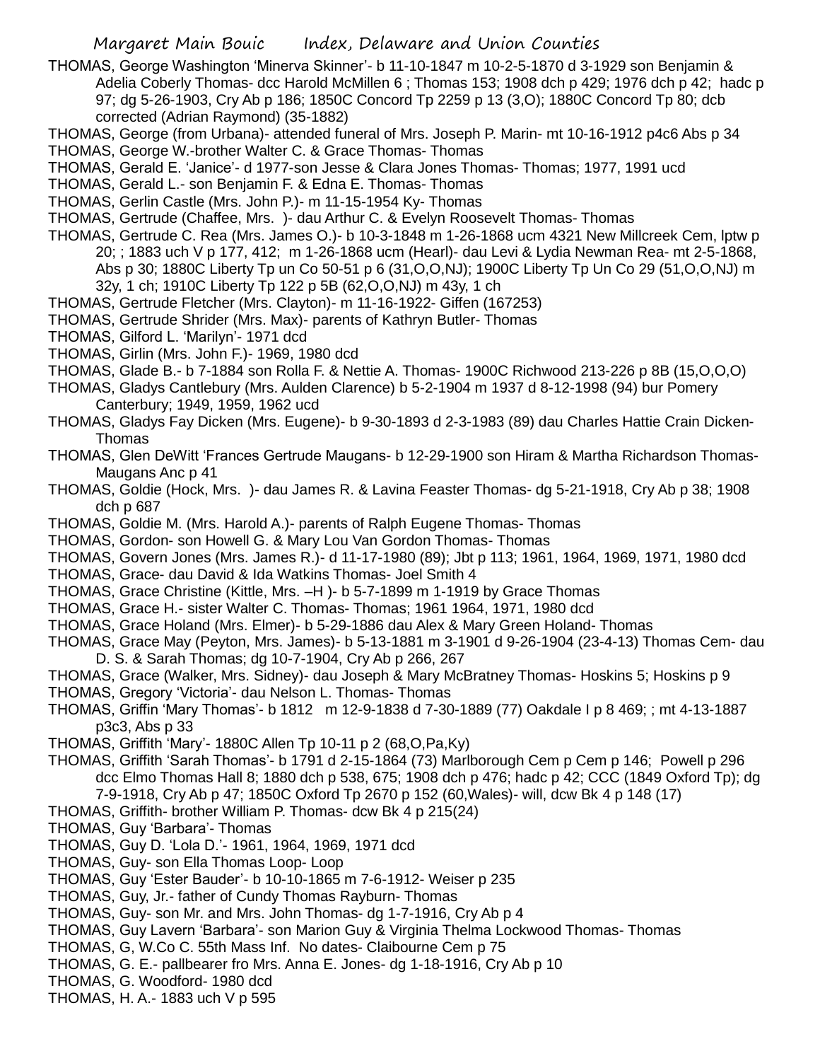THOMAS, George Washington 'Minerva Skinner'- b 11-10-1847 m 10-2-5-1870 d 3-1929 son Benjamin & Adelia Coberly Thomas- dcc Harold McMillen 6 ; Thomas 153; 1908 dch p 429; 1976 dch p 42; hadc p 97; dg 5-26-1903, Cry Ab p 186; 1850C Concord Tp 2259 p 13 (3,O); 1880C Concord Tp 80; dcb corrected (Adrian Raymond) (35-1882)

THOMAS, George (from Urbana)- attended funeral of Mrs. Joseph P. Marin- mt 10-16-1912 p4c6 Abs p 34

THOMAS, George W.-brother Walter C. & Grace Thomas- Thomas

THOMAS, Gerald E. 'Janice'- d 1977-son Jesse & Clara Jones Thomas- Thomas; 1977, 1991 ucd

THOMAS, Gerald L.- son Benjamin F. & Edna E. Thomas- Thomas

THOMAS, Gerlin Castle (Mrs. John P.)- m 11-15-1954 Ky- Thomas

THOMAS, Gertrude (Chaffee, Mrs. )- dau Arthur C. & Evelyn Roosevelt Thomas- Thomas

THOMAS, Gertrude C. Rea (Mrs. James O.)- b 10-3-1848 m 1-26-1868 ucm 4321 New Millcreek Cem, lptw p 20; ; 1883 uch V p 177, 412; m 1-26-1868 ucm (Hearl)- dau Levi & Lydia Newman Rea- mt 2-5-1868, Abs p 30; 1880C Liberty Tp un Co 50-51 p 6 (31,O,O,NJ); 1900C Liberty Tp Un Co 29 (51,O,O,NJ) m 32y, 1 ch; 1910C Liberty Tp 122 p 5B (62,O,O,NJ) m 43y, 1 ch

THOMAS, Gertrude Fletcher (Mrs. Clayton)- m 11-16-1922- Giffen (167253)

THOMAS, Gertrude Shrider (Mrs. Max)- parents of Kathryn Butler- Thomas

THOMAS, Gilford L. 'Marilyn'- 1971 dcd

THOMAS, Girlin (Mrs. John F.)- 1969, 1980 dcd

THOMAS, Glade B.- b 7-1884 son Rolla F. & Nettie A. Thomas- 1900C Richwood 213-226 p 8B (15,O,O,O)

THOMAS, Gladys Cantlebury (Mrs. Aulden Clarence) b 5-2-1904 m 1937 d 8-12-1998 (94) bur Pomery Canterbury; 1949, 1959, 1962 ucd

THOMAS, Gladys Fay Dicken (Mrs. Eugene)- b 9-30-1893 d 2-3-1983 (89) dau Charles Hattie Crain Dicken- Thomas

THOMAS, Glen DeWitt 'Frances Gertrude Maugans- b 12-29-1900 son Hiram & Martha Richardson Thomas- Maugans Anc p 41

THOMAS, Goldie (Hock, Mrs. )- dau James R. & Lavina Feaster Thomas- dg 5-21-1918, Cry Ab p 38; 1908 dch p 687

THOMAS, Goldie M. (Mrs. Harold A.)- parents of Ralph Eugene Thomas- Thomas

THOMAS, Gordon- son Howell G. & Mary Lou Van Gordon Thomas- Thomas

THOMAS, Govern Jones (Mrs. James R.)- d 11-17-1980 (89); Jbt p 113; 1961, 1964, 1969, 1971, 1980 dcd

THOMAS, Grace- dau David & Ida Watkins Thomas- Joel Smith 4

THOMAS, Grace Christine (Kittle, Mrs. –H )- b 5-7-1899 m 1-1919 by Grace Thomas

THOMAS, Grace H.- sister Walter C. Thomas- Thomas; 1961 1964, 1971, 1980 dcd

THOMAS, Grace Holand (Mrs. Elmer)- b 5-29-1886 dau Alex & Mary Green Holand- Thomas

THOMAS, Grace May (Peyton, Mrs. James)- b 5-13-1881 m 3-1901 d 9-26-1904 (23-4-13) Thomas Cem- dau D. S. & Sarah Thomas; dg 10-7-1904, Cry Ab p 266, 267

THOMAS, Grace (Walker, Mrs. Sidney)- dau Joseph & Mary McBratney Thomas- Hoskins 5; Hoskins p 9

THOMAS, Gregory 'Victoria'- dau Nelson L. Thomas- Thomas

THOMAS, Griffin 'Mary Thomas'- b 1812 m 12-9-1838 d 7-30-1889 (77) Oakdale I p 8 469; ; mt 4-13-1887 p3c3, Abs p 33

THOMAS, Griffith 'Mary'- 1880C Allen Tp 10-11 p 2 (68,O,Pa,Ky)

THOMAS, Griffith 'Sarah Thomas'- b 1791 d 2-15-1864 (73) Marlborough Cem p Cem p 146; Powell p 296 dcc Elmo Thomas Hall 8; 1880 dch p 538, 675; 1908 dch p 476; hadc p 42; CCC (1849 Oxford Tp); dg 7-9-1918, Cry Ab p 47; 1850C Oxford Tp 2670 p 152 (60,Wales)- will, dcw Bk 4 p 148 (17)

THOMAS, Griffith- brother William P. Thomas- dcw Bk 4 p 215(24)

THOMAS, Guy 'Barbara'- Thomas

THOMAS, Guy D. 'Lola D.'- 1961, 1964, 1969, 1971 dcd

THOMAS, Guy- son Ella Thomas Loop- Loop

THOMAS, Guy 'Ester Bauder'- b 10-10-1865 m 7-6-1912- Weiser p 235

THOMAS, Guy, Jr.- father of Cundy Thomas Rayburn- Thomas

THOMAS, Guy- son Mr. and Mrs. John Thomas- dg 1-7-1916, Cry Ab p 4

THOMAS, Guy Lavern 'Barbara'- son Marion Guy & Virginia Thelma Lockwood Thomas- Thomas

THOMAS, G, W.Co C. 55th Mass Inf. No dates- Claibourne Cem p 75

THOMAS, G. E.- pallbearer fro Mrs. Anna E. Jones- dg 1-18-1916, Cry Ab p 10

THOMAS, G. Woodford- 1980 dcd

THOMAS, H. A.- 1883 uch V p 595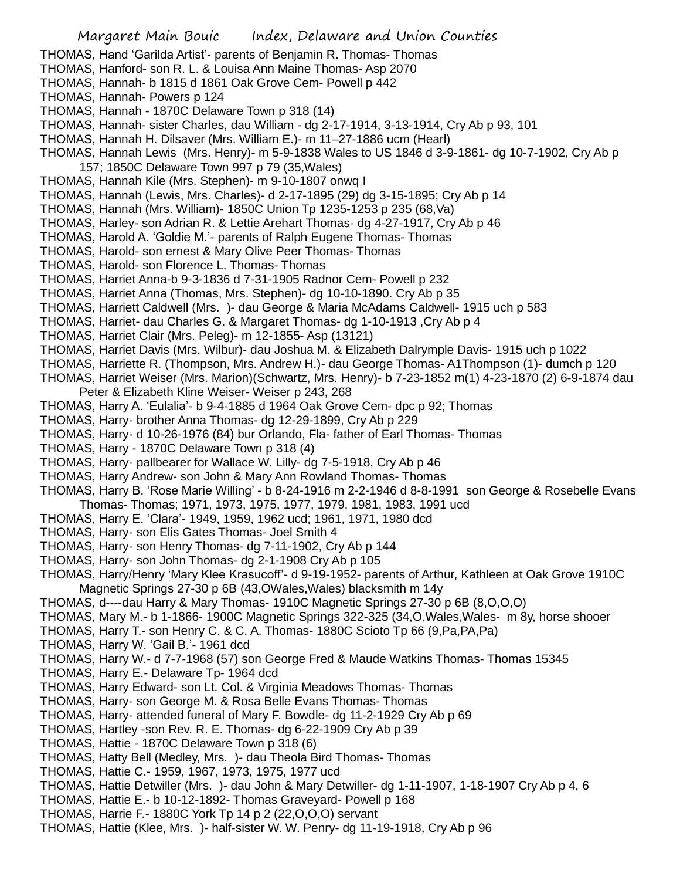THOMAS, Hand 'Garilda Artist'- parents of Benjamin R. Thomas- Thomas
THOMAS, Hanford- son R. L. & Louisa Ann Maine Thomas- Asp 2070
THOMAS, Hannah- b 1815 d 1861 Oak Grove Cem- Powell p 442
THOMAS, Hannah- Powers p 124
THOMAS, Hannah - 1870C Delaware Town p 318 (14)
THOMAS, Hannah- sister Charles, dau William - dg 2-17-1914, 3-13-1914, Cry Ab p 93, 101
THOMAS, Hannah H. Dilsaver (Mrs. William E.)- m 11–27-1886 ucm (Hearl)
THOMAS, Hannah Lewis (Mrs. Henry)- m 5-9-1838 Wales to US 1846 d 3-9-1861- dg 10-7-1902, Cry Ab p 157; 1850C Delaware Town 997 p 79 (35,Wales)
THOMAS, Hannah Kile (Mrs. Stephen)- m 9-10-1807 onwq I
THOMAS, Hannah (Lewis, Mrs. Charles)- d 2-17-1895 (29) dg 3-15-1895; Cry Ab p 14
THOMAS, Hannah (Mrs. William)- 1850C Union Tp 1235-1253 p 235 (68,Va)
THOMAS, Harley- son Adrian R. & Lettie Arehart Thomas- dg 4-27-1917, Cry Ab p 46
THOMAS, Harold A. 'Goldie M.'- parents of Ralph Eugene Thomas- Thomas
THOMAS, Harold- son ernest & Mary Olive Peer Thomas- Thomas
THOMAS, Harold- son Florence L. Thomas- Thomas
THOMAS, Harriet Anna-b 9-3-1836 d 7-31-1905 Radnor Cem- Powell p 232
THOMAS, Harriet Anna (Thomas, Mrs. Stephen)- dg 10-10-1890. Cry Ab p 35
THOMAS, Harriett Caldwell (Mrs. )- dau George & Maria McAdams Caldwell- 1915 uch p 583
THOMAS, Harriet- dau Charles G. & Margaret Thomas- dg 1-10-1913 ,Cry Ab p 4
THOMAS, Harriet Clair (Mrs. Peleg)- m 12-1855- Asp (13121)
THOMAS, Harriet Davis (Mrs. Wilbur)- dau Joshua M. & Elizabeth Dalrymple Davis- 1915 uch p 1022
THOMAS, Harriette R. (Thompson, Mrs. Andrew H.)- dau George Thomas- A1Thompson (1)- dumch p 120
THOMAS, Harriet Weiser (Mrs. Marion)(Schwartz, Mrs. Henry)- b 7-23-1852 m(1) 4-23-1870 (2) 6-9-1874 dau Peter & Elizabeth Kline Weiser- Weiser p 243, 268
THOMAS, Harry A. 'Eulalia'- b 9-4-1885 d 1964 Oak Grove Cem- dpc p 92; Thomas
THOMAS, Harry- brother Anna Thomas- dg 12-29-1899, Cry Ab p 229
THOMAS, Harry- d 10-26-1976 (84) bur Orlando, Fla- father of Earl Thomas- Thomas
THOMAS, Harry - 1870C Delaware Town p 318 (4)
THOMAS, Harry- pallbearer for Wallace W. Lilly- dg 7-5-1918, Cry Ab p 46
THOMAS, Harry Andrew- son John & Mary Ann Rowland Thomas- Thomas
THOMAS, Harry B. 'Rose Marie Willing' - b 8-24-1916 m 2-2-1946 d 8-8-1991 son George & Rosebelle Evans Thomas- Thomas; 1971, 1973, 1975, 1977, 1979, 1981, 1983, 1991 ucd
THOMAS, Harry E. 'Clara'- 1949, 1959, 1962 ucd; 1961, 1971, 1980 dcd
THOMAS, Harry- son Elis Gates Thomas- Joel Smith 4
THOMAS, Harry- son Henry Thomas- dg 7-11-1902, Cry Ab p 144
THOMAS, Harry- son John Thomas- dg 2-1-1908 Cry Ab p 105
THOMAS, Harry/Henry 'Mary Klee Krasucoff'- d 9-19-1952- parents of Arthur, Kathleen at Oak Grove 1910C Magnetic Springs 27-30 p 6B (43,OWales,Wales) blacksmith m 14y
THOMAS, d----dau Harry & Mary Thomas- 1910C Magnetic Springs 27-30 p 6B (8,O,O,O)
THOMAS, Mary M.- b 1-1866- 1900C Magnetic Springs 322-325 (34,O,Wales,Wales- m 8y, horse shooer
THOMAS, Harry T.- son Henry C. & C. A. Thomas- 1880C Scioto Tp 66 (9,Pa,PA,Pa)
THOMAS, Harry W. 'Gail B.'- 1961 dcd
THOMAS, Harry W.- d 7-7-1968 (57) son George Fred & Maude Watkins Thomas- Thomas 15345
THOMAS, Harry E.- Delaware Tp- 1964 dcd
THOMAS, Harry Edward- son Lt. Col. & Virginia Meadows Thomas- Thomas
THOMAS, Harry- son George M. & Rosa Belle Evans Thomas- Thomas
THOMAS, Harry- attended funeral of Mary F. Bowdle- dg 11-2-1929 Cry Ab p 69
THOMAS, Hartley -son Rev. R. E. Thomas- dg 6-22-1909 Cry Ab p 39
THOMAS, Hattie - 1870C Delaware Town p 318 (6)
THOMAS, Hatty Bell (Medley, Mrs. )- dau Theola Bird Thomas- Thomas
THOMAS, Hattie C.- 1959, 1967, 1973, 1975, 1977 ucd
THOMAS, Hattie Detwiller (Mrs. )- dau John & Mary Detwiller- dg 1-11-1907, 1-18-1907 Cry Ab p 4, 6
THOMAS, Hattie E.- b 10-12-1892- Thomas Graveyard- Powell p 168
THOMAS, Harrie F.- 1880C York Tp 14 p 2 (22,O,O,O) servant
THOMAS, Hattie (Klee, Mrs. )- half-sister W. W. Penry- dg 11-19-1918, Cry Ab p 96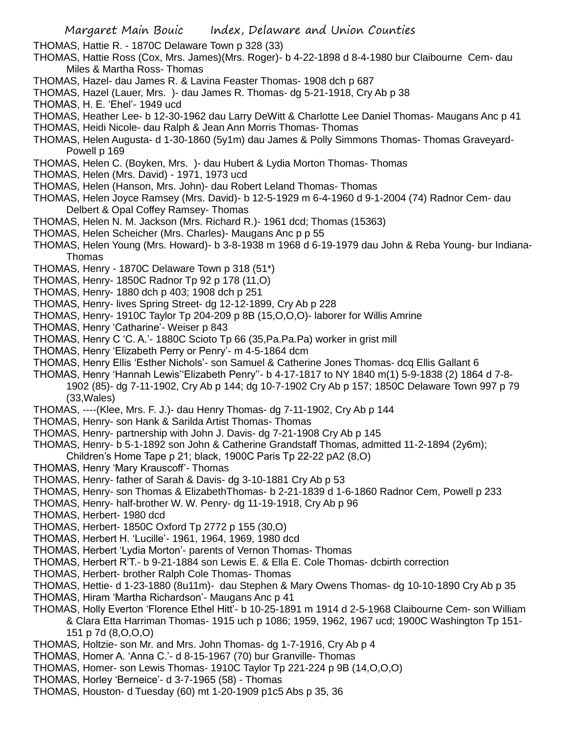THOMAS, Hattie R. - 1870C Delaware Town p 328 (33)

THOMAS, Hattie Ross (Cox, Mrs. James)(Mrs. Roger)- b 4-22-1898 d 8-4-1980 bur Claibourne Cem- dau Miles & Martha Ross- Thomas

THOMAS, Hazel- dau James R. & Lavina Feaster Thomas- 1908 dch p 687

THOMAS, Hazel (Lauer, Mrs. )- dau James R. Thomas- dg 5-21-1918, Cry Ab p 38

THOMAS, H. E. 'Ehel'- 1949 ucd

THOMAS, Heather Lee- b 12-30-1962 dau Larry DeWitt & Charlotte Lee Daniel Thomas- Maugans Anc p 41

THOMAS, Heidi Nicole- dau Ralph & Jean Ann Morris Thomas- Thomas

THOMAS, Helen Augusta- d 1-30-1860 (5y1m) dau James & Polly Simmons Thomas- Thomas Graveyard- Powell p 169

THOMAS, Helen C. (Boyken, Mrs. )- dau Hubert & Lydia Morton Thomas- Thomas

THOMAS, Helen (Mrs. David) - 1971, 1973 ucd

THOMAS, Helen (Hanson, Mrs. John)- dau Robert Leland Thomas- Thomas

THOMAS, Helen Joyce Ramsey (Mrs. David)- b 12-5-1929 m 6-4-1960 d 9-1-2004 (74) Radnor Cem- dau Delbert & Opal Coffey Ramsey- Thomas

THOMAS, Helen N. M. Jackson (Mrs. Richard R.)- 1961 dcd; Thomas (15363)

THOMAS, Helen Scheicher (Mrs. Charles)- Maugans Anc p p 55

THOMAS, Helen Young (Mrs. Howard)- b 3-8-1938 m 1968 d 6-19-1979 dau John & Reba Young- bur Indiana- Thomas

THOMAS, Henry - 1870C Delaware Town p 318 (51*)

THOMAS, Henry- 1850C Radnor Tp 92 p 178 (11,O)

THOMAS, Henry- 1880 dch p 403; 1908 dch p 251

THOMAS, Henry- lives Spring Street- dg 12-12-1899, Cry Ab p 228

THOMAS, Henry- 1910C Taylor Tp 204-209 p 8B (15,O,O,O)- laborer for Willis Amrine

THOMAS, Henry 'Catharine'- Weiser p 843

THOMAS, Henry C 'C. A.'- 1880C Scioto Tp 66 (35,Pa.Pa.Pa) worker in grist mill

THOMAS, Henry 'Elizabeth Perry or Penry'- m 4-5-1864 dcm

THOMAS, Henry Ellis 'Esther Nichols'- son Samuel & Catherine Jones Thomas- dcq Ellis Gallant 6

THOMAS, Henry 'Hannah Lewis''Elizabeth Penry''- b 4-17-1817 to NY 1840 m(1) 5-9-1838 (2) 1864 d 7-8-1902 (85)- dg 7-11-1902, Cry Ab p 144; dg 10-7-1902 Cry Ab p 157; 1850C Delaware Town 997 p 79 (33,Wales)

THOMAS, ----(Klee, Mrs. F. J.)- dau Henry Thomas- dg 7-11-1902, Cry Ab p 144

THOMAS, Henry- son Hank & Sarilda Artist Thomas- Thomas

THOMAS, Henry- partnership with John J. Davis- dg 7-21-1908 Cry Ab p 145

THOMAS, Henry- b 5-1-1892 son John & Catherine Grandstaff Thomas, admitted 11-2-1894 (2y6m); Children's Home Tape p 21; black, 1900C Paris Tp 22-22 pA2 (8,O)

THOMAS, Henry 'Mary Krauscoff'- Thomas

THOMAS, Henry- father of Sarah & Davis- dg 3-10-1881 Cry Ab p 53

THOMAS, Henry- son Thomas & ElizabethThomas- b 2-21-1839 d 1-6-1860 Radnor Cem, Powell p 233

THOMAS, Henry- half-brother W. W. Penry- dg 11-19-1918, Cry Ab p 96

THOMAS, Herbert- 1980 dcd

THOMAS, Herbert- 1850C Oxford Tp 2772 p 155 (30,O)

THOMAS, Herbert H. 'Lucille'- 1961, 1964, 1969, 1980 dcd

THOMAS, Herbert 'Lydia Morton'- parents of Vernon Thomas- Thomas

THOMAS, Herbert R'T.- b 9-21-1884 son Lewis E. & Ella E. Cole Thomas- dcbirth correction

THOMAS, Herbert- brother Ralph Cole Thomas- Thomas

THOMAS, Hettie- d 1-23-1880 (8u11m)- dau Stephen & Mary Owens Thomas- dg 10-10-1890 Cry Ab p 35

THOMAS, Hiram 'Martha Richardson'- Maugans Anc p 41

THOMAS, Holly Everton 'Florence Ethel Hitt'- b 10-25-1891 m 1914 d 2-5-1968 Claibourne Cem- son William & Clara Etta Harriman Thomas- 1915 uch p 1086; 1959, 1962, 1967 ucd; 1900C Washington Tp 151-151 p 7d (8,O,O,O)

THOMAS, Holtzie- son Mr. and Mrs. John Thomas- dg 1-7-1916, Cry Ab p 4

THOMAS, Homer A. 'Anna C.'- d 8-15-1967 (70) bur Granville- Thomas

THOMAS, Homer- son Lewis Thomas- 1910C Taylor Tp 221-224 p 9B (14,O,O,O)

THOMAS, Horley 'Berneice'- d 3-7-1965 (58) - Thomas

THOMAS, Houston- d Tuesday (60) mt 1-20-1909 p1c5 Abs p 35, 36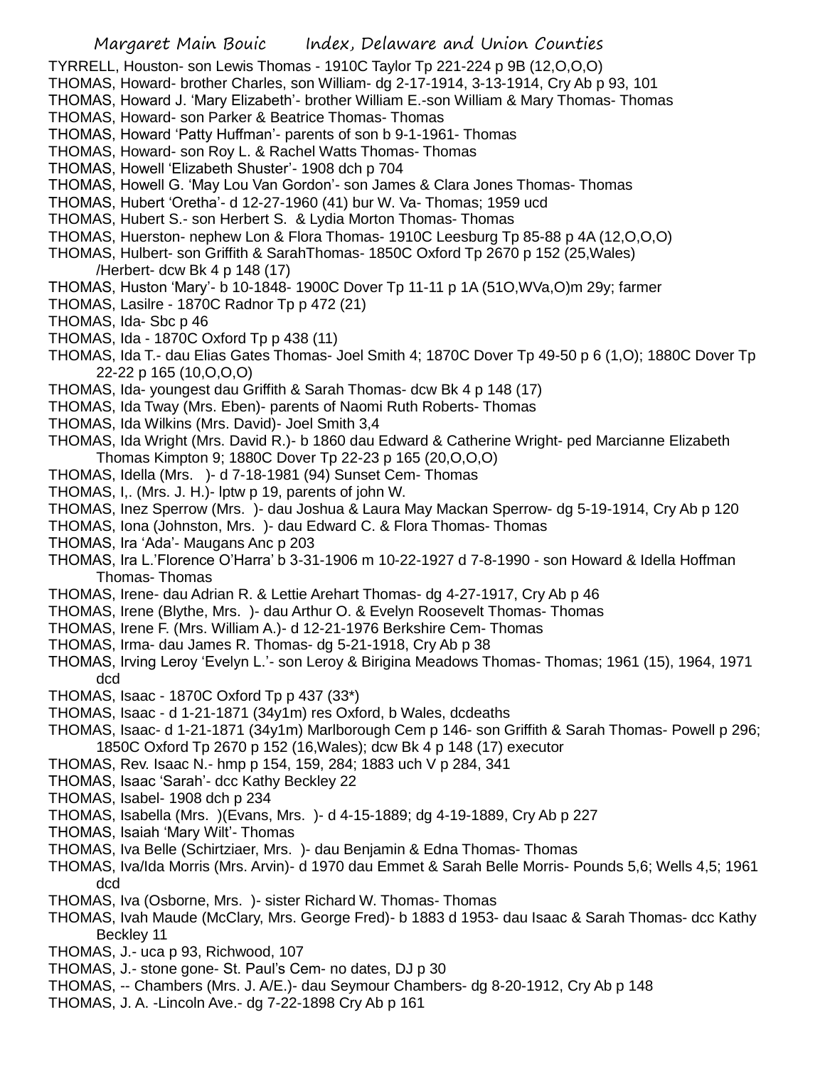TYRRELL, Houston- son Lewis Thomas - 1910C Taylor Tp 221-224 p 9B (12,O,O,O)
THOMAS, Howard- brother Charles, son William- dg 2-17-1914, 3-13-1914, Cry Ab p 93, 101
THOMAS, Howard J. 'Mary Elizabeth'- brother William E.-son William & Mary Thomas- Thomas
THOMAS, Howard- son Parker & Beatrice Thomas- Thomas
THOMAS, Howard 'Patty Huffman'- parents of son b 9-1-1961- Thomas
THOMAS, Howard- son Roy L. & Rachel Watts Thomas- Thomas
THOMAS, Howell 'Elizabeth Shuster'- 1908 dch p 704
THOMAS, Howell G. 'May Lou Van Gordon'- son James & Clara Jones Thomas- Thomas
THOMAS, Hubert 'Oretha'- d 12-27-1960 (41) bur W. Va- Thomas; 1959 ucd
THOMAS, Hubert S.- son Herbert S. & Lydia Morton Thomas- Thomas
THOMAS, Huerston- nephew Lon & Flora Thomas- 1910C Leesburg Tp 85-88 p 4A (12,O,O,O)
THOMAS, Hulbert- son Griffith & SarahThomas- 1850C Oxford Tp 2670 p 152 (25,Wales) /Herbert- dcw Bk 4 p 148 (17)
THOMAS, Huston 'Mary'- b 10-1848- 1900C Dover Tp 11-11 p 1A (51O,WVa,O)m 29y; farmer
THOMAS, Lasilre - 1870C Radnor Tp p 472 (21)
THOMAS, Ida- Sbc p 46
THOMAS, Ida - 1870C Oxford Tp p 438 (11)
THOMAS, Ida T.- dau Elias Gates Thomas- Joel Smith 4; 1870C Dover Tp 49-50 p 6 (1,O); 1880C Dover Tp 22-22 p 165 (10,O,O,O)
THOMAS, Ida- youngest dau Griffith & Sarah Thomas- dcw Bk 4 p 148 (17)
THOMAS, Ida Tway (Mrs. Eben)- parents of Naomi Ruth Roberts- Thomas
THOMAS, Ida Wilkins (Mrs. David)- Joel Smith 3,4
THOMAS, Ida Wright (Mrs. David R.)- b 1860 dau Edward & Catherine Wright- ped Marcianne Elizabeth Thomas Kimpton 9; 1880C Dover Tp 22-23 p 165 (20,O,O,O)
THOMAS, Idella (Mrs. )- d 7-18-1981 (94) Sunset Cem- Thomas
THOMAS, I,. (Mrs. J. H.)- lptw p 19, parents of john W.
THOMAS, Inez Sperrow (Mrs. )- dau Joshua & Laura May Mackan Sperrow- dg 5-19-1914, Cry Ab p 120
THOMAS, Iona (Johnston, Mrs. )- dau Edward C. & Flora Thomas- Thomas
THOMAS, Ira 'Ada'- Maugans Anc p 203
THOMAS, Ira L.'Florence O'Harra' b 3-31-1906 m 10-22-1927 d 7-8-1990 - son Howard & Idella Hoffman Thomas- Thomas
THOMAS, Irene- dau Adrian R. & Lettie Arehart Thomas- dg 4-27-1917, Cry Ab p 46
THOMAS, Irene (Blythe, Mrs. )- dau Arthur O. & Evelyn Roosevelt Thomas- Thomas
THOMAS, Irene F. (Mrs. William A.)- d 12-21-1976 Berkshire Cem- Thomas
THOMAS, Irma- dau James R. Thomas- dg 5-21-1918, Cry Ab p 38
THOMAS, Irving Leroy 'Evelyn L.'- son Leroy & Birigina Meadows Thomas- Thomas; 1961 (15), 1964, 1971 dcd
THOMAS, Isaac - 1870C Oxford Tp p 437 (33*)
THOMAS, Isaac - d 1-21-1871 (34y1m) res Oxford, b Wales, dcdeaths
THOMAS, Isaac- d 1-21-1871 (34y1m) Marlborough Cem p 146- son Griffith & Sarah Thomas- Powell p 296; 1850C Oxford Tp 2670 p 152 (16,Wales); dcw Bk 4 p 148 (17) executor
THOMAS, Rev. Isaac N.- hmp p 154, 159, 284; 1883 uch V p 284, 341
THOMAS, Isaac 'Sarah'- dcc Kathy Beckley 22
THOMAS, Isabel- 1908 dch p 234
THOMAS, Isabella (Mrs. )(Evans, Mrs. )- d 4-15-1889; dg 4-19-1889, Cry Ab p 227
THOMAS, Isaiah 'Mary Wilt'- Thomas
THOMAS, Iva Belle (Schirtziaer, Mrs. )- dau Benjamin & Edna Thomas- Thomas
THOMAS, Iva/Ida Morris (Mrs. Arvin)- d 1970 dau Emmet & Sarah Belle Morris- Pounds 5,6; Wells 4,5; 1961 dcd
THOMAS, Iva (Osborne, Mrs. )- sister Richard W. Thomas- Thomas
THOMAS, Ivah Maude (McClary, Mrs. George Fred)- b 1883 d 1953- dau Isaac & Sarah Thomas- dcc Kathy Beckley 11
THOMAS, J.- uca p 93, Richwood, 107
THOMAS, J.- stone gone- St. Paul's Cem- no dates, DJ p 30
THOMAS, -- Chambers (Mrs. J. A/E.)- dau Seymour Chambers- dg 8-20-1912, Cry Ab p 148
THOMAS, J. A. -Lincoln Ave.- dg 7-22-1898 Cry Ab p 161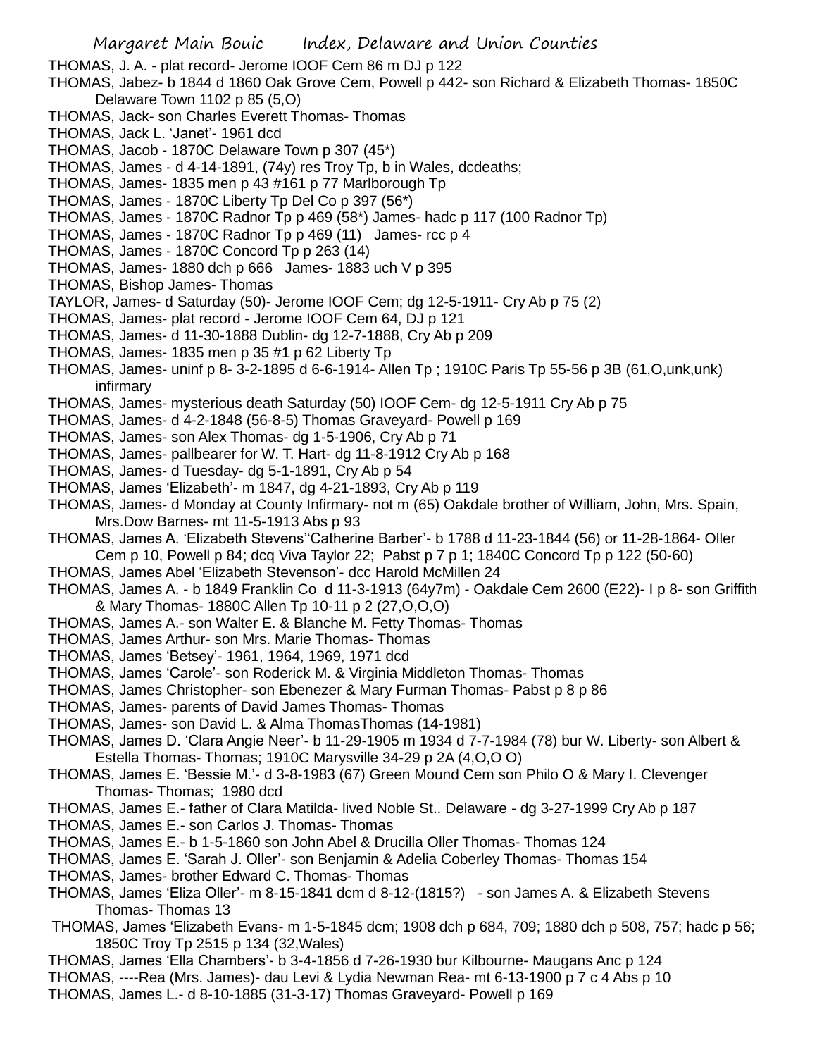THOMAS, J. A. - plat record- Jerome IOOF Cem 86 m DJ p 122
THOMAS, Jabez- b 1844 d 1860 Oak Grove Cem, Powell p 442- son Richard & Elizabeth Thomas- 1850C Delaware Town 1102 p 85 (5,O)
THOMAS, Jack- son Charles Everett Thomas- Thomas
THOMAS, Jack L. 'Janet'- 1961 dcd
THOMAS, Jacob - 1870C Delaware Town p 307 (45*)
THOMAS, James - d 4-14-1891, (74y) res Troy Tp, b in Wales, dcdeaths;
THOMAS, James- 1835 men p 43 #161 p 77 Marlborough Tp
THOMAS, James - 1870C Liberty Tp Del Co p 397 (56*)
THOMAS, James - 1870C Radnor Tp p 469 (58*) James- hadc p 117 (100 Radnor Tp)
THOMAS, James - 1870C Radnor Tp p 469 (11) James- rcc p 4
THOMAS, James - 1870C Concord Tp p 263 (14)
THOMAS, James- 1880 dch p 666 James- 1883 uch V p 395
THOMAS, Bishop James- Thomas
TAYLOR, James- d Saturday (50)- Jerome IOOF Cem; dg 12-5-1911- Cry Ab p 75 (2)
THOMAS, James- plat record - Jerome IOOF Cem 64, DJ p 121
THOMAS, James- d 11-30-1888 Dublin- dg 12-7-1888, Cry Ab p 209
THOMAS, James- 1835 men p 35 #1 p 62 Liberty Tp
THOMAS, James- uninf p 8- 3-2-1895 d 6-6-1914- Allen Tp ; 1910C Paris Tp 55-56 p 3B (61,O,unk,unk) infirmary
THOMAS, James- mysterious death Saturday (50) IOOF Cem- dg 12-5-1911 Cry Ab p 75
THOMAS, James- d 4-2-1848 (56-8-5) Thomas Graveyard- Powell p 169
THOMAS, James- son Alex Thomas- dg 1-5-1906, Cry Ab p 71
THOMAS, James- pallbearer for W. T. Hart- dg 11-8-1912 Cry Ab p 168
THOMAS, James- d Tuesday- dg 5-1-1891, Cry Ab p 54
THOMAS, James 'Elizabeth'- m 1847, dg 4-21-1893, Cry Ab p 119
THOMAS, James- d Monday at County Infirmary- not m (65) Oakdale brother of William, John, Mrs. Spain, Mrs.Dow Barnes- mt 11-5-1913 Abs p 93
THOMAS, James A. 'Elizabeth Stevens''Catherine Barber'- b 1788 d 11-23-1844 (56) or 11-28-1864- Oller Cem p 10, Powell p 84; dcq Viva Taylor 22; Pabst p 7 p 1; 1840C Concord Tp p 122 (50-60)
THOMAS, James Abel 'Elizabeth Stevenson'- dcc Harold McMillen 24
THOMAS, James A. - b 1849 Franklin Co d 11-3-1913 (64y7m) - Oakdale Cem 2600 (E22)- I p 8- son Griffith & Mary Thomas- 1880C Allen Tp 10-11 p 2 (27,O,O,O)
THOMAS, James A.- son Walter E. & Blanche M. Fetty Thomas- Thomas
THOMAS, James Arthur- son Mrs. Marie Thomas- Thomas
THOMAS, James 'Betsey'- 1961, 1964, 1969, 1971 dcd
THOMAS, James 'Carole'- son Roderick M. & Virginia Middleton Thomas- Thomas
THOMAS, James Christopher- son Ebenezer & Mary Furman Thomas- Pabst p 8 p 86
THOMAS, James- parents of David James Thomas- Thomas
THOMAS, James- son David L. & Alma ThomasThomas (14-1981)
THOMAS, James D. 'Clara Angie Neer'- b 11-29-1905 m 1934 d 7-7-1984 (78) bur W. Liberty- son Albert & Estella Thomas- Thomas; 1910C Marysville 34-29 p 2A (4,O,O O)
THOMAS, James E. 'Bessie M.'- d 3-8-1983 (67) Green Mound Cem son Philo O & Mary I. Clevenger Thomas- Thomas; 1980 dcd
THOMAS, James E.- father of Clara Matilda- lived Noble St.. Delaware - dg 3-27-1999 Cry Ab p 187
THOMAS, James E.- son Carlos J. Thomas- Thomas
THOMAS, James E.- b 1-5-1860 son John Abel & Drucilla Oller Thomas- Thomas 124
THOMAS, James E. 'Sarah J. Oller'- son Benjamin & Adelia Coberley Thomas- Thomas 154
THOMAS, James- brother Edward C. Thomas- Thomas
THOMAS, James 'Eliza Oller'- m 8-15-1841 dcm d 8-12-(1815?) - son James A. & Elizabeth Stevens Thomas- Thomas 13
THOMAS, James 'Elizabeth Evans- m 1-5-1845 dcm; 1908 dch p 684, 709; 1880 dch p 508, 757; hadc p 56; 1850C Troy Tp 2515 p 134 (32,Wales)
THOMAS, James 'Ella Chambers'- b 3-4-1856 d 7-26-1930 bur Kilbourne- Maugans Anc p 124
THOMAS, ----Rea (Mrs. James)- dau Levi & Lydia Newman Rea- mt 6-13-1900 p 7 c 4 Abs p 10
THOMAS, James L.- d 8-10-1885 (31-3-17) Thomas Graveyard- Powell p 169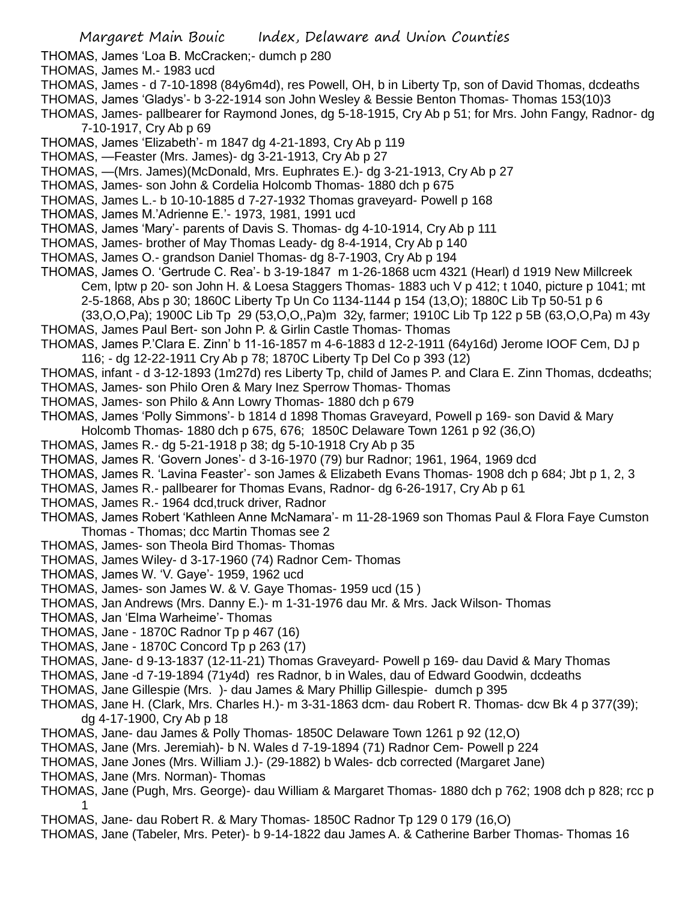THOMAS, James 'Loa B. McCracken;- dumch p 280

THOMAS, James M.- 1983 ucd

THOMAS, James - d 7-10-1898 (84y6m4d), res Powell, OH, b in Liberty Tp, son of David Thomas, dcdeaths

THOMAS, James 'Gladys'- b 3-22-1914 son John Wesley & Bessie Benton Thomas- Thomas 153(10)3

THOMAS, James- pallbearer for Raymond Jones, dg 5-18-1915, Cry Ab p 51; for Mrs. John Fangy, Radnor- dg 7-10-1917, Cry Ab p 69

THOMAS, James 'Elizabeth'- m 1847 dg 4-21-1893, Cry Ab p 119

THOMAS, —Feaster (Mrs. James)- dg 3-21-1913, Cry Ab p 27

THOMAS, —(Mrs. James)(McDonald, Mrs. Euphrates E.)- dg 3-21-1913, Cry Ab p 27

THOMAS, James- son John & Cordelia Holcomb Thomas- 1880 dch p 675

THOMAS, James L.- b 10-10-1885 d 7-27-1932 Thomas graveyard- Powell p 168

THOMAS, James M.'Adrienne E.'- 1973, 1981, 1991 ucd

THOMAS, James 'Mary'- parents of Davis S. Thomas- dg 4-10-1914, Cry Ab p 111

THOMAS, James- brother of May Thomas Leady- dg 8-4-1914, Cry Ab p 140

THOMAS, James O.- grandson Daniel Thomas- dg 8-7-1903, Cry Ab p 194

THOMAS, James O. 'Gertrude C. Rea'- b 3-19-1847 m 1-26-1868 ucm 4321 (Hearl) d 1919 New Millcreek Cem, lptw p 20- son John H. & Loesa Staggers Thomas- 1883 uch V p 412; t 1040, picture p 1041; mt 2-5-1868, Abs p 30; 1860C Liberty Tp Un Co 1134-1144 p 154 (13,O); 1880C Lib Tp 50-51 p 6 (33,O,O,Pa); 1900C Lib Tp 29 (53,O,O,,Pa)m 32y, farmer; 1910C Lib Tp 122 p 5B (63,O,O,Pa) m 43y

THOMAS, James Paul Bert- son John P. & Girlin Castle Thomas- Thomas

THOMAS, James P.'Clara E. Zinn' b 11-16-1857 m 4-6-1883 d 12-2-1911 (64y16d) Jerome IOOF Cem, DJ p 116; - dg 12-22-1911 Cry Ab p 78; 1870C Liberty Tp Del Co p 393 (12)

THOMAS, infant - d 3-12-1893 (1m27d) res Liberty Tp, child of James P. and Clara E. Zinn Thomas, dcdeaths;

THOMAS, James- son Philo Oren & Mary Inez Sperrow Thomas- Thomas

THOMAS, James- son Philo & Ann Lowry Thomas- 1880 dch p 679

THOMAS, James 'Polly Simmons'- b 1814 d 1898 Thomas Graveyard, Powell p 169- son David & Mary Holcomb Thomas- 1880 dch p 675, 676; 1850C Delaware Town 1261 p 92 (36,O)

THOMAS, James R.- dg 5-21-1918 p 38; dg 5-10-1918 Cry Ab p 35

THOMAS, James R. 'Govern Jones'- d 3-16-1970 (79) bur Radnor; 1961, 1964, 1969 dcd

THOMAS, James R. 'Lavina Feaster'- son James & Elizabeth Evans Thomas- 1908 dch p 684; Jbt p 1, 2, 3

THOMAS, James R.- pallbearer for Thomas Evans, Radnor- dg 6-26-1917, Cry Ab p 61

THOMAS, James R.- 1964 dcd,truck driver, Radnor

THOMAS, James Robert 'Kathleen Anne McNamara'- m 11-28-1969 son Thomas Paul & Flora Faye Cumston Thomas - Thomas; dcc Martin Thomas see 2

THOMAS, James- son Theola Bird Thomas- Thomas

THOMAS, James Wiley- d 3-17-1960 (74) Radnor Cem- Thomas

THOMAS, James W. 'V. Gaye'- 1959, 1962 ucd

THOMAS, James- son James W. & V. Gaye Thomas- 1959 ucd (15 )

THOMAS, Jan Andrews (Mrs. Danny E.)- m 1-31-1976 dau Mr. & Mrs. Jack Wilson- Thomas

THOMAS, Jan 'Elma Warheime'- Thomas

THOMAS, Jane - 1870C Radnor Tp p 467 (16)

THOMAS, Jane - 1870C Concord Tp p 263 (17)

THOMAS, Jane- d 9-13-1837 (12-11-21) Thomas Graveyard- Powell p 169- dau David & Mary Thomas

THOMAS, Jane -d 7-19-1894 (71y4d) res Radnor, b in Wales, dau of Edward Goodwin, dcdeaths

THOMAS, Jane Gillespie (Mrs. )- dau James & Mary Phillip Gillespie- dumch p 395

THOMAS, Jane H. (Clark, Mrs. Charles H.)- m 3-31-1863 dcm- dau Robert R. Thomas- dcw Bk 4 p 377(39); dg 4-17-1900, Cry Ab p 18

THOMAS, Jane- dau James & Polly Thomas- 1850C Delaware Town 1261 p 92 (12,O)

THOMAS, Jane (Mrs. Jeremiah)- b N. Wales d 7-19-1894 (71) Radnor Cem- Powell p 224

THOMAS, Jane Jones (Mrs. William J.)- (29-1882) b Wales- dcb corrected (Margaret Jane)

THOMAS, Jane (Mrs. Norman)- Thomas

THOMAS, Jane (Pugh, Mrs. George)- dau William & Margaret Thomas- 1880 dch p 762; 1908 dch p 828; rcc p 1

THOMAS, Jane- dau Robert R. & Mary Thomas- 1850C Radnor Tp 129 0 179 (16,O)

THOMAS, Jane (Tabeler, Mrs. Peter)- b 9-14-1822 dau James A. & Catherine Barber Thomas- Thomas 16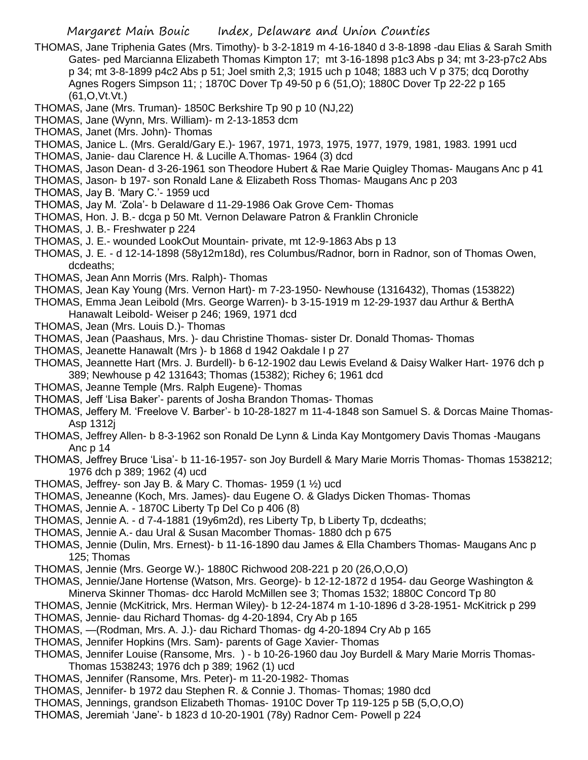THOMAS, Jane Triphenia Gates (Mrs. Timothy)- b 3-2-1819 m 4-16-1840 d 3-8-1898 -dau Elias & Sarah Smith Gates- ped Marcianna Elizabeth Thomas Kimpton 17; mt 3-16-1898 p1c3 Abs p 34; mt 3-23-p7c2 Abs p 34; mt 3-8-1899 p4c2 Abs p 51; Joel smith 2,3; 1915 uch p 1048; 1883 uch V p 375; dcq Dorothy Agnes Rogers Simpson 11; ; 1870C Dover Tp 49-50 p 6 (51,O); 1880C Dover Tp 22-22 p 165 (61,O,Vt.Vt.)

THOMAS, Jane (Mrs. Truman)- 1850C Berkshire Tp 90 p 10 (NJ,22)

THOMAS, Jane (Wynn, Mrs. William)- m 2-13-1853 dcm

THOMAS, Janet (Mrs. John)- Thomas

THOMAS, Janice L. (Mrs. Gerald/Gary E.)- 1967, 1971, 1973, 1975, 1977, 1979, 1981, 1983. 1991 ucd

THOMAS, Janie- dau Clarence H. & Lucille A.Thomas- 1964 (3) dcd

THOMAS, Jason Dean- d 3-26-1961 son Theodore Hubert & Rae Marie Quigley Thomas- Maugans Anc p 41

THOMAS, Jason- b 197- son Ronald Lane & Elizabeth Ross Thomas- Maugans Anc p 203

THOMAS, Jay B. 'Mary C.'- 1959 ucd

THOMAS, Jay M. 'Zola'- b Delaware d 11-29-1986 Oak Grove Cem- Thomas

THOMAS, Hon. J. B.- dcga p 50 Mt. Vernon Delaware Patron & Franklin Chronicle

THOMAS, J. B.- Freshwater p 224

THOMAS, J. E.- wounded LookOut Mountain- private, mt 12-9-1863 Abs p 13

THOMAS, J. E. - d 12-14-1898 (58y12m18d), res Columbus/Radnor, born in Radnor, son of Thomas Owen, dcdeaths;

THOMAS, Jean Ann Morris (Mrs. Ralph)- Thomas

THOMAS, Jean Kay Young (Mrs. Vernon Hart)- m 7-23-1950- Newhouse (1316432), Thomas (153822)

THOMAS, Emma Jean Leibold (Mrs. George Warren)- b 3-15-1919 m 12-29-1937 dau Arthur & BerthA Hanawalt Leibold- Weiser p 246; 1969, 1971 dcd

THOMAS, Jean (Mrs. Louis D.)- Thomas

THOMAS, Jean (Paashaus, Mrs. )- dau Christine Thomas- sister Dr. Donald Thomas- Thomas

THOMAS, Jeanette Hanawalt (Mrs )- b 1868 d 1942 Oakdale I p 27

THOMAS, Jeannette Hart (Mrs. J. Burdell)- b 6-12-1902 dau Lewis Eveland & Daisy Walker Hart- 1976 dch p 389; Newhouse p 42 131643; Thomas (15382); Richey 6; 1961 dcd

THOMAS, Jeanne Temple (Mrs. Ralph Eugene)- Thomas

THOMAS, Jeff 'Lisa Baker'- parents of Josha Brandon Thomas- Thomas

THOMAS, Jeffery M. 'Freelove V. Barber'- b 10-28-1827 m 11-4-1848 son Samuel S. & Dorcas Maine Thomas- Asp 1312j

THOMAS, Jeffrey Allen- b 8-3-1962 son Ronald De Lynn & Linda Kay Montgomery Davis Thomas -Maugans Anc p 14

THOMAS, Jeffrey Bruce 'Lisa'- b 11-16-1957- son Joy Burdell & Mary Marie Morris Thomas- Thomas 1538212; 1976 dch p 389; 1962 (4) ucd

THOMAS, Jeffrey- son Jay B. & Mary C. Thomas- 1959 (1 ½) ucd

THOMAS, Jeneanne (Koch, Mrs. James)- dau Eugene O. & Gladys Dicken Thomas- Thomas

THOMAS, Jennie A. - 1870C Liberty Tp Del Co p 406 (8)

THOMAS, Jennie A. - d 7-4-1881 (19y6m2d), res Liberty Tp, b Liberty Tp, dcdeaths;

THOMAS, Jennie A.- dau Ural & Susan Macomber Thomas- 1880 dch p 675

THOMAS, Jennie (Dulin, Mrs. Ernest)- b 11-16-1890 dau James & Ella Chambers Thomas- Maugans Anc p 125; Thomas

THOMAS, Jennie (Mrs. George W.)- 1880C Richwood 208-221 p 20 (26,O,O,O)

THOMAS, Jennie/Jane Hortense (Watson, Mrs. George)- b 12-12-1872 d 1954- dau George Washington & Minerva Skinner Thomas- dcc Harold McMillen see 3; Thomas 1532; 1880C Concord Tp 80

THOMAS, Jennie (McKitrick, Mrs. Herman Wiley)- b 12-24-1874 m 1-10-1896 d 3-28-1951- McKitrick p 299

THOMAS, Jennie- dau Richard Thomas- dg 4-20-1894, Cry Ab p 165

THOMAS, —(Rodman, Mrs. A. J.)- dau Richard Thomas- dg 4-20-1894 Cry Ab p 165

THOMAS, Jennifer Hopkins (Mrs. Sam)- parents of Gage Xavier- Thomas

THOMAS, Jennifer Louise (Ransome, Mrs. ) - b 10-26-1960 dau Joy Burdell & Mary Marie Morris Thomas- Thomas 1538243; 1976 dch p 389; 1962 (1) ucd

THOMAS, Jennifer (Ransome, Mrs. Peter)- m 11-20-1982- Thomas

THOMAS, Jennifer- b 1972 dau Stephen R. & Connie J. Thomas- Thomas; 1980 dcd

THOMAS, Jennings, grandson Elizabeth Thomas- 1910C Dover Tp 119-125 p 5B (5,O,O,O)

THOMAS, Jeremiah 'Jane'- b 1823 d 10-20-1901 (78y) Radnor Cem- Powell p 224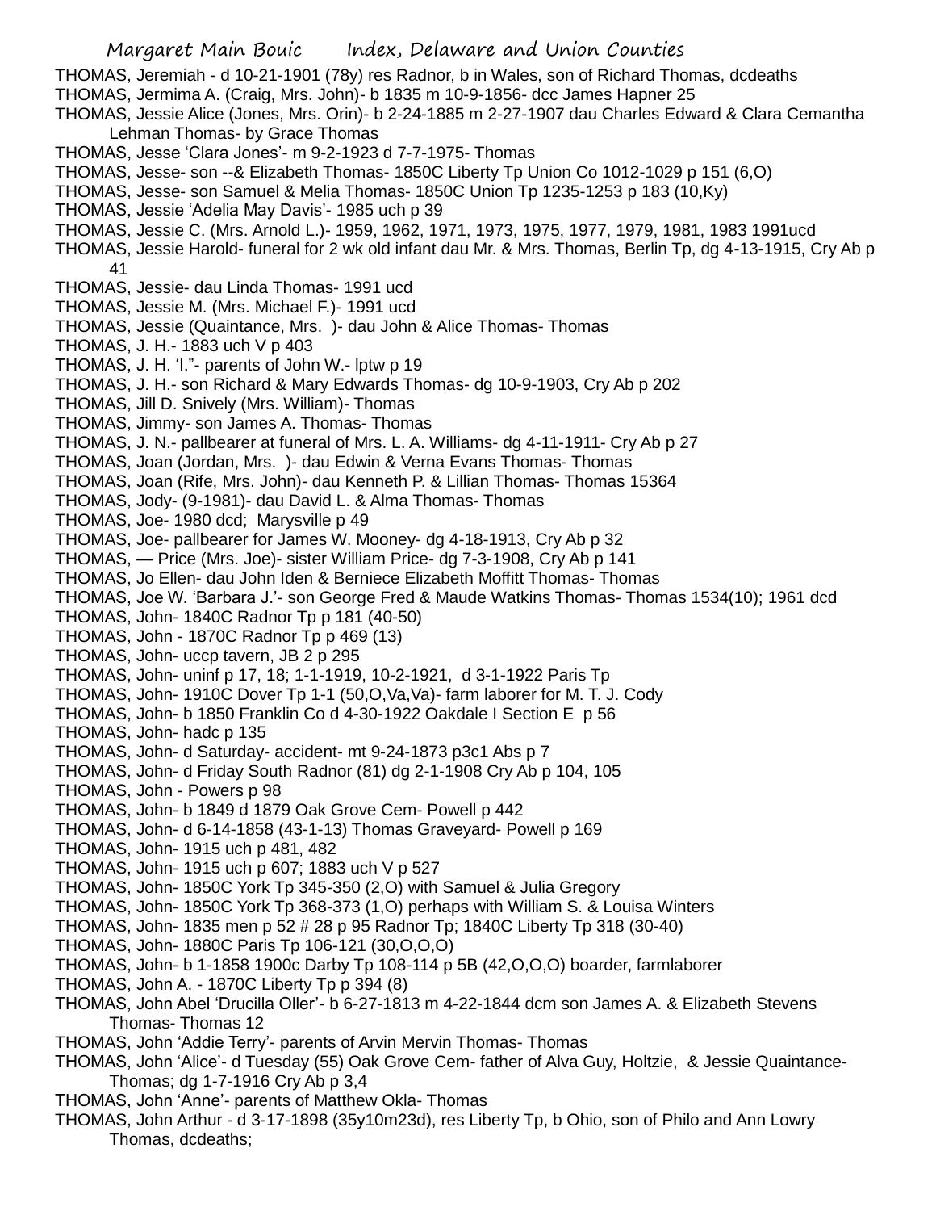THOMAS, Jeremiah - d 10-21-1901 (78y) res Radnor, b in Wales, son of Richard Thomas, dcdeaths

THOMAS, Jermima A. (Craig, Mrs. John)- b 1835 m 10-9-1856- dcc James Hapner 25

THOMAS, Jessie Alice (Jones, Mrs. Orin)- b 2-24-1885 m 2-27-1907 dau Charles Edward & Clara Cemantha Lehman Thomas- by Grace Thomas

THOMAS, Jesse 'Clara Jones'- m 9-2-1923 d 7-7-1975- Thomas

THOMAS, Jesse- son --& Elizabeth Thomas- 1850C Liberty Tp Union Co 1012-1029 p 151 (6,O)

THOMAS, Jesse- son Samuel & Melia Thomas- 1850C Union Tp 1235-1253 p 183 (10,Ky)

THOMAS, Jessie 'Adelia May Davis'- 1985 uch p 39

THOMAS, Jessie C. (Mrs. Arnold L.)- 1959, 1962, 1971, 1973, 1975, 1977, 1979, 1981, 1983 1991ucd

THOMAS, Jessie Harold- funeral for 2 wk old infant dau Mr. & Mrs. Thomas, Berlin Tp, dg 4-13-1915, Cry Ab p 41

THOMAS, Jessie- dau Linda Thomas- 1991 ucd

THOMAS, Jessie M. (Mrs. Michael F.)- 1991 ucd

THOMAS, Jessie (Quaintance, Mrs. )- dau John & Alice Thomas- Thomas

THOMAS, J. H.- 1883 uch V p 403

THOMAS, J. H. 'I."- parents of John W.- lptw p 19

THOMAS, J. H.- son Richard & Mary Edwards Thomas- dg 10-9-1903, Cry Ab p 202

THOMAS, Jill D. Snively (Mrs. William)- Thomas

THOMAS, Jimmy- son James A. Thomas- Thomas

THOMAS, J. N.- pallbearer at funeral of Mrs. L. A. Williams- dg 4-11-1911- Cry Ab p 27

THOMAS, Joan (Jordan, Mrs. )- dau Edwin & Verna Evans Thomas- Thomas

THOMAS, Joan (Rife, Mrs. John)- dau Kenneth P. & Lillian Thomas- Thomas 15364

THOMAS, Jody- (9-1981)- dau David L. & Alma Thomas- Thomas

THOMAS, Joe- 1980 dcd; Marysville p 49

THOMAS, Joe- pallbearer for James W. Mooney- dg 4-18-1913, Cry Ab p 32

THOMAS, — Price (Mrs. Joe)- sister William Price- dg 7-3-1908, Cry Ab p 141

THOMAS, Jo Ellen- dau John Iden & Berniece Elizabeth Moffitt Thomas- Thomas

THOMAS, Joe W. 'Barbara J.'- son George Fred & Maude Watkins Thomas- Thomas 1534(10); 1961 dcd

THOMAS, John- 1840C Radnor Tp p 181 (40-50)

THOMAS, John - 1870C Radnor Tp p 469 (13)

THOMAS, John- uccp tavern, JB 2 p 295

THOMAS, John- uninf p 17, 18; 1-1-1919, 10-2-1921, d 3-1-1922 Paris Tp

THOMAS, John- 1910C Dover Tp 1-1 (50,O,Va,Va)- farm laborer for M. T. J. Cody

THOMAS, John- b 1850 Franklin Co d 4-30-1922 Oakdale I Section E p 56

THOMAS, John- hadc p 135

THOMAS, John- d Saturday- accident- mt 9-24-1873 p3c1 Abs p 7

THOMAS, John- d Friday South Radnor (81) dg 2-1-1908 Cry Ab p 104, 105

THOMAS, John - Powers p 98

THOMAS, John- b 1849 d 1879 Oak Grove Cem- Powell p 442

THOMAS, John- d 6-14-1858 (43-1-13) Thomas Graveyard- Powell p 169

THOMAS, John- 1915 uch p 481, 482

THOMAS, John- 1915 uch p 607; 1883 uch V p 527

THOMAS, John- 1850C York Tp 345-350 (2,O) with Samuel & Julia Gregory

THOMAS, John- 1850C York Tp 368-373 (1,O) perhaps with William S. & Louisa Winters

THOMAS, John- 1835 men p 52 # 28 p 95 Radnor Tp; 1840C Liberty Tp 318 (30-40)

THOMAS, John- 1880C Paris Tp 106-121 (30,O,O,O)

THOMAS, John- b 1-1858 1900c Darby Tp 108-114 p 5B (42,O,O,O) boarder, farmlaborer

THOMAS, John A. - 1870C Liberty Tp p 394 (8)

THOMAS, John Abel 'Drucilla Oller'- b 6-27-1813 m 4-22-1844 dcm son James A. & Elizabeth Stevens Thomas- Thomas 12

THOMAS, John 'Addie Terry'- parents of Arvin Mervin Thomas- Thomas

THOMAS, John 'Alice'- d Tuesday (55) Oak Grove Cem- father of Alva Guy, Holtzie, & Jessie Quaintance- Thomas; dg 1-7-1916 Cry Ab p 3,4

THOMAS, John 'Anne'- parents of Matthew Okla- Thomas

THOMAS, John Arthur - d 3-17-1898 (35y10m23d), res Liberty Tp, b Ohio, son of Philo and Ann Lowry Thomas, dcdeaths;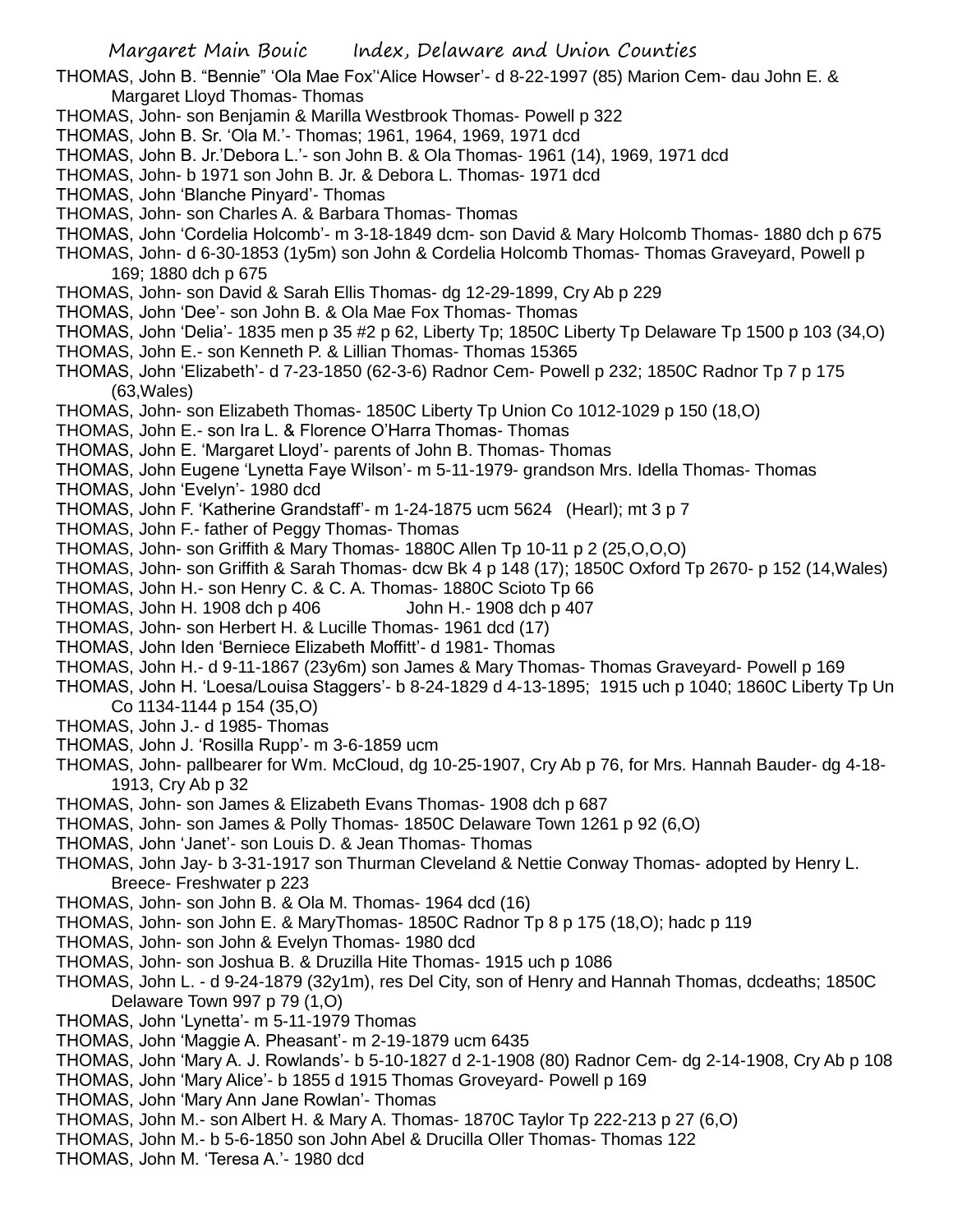THOMAS, John B. "Bennie" 'Ola Mae Fox''Alice Howser'- d 8-22-1997 (85) Marion Cem- dau John E. & Margaret Lloyd Thomas- Thomas
THOMAS, John- son Benjamin & Marilla Westbrook Thomas- Powell p 322
THOMAS, John B. Sr. 'Ola M.'- Thomas; 1961, 1964, 1969, 1971 dcd
THOMAS, John B. Jr.'Debora L.'- son John B. & Ola Thomas- 1961 (14), 1969, 1971 dcd
THOMAS, John- b 1971 son John B. Jr. & Debora L. Thomas- 1971 dcd
THOMAS, John 'Blanche Pinyard'- Thomas
THOMAS, John- son Charles A. & Barbara Thomas- Thomas
THOMAS, John 'Cordelia Holcomb'- m 3-18-1849 dcm- son David & Mary Holcomb Thomas- 1880 dch p 675
THOMAS, John- d 6-30-1853 (1y5m) son John & Cordelia Holcomb Thomas- Thomas Graveyard, Powell p 169; 1880 dch p 675
THOMAS, John- son David & Sarah Ellis Thomas- dg 12-29-1899, Cry Ab p 229
THOMAS, John 'Dee'- son John B. & Ola Mae Fox Thomas- Thomas
THOMAS, John 'Delia'- 1835 men p 35 #2 p 62, Liberty Tp; 1850C Liberty Tp Delaware Tp 1500 p 103 (34,O)
THOMAS, John E.- son Kenneth P. & Lillian Thomas- Thomas 15365
THOMAS, John 'Elizabeth'- d 7-23-1850 (62-3-6) Radnor Cem- Powell p 232; 1850C Radnor Tp 7 p 175 (63,Wales)
THOMAS, John- son Elizabeth Thomas- 1850C Liberty Tp Union Co 1012-1029 p 150 (18,O)
THOMAS, John E.- son Ira L. & Florence O'Harra Thomas- Thomas
THOMAS, John E. 'Margaret Lloyd'- parents of John B. Thomas- Thomas
THOMAS, John Eugene 'Lynetta Faye Wilson'- m 5-11-1979- grandson Mrs. Idella Thomas- Thomas
THOMAS, John 'Evelyn'- 1980 dcd
THOMAS, John F. 'Katherine Grandstaff'- m 1-24-1875 ucm 5624 (Hearl); mt 3 p 7
THOMAS, John F.- father of Peggy Thomas- Thomas
THOMAS, John- son Griffith & Mary Thomas- 1880C Allen Tp 10-11 p 2 (25,O,O,O)
THOMAS, John- son Griffith & Sarah Thomas- dcw Bk 4 p 148 (17); 1850C Oxford Tp 2670- p 152 (14,Wales)
THOMAS, John H.- son Henry C. & C. A. Thomas- 1880C Scioto Tp 66
THOMAS, John H. 1908 dch p 406 John H.- 1908 dch p 407
THOMAS, John- son Herbert H. & Lucille Thomas- 1961 dcd (17)
THOMAS, John Iden 'Berniece Elizabeth Moffitt'- d 1981- Thomas
THOMAS, John H.- d 9-11-1867 (23y6m) son James & Mary Thomas- Thomas Graveyard- Powell p 169
THOMAS, John H. 'Loesa/Louisa Staggers'- b 8-24-1829 d 4-13-1895; 1915 uch p 1040; 1860C Liberty Tp Un Co 1134-1144 p 154 (35,O)
THOMAS, John J.- d 1985- Thomas
THOMAS, John J. 'Rosilla Rupp'- m 3-6-1859 ucm
THOMAS, John- pallbearer for Wm. McCloud, dg 10-25-1907, Cry Ab p 76, for Mrs. Hannah Bauder- dg 4-18-1913, Cry Ab p 32
THOMAS, John- son James & Elizabeth Evans Thomas- 1908 dch p 687
THOMAS, John- son James & Polly Thomas- 1850C Delaware Town 1261 p 92 (6,O)
THOMAS, John 'Janet'- son Louis D. & Jean Thomas- Thomas
THOMAS, John Jay- b 3-31-1917 son Thurman Cleveland & Nettie Conway Thomas- adopted by Henry L. Breece- Freshwater p 223
THOMAS, John- son John B. & Ola M. Thomas- 1964 dcd (16)
THOMAS, John- son John E. & MaryThomas- 1850C Radnor Tp 8 p 175 (18,O); hadc p 119
THOMAS, John- son John & Evelyn Thomas- 1980 dcd
THOMAS, John- son Joshua B. & Druzilla Hite Thomas- 1915 uch p 1086
THOMAS, John L. - d 9-24-1879 (32y1m), res Del City, son of Henry and Hannah Thomas, dcdeaths; 1850C Delaware Town 997 p 79 (1,O)
THOMAS, John 'Lynetta'- m 5-11-1979 Thomas
THOMAS, John 'Maggie A. Pheasant'- m 2-19-1879 ucm 6435
THOMAS, John 'Mary A. J. Rowlands'- b 5-10-1827 d 2-1-1908 (80) Radnor Cem- dg 2-14-1908, Cry Ab p 108
THOMAS, John 'Mary Alice'- b 1855 d 1915 Thomas Groveyard- Powell p 169
THOMAS, John 'Mary Ann Jane Rowlan'- Thomas
THOMAS, John M.- son Albert H. & Mary A. Thomas- 1870C Taylor Tp 222-213 p 27 (6,O)
THOMAS, John M.- b 5-6-1850 son John Abel & Drucilla Oller Thomas- Thomas 122
THOMAS, John M. 'Teresa A.'- 1980 dcd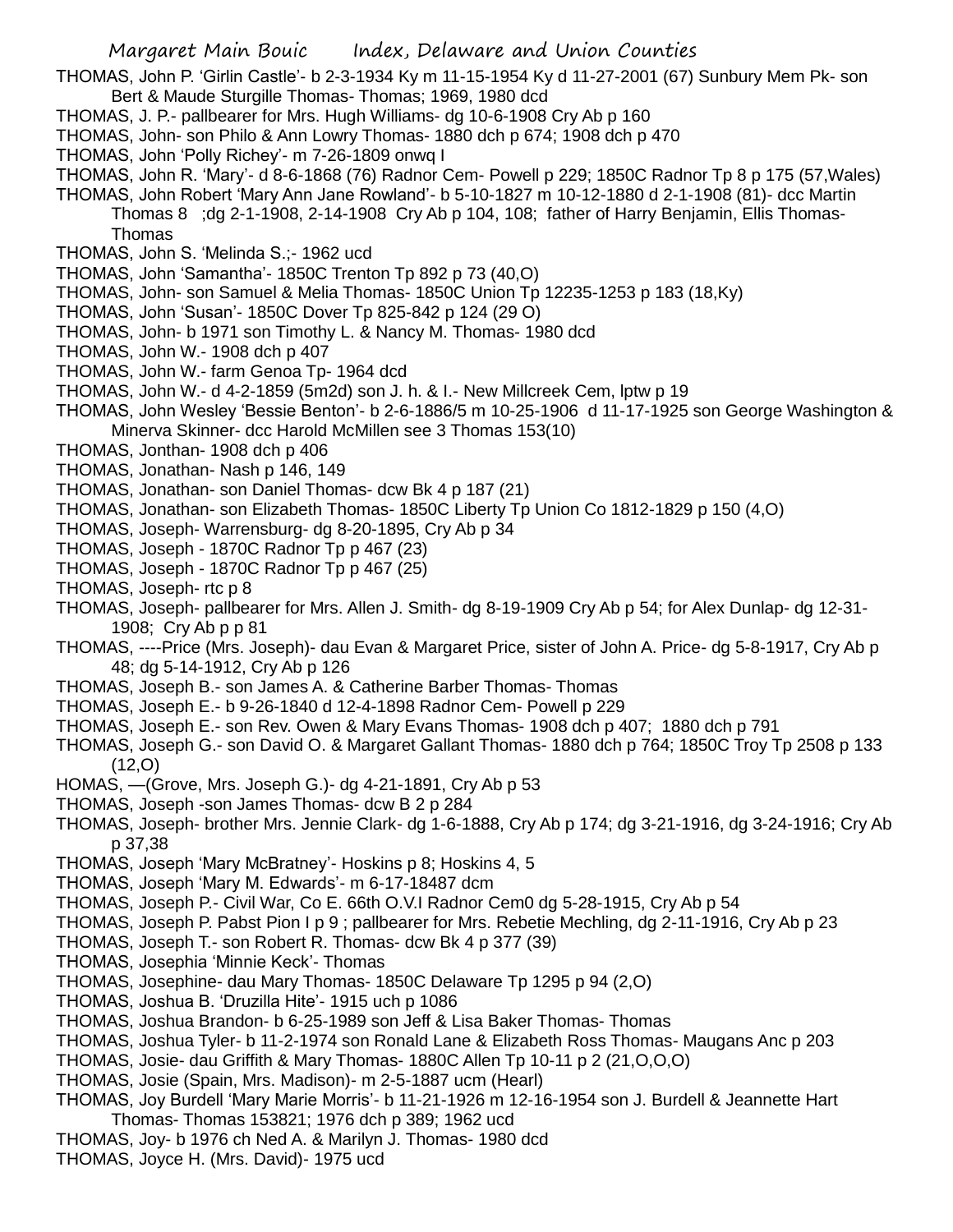THOMAS, John P. 'Girlin Castle'- b 2-3-1934 Ky m 11-15-1954 Ky d 11-27-2001 (67) Sunbury Mem Pk- son Bert & Maude Sturgille Thomas- Thomas; 1969, 1980 dcd

THOMAS, J. P.- pallbearer for Mrs. Hugh Williams- dg 10-6-1908 Cry Ab p 160

THOMAS, John- son Philo & Ann Lowry Thomas- 1880 dch p 674; 1908 dch p 470

THOMAS, John 'Polly Richey'- m 7-26-1809 onwq I

THOMAS, John R. 'Mary'- d 8-6-1868 (76) Radnor Cem- Powell p 229; 1850C Radnor Tp 8 p 175 (57,Wales)

THOMAS, John Robert 'Mary Ann Jane Rowland'- b 5-10-1827 m 10-12-1880 d 2-1-1908 (81)- dcc Martin Thomas 8 ;dg 2-1-1908, 2-14-1908 Cry Ab p 104, 108; father of Harry Benjamin, Ellis Thomas- Thomas

THOMAS, John S. 'Melinda S.;- 1962 ucd

THOMAS, John 'Samantha'- 1850C Trenton Tp 892 p 73 (40,O)

THOMAS, John- son Samuel & Melia Thomas- 1850C Union Tp 12235-1253 p 183 (18,Ky)

THOMAS, John 'Susan'- 1850C Dover Tp 825-842 p 124 (29 O)

THOMAS, John- b 1971 son Timothy L. & Nancy M. Thomas- 1980 dcd

THOMAS, John W.- 1908 dch p 407

THOMAS, John W.- farm Genoa Tp- 1964 dcd

THOMAS, John W.- d 4-2-1859 (5m2d) son J. h. & I.- New Millcreek Cem, lptw p 19

THOMAS, John Wesley 'Bessie Benton'- b 2-6-1886/5 m 10-25-1906 d 11-17-1925 son George Washington & Minerva Skinner- dcc Harold McMillen see 3 Thomas 153(10)

THOMAS, Jonthan- 1908 dch p 406

THOMAS, Jonathan- Nash p 146, 149

THOMAS, Jonathan- son Daniel Thomas- dcw Bk 4 p 187 (21)

THOMAS, Jonathan- son Elizabeth Thomas- 1850C Liberty Tp Union Co 1812-1829 p 150 (4,O)

THOMAS, Joseph- Warrensburg- dg 8-20-1895, Cry Ab p 34

THOMAS, Joseph - 1870C Radnor Tp p 467 (23)

THOMAS, Joseph - 1870C Radnor Tp p 467 (25)

THOMAS, Joseph- rtc p 8

THOMAS, Joseph- pallbearer for Mrs. Allen J. Smith- dg 8-19-1909 Cry Ab p 54; for Alex Dunlap- dg 12-31-1908; Cry Ab p p 81

THOMAS, ----Price (Mrs. Joseph)- dau Evan & Margaret Price, sister of John A. Price- dg 5-8-1917, Cry Ab p 48; dg 5-14-1912, Cry Ab p 126

THOMAS, Joseph B.- son James A. & Catherine Barber Thomas- Thomas

THOMAS, Joseph E.- b 9-26-1840 d 12-4-1898 Radnor Cem- Powell p 229

THOMAS, Joseph E.- son Rev. Owen & Mary Evans Thomas- 1908 dch p 407; 1880 dch p 791

THOMAS, Joseph G.- son David O. & Margaret Gallant Thomas- 1880 dch p 764; 1850C Troy Tp 2508 p 133 (12,O)

HOMAS, —(Grove, Mrs. Joseph G.)- dg 4-21-1891, Cry Ab p 53

THOMAS, Joseph -son James Thomas- dcw B 2 p 284

THOMAS, Joseph- brother Mrs. Jennie Clark- dg 1-6-1888, Cry Ab p 174; dg 3-21-1916, dg 3-24-1916; Cry Ab p 37,38

THOMAS, Joseph 'Mary McBratney'- Hoskins p 8; Hoskins 4, 5

THOMAS, Joseph 'Mary M. Edwards'- m 6-17-18487 dcm

THOMAS, Joseph P.- Civil War, Co E. 66th O.V.I Radnor Cem0 dg 5-28-1915, Cry Ab p 54

THOMAS, Joseph P. Pabst Pion I p 9 ; pallbearer for Mrs. Rebetie Mechling, dg 2-11-1916, Cry Ab p 23

THOMAS, Joseph T.- son Robert R. Thomas- dcw Bk 4 p 377 (39)

THOMAS, Josephia 'Minnie Keck'- Thomas

THOMAS, Josephine- dau Mary Thomas- 1850C Delaware Tp 1295 p 94 (2,O)

THOMAS, Joshua B. 'Druzilla Hite'- 1915 uch p 1086

THOMAS, Joshua Brandon- b 6-25-1989 son Jeff & Lisa Baker Thomas- Thomas

THOMAS, Joshua Tyler- b 11-2-1974 son Ronald Lane & Elizabeth Ross Thomas- Maugans Anc p 203

THOMAS, Josie- dau Griffith & Mary Thomas- 1880C Allen Tp 10-11 p 2 (21,O,O,O)

THOMAS, Josie (Spain, Mrs. Madison)- m 2-5-1887 ucm (Hearl)

THOMAS, Joy Burdell 'Mary Marie Morris'- b 11-21-1926 m 12-16-1954 son J. Burdell & Jeannette Hart Thomas- Thomas 153821; 1976 dch p 389; 1962 ucd

THOMAS, Joy- b 1976 ch Ned A. & Marilyn J. Thomas- 1980 dcd

THOMAS, Joyce H. (Mrs. David)- 1975 ucd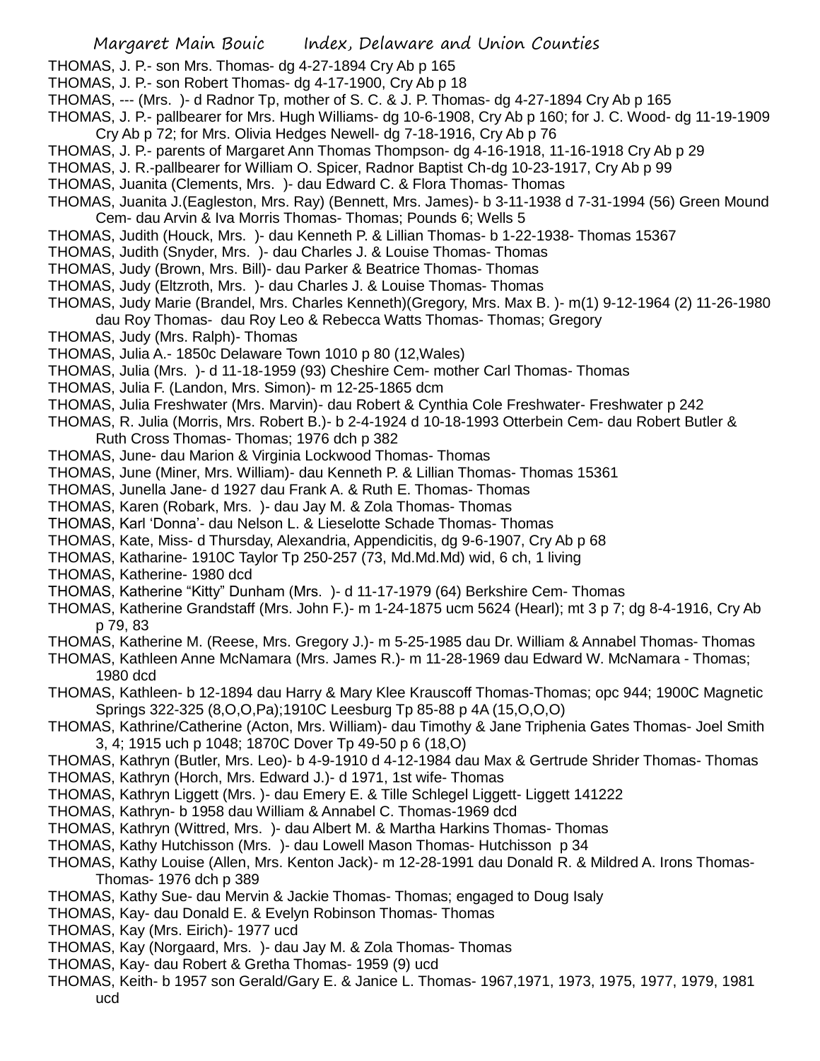THOMAS, J. P.- son Mrs. Thomas- dg 4-27-1894 Cry Ab p 165

THOMAS, J. P.- son Robert Thomas- dg 4-17-1900, Cry Ab p 18

THOMAS, --- (Mrs. )- d Radnor Tp, mother of S. C. & J. P. Thomas- dg 4-27-1894 Cry Ab p 165

THOMAS, J. P.- pallbearer for Mrs. Hugh Williams- dg 10-6-1908, Cry Ab p 160; for J. C. Wood- dg 11-19-1909 Cry Ab p 72; for Mrs. Olivia Hedges Newell- dg 7-18-1916, Cry Ab p 76

THOMAS, J. P.- parents of Margaret Ann Thomas Thompson- dg 4-16-1918, 11-16-1918 Cry Ab p 29

THOMAS, J. R.-pallbearer for William O. Spicer, Radnor Baptist Ch-dg 10-23-1917, Cry Ab p 99

THOMAS, Juanita (Clements, Mrs. )- dau Edward C. & Flora Thomas- Thomas

THOMAS, Juanita J.(Eagleston, Mrs. Ray) (Bennett, Mrs. James)- b 3-11-1938 d 7-31-1994 (56) Green Mound Cem- dau Arvin & Iva Morris Thomas- Thomas; Pounds 6; Wells 5

THOMAS, Judith (Houck, Mrs. )- dau Kenneth P. & Lillian Thomas- b 1-22-1938- Thomas 15367

THOMAS, Judith (Snyder, Mrs. )- dau Charles J. & Louise Thomas- Thomas

THOMAS, Judy (Brown, Mrs. Bill)- dau Parker & Beatrice Thomas- Thomas

THOMAS, Judy (Eltzroth, Mrs. )- dau Charles J. & Louise Thomas- Thomas

THOMAS, Judy Marie (Brandel, Mrs. Charles Kenneth)(Gregory, Mrs. Max B. )- m(1) 9-12-1964 (2) 11-26-1980 dau Roy Thomas- dau Roy Leo & Rebecca Watts Thomas- Thomas; Gregory

THOMAS, Judy (Mrs. Ralph)- Thomas

THOMAS, Julia A.- 1850c Delaware Town 1010 p 80 (12,Wales)

THOMAS, Julia (Mrs. )- d 11-18-1959 (93) Cheshire Cem- mother Carl Thomas- Thomas

THOMAS, Julia F. (Landon, Mrs. Simon)- m 12-25-1865 dcm

THOMAS, Julia Freshwater (Mrs. Marvin)- dau Robert & Cynthia Cole Freshwater- Freshwater p 242

THOMAS, R. Julia (Morris, Mrs. Robert B.)- b 2-4-1924 d 10-18-1993 Otterbein Cem- dau Robert Butler & Ruth Cross Thomas- Thomas; 1976 dch p 382

THOMAS, June- dau Marion & Virginia Lockwood Thomas- Thomas

THOMAS, June (Miner, Mrs. William)- dau Kenneth P. & Lillian Thomas- Thomas 15361

THOMAS, Junella Jane- d 1927 dau Frank A. & Ruth E. Thomas- Thomas

THOMAS, Karen (Robark, Mrs. )- dau Jay M. & Zola Thomas- Thomas

THOMAS, Karl 'Donna'- dau Nelson L. & Lieselotte Schade Thomas- Thomas

THOMAS, Kate, Miss- d Thursday, Alexandria, Appendicitis, dg 9-6-1907, Cry Ab p 68

THOMAS, Katharine- 1910C Taylor Tp 250-257 (73, Md.Md.Md) wid, 6 ch, 1 living

THOMAS, Katherine- 1980 dcd

THOMAS, Katherine "Kitty" Dunham (Mrs. )- d 11-17-1979 (64) Berkshire Cem- Thomas

THOMAS, Katherine Grandstaff (Mrs. John F.)- m 1-24-1875 ucm 5624 (Hearl); mt 3 p 7; dg 8-4-1916, Cry Ab p 79, 83

THOMAS, Katherine M. (Reese, Mrs. Gregory J.)- m 5-25-1985 dau Dr. William & Annabel Thomas- Thomas

THOMAS, Kathleen Anne McNamara (Mrs. James R.)- m 11-28-1969 dau Edward W. McNamara - Thomas; 1980 dcd

THOMAS, Kathleen- b 12-1894 dau Harry & Mary Klee Krauscoff Thomas-Thomas; opc 944; 1900C Magnetic Springs 322-325 (8,O,O,Pa);1910C Leesburg Tp 85-88 p 4A (15,O,O,O)

THOMAS, Kathrine/Catherine (Acton, Mrs. William)- dau Timothy & Jane Triphenia Gates Thomas- Joel Smith 3, 4; 1915 uch p 1048; 1870C Dover Tp 49-50 p 6 (18,O)

THOMAS, Kathryn (Butler, Mrs. Leo)- b 4-9-1910 d 4-12-1984 dau Max & Gertrude Shrider Thomas- Thomas

THOMAS, Kathryn (Horch, Mrs. Edward J.)- d 1971, 1st wife- Thomas

THOMAS, Kathryn Liggett (Mrs. )- dau Emery E. & Tille Schlegel Liggett- Liggett 141222

THOMAS, Kathryn- b 1958 dau William & Annabel C. Thomas-1969 dcd

THOMAS, Kathryn (Wittred, Mrs. )- dau Albert M. & Martha Harkins Thomas- Thomas

THOMAS, Kathy Hutchisson (Mrs. )- dau Lowell Mason Thomas- Hutchisson p 34

THOMAS, Kathy Louise (Allen, Mrs. Kenton Jack)- m 12-28-1991 dau Donald R. & Mildred A. Irons Thomas- Thomas- 1976 dch p 389

THOMAS, Kathy Sue- dau Mervin & Jackie Thomas- Thomas; engaged to Doug Isaly

THOMAS, Kay- dau Donald E. & Evelyn Robinson Thomas- Thomas

THOMAS, Kay (Mrs. Eirich)- 1977 ucd

THOMAS, Kay (Norgaard, Mrs. )- dau Jay M. & Zola Thomas- Thomas

THOMAS, Kay- dau Robert & Gretha Thomas- 1959 (9) ucd

THOMAS, Keith- b 1957 son Gerald/Gary E. & Janice L. Thomas- 1967,1971, 1973, 1975, 1977, 1979, 1981 ucd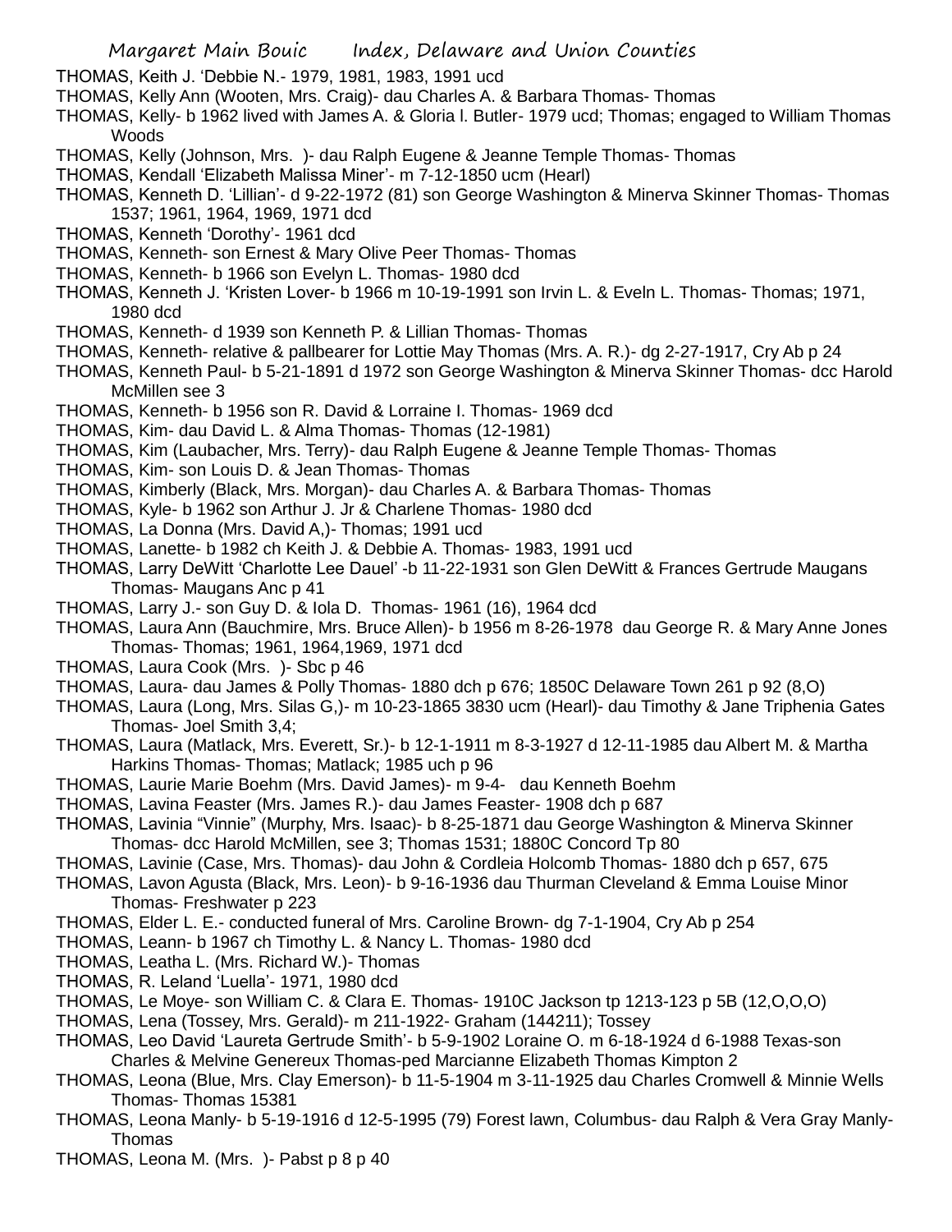THOMAS, Keith J. 'Debbie N.- 1979, 1981, 1983, 1991 ucd

THOMAS, Kelly Ann (Wooten, Mrs. Craig)- dau Charles A. & Barbara Thomas- Thomas

THOMAS, Kelly- b 1962 lived with James A. & Gloria l. Butler- 1979 ucd; Thomas; engaged to William Thomas Woods

THOMAS, Kelly (Johnson, Mrs. )- dau Ralph Eugene & Jeanne Temple Thomas- Thomas

THOMAS, Kendall 'Elizabeth Malissa Miner'- m 7-12-1850 ucm (Hearl)

THOMAS, Kenneth D. 'Lillian'- d 9-22-1972 (81) son George Washington & Minerva Skinner Thomas- Thomas 1537; 1961, 1964, 1969, 1971 dcd

THOMAS, Kenneth 'Dorothy'- 1961 dcd

THOMAS, Kenneth- son Ernest & Mary Olive Peer Thomas- Thomas

THOMAS, Kenneth- b 1966 son Evelyn L. Thomas- 1980 dcd

THOMAS, Kenneth J. 'Kristen Lover- b 1966 m 10-19-1991 son Irvin L. & Eveln L. Thomas- Thomas; 1971, 1980 dcd

THOMAS, Kenneth- d 1939 son Kenneth P. & Lillian Thomas- Thomas

THOMAS, Kenneth- relative & pallbearer for Lottie May Thomas (Mrs. A. R.)- dg 2-27-1917, Cry Ab p 24

THOMAS, Kenneth Paul- b 5-21-1891 d 1972 son George Washington & Minerva Skinner Thomas- dcc Harold McMillen see 3

THOMAS, Kenneth- b 1956 son R. David & Lorraine I. Thomas- 1969 dcd

THOMAS, Kim- dau David L. & Alma Thomas- Thomas (12-1981)

THOMAS, Kim (Laubacher, Mrs. Terry)- dau Ralph Eugene & Jeanne Temple Thomas- Thomas

THOMAS, Kim- son Louis D. & Jean Thomas- Thomas

THOMAS, Kimberly (Black, Mrs. Morgan)- dau Charles A. & Barbara Thomas- Thomas

THOMAS, Kyle- b 1962 son Arthur J. Jr & Charlene Thomas- 1980 dcd

THOMAS, La Donna (Mrs. David A,)- Thomas; 1991 ucd

THOMAS, Lanette- b 1982 ch Keith J. & Debbie A. Thomas- 1983, 1991 ucd

THOMAS, Larry DeWitt 'Charlotte Lee Dauel' -b 11-22-1931 son Glen DeWitt & Frances Gertrude Maugans Thomas- Maugans Anc p 41

THOMAS, Larry J.- son Guy D. & Iola D. Thomas- 1961 (16), 1964 dcd

THOMAS, Laura Ann (Bauchmire, Mrs. Bruce Allen)- b 1956 m 8-26-1978 dau George R. & Mary Anne Jones Thomas- Thomas; 1961, 1964,1969, 1971 dcd

THOMAS, Laura Cook (Mrs. )- Sbc p 46

THOMAS, Laura- dau James & Polly Thomas- 1880 dch p 676; 1850C Delaware Town 261 p 92 (8,O)

THOMAS, Laura (Long, Mrs. Silas G,)- m 10-23-1865 3830 ucm (Hearl)- dau Timothy & Jane Triphenia Gates Thomas- Joel Smith 3,4;

THOMAS, Laura (Matlack, Mrs. Everett, Sr.)- b 12-1-1911 m 8-3-1927 d 12-11-1985 dau Albert M. & Martha Harkins Thomas- Thomas; Matlack; 1985 uch p 96

THOMAS, Laurie Marie Boehm (Mrs. David James)- m 9-4- dau Kenneth Boehm

THOMAS, Lavina Feaster (Mrs. James R.)- dau James Feaster- 1908 dch p 687

THOMAS, Lavinia "Vinnie" (Murphy, Mrs. Isaac)- b 8-25-1871 dau George Washington & Minerva Skinner Thomas- dcc Harold McMillen, see 3; Thomas 1531; 1880C Concord Tp 80

THOMAS, Lavinie (Case, Mrs. Thomas)- dau John & Cordleia Holcomb Thomas- 1880 dch p 657, 675

THOMAS, Lavon Agusta (Black, Mrs. Leon)- b 9-16-1936 dau Thurman Cleveland & Emma Louise Minor Thomas- Freshwater p 223

THOMAS, Elder L. E.- conducted funeral of Mrs. Caroline Brown- dg 7-1-1904, Cry Ab p 254

THOMAS, Leann- b 1967 ch Timothy L. & Nancy L. Thomas- 1980 dcd

THOMAS, Leatha L. (Mrs. Richard W.)- Thomas

THOMAS, R. Leland 'Luella'- 1971, 1980 dcd

THOMAS, Le Moye- son William C. & Clara E. Thomas- 1910C Jackson tp 1213-123 p 5B (12,O,O,O)

THOMAS, Lena (Tossey, Mrs. Gerald)- m 211-1922- Graham (144211); Tossey

THOMAS, Leo David 'Laureta Gertrude Smith'- b 5-9-1902 Loraine O. m 6-18-1924 d 6-1988 Texas-son Charles & Melvine Genereux Thomas-ped Marcianne Elizabeth Thomas Kimpton 2

THOMAS, Leona (Blue, Mrs. Clay Emerson)- b 11-5-1904 m 3-11-1925 dau Charles Cromwell & Minnie Wells Thomas- Thomas 15381

THOMAS, Leona Manly- b 5-19-1916 d 12-5-1995 (79) Forest lawn, Columbus- dau Ralph & Vera Gray Manly-Thomas

THOMAS, Leona M. (Mrs. )- Pabst p 8 p 40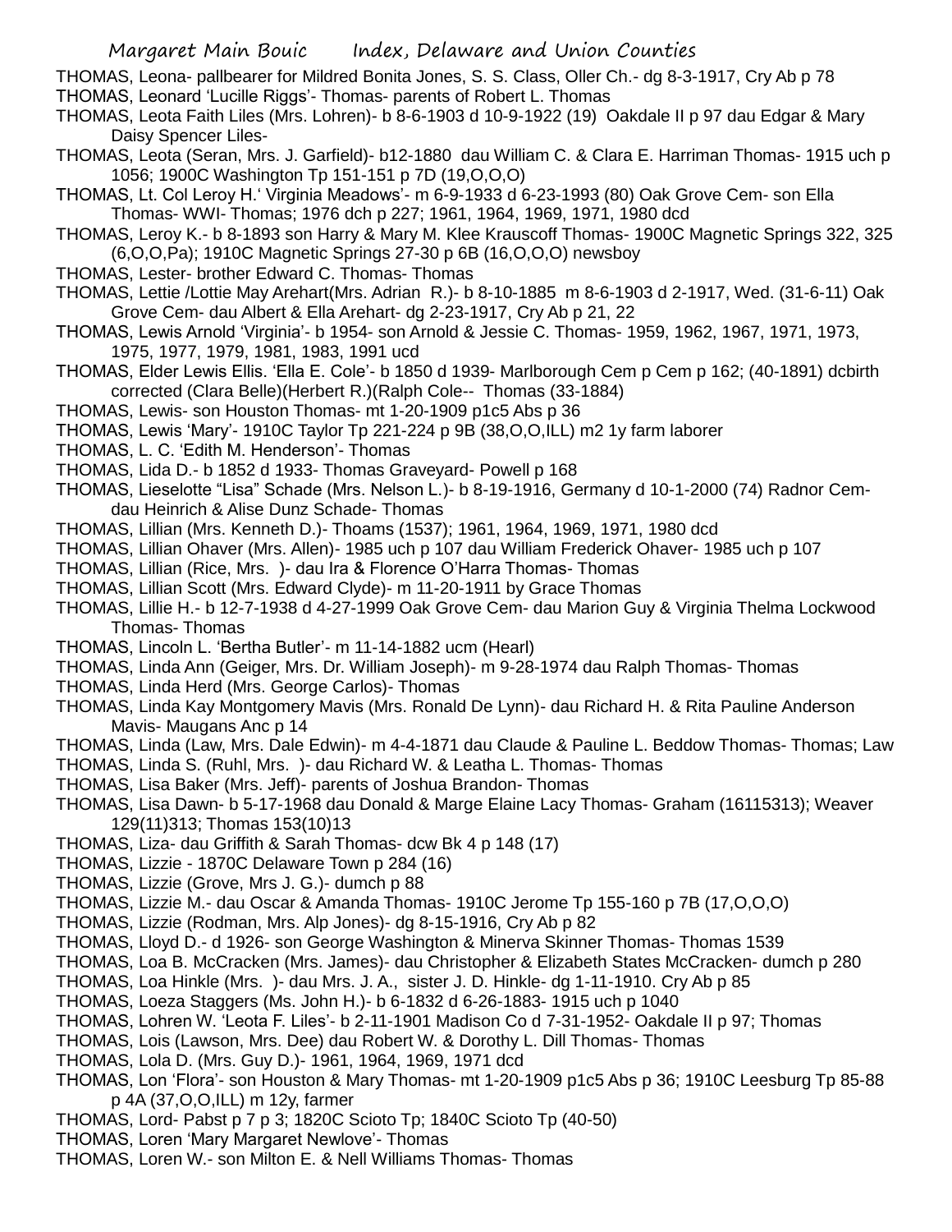THOMAS, Leona- pallbearer for Mildred Bonita Jones, S. S. Class, Oller Ch.- dg 8-3-1917, Cry Ab p 78

THOMAS, Leonard 'Lucille Riggs'- Thomas- parents of Robert L. Thomas

THOMAS, Leota Faith Liles (Mrs. Lohren)- b 8-6-1903 d 10-9-1922 (19) Oakdale II p 97 dau Edgar & Mary Daisy Spencer Liles-

THOMAS, Leota (Seran, Mrs. J. Garfield)- b12-1880 dau William C. & Clara E. Harriman Thomas- 1915 uch p 1056; 1900C Washington Tp 151-151 p 7D (19,O,O,O)

THOMAS, Lt. Col Leroy H.' Virginia Meadows'- m 6-9-1933 d 6-23-1993 (80) Oak Grove Cem- son Ella Thomas- WWI- Thomas; 1976 dch p 227; 1961, 1964, 1969, 1971, 1980 dcd

THOMAS, Leroy K.- b 8-1893 son Harry & Mary M. Klee Krauscoff Thomas- 1900C Magnetic Springs 322, 325 (6,O,O,Pa); 1910C Magnetic Springs 27-30 p 6B (16,O,O,O) newsboy

THOMAS, Lester- brother Edward C. Thomas- Thomas

THOMAS, Lettie /Lottie May Arehart(Mrs. Adrian R.)- b 8-10-1885 m 8-6-1903 d 2-1917, Wed. (31-6-11) Oak Grove Cem- dau Albert & Ella Arehart- dg 2-23-1917, Cry Ab p 21, 22

THOMAS, Lewis Arnold 'Virginia'- b 1954- son Arnold & Jessie C. Thomas- 1959, 1962, 1967, 1971, 1973, 1975, 1977, 1979, 1981, 1983, 1991 ucd

THOMAS, Elder Lewis Ellis. 'Ella E. Cole'- b 1850 d 1939- Marlborough Cem p Cem p 162; (40-1891) dcbirth corrected (Clara Belle)(Herbert R.)(Ralph Cole-- Thomas (33-1884)

THOMAS, Lewis- son Houston Thomas- mt 1-20-1909 p1c5 Abs p 36

THOMAS, Lewis 'Mary'- 1910C Taylor Tp 221-224 p 9B (38,O,O,ILL) m2 1y farm laborer

THOMAS, L. C. 'Edith M. Henderson'- Thomas

THOMAS, Lida D.- b 1852 d 1933- Thomas Graveyard- Powell p 168

THOMAS, Lieselotte "Lisa" Schade (Mrs. Nelson L.)- b 8-19-1916, Germany d 10-1-2000 (74) Radnor Cem- dau Heinrich & Alise Dunz Schade- Thomas

THOMAS, Lillian (Mrs. Kenneth D.)- Thoams (1537); 1961, 1964, 1969, 1971, 1980 dcd

THOMAS, Lillian Ohaver (Mrs. Allen)- 1985 uch p 107 dau William Frederick Ohaver- 1985 uch p 107

THOMAS, Lillian (Rice, Mrs. )- dau Ira & Florence O'Harra Thomas- Thomas

THOMAS, Lillian Scott (Mrs. Edward Clyde)- m 11-20-1911 by Grace Thomas

THOMAS, Lillie H.- b 12-7-1938 d 4-27-1999 Oak Grove Cem- dau Marion Guy & Virginia Thelma Lockwood Thomas- Thomas

THOMAS, Lincoln L. 'Bertha Butler'- m 11-14-1882 ucm (Hearl)

THOMAS, Linda Ann (Geiger, Mrs. Dr. William Joseph)- m 9-28-1974 dau Ralph Thomas- Thomas

THOMAS, Linda Herd (Mrs. George Carlos)- Thomas

THOMAS, Linda Kay Montgomery Mavis (Mrs. Ronald De Lynn)- dau Richard H. & Rita Pauline Anderson Mavis- Maugans Anc p 14

THOMAS, Linda (Law, Mrs. Dale Edwin)- m 4-4-1871 dau Claude & Pauline L. Beddow Thomas- Thomas; Law

THOMAS, Linda S. (Ruhl, Mrs. )- dau Richard W. & Leatha L. Thomas- Thomas

THOMAS, Lisa Baker (Mrs. Jeff)- parents of Joshua Brandon- Thomas

THOMAS, Lisa Dawn- b 5-17-1968 dau Donald & Marge Elaine Lacy Thomas- Graham (16115313); Weaver 129(11)313; Thomas 153(10)13

THOMAS, Liza- dau Griffith & Sarah Thomas- dcw Bk 4 p 148 (17)

THOMAS, Lizzie - 1870C Delaware Town p 284 (16)

THOMAS, Lizzie (Grove, Mrs J. G.)- dumch p 88

THOMAS, Lizzie M.- dau Oscar & Amanda Thomas- 1910C Jerome Tp 155-160 p 7B (17,O,O,O)

THOMAS, Lizzie (Rodman, Mrs. Alp Jones)- dg 8-15-1916, Cry Ab p 82

THOMAS, Lloyd D.- d 1926- son George Washington & Minerva Skinner Thomas- Thomas 1539

THOMAS, Loa B. McCracken (Mrs. James)- dau Christopher & Elizabeth States McCracken- dumch p 280

THOMAS, Loa Hinkle (Mrs. )- dau Mrs. J. A., sister J. D. Hinkle- dg 1-11-1910. Cry Ab p 85

THOMAS, Loeza Staggers (Ms. John H.)- b 6-1832 d 6-26-1883- 1915 uch p 1040

THOMAS, Lohren W. 'Leota F. Liles'- b 2-11-1901 Madison Co d 7-31-1952- Oakdale II p 97; Thomas

THOMAS, Lois (Lawson, Mrs. Dee) dau Robert W. & Dorothy L. Dill Thomas- Thomas

THOMAS, Lola D. (Mrs. Guy D.)- 1961, 1964, 1969, 1971 dcd

THOMAS, Lon 'Flora'- son Houston & Mary Thomas- mt 1-20-1909 p1c5 Abs p 36; 1910C Leesburg Tp 85-88 p 4A (37,O,O,ILL) m 12y, farmer

THOMAS, Lord- Pabst p 7 p 3; 1820C Scioto Tp; 1840C Scioto Tp (40-50)

THOMAS, Loren 'Mary Margaret Newlove'- Thomas

THOMAS, Loren W.- son Milton E. & Nell Williams Thomas- Thomas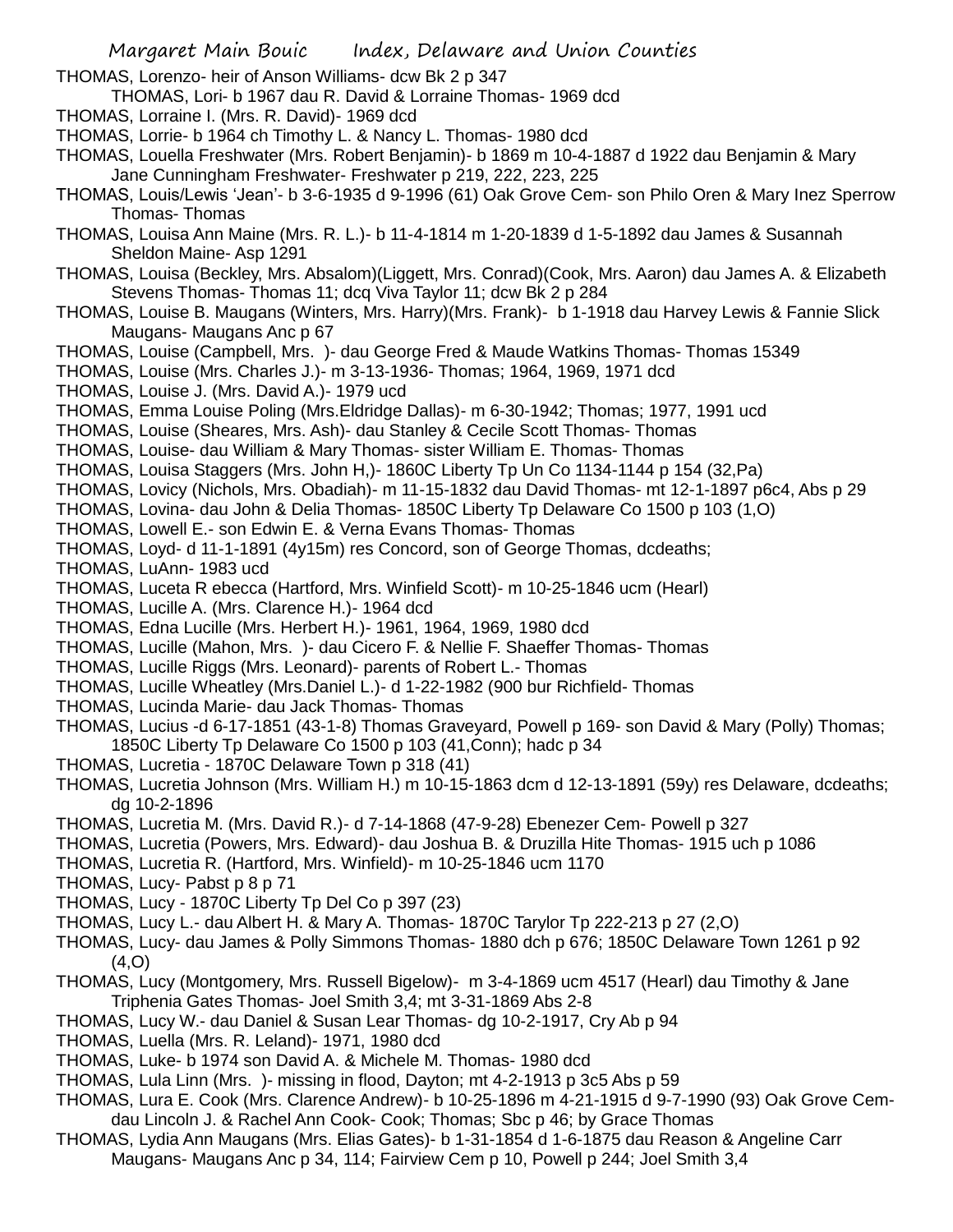THOMAS, Lorenzo- heir of Anson Williams- dcw Bk 2 p 347

THOMAS, Lori- b 1967 dau R. David & Lorraine Thomas- 1969 dcd

THOMAS, Lorraine I. (Mrs. R. David)- 1969 dcd

THOMAS, Lorrie- b 1964 ch Timothy L. & Nancy L. Thomas- 1980 dcd

THOMAS, Louella Freshwater (Mrs. Robert Benjamin)- b 1869 m 10-4-1887 d 1922 dau Benjamin & Mary Jane Cunningham Freshwater- Freshwater p 219, 222, 223, 225

THOMAS, Louis/Lewis 'Jean'- b 3-6-1935 d 9-1996 (61) Oak Grove Cem- son Philo Oren & Mary Inez Sperrow Thomas- Thomas

THOMAS, Louisa Ann Maine (Mrs. R. L.)- b 11-4-1814 m 1-20-1839 d 1-5-1892 dau James & Susannah Sheldon Maine- Asp 1291

THOMAS, Louisa (Beckley, Mrs. Absalom)(Liggett, Mrs. Conrad)(Cook, Mrs. Aaron) dau James A. & Elizabeth Stevens Thomas- Thomas 11; dcq Viva Taylor 11; dcw Bk 2 p 284

THOMAS, Louise B. Maugans (Winters, Mrs. Harry)(Mrs. Frank)- b 1-1918 dau Harvey Lewis & Fannie Slick Maugans- Maugans Anc p 67

THOMAS, Louise (Campbell, Mrs. )- dau George Fred & Maude Watkins Thomas- Thomas 15349

THOMAS, Louise (Mrs. Charles J.)- m 3-13-1936- Thomas; 1964, 1969, 1971 dcd

THOMAS, Louise J. (Mrs. David A.)- 1979 ucd

THOMAS, Emma Louise Poling (Mrs.Eldridge Dallas)- m 6-30-1942; Thomas; 1977, 1991 ucd

THOMAS, Louise (Sheares, Mrs. Ash)- dau Stanley & Cecile Scott Thomas- Thomas

THOMAS, Louise- dau William & Mary Thomas- sister William E. Thomas- Thomas

THOMAS, Louisa Staggers (Mrs. John H,)- 1860C Liberty Tp Un Co 1134-1144 p 154 (32,Pa)

THOMAS, Lovicy (Nichols, Mrs. Obadiah)- m 11-15-1832 dau David Thomas- mt 12-1-1897 p6c4, Abs p 29

THOMAS, Lovina- dau John & Delia Thomas- 1850C Liberty Tp Delaware Co 1500 p 103 (1,O)

THOMAS, Lowell E.- son Edwin E. & Verna Evans Thomas- Thomas

THOMAS, Loyd- d 11-1-1891 (4y15m) res Concord, son of George Thomas, dcdeaths;

THOMAS, LuAnn- 1983 ucd

THOMAS, Luceta R ebecca (Hartford, Mrs. Winfield Scott)- m 10-25-1846 ucm (Hearl)

THOMAS, Lucille A. (Mrs. Clarence H.)- 1964 dcd

THOMAS, Edna Lucille (Mrs. Herbert H.)- 1961, 1964, 1969, 1980 dcd

THOMAS, Lucille (Mahon, Mrs. )- dau Cicero F. & Nellie F. Shaeffer Thomas- Thomas

THOMAS, Lucille Riggs (Mrs. Leonard)- parents of Robert L.- Thomas

THOMAS, Lucille Wheatley (Mrs.Daniel L.)- d 1-22-1982 (900 bur Richfield- Thomas

THOMAS, Lucinda Marie- dau Jack Thomas- Thomas

THOMAS, Lucius -d 6-17-1851 (43-1-8) Thomas Graveyard, Powell p 169- son David & Mary (Polly) Thomas; 1850C Liberty Tp Delaware Co 1500 p 103 (41,Conn); hadc p 34

THOMAS, Lucretia - 1870C Delaware Town p 318 (41)

THOMAS, Lucretia Johnson (Mrs. William H.) m 10-15-1863 dcm d 12-13-1891 (59y) res Delaware, dcdeaths; dg 10-2-1896

THOMAS, Lucretia M. (Mrs. David R.)- d 7-14-1868 (47-9-28) Ebenezer Cem- Powell p 327

THOMAS, Lucretia (Powers, Mrs. Edward)- dau Joshua B. & Druzilla Hite Thomas- 1915 uch p 1086

THOMAS, Lucretia R. (Hartford, Mrs. Winfield)- m 10-25-1846 ucm 1170

THOMAS, Lucy- Pabst p 8 p 71

THOMAS, Lucy - 1870C Liberty Tp Del Co p 397 (23)

THOMAS, Lucy L.- dau Albert H. & Mary A. Thomas- 1870C Tarylor Tp 222-213 p 27 (2,O)

THOMAS, Lucy- dau James & Polly Simmons Thomas- 1880 dch p 676; 1850C Delaware Town 1261 p 92 (4,O)

THOMAS, Lucy (Montgomery, Mrs. Russell Bigelow)- m 3-4-1869 ucm 4517 (Hearl) dau Timothy & Jane Triphenia Gates Thomas- Joel Smith 3,4; mt 3-31-1869 Abs 2-8

THOMAS, Lucy W.- dau Daniel & Susan Lear Thomas- dg 10-2-1917, Cry Ab p 94

THOMAS, Luella (Mrs. R. Leland)- 1971, 1980 dcd

THOMAS, Luke- b 1974 son David A. & Michele M. Thomas- 1980 dcd

THOMAS, Lula Linn (Mrs. )- missing in flood, Dayton; mt 4-2-1913 p 3c5 Abs p 59

THOMAS, Lura E. Cook (Mrs. Clarence Andrew)- b 10-25-1896 m 4-21-1915 d 9-7-1990 (93) Oak Grove Cem- dau Lincoln J. & Rachel Ann Cook- Cook; Thomas; Sbc p 46; by Grace Thomas

THOMAS, Lydia Ann Maugans (Mrs. Elias Gates)- b 1-31-1854 d 1-6-1875 dau Reason & Angeline Carr Maugans- Maugans Anc p 34, 114; Fairview Cem p 10, Powell p 244; Joel Smith 3,4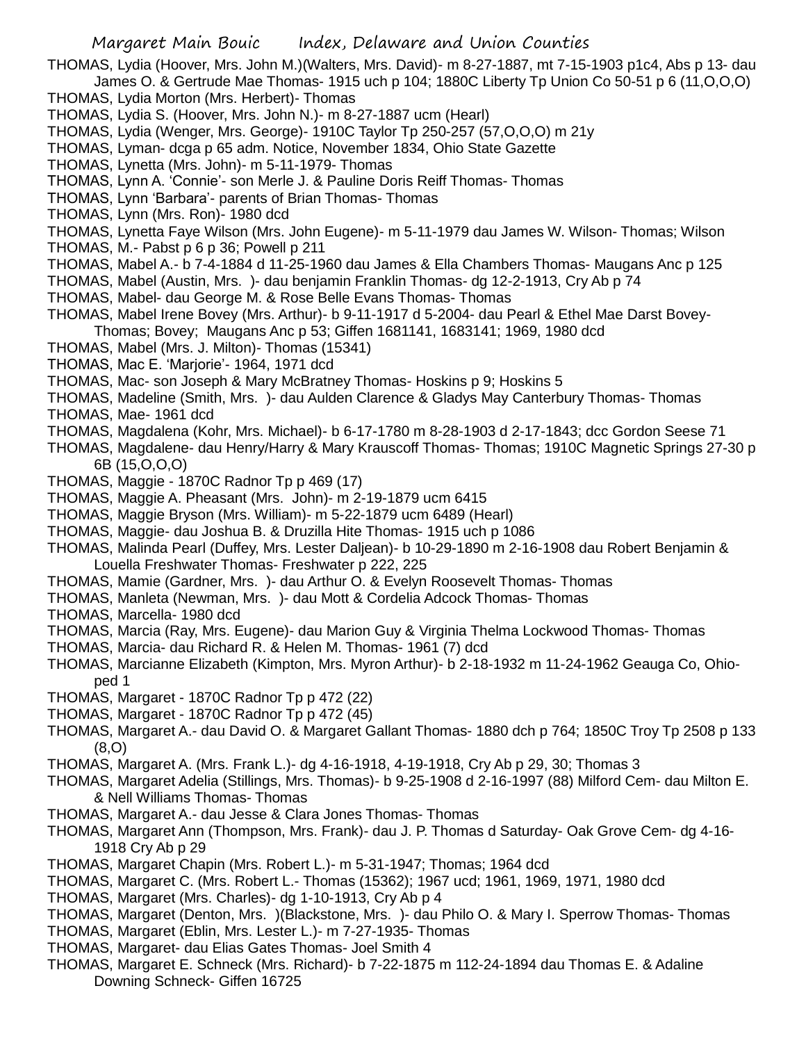THOMAS, Lydia (Hoover, Mrs. John M.)(Walters, Mrs. David)- m 8-27-1887, mt 7-15-1903 p1c4, Abs p 13- dau James O. & Gertrude Mae Thomas- 1915 uch p 104; 1880C Liberty Tp Union Co 50-51 p 6 (11,O,O,O)

THOMAS, Lydia Morton (Mrs. Herbert)- Thomas

THOMAS, Lydia S. (Hoover, Mrs. John N.)- m 8-27-1887 ucm (Hearl)

THOMAS, Lydia (Wenger, Mrs. George)- 1910C Taylor Tp 250-257 (57,O,O,O) m 21y

THOMAS, Lyman- dcga p 65 adm. Notice, November 1834, Ohio State Gazette

THOMAS, Lynetta (Mrs. John)- m 5-11-1979- Thomas

THOMAS, Lynn A. 'Connie'- son Merle J. & Pauline Doris Reiff Thomas- Thomas

THOMAS, Lynn 'Barbara'- parents of Brian Thomas- Thomas

THOMAS, Lynn (Mrs. Ron)- 1980 dcd

THOMAS, Lynetta Faye Wilson (Mrs. John Eugene)- m 5-11-1979 dau James W. Wilson- Thomas; Wilson

THOMAS, M.- Pabst p 6 p 36; Powell p 211

THOMAS, Mabel A.- b 7-4-1884 d 11-25-1960 dau James & Ella Chambers Thomas- Maugans Anc p 125

THOMAS, Mabel (Austin, Mrs. )- dau benjamin Franklin Thomas- dg 12-2-1913, Cry Ab p 74

THOMAS, Mabel- dau George M. & Rose Belle Evans Thomas- Thomas

THOMAS, Mabel Irene Bovey (Mrs. Arthur)- b 9-11-1917 d 5-2004- dau Pearl & Ethel Mae Darst Bovey- Thomas; Bovey; Maugans Anc p 53; Giffen 1681141, 1683141; 1969, 1980 dcd

THOMAS, Mabel (Mrs. J. Milton)- Thomas (15341)

THOMAS, Mac E. 'Marjorie'- 1964, 1971 dcd

THOMAS, Mac- son Joseph & Mary McBratney Thomas- Hoskins p 9; Hoskins 5

THOMAS, Madeline (Smith, Mrs. )- dau Aulden Clarence & Gladys May Canterbury Thomas- Thomas

THOMAS, Mae- 1961 dcd

THOMAS, Magdalena (Kohr, Mrs. Michael)- b 6-17-1780 m 8-28-1903 d 2-17-1843; dcc Gordon Seese 71

THOMAS, Magdalene- dau Henry/Harry & Mary Krauscoff Thomas- Thomas; 1910C Magnetic Springs 27-30 p 6B (15,O,O,O)

THOMAS, Maggie - 1870C Radnor Tp p 469 (17)

THOMAS, Maggie A. Pheasant (Mrs. John)- m 2-19-1879 ucm 6415

THOMAS, Maggie Bryson (Mrs. William)- m 5-22-1879 ucm 6489 (Hearl)

THOMAS, Maggie- dau Joshua B. & Druzilla Hite Thomas- 1915 uch p 1086

THOMAS, Malinda Pearl (Duffey, Mrs. Lester Daljean)- b 10-29-1890 m 2-16-1908 dau Robert Benjamin & Louella Freshwater Thomas- Freshwater p 222, 225

THOMAS, Mamie (Gardner, Mrs. )- dau Arthur O. & Evelyn Roosevelt Thomas- Thomas

THOMAS, Manleta (Newman, Mrs. )- dau Mott & Cordelia Adcock Thomas- Thomas

THOMAS, Marcella- 1980 dcd

THOMAS, Marcia (Ray, Mrs. Eugene)- dau Marion Guy & Virginia Thelma Lockwood Thomas- Thomas

THOMAS, Marcia- dau Richard R. & Helen M. Thomas- 1961 (7) dcd

THOMAS, Marcianne Elizabeth (Kimpton, Mrs. Myron Arthur)- b 2-18-1932 m 11-24-1962 Geauga Co, Ohio- ped 1

THOMAS, Margaret - 1870C Radnor Tp p 472 (22)

THOMAS, Margaret - 1870C Radnor Tp p 472 (45)

THOMAS, Margaret A.- dau David O. & Margaret Gallant Thomas- 1880 dch p 764; 1850C Troy Tp 2508 p 133 (8,O)

THOMAS, Margaret A. (Mrs. Frank L.)- dg 4-16-1918, 4-19-1918, Cry Ab p 29, 30; Thomas 3

THOMAS, Margaret Adelia (Stillings, Mrs. Thomas)- b 9-25-1908 d 2-16-1997 (88) Milford Cem- dau Milton E. & Nell Williams Thomas- Thomas

THOMAS, Margaret A.- dau Jesse & Clara Jones Thomas- Thomas

THOMAS, Margaret Ann (Thompson, Mrs. Frank)- dau J. P. Thomas d Saturday- Oak Grove Cem- dg 4-16-1918 Cry Ab p 29

THOMAS, Margaret Chapin (Mrs. Robert L.)- m 5-31-1947; Thomas; 1964 dcd

THOMAS, Margaret C. (Mrs. Robert L.- Thomas (15362); 1967 ucd; 1961, 1969, 1971, 1980 dcd

THOMAS, Margaret (Mrs. Charles)- dg 1-10-1913, Cry Ab p 4

THOMAS, Margaret (Denton, Mrs. )(Blackstone, Mrs. )- dau Philo O. & Mary I. Sperrow Thomas- Thomas

THOMAS, Margaret (Eblin, Mrs. Lester L.)- m 7-27-1935- Thomas

THOMAS, Margaret- dau Elias Gates Thomas- Joel Smith 4

THOMAS, Margaret E. Schneck (Mrs. Richard)- b 7-22-1875 m 112-24-1894 dau Thomas E. & Adaline Downing Schneck- Giffen 16725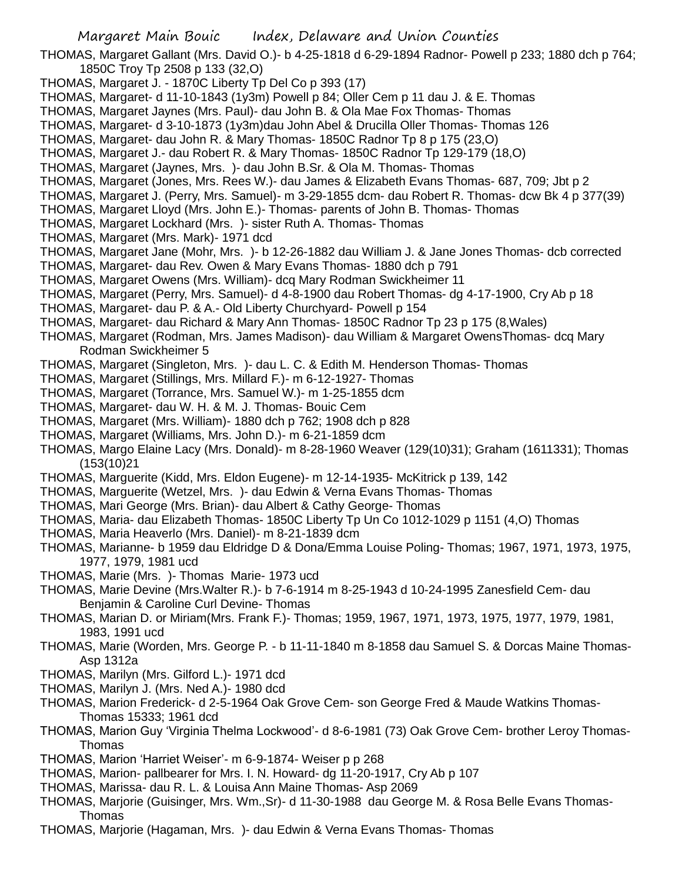THOMAS, Margaret Gallant (Mrs. David O.)- b 4-25-1818 d 6-29-1894 Radnor- Powell p 233; 1880 dch p 764; 1850C Troy Tp 2508 p 133 (32,O)

THOMAS, Margaret J. - 1870C Liberty Tp Del Co p 393 (17)

THOMAS, Margaret- d 11-10-1843 (1y3m) Powell p 84; Oller Cem p 11 dau J. & E. Thomas

THOMAS, Margaret Jaynes (Mrs. Paul)- dau John B. & Ola Mae Fox Thomas- Thomas

THOMAS, Margaret- d 3-10-1873 (1y3m)dau John Abel & Drucilla Oller Thomas- Thomas 126

THOMAS, Margaret- dau John R. & Mary Thomas- 1850C Radnor Tp 8 p 175 (23,O)

THOMAS, Margaret J.- dau Robert R. & Mary Thomas- 1850C Radnor Tp 129-179 (18,O)

THOMAS, Margaret (Jaynes, Mrs. )- dau John B.Sr. & Ola M. Thomas- Thomas

THOMAS, Margaret (Jones, Mrs. Rees W.)- dau James & Elizabeth Evans Thomas- 687, 709; Jbt p 2

THOMAS, Margaret J. (Perry, Mrs. Samuel)- m 3-29-1855 dcm- dau Robert R. Thomas- dcw Bk 4 p 377(39)

THOMAS, Margaret Lloyd (Mrs. John E.)- Thomas- parents of John B. Thomas- Thomas

THOMAS, Margaret Lockhard (Mrs. )- sister Ruth A. Thomas- Thomas

THOMAS, Margaret (Mrs. Mark)- 1971 dcd

THOMAS, Margaret Jane (Mohr, Mrs. )- b 12-26-1882 dau William J. & Jane Jones Thomas- dcb corrected

THOMAS, Margaret- dau Rev. Owen & Mary Evans Thomas- 1880 dch p 791

THOMAS, Margaret Owens (Mrs. William)- dcq Mary Rodman Swickheimer 11

THOMAS, Margaret (Perry, Mrs. Samuel)- d 4-8-1900 dau Robert Thomas- dg 4-17-1900, Cry Ab p 18

THOMAS, Margaret- dau P. & A.- Old Liberty Churchyard- Powell p 154

THOMAS, Margaret- dau Richard & Mary Ann Thomas- 1850C Radnor Tp 23 p 175 (8,Wales)

THOMAS, Margaret (Rodman, Mrs. James Madison)- dau William & Margaret OwensThomas- dcq Mary Rodman Swickheimer 5

THOMAS, Margaret (Singleton, Mrs. )- dau L. C. & Edith M. Henderson Thomas- Thomas

THOMAS, Margaret (Stillings, Mrs. Millard F.)- m 6-12-1927- Thomas

THOMAS, Margaret (Torrance, Mrs. Samuel W.)- m 1-25-1855 dcm

THOMAS, Margaret- dau W. H. & M. J. Thomas- Bouic Cem

THOMAS, Margaret (Mrs. William)- 1880 dch p 762; 1908 dch p 828

THOMAS, Margaret (Williams, Mrs. John D.)- m 6-21-1859 dcm

THOMAS, Margo Elaine Lacy (Mrs. Donald)- m 8-28-1960 Weaver (129(10)31); Graham (1611331); Thomas (153(10)21

THOMAS, Marguerite (Kidd, Mrs. Eldon Eugene)- m 12-14-1935- McKitrick p 139, 142

THOMAS, Marguerite (Wetzel, Mrs. )- dau Edwin & Verna Evans Thomas- Thomas

THOMAS, Mari George (Mrs. Brian)- dau Albert & Cathy George- Thomas

THOMAS, Maria- dau Elizabeth Thomas- 1850C Liberty Tp Un Co 1012-1029 p 1151 (4,O) Thomas

THOMAS, Maria Heaverlo (Mrs. Daniel)- m 8-21-1839 dcm

THOMAS, Marianne- b 1959 dau Eldridge D & Dona/Emma Louise Poling- Thomas; 1967, 1971, 1973, 1975, 1977, 1979, 1981 ucd

THOMAS, Marie (Mrs. )- Thomas Marie- 1973 ucd

THOMAS, Marie Devine (Mrs.Walter R.)- b 7-6-1914 m 8-25-1943 d 10-24-1995 Zanesfield Cem- dau Benjamin & Caroline Curl Devine- Thomas

THOMAS, Marian D. or Miriam(Mrs. Frank F.)- Thomas; 1959, 1967, 1971, 1973, 1975, 1977, 1979, 1981, 1983, 1991 ucd

THOMAS, Marie (Worden, Mrs. George P. - b 11-11-1840 m 8-1858 dau Samuel S. & Dorcas Maine Thomas- Asp 1312a

THOMAS, Marilyn (Mrs. Gilford L.)- 1971 dcd

THOMAS, Marilyn J. (Mrs. Ned A.)- 1980 dcd

THOMAS, Marion Frederick- d 2-5-1964 Oak Grove Cem- son George Fred & Maude Watkins Thomas- Thomas 15333; 1961 dcd

THOMAS, Marion Guy 'Virginia Thelma Lockwood'- d 8-6-1981 (73) Oak Grove Cem- brother Leroy Thomas- Thomas

THOMAS, Marion 'Harriet Weiser'- m 6-9-1874- Weiser p p 268

THOMAS, Marion- pallbearer for Mrs. I. N. Howard- dg 11-20-1917, Cry Ab p 107

THOMAS, Marissa- dau R. L. & Louisa Ann Maine Thomas- Asp 2069

THOMAS, Marjorie (Guisinger, Mrs. Wm.,Sr)- d 11-30-1988 dau George M. & Rosa Belle Evans Thomas- Thomas

THOMAS, Marjorie (Hagaman, Mrs. )- dau Edwin & Verna Evans Thomas- Thomas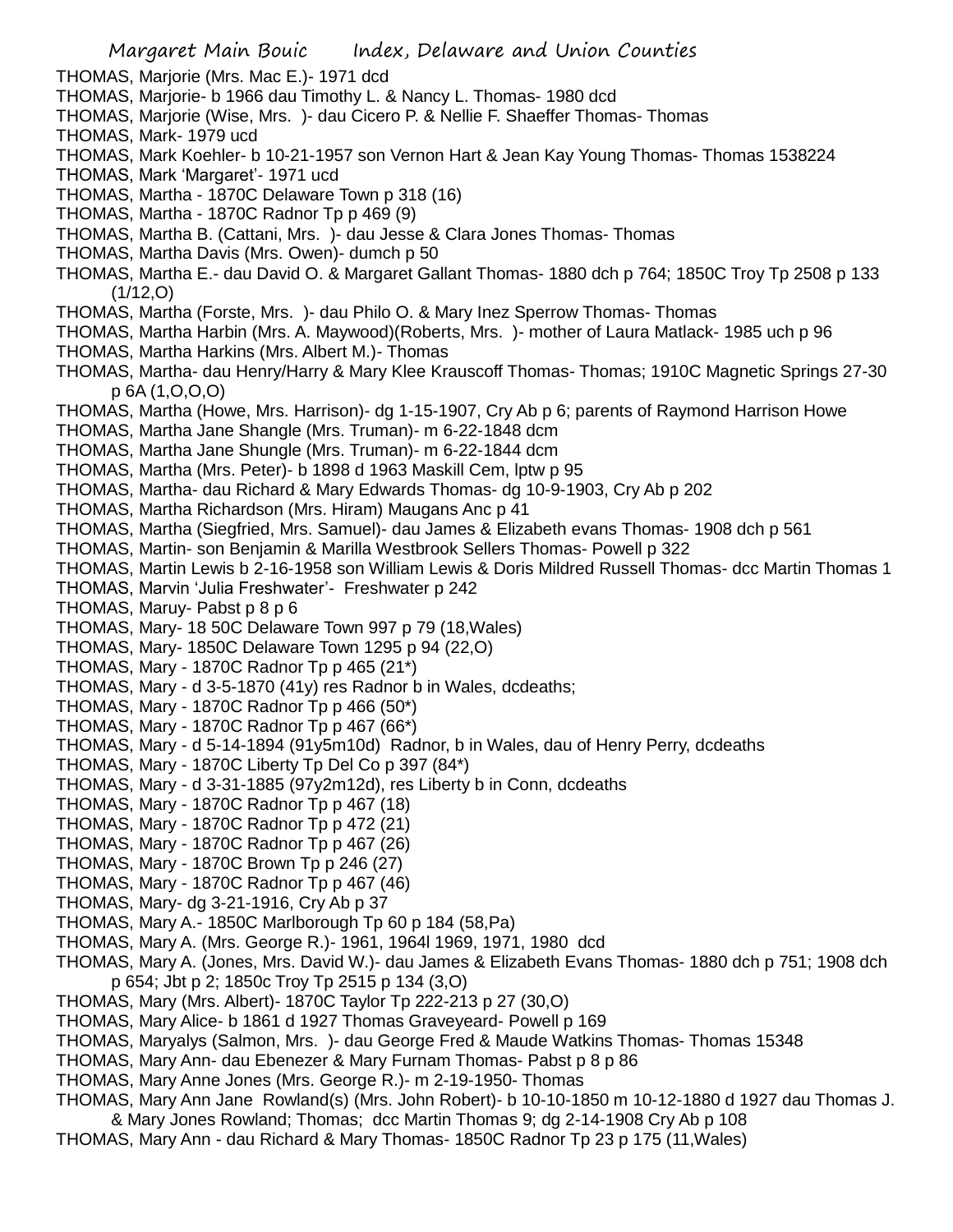THOMAS, Marjorie (Mrs. Mac E.)- 1971 dcd
THOMAS, Marjorie- b 1966 dau Timothy L. & Nancy L. Thomas- 1980 dcd
THOMAS, Marjorie (Wise, Mrs. )- dau Cicero P. & Nellie F. Shaeffer Thomas- Thomas
THOMAS, Mark- 1979 ucd
THOMAS, Mark Koehler- b 10-21-1957 son Vernon Hart & Jean Kay Young Thomas- Thomas 1538224
THOMAS, Mark 'Margaret'- 1971 ucd
THOMAS, Martha - 1870C Delaware Town p 318 (16)
THOMAS, Martha - 1870C Radnor Tp p 469 (9)
THOMAS, Martha B. (Cattani, Mrs. )- dau Jesse & Clara Jones Thomas- Thomas
THOMAS, Martha Davis (Mrs. Owen)- dumch p 50
THOMAS, Martha E.- dau David O. & Margaret Gallant Thomas- 1880 dch p 764; 1850C Troy Tp 2508 p 133 (1/12,O)
THOMAS, Martha (Forste, Mrs. )- dau Philo O. & Mary Inez Sperrow Thomas- Thomas
THOMAS, Martha Harbin (Mrs. A. Maywood)(Roberts, Mrs. )- mother of Laura Matlack- 1985 uch p 96
THOMAS, Martha Harkins (Mrs. Albert M.)- Thomas
THOMAS, Martha- dau Henry/Harry & Mary Klee Krauscoff Thomas- Thomas; 1910C Magnetic Springs 27-30 p 6A (1,O,O,O)
THOMAS, Martha (Howe, Mrs. Harrison)- dg 1-15-1907, Cry Ab p 6; parents of Raymond Harrison Howe
THOMAS, Martha Jane Shangle (Mrs. Truman)- m 6-22-1848 dcm
THOMAS, Martha Jane Shungle (Mrs. Truman)- m 6-22-1844 dcm
THOMAS, Martha (Mrs. Peter)- b 1898 d 1963 Maskill Cem, lptw p 95
THOMAS, Martha- dau Richard & Mary Edwards Thomas- dg 10-9-1903, Cry Ab p 202
THOMAS, Martha Richardson (Mrs. Hiram) Maugans Anc p 41
THOMAS, Martha (Siegfried, Mrs. Samuel)- dau James & Elizabeth evans Thomas- 1908 dch p 561
THOMAS, Martin- son Benjamin & Marilla Westbrook Sellers Thomas- Powell p 322
THOMAS, Martin Lewis b 2-16-1958 son William Lewis & Doris Mildred Russell Thomas- dcc Martin Thomas 1
THOMAS, Marvin 'Julia Freshwater'- Freshwater p 242
THOMAS, Maruy- Pabst p 8 p 6
THOMAS, Mary- 18 50C Delaware Town 997 p 79 (18,Wales)
THOMAS, Mary- 1850C Delaware Town 1295 p 94 (22,O)
THOMAS, Mary - 1870C Radnor Tp p 465 (21*)
THOMAS, Mary - d 3-5-1870 (41y) res Radnor b in Wales, dcdeaths;
THOMAS, Mary - 1870C Radnor Tp p 466 (50*)
THOMAS, Mary - 1870C Radnor Tp p 467 (66*)
THOMAS, Mary - d 5-14-1894 (91y5m10d) Radnor, b in Wales, dau of Henry Perry, dcdeaths
THOMAS, Mary - 1870C Liberty Tp Del Co p 397 (84*)
THOMAS, Mary - d 3-31-1885 (97y2m12d), res Liberty b in Conn, dcdeaths
THOMAS, Mary - 1870C Radnor Tp p 467 (18)
THOMAS, Mary - 1870C Radnor Tp p 472 (21)
THOMAS, Mary - 1870C Radnor Tp p 467 (26)
THOMAS, Mary - 1870C Brown Tp p 246 (27)
THOMAS, Mary - 1870C Radnor Tp p 467 (46)
THOMAS, Mary- dg 3-21-1916, Cry Ab p 37
THOMAS, Mary A.- 1850C Marlborough Tp 60 p 184 (58,Pa)
THOMAS, Mary A. (Mrs. George R.)- 1961, 1964l 1969, 1971, 1980 dcd
THOMAS, Mary A. (Jones, Mrs. David W.)- dau James & Elizabeth Evans Thomas- 1880 dch p 751; 1908 dch p 654; Jbt p 2; 1850c Troy Tp 2515 p 134 (3,O)
THOMAS, Mary (Mrs. Albert)- 1870C Taylor Tp 222-213 p 27 (30,O)
THOMAS, Mary Alice- b 1861 d 1927 Thomas Graveyeard- Powell p 169
THOMAS, Maryalys (Salmon, Mrs. )- dau George Fred & Maude Watkins Thomas- Thomas 15348
THOMAS, Mary Ann- dau Ebenezer & Mary Furnam Thomas- Pabst p 8 p 86
THOMAS, Mary Anne Jones (Mrs. George R.)- m 2-19-1950- Thomas
THOMAS, Mary Ann Jane Rowland(s) (Mrs. John Robert)- b 10-10-1850 m 10-12-1880 d 1927 dau Thomas J. & Mary Jones Rowland; Thomas; dcc Martin Thomas 9; dg 2-14-1908 Cry Ab p 108
THOMAS, Mary Ann - dau Richard & Mary Thomas- 1850C Radnor Tp 23 p 175 (11,Wales)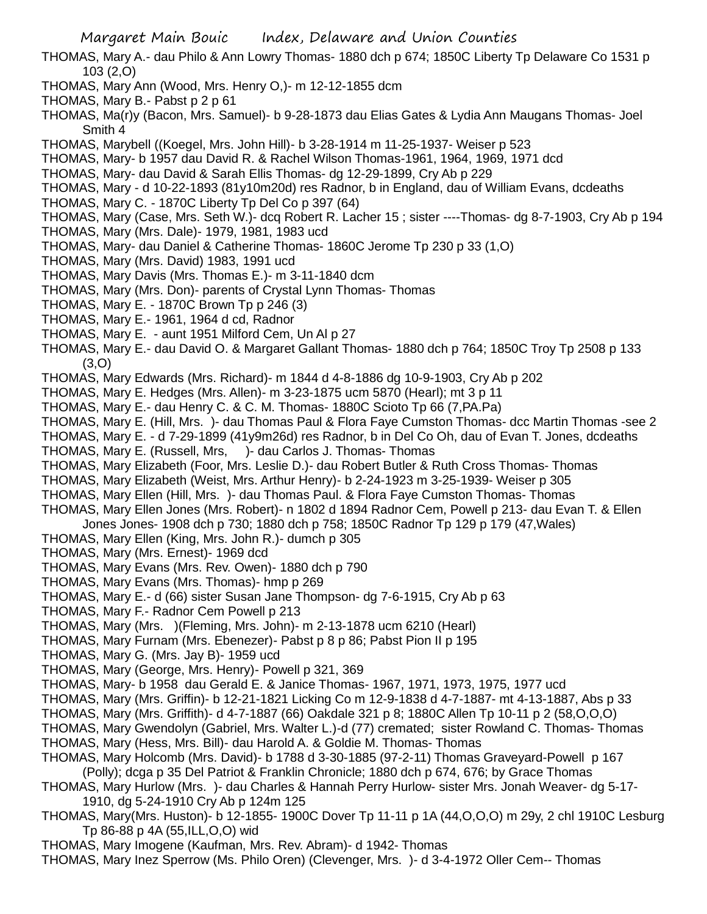THOMAS, Mary A.- dau Philo & Ann Lowry Thomas- 1880 dch p 674; 1850C Liberty Tp Delaware Co 1531 p 103 (2,O)

THOMAS, Mary Ann (Wood, Mrs. Henry O,)- m 12-12-1855 dcm

THOMAS, Mary B.- Pabst p 2 p 61

THOMAS, Ma(r)y (Bacon, Mrs. Samuel)- b 9-28-1873 dau Elias Gates & Lydia Ann Maugans Thomas- Joel Smith 4

THOMAS, Marybell ((Koegel, Mrs. John Hill)- b 3-28-1914 m 11-25-1937- Weiser p 523

THOMAS, Mary- b 1957 dau David R. & Rachel Wilson Thomas-1961, 1964, 1969, 1971 dcd

THOMAS, Mary- dau David & Sarah Ellis Thomas- dg 12-29-1899, Cry Ab p 229

THOMAS, Mary - d 10-22-1893 (81y10m20d) res Radnor, b in England, dau of William Evans, dcdeaths

THOMAS, Mary C. - 1870C Liberty Tp Del Co p 397 (64)

THOMAS, Mary (Case, Mrs. Seth W.)- dcq Robert R. Lacher 15 ; sister ----Thomas- dg 8-7-1903, Cry Ab p 194

THOMAS, Mary (Mrs. Dale)- 1979, 1981, 1983 ucd

THOMAS, Mary- dau Daniel & Catherine Thomas- 1860C Jerome Tp 230 p 33 (1,O)

THOMAS, Mary (Mrs. David) 1983, 1991 ucd

THOMAS, Mary Davis (Mrs. Thomas E.)- m 3-11-1840 dcm

THOMAS, Mary (Mrs. Don)- parents of Crystal Lynn Thomas- Thomas

THOMAS, Mary E. - 1870C Brown Tp p 246 (3)

THOMAS, Mary E.- 1961, 1964 d cd, Radnor

THOMAS, Mary E. - aunt 1951 Milford Cem, Un Al p 27

THOMAS, Mary E.- dau David O. & Margaret Gallant Thomas- 1880 dch p 764; 1850C Troy Tp 2508 p 133 (3,O)

THOMAS, Mary Edwards (Mrs. Richard)- m 1844 d 4-8-1886 dg 10-9-1903, Cry Ab p 202

THOMAS, Mary E. Hedges (Mrs. Allen)- m 3-23-1875 ucm 5870 (Hearl); mt 3 p 11

THOMAS, Mary E.- dau Henry C. & C. M. Thomas- 1880C Scioto Tp 66 (7,PA.Pa)

THOMAS, Mary E. (Hill, Mrs. )- dau Thomas Paul & Flora Faye Cumston Thomas- dcc Martin Thomas -see 2

THOMAS, Mary E. - d 7-29-1899 (41y9m26d) res Radnor, b in Del Co Oh, dau of Evan T. Jones, dcdeaths

THOMAS, Mary E. (Russell, Mrs, )- dau Carlos J. Thomas- Thomas

THOMAS, Mary Elizabeth (Foor, Mrs. Leslie D.)- dau Robert Butler & Ruth Cross Thomas- Thomas

THOMAS, Mary Elizabeth (Weist, Mrs. Arthur Henry)- b 2-24-1923 m 3-25-1939- Weiser p 305

THOMAS, Mary Ellen (Hill, Mrs. )- dau Thomas Paul. & Flora Faye Cumston Thomas- Thomas

THOMAS, Mary Ellen Jones (Mrs. Robert)- n 1802 d 1894 Radnor Cem, Powell p 213- dau Evan T. & Ellen Jones Jones- 1908 dch p 730; 1880 dch p 758; 1850C Radnor Tp 129 p 179 (47,Wales)

THOMAS, Mary Ellen (King, Mrs. John R.)- dumch p 305

THOMAS, Mary (Mrs. Ernest)- 1969 dcd

THOMAS, Mary Evans (Mrs. Rev. Owen)- 1880 dch p 790

THOMAS, Mary Evans (Mrs. Thomas)- hmp p 269

THOMAS, Mary E.- d (66) sister Susan Jane Thompson- dg 7-6-1915, Cry Ab p 63

THOMAS, Mary F.- Radnor Cem Powell p 213

THOMAS, Mary (Mrs. )(Fleming, Mrs. John)- m 2-13-1878 ucm 6210 (Hearl)

THOMAS, Mary Furnam (Mrs. Ebenezer)- Pabst p 8 p 86; Pabst Pion II p 195

THOMAS, Mary G. (Mrs. Jay B)- 1959 ucd

THOMAS, Mary (George, Mrs. Henry)- Powell p 321, 369

THOMAS, Mary- b 1958 dau Gerald E. & Janice Thomas- 1967, 1971, 1973, 1975, 1977 ucd

THOMAS, Mary (Mrs. Griffin)- b 12-21-1821 Licking Co m 12-9-1838 d 4-7-1887- mt 4-13-1887, Abs p 33

THOMAS, Mary (Mrs. Griffith)- d 4-7-1887 (66) Oakdale 321 p 8; 1880C Allen Tp 10-11 p 2 (58,O,O,O)

THOMAS, Mary Gwendolyn (Gabriel, Mrs. Walter L.)-d (77) cremated; sister Rowland C. Thomas- Thomas

THOMAS, Mary (Hess, Mrs. Bill)- dau Harold A. & Goldie M. Thomas- Thomas

THOMAS, Mary Holcomb (Mrs. David)- b 1788 d 3-30-1885 (97-2-11) Thomas Graveyard-Powell p 167 (Polly); dcga p 35 Del Patriot & Franklin Chronicle; 1880 dch p 674, 676; by Grace Thomas

THOMAS, Mary Hurlow (Mrs. )- dau Charles & Hannah Perry Hurlow- sister Mrs. Jonah Weaver- dg 5-17-1910, dg 5-24-1910 Cry Ab p 124m 125

THOMAS, Mary(Mrs. Huston)- b 12-1855- 1900C Dover Tp 11-11 p 1A (44,O,O,O) m 29y, 2 chl 1910C Lesburg Tp 86-88 p 4A (55,ILL,O,O) wid

THOMAS, Mary Imogene (Kaufman, Mrs. Rev. Abram)- d 1942- Thomas

THOMAS, Mary Inez Sperrow (Ms. Philo Oren) (Clevenger, Mrs. )- d 3-4-1972 Oller Cem-- Thomas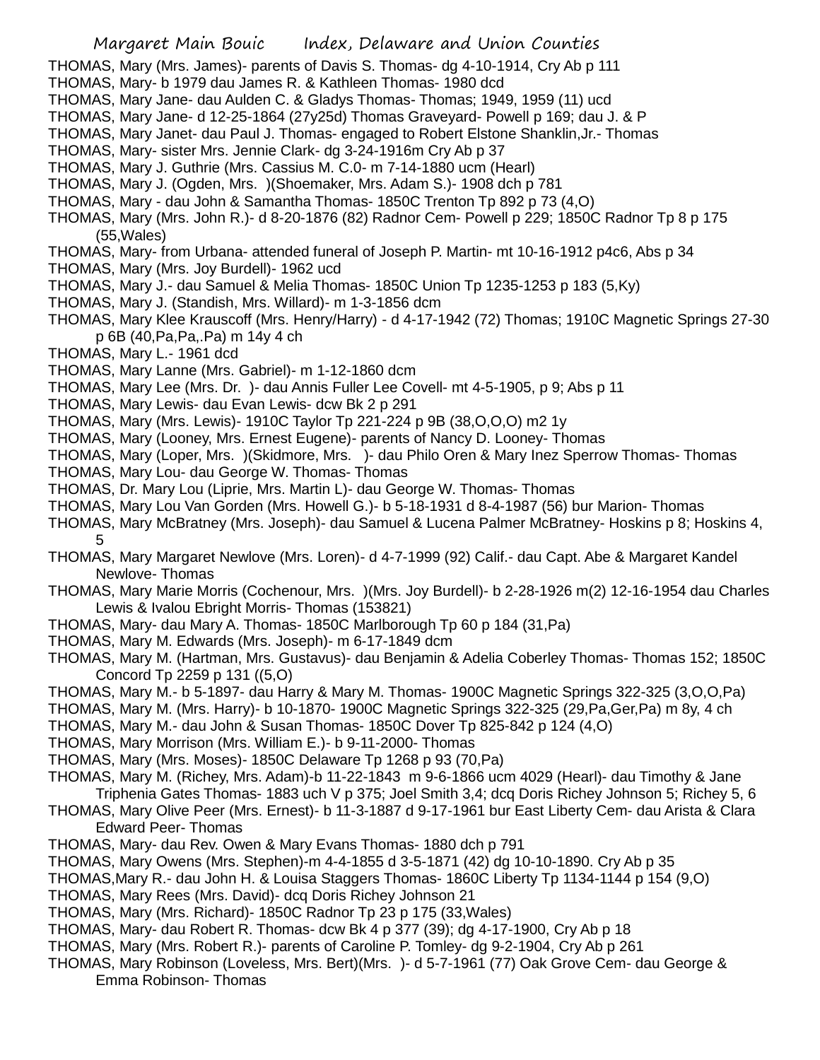THOMAS, Mary (Mrs. James)- parents of Davis S. Thomas- dg 4-10-1914, Cry Ab p 111

THOMAS, Mary- b 1979 dau James R. & Kathleen Thomas- 1980 dcd

THOMAS, Mary Jane- dau Aulden C. & Gladys Thomas- Thomas; 1949, 1959 (11) ucd

THOMAS, Mary Jane- d 12-25-1864 (27y25d) Thomas Graveyard- Powell p 169; dau J. & P

THOMAS, Mary Janet- dau Paul J. Thomas- engaged to Robert Elstone Shanklin,Jr.- Thomas

THOMAS, Mary- sister Mrs. Jennie Clark- dg 3-24-1916m Cry Ab p 37

THOMAS, Mary J. Guthrie (Mrs. Cassius M. C.0- m 7-14-1880 ucm (Hearl)

THOMAS, Mary J. (Ogden, Mrs. )(Shoemaker, Mrs. Adam S.)- 1908 dch p 781

THOMAS, Mary - dau John & Samantha Thomas- 1850C Trenton Tp 892 p 73 (4,O)

THOMAS, Mary (Mrs. John R.)- d 8-20-1876 (82) Radnor Cem- Powell p 229; 1850C Radnor Tp 8 p 175 (55,Wales)

THOMAS, Mary- from Urbana- attended funeral of Joseph P. Martin- mt 10-16-1912 p4c6, Abs p 34

THOMAS, Mary (Mrs. Joy Burdell)- 1962 ucd

THOMAS, Mary J.- dau Samuel & Melia Thomas- 1850C Union Tp 1235-1253 p 183 (5,Ky)

THOMAS, Mary J. (Standish, Mrs. Willard)- m 1-3-1856 dcm

THOMAS, Mary Klee Krauscoff (Mrs. Henry/Harry) - d 4-17-1942 (72) Thomas; 1910C Magnetic Springs 27-30 p 6B (40,Pa,Pa,.Pa) m 14y 4 ch

THOMAS, Mary L.- 1961 dcd

THOMAS, Mary Lanne (Mrs. Gabriel)- m 1-12-1860 dcm

THOMAS, Mary Lee (Mrs. Dr. )- dau Annis Fuller Lee Covell- mt 4-5-1905, p 9; Abs p 11

THOMAS, Mary Lewis- dau Evan Lewis- dcw Bk 2 p 291

THOMAS, Mary (Mrs. Lewis)- 1910C Taylor Tp 221-224 p 9B (38,O,O,O) m2 1y

THOMAS, Mary (Looney, Mrs. Ernest Eugene)- parents of Nancy D. Looney- Thomas

THOMAS, Mary (Loper, Mrs. )(Skidmore, Mrs. )- dau Philo Oren & Mary Inez Sperrow Thomas- Thomas

THOMAS, Mary Lou- dau George W. Thomas- Thomas

THOMAS, Dr. Mary Lou (Liprie, Mrs. Martin L)- dau George W. Thomas- Thomas

THOMAS, Mary Lou Van Gorden (Mrs. Howell G.)- b 5-18-1931 d 8-4-1987 (56) bur Marion- Thomas

THOMAS, Mary McBratney (Mrs. Joseph)- dau Samuel & Lucena Palmer McBratney- Hoskins p 8; Hoskins 4, 5

THOMAS, Mary Margaret Newlove (Mrs. Loren)- d 4-7-1999 (92) Calif.- dau Capt. Abe & Margaret Kandel Newlove- Thomas

THOMAS, Mary Marie Morris (Cochenour, Mrs. )(Mrs. Joy Burdell)- b 2-28-1926 m(2) 12-16-1954 dau Charles Lewis & Ivalou Ebright Morris- Thomas (153821)

THOMAS, Mary- dau Mary A. Thomas- 1850C Marlborough Tp 60 p 184 (31,Pa)

THOMAS, Mary M. Edwards (Mrs. Joseph)- m 6-17-1849 dcm

THOMAS, Mary M. (Hartman, Mrs. Gustavus)- dau Benjamin & Adelia Coberley Thomas- Thomas 152; 1850C Concord Tp 2259 p 131 ((5,O)

THOMAS, Mary M.- b 5-1897- dau Harry & Mary M. Thomas- 1900C Magnetic Springs 322-325 (3,O,O,Pa)

THOMAS, Mary M. (Mrs. Harry)- b 10-1870- 1900C Magnetic Springs 322-325 (29,Pa,Ger,Pa) m 8y, 4 ch

THOMAS, Mary M.- dau John & Susan Thomas- 1850C Dover Tp 825-842 p 124 (4,O)

THOMAS, Mary Morrison (Mrs. William E.)- b 9-11-2000- Thomas

THOMAS, Mary (Mrs. Moses)- 1850C Delaware Tp 1268 p 93 (70,Pa)

THOMAS, Mary M. (Richey, Mrs. Adam)-b 11-22-1843 m 9-6-1866 ucm 4029 (Hearl)- dau Timothy & Jane Triphenia Gates Thomas- 1883 uch V p 375; Joel Smith 3,4; dcq Doris Richey Johnson 5; Richey 5, 6

THOMAS, Mary Olive Peer (Mrs. Ernest)- b 11-3-1887 d 9-17-1961 bur East Liberty Cem- dau Arista & Clara Edward Peer- Thomas

THOMAS, Mary- dau Rev. Owen & Mary Evans Thomas- 1880 dch p 791

THOMAS, Mary Owens (Mrs. Stephen)-m 4-4-1855 d 3-5-1871 (42) dg 10-10-1890. Cry Ab p 35

THOMAS,Mary R.- dau John H. & Louisa Staggers Thomas- 1860C Liberty Tp 1134-1144 p 154 (9,O)

THOMAS, Mary Rees (Mrs. David)- dcq Doris Richey Johnson 21

THOMAS, Mary (Mrs. Richard)- 1850C Radnor Tp 23 p 175 (33,Wales)

THOMAS, Mary- dau Robert R. Thomas- dcw Bk 4 p 377 (39); dg 4-17-1900, Cry Ab p 18

THOMAS, Mary (Mrs. Robert R.)- parents of Caroline P. Tomley- dg 9-2-1904, Cry Ab p 261

THOMAS, Mary Robinson (Loveless, Mrs. Bert)(Mrs. )- d 5-7-1961 (77) Oak Grove Cem- dau George & Emma Robinson- Thomas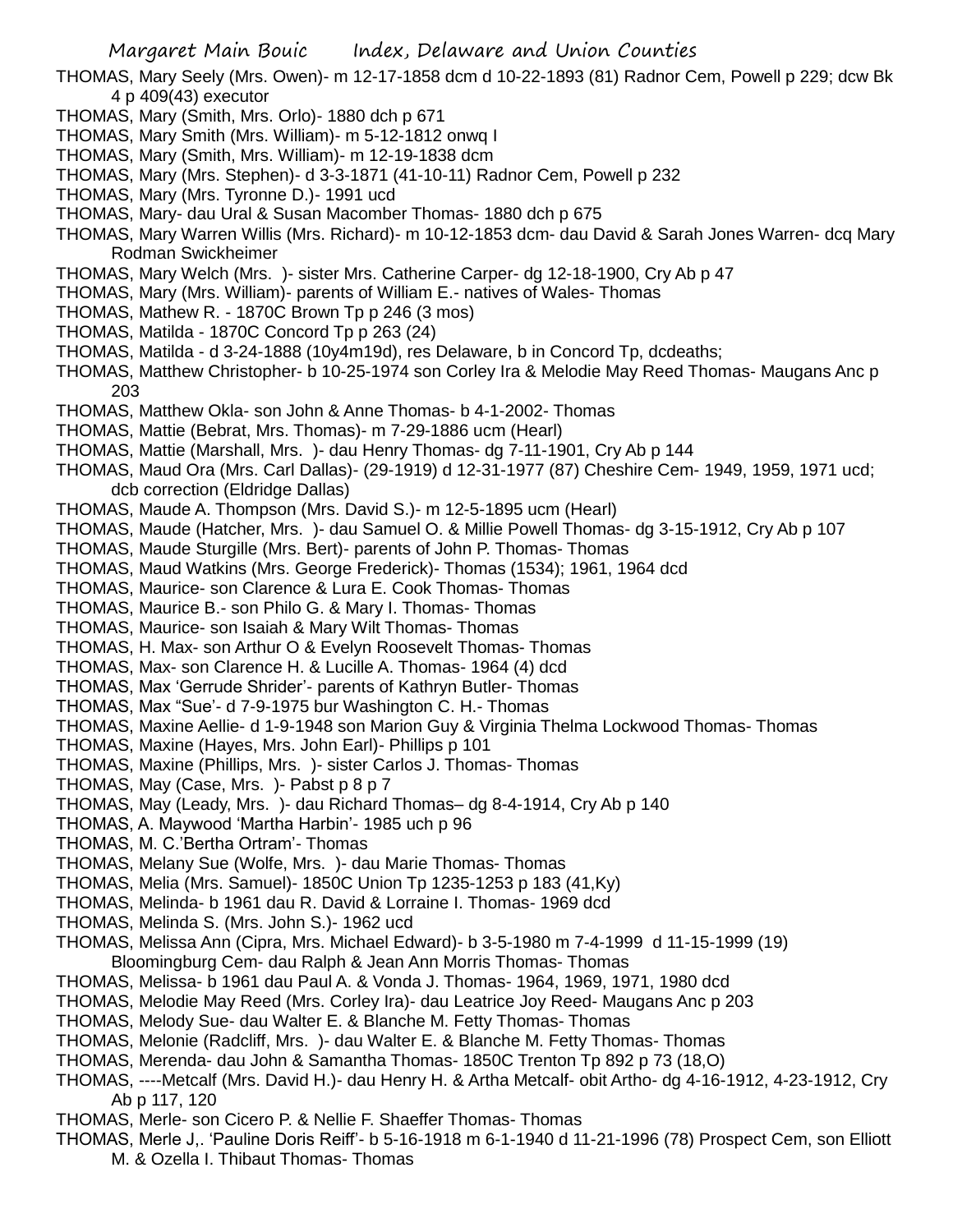THOMAS, Mary Seely (Mrs. Owen)- m 12-17-1858 dcm d 10-22-1893 (81) Radnor Cem, Powell p 229; dcw Bk 4 p 409(43) executor

THOMAS, Mary (Smith, Mrs. Orlo)- 1880 dch p 671

THOMAS, Mary Smith (Mrs. William)- m 5-12-1812 onwq I

THOMAS, Mary (Smith, Mrs. William)- m 12-19-1838 dcm

THOMAS, Mary (Mrs. Stephen)- d 3-3-1871 (41-10-11) Radnor Cem, Powell p 232

THOMAS, Mary (Mrs. Tyronne D.)- 1991 ucd

THOMAS, Mary- dau Ural & Susan Macomber Thomas- 1880 dch p 675

THOMAS, Mary Warren Willis (Mrs. Richard)- m 10-12-1853 dcm- dau David & Sarah Jones Warren- dcq Mary Rodman Swickheimer

THOMAS, Mary Welch (Mrs. )- sister Mrs. Catherine Carper- dg 12-18-1900, Cry Ab p 47

THOMAS, Mary (Mrs. William)- parents of William E.- natives of Wales- Thomas

THOMAS, Mathew R. - 1870C Brown Tp p 246 (3 mos)

THOMAS, Matilda - 1870C Concord Tp p 263 (24)

THOMAS, Matilda - d 3-24-1888 (10y4m19d), res Delaware, b in Concord Tp, dcdeaths;

THOMAS, Matthew Christopher- b 10-25-1974 son Corley Ira & Melodie May Reed Thomas- Maugans Anc p 203

THOMAS, Matthew Okla- son John & Anne Thomas- b 4-1-2002- Thomas

THOMAS, Mattie (Bebrat, Mrs. Thomas)- m 7-29-1886 ucm (Hearl)

THOMAS, Mattie (Marshall, Mrs. )- dau Henry Thomas- dg 7-11-1901, Cry Ab p 144

THOMAS, Maud Ora (Mrs. Carl Dallas)- (29-1919) d 12-31-1977 (87) Cheshire Cem- 1949, 1959, 1971 ucd; dcb correction (Eldridge Dallas)

THOMAS, Maude A. Thompson (Mrs. David S.)- m 12-5-1895 ucm (Hearl)

THOMAS, Maude (Hatcher, Mrs. )- dau Samuel O. & Millie Powell Thomas- dg 3-15-1912, Cry Ab p 107

THOMAS, Maude Sturgille (Mrs. Bert)- parents of John P. Thomas- Thomas

THOMAS, Maud Watkins (Mrs. George Frederick)- Thomas (1534); 1961, 1964 dcd

THOMAS, Maurice- son Clarence & Lura E. Cook Thomas- Thomas

THOMAS, Maurice B.- son Philo G. & Mary I. Thomas- Thomas

THOMAS, Maurice- son Isaiah & Mary Wilt Thomas- Thomas

THOMAS, H. Max- son Arthur O & Evelyn Roosevelt Thomas- Thomas

THOMAS, Max- son Clarence H. & Lucille A. Thomas- 1964 (4) dcd

THOMAS, Max 'Gerrude Shrider'- parents of Kathryn Butler- Thomas

THOMAS, Max "Sue'- d 7-9-1975 bur Washington C. H.- Thomas

THOMAS, Maxine Aellie- d 1-9-1948 son Marion Guy & Virginia Thelma Lockwood Thomas- Thomas

THOMAS, Maxine (Hayes, Mrs. John Earl)- Phillips p 101

THOMAS, Maxine (Phillips, Mrs. )- sister Carlos J. Thomas- Thomas

THOMAS, May (Case, Mrs. )- Pabst p 8 p 7

THOMAS, May (Leady, Mrs. )- dau Richard Thomas– dg 8-4-1914, Cry Ab p 140

THOMAS, A. Maywood 'Martha Harbin'- 1985 uch p 96

THOMAS, M. C.'Bertha Ortram'- Thomas

THOMAS, Melany Sue (Wolfe, Mrs. )- dau Marie Thomas- Thomas

THOMAS, Melia (Mrs. Samuel)- 1850C Union Tp 1235-1253 p 183 (41,Ky)

THOMAS, Melinda- b 1961 dau R. David & Lorraine I. Thomas- 1969 dcd

THOMAS, Melinda S. (Mrs. John S.)- 1962 ucd

THOMAS, Melissa Ann (Cipra, Mrs. Michael Edward)- b 3-5-1980 m 7-4-1999 d 11-15-1999 (19) Bloomingburg Cem- dau Ralph & Jean Ann Morris Thomas- Thomas

THOMAS, Melissa- b 1961 dau Paul A. & Vonda J. Thomas- 1964, 1969, 1971, 1980 dcd

THOMAS, Melodie May Reed (Mrs. Corley Ira)- dau Leatrice Joy Reed- Maugans Anc p 203

THOMAS, Melody Sue- dau Walter E. & Blanche M. Fetty Thomas- Thomas

THOMAS, Melonie (Radcliff, Mrs. )- dau Walter E. & Blanche M. Fetty Thomas- Thomas

THOMAS, Merenda- dau John & Samantha Thomas- 1850C Trenton Tp 892 p 73 (18,O)

THOMAS, ----Metcalf (Mrs. David H.)- dau Henry H. & Artha Metcalf- obit Artho- dg 4-16-1912, 4-23-1912, Cry Ab p 117, 120

THOMAS, Merle- son Cicero P. & Nellie F. Shaeffer Thomas- Thomas

THOMAS, Merle J,. 'Pauline Doris Reiff'- b 5-16-1918 m 6-1-1940 d 11-21-1996 (78) Prospect Cem, son Elliott M. & Ozella I. Thibaut Thomas- Thomas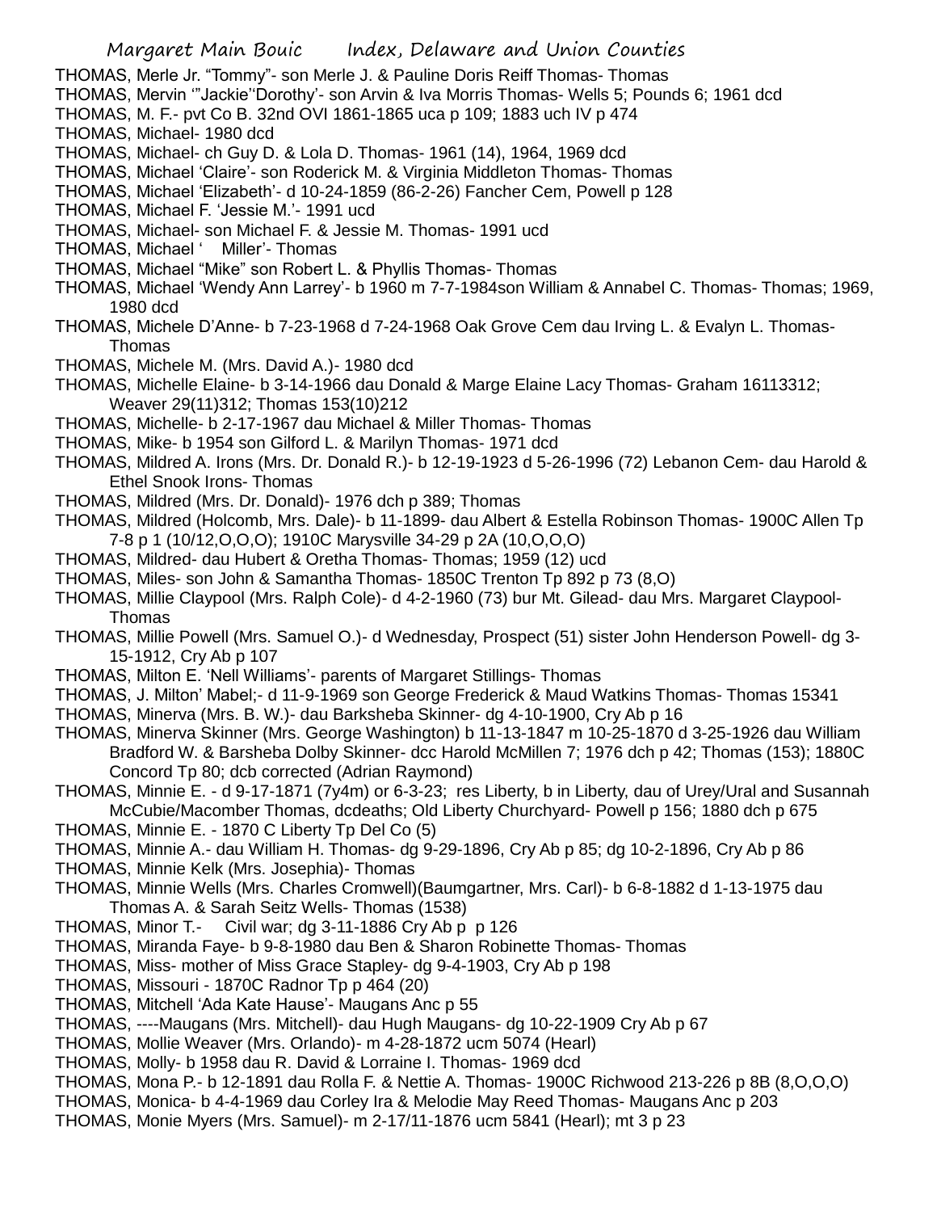THOMAS, Merle Jr. "Tommy"- son Merle J. & Pauline Doris Reiff Thomas- Thomas

THOMAS, Mervin '"Jackie''Dorothy'- son Arvin & Iva Morris Thomas- Wells 5; Pounds 6; 1961 dcd

THOMAS, M. F.- pvt Co B. 32nd OVI 1861-1865 uca p 109; 1883 uch IV p 474

THOMAS, Michael- 1980 dcd

THOMAS, Michael- ch Guy D. & Lola D. Thomas- 1961 (14), 1964, 1969 dcd

THOMAS, Michael 'Claire'- son Roderick M. & Virginia Middleton Thomas- Thomas

THOMAS, Michael 'Elizabeth'- d 10-24-1859 (86-2-26) Fancher Cem, Powell p 128

THOMAS, Michael F. 'Jessie M.'- 1991 ucd

THOMAS, Michael- son Michael F. & Jessie M. Thomas- 1991 ucd

THOMAS, Michael ' Miller'- Thomas

THOMAS, Michael "Mike" son Robert L. & Phyllis Thomas- Thomas

THOMAS, Michael 'Wendy Ann Larrey'- b 1960 m 7-7-1984son William & Annabel C. Thomas- Thomas; 1969, 1980 dcd

THOMAS, Michele D'Anne- b 7-23-1968 d 7-24-1968 Oak Grove Cem dau Irving L. & Evalyn L. Thomas- Thomas

THOMAS, Michele M. (Mrs. David A.)- 1980 dcd

THOMAS, Michelle Elaine- b 3-14-1966 dau Donald & Marge Elaine Lacy Thomas- Graham 16113312; Weaver 29(11)312; Thomas 153(10)212

THOMAS, Michelle- b 2-17-1967 dau Michael & Miller Thomas- Thomas

THOMAS, Mike- b 1954 son Gilford L. & Marilyn Thomas- 1971 dcd

THOMAS, Mildred A. Irons (Mrs. Dr. Donald R.)- b 12-19-1923 d 5-26-1996 (72) Lebanon Cem- dau Harold & Ethel Snook Irons- Thomas

THOMAS, Mildred (Mrs. Dr. Donald)- 1976 dch p 389; Thomas

THOMAS, Mildred (Holcomb, Mrs. Dale)- b 11-1899- dau Albert & Estella Robinson Thomas- 1900C Allen Tp 7-8 p 1 (10/12,O,O,O); 1910C Marysville 34-29 p 2A (10,O,O,O)

THOMAS, Mildred- dau Hubert & Oretha Thomas- Thomas; 1959 (12) ucd

THOMAS, Miles- son John & Samantha Thomas- 1850C Trenton Tp 892 p 73 (8,O)

THOMAS, Millie Claypool (Mrs. Ralph Cole)- d 4-2-1960 (73) bur Mt. Gilead- dau Mrs. Margaret Claypool- Thomas

THOMAS, Millie Powell (Mrs. Samuel O.)- d Wednesday, Prospect (51) sister John Henderson Powell- dg 3-15-1912, Cry Ab p 107

THOMAS, Milton E. 'Nell Williams'- parents of Margaret Stillings- Thomas

THOMAS, J. Milton' Mabel;- d 11-9-1969 son George Frederick & Maud Watkins Thomas- Thomas 15341

THOMAS, Minerva (Mrs. B. W.)- dau Barksheba Skinner- dg 4-10-1900, Cry Ab p 16

THOMAS, Minerva Skinner (Mrs. George Washington) b 11-13-1847 m 10-25-1870 d 3-25-1926 dau William Bradford W. & Barsheba Dolby Skinner- dcc Harold McMillen 7; 1976 dch p 42; Thomas (153); 1880C Concord Tp 80; dcb corrected (Adrian Raymond)

THOMAS, Minnie E. - d 9-17-1871 (7y4m) or 6-3-23; res Liberty, b in Liberty, dau of Urey/Ural and Susannah McCubie/Macomber Thomas, dcdeaths; Old Liberty Churchyard- Powell p 156; 1880 dch p 675

THOMAS, Minnie E. - 1870 C Liberty Tp Del Co (5)

THOMAS, Minnie A.- dau William H. Thomas- dg 9-29-1896, Cry Ab p 85; dg 10-2-1896, Cry Ab p 86

THOMAS, Minnie Kelk (Mrs. Josephia)- Thomas

THOMAS, Minnie Wells (Mrs. Charles Cromwell)(Baumgartner, Mrs. Carl)- b 6-8-1882 d 1-13-1975 dau Thomas A. & Sarah Seitz Wells- Thomas (1538)

THOMAS, Minor T.- Civil war; dg 3-11-1886 Cry Ab p p 126

THOMAS, Miranda Faye- b 9-8-1980 dau Ben & Sharon Robinette Thomas- Thomas

THOMAS, Miss- mother of Miss Grace Stapley- dg 9-4-1903, Cry Ab p 198

THOMAS, Missouri - 1870C Radnor Tp p 464 (20)

THOMAS, Mitchell 'Ada Kate Hause'- Maugans Anc p 55

THOMAS, ----Maugans (Mrs. Mitchell)- dau Hugh Maugans- dg 10-22-1909 Cry Ab p 67

THOMAS, Mollie Weaver (Mrs. Orlando)- m 4-28-1872 ucm 5074 (Hearl)

THOMAS, Molly- b 1958 dau R. David & Lorraine I. Thomas- 1969 dcd

THOMAS, Mona P.- b 12-1891 dau Rolla F. & Nettie A. Thomas- 1900C Richwood 213-226 p 8B (8,O,O,O)

THOMAS, Monica- b 4-4-1969 dau Corley Ira & Melodie May Reed Thomas- Maugans Anc p 203

THOMAS, Monie Myers (Mrs. Samuel)- m 2-17/11-1876 ucm 5841 (Hearl); mt 3 p 23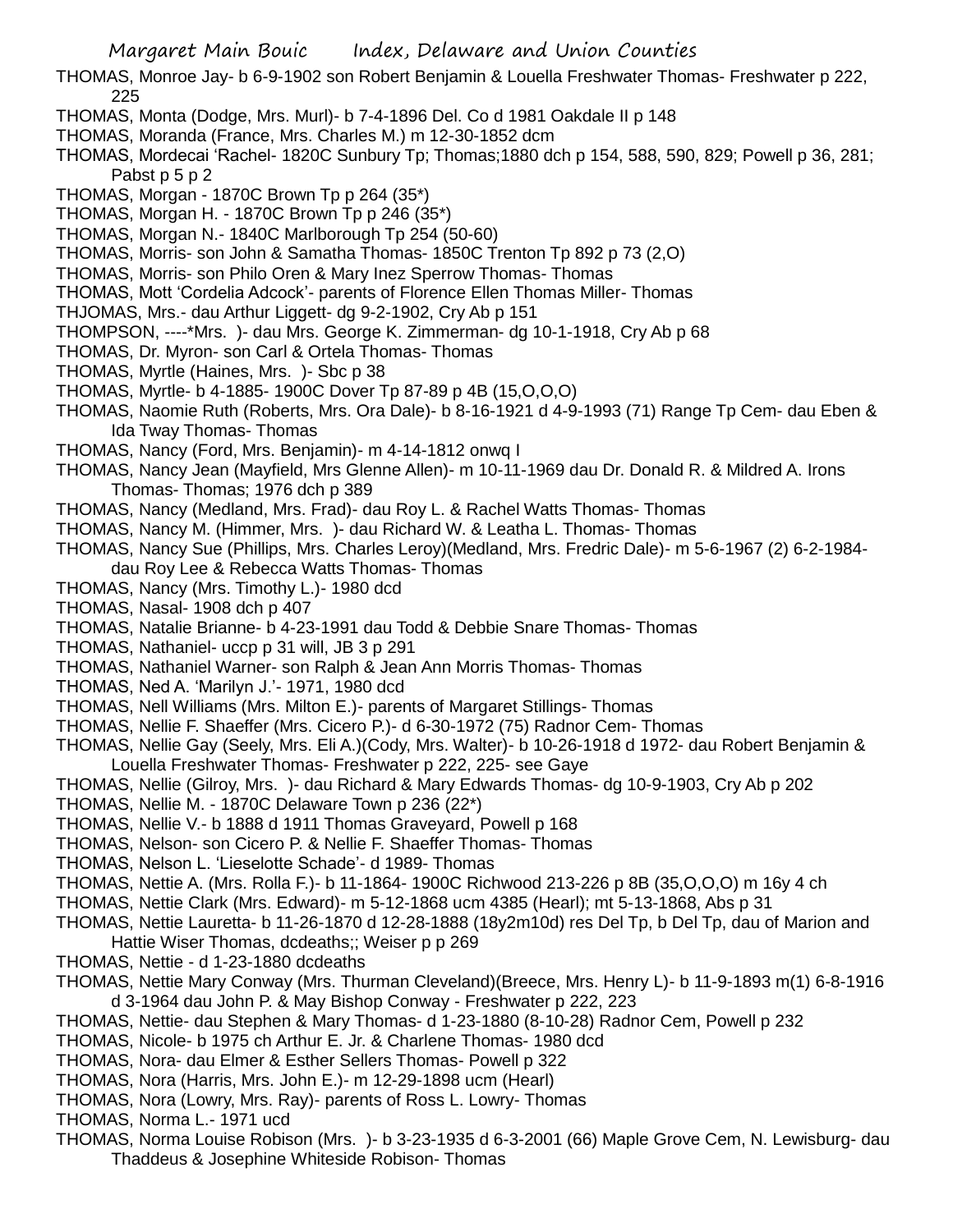THOMAS, Monroe Jay- b 6-9-1902 son Robert Benjamin & Louella Freshwater Thomas- Freshwater p 222, 225

THOMAS, Monta (Dodge, Mrs. Murl)- b 7-4-1896 Del. Co d 1981 Oakdale II p 148

THOMAS, Moranda (France, Mrs. Charles M.) m 12-30-1852 dcm

THOMAS, Mordecai 'Rachel- 1820C Sunbury Tp; Thomas;1880 dch p 154, 588, 590, 829; Powell p 36, 281; Pabst p 5 p 2

THOMAS, Morgan - 1870C Brown Tp p 264 (35*)

THOMAS, Morgan H. - 1870C Brown Tp p 246 (35*)

THOMAS, Morgan N.- 1840C Marlborough Tp 254 (50-60)

THOMAS, Morris- son John & Samatha Thomas- 1850C Trenton Tp 892 p 73 (2,O)

THOMAS, Morris- son Philo Oren & Mary Inez Sperrow Thomas- Thomas

THOMAS, Mott 'Cordelia Adcock'- parents of Florence Ellen Thomas Miller- Thomas

THJOMAS, Mrs.- dau Arthur Liggett- dg 9-2-1902, Cry Ab p 151

THOMPSON, ----*Mrs. )- dau Mrs. George K. Zimmerman- dg 10-1-1918, Cry Ab p 68

THOMAS, Dr. Myron- son Carl & Ortela Thomas- Thomas

THOMAS, Myrtle (Haines, Mrs. )- Sbc p 38

THOMAS, Myrtle- b 4-1885- 1900C Dover Tp 87-89 p 4B (15,O,O,O)

THOMAS, Naomie Ruth (Roberts, Mrs. Ora Dale)- b 8-16-1921 d 4-9-1993 (71) Range Tp Cem- dau Eben & Ida Tway Thomas- Thomas

THOMAS, Nancy (Ford, Mrs. Benjamin)- m 4-14-1812 onwq I

THOMAS, Nancy Jean (Mayfield, Mrs Glenne Allen)- m 10-11-1969 dau Dr. Donald R. & Mildred A. Irons Thomas- Thomas; 1976 dch p 389

THOMAS, Nancy (Medland, Mrs. Frad)- dau Roy L. & Rachel Watts Thomas- Thomas

THOMAS, Nancy M. (Himmer, Mrs. )- dau Richard W. & Leatha L. Thomas- Thomas

THOMAS, Nancy Sue (Phillips, Mrs. Charles Leroy)(Medland, Mrs. Fredric Dale)- m 5-6-1967 (2) 6-2-1984- dau Roy Lee & Rebecca Watts Thomas- Thomas

THOMAS, Nancy (Mrs. Timothy L.)- 1980 dcd

THOMAS, Nasal- 1908 dch p 407

THOMAS, Natalie Brianne- b 4-23-1991 dau Todd & Debbie Snare Thomas- Thomas

THOMAS, Nathaniel- uccp p 31 will, JB 3 p 291

THOMAS, Nathaniel Warner- son Ralph & Jean Ann Morris Thomas- Thomas

THOMAS, Ned A. 'Marilyn J.'- 1971, 1980 dcd

THOMAS, Nell Williams (Mrs. Milton E.)- parents of Margaret Stillings- Thomas

THOMAS, Nellie F. Shaeffer (Mrs. Cicero P.)- d 6-30-1972 (75) Radnor Cem- Thomas

THOMAS, Nellie Gay (Seely, Mrs. Eli A.)(Cody, Mrs. Walter)- b 10-26-1918 d 1972- dau Robert Benjamin & Louella Freshwater Thomas- Freshwater p 222, 225- see Gaye

THOMAS, Nellie (Gilroy, Mrs. )- dau Richard & Mary Edwards Thomas- dg 10-9-1903, Cry Ab p 202

THOMAS, Nellie M. - 1870C Delaware Town p 236 (22*)

THOMAS, Nellie V.- b 1888 d 1911 Thomas Graveyard, Powell p 168

THOMAS, Nelson- son Cicero P. & Nellie F. Shaeffer Thomas- Thomas

THOMAS, Nelson L. 'Lieselotte Schade'- d 1989- Thomas

THOMAS, Nettie A. (Mrs. Rolla F.)- b 11-1864- 1900C Richwood 213-226 p 8B (35,O,O,O) m 16y 4 ch

THOMAS, Nettie Clark (Mrs. Edward)- m 5-12-1868 ucm 4385 (Hearl); mt 5-13-1868, Abs p 31

THOMAS, Nettie Lauretta- b 11-26-1870 d 12-28-1888 (18y2m10d) res Del Tp, b Del Tp, dau of Marion and Hattie Wiser Thomas, dcdeaths;; Weiser p p 269

THOMAS, Nettie - d 1-23-1880 dcdeaths

THOMAS, Nettie Mary Conway (Mrs. Thurman Cleveland)(Breece, Mrs. Henry L)- b 11-9-1893 m(1) 6-8-1916 d 3-1964 dau John P. & May Bishop Conway - Freshwater p 222, 223

THOMAS, Nettie- dau Stephen & Mary Thomas- d 1-23-1880 (8-10-28) Radnor Cem, Powell p 232

THOMAS, Nicole- b 1975 ch Arthur E. Jr. & Charlene Thomas- 1980 dcd

THOMAS, Nora- dau Elmer & Esther Sellers Thomas- Powell p 322

THOMAS, Nora (Harris, Mrs. John E.)- m 12-29-1898 ucm (Hearl)

THOMAS, Nora (Lowry, Mrs. Ray)- parents of Ross L. Lowry- Thomas

THOMAS, Norma L.- 1971 ucd

THOMAS, Norma Louise Robison (Mrs. )- b 3-23-1935 d 6-3-2001 (66) Maple Grove Cem, N. Lewisburg- dau Thaddeus & Josephine Whiteside Robison- Thomas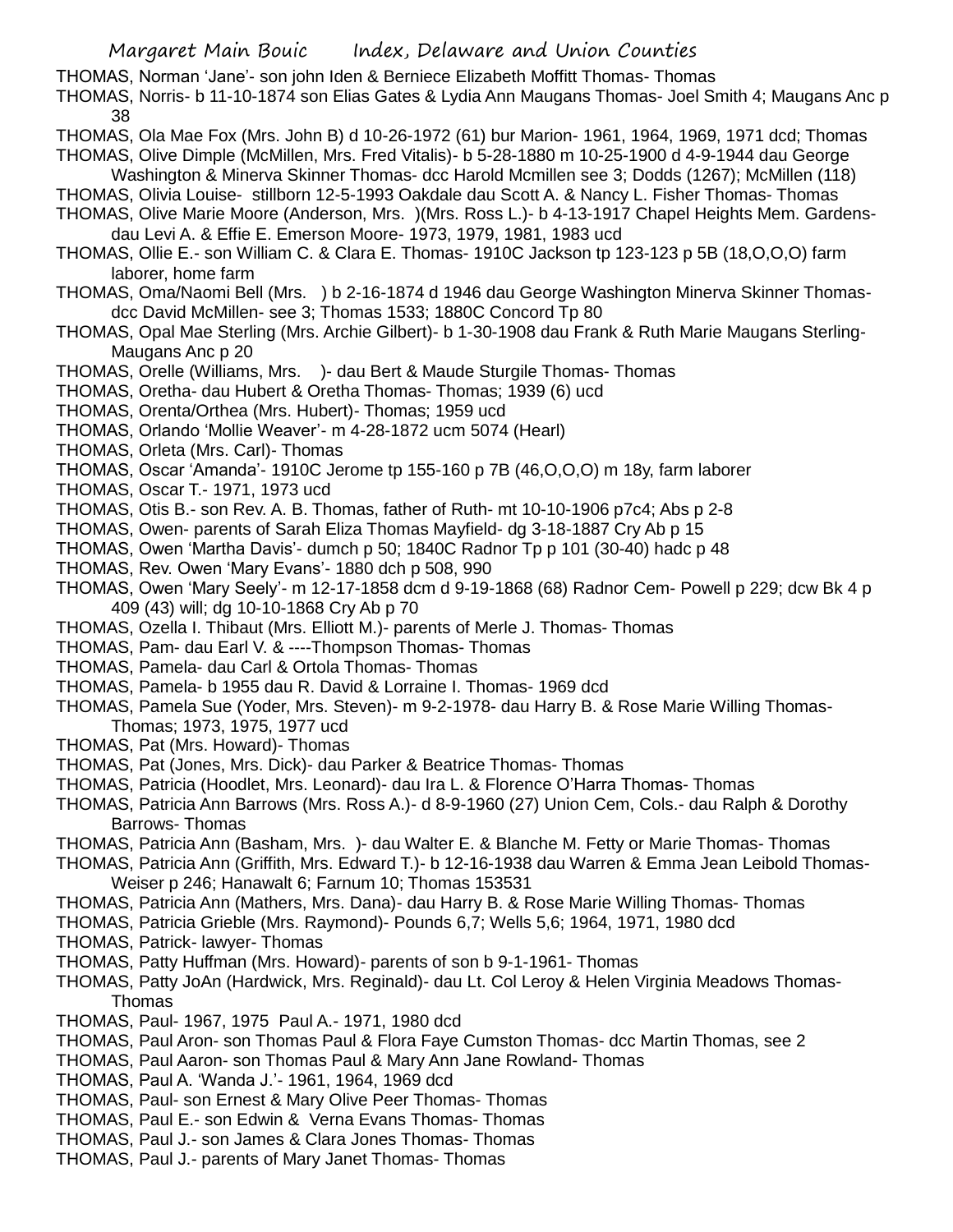THOMAS, Norman 'Jane'- son john Iden & Berniece Elizabeth Moffitt Thomas- Thomas

THOMAS, Norris- b 11-10-1874 son Elias Gates & Lydia Ann Maugans Thomas- Joel Smith 4; Maugans Anc p 38

THOMAS, Ola Mae Fox (Mrs. John B) d 10-26-1972 (61) bur Marion- 1961, 1964, 1969, 1971 dcd; Thomas

THOMAS, Olive Dimple (McMillen, Mrs. Fred Vitalis)- b 5-28-1880 m 10-25-1900 d 4-9-1944 dau George Washington & Minerva Skinner Thomas- dcc Harold Mcmillen see 3; Dodds (1267); McMillen (118)

THOMAS, Olivia Louise- stillborn 12-5-1993 Oakdale dau Scott A. & Nancy L. Fisher Thomas- Thomas

THOMAS, Olive Marie Moore (Anderson, Mrs. )(Mrs. Ross L.)- b 4-13-1917 Chapel Heights Mem. Gardens- dau Levi A. & Effie E. Emerson Moore- 1973, 1979, 1981, 1983 ucd

THOMAS, Ollie E.- son William C. & Clara E. Thomas- 1910C Jackson tp 123-123 p 5B (18,O,O,O) farm laborer, home farm

THOMAS, Oma/Naomi Bell (Mrs. ) b 2-16-1874 d 1946 dau George Washington Minerva Skinner Thomas- dcc David McMillen- see 3; Thomas 1533; 1880C Concord Tp 80

THOMAS, Opal Mae Sterling (Mrs. Archie Gilbert)- b 1-30-1908 dau Frank & Ruth Marie Maugans Sterling- Maugans Anc p 20

THOMAS, Orelle (Williams, Mrs. )- dau Bert & Maude Sturgile Thomas- Thomas

THOMAS, Oretha- dau Hubert & Oretha Thomas- Thomas; 1939 (6) ucd

THOMAS, Orenta/Orthea (Mrs. Hubert)- Thomas; 1959 ucd

THOMAS, Orlando 'Mollie Weaver'- m 4-28-1872 ucm 5074 (Hearl)

THOMAS, Orleta (Mrs. Carl)- Thomas

THOMAS, Oscar 'Amanda'- 1910C Jerome tp 155-160 p 7B (46,O,O,O) m 18y, farm laborer

THOMAS, Oscar T.- 1971, 1973 ucd

THOMAS, Otis B.- son Rev. A. B. Thomas, father of Ruth- mt 10-10-1906 p7c4; Abs p 2-8

THOMAS, Owen- parents of Sarah Eliza Thomas Mayfield- dg 3-18-1887 Cry Ab p 15

THOMAS, Owen 'Martha Davis'- dumch p 50; 1840C Radnor Tp p 101 (30-40) hadc p 48

THOMAS, Rev. Owen 'Mary Evans'- 1880 dch p 508, 990

THOMAS, Owen 'Mary Seely'- m 12-17-1858 dcm d 9-19-1868 (68) Radnor Cem- Powell p 229; dcw Bk 4 p 409 (43) will; dg 10-10-1868 Cry Ab p 70

THOMAS, Ozella I. Thibaut (Mrs. Elliott M.)- parents of Merle J. Thomas- Thomas

THOMAS, Pam- dau Earl V. & ----Thompson Thomas- Thomas

THOMAS, Pamela- dau Carl & Ortola Thomas- Thomas

THOMAS, Pamela- b 1955 dau R. David & Lorraine I. Thomas- 1969 dcd

THOMAS, Pamela Sue (Yoder, Mrs. Steven)- m 9-2-1978- dau Harry B. & Rose Marie Willing Thomas- Thomas; 1973, 1975, 1977 ucd

THOMAS, Pat (Mrs. Howard)- Thomas

THOMAS, Pat (Jones, Mrs. Dick)- dau Parker & Beatrice Thomas- Thomas

THOMAS, Patricia (Hoodlet, Mrs. Leonard)- dau Ira L. & Florence O'Harra Thomas- Thomas

THOMAS, Patricia Ann Barrows (Mrs. Ross A.)- d 8-9-1960 (27) Union Cem, Cols.- dau Ralph & Dorothy Barrows- Thomas

THOMAS, Patricia Ann (Basham, Mrs. )- dau Walter E. & Blanche M. Fetty or Marie Thomas- Thomas

THOMAS, Patricia Ann (Griffith, Mrs. Edward T.)- b 12-16-1938 dau Warren & Emma Jean Leibold Thomas- Weiser p 246; Hanawalt 6; Farnum 10; Thomas 153531

THOMAS, Patricia Ann (Mathers, Mrs. Dana)- dau Harry B. & Rose Marie Willing Thomas- Thomas

THOMAS, Patricia Grieble (Mrs. Raymond)- Pounds 6,7; Wells 5,6; 1964, 1971, 1980 dcd

THOMAS, Patrick- lawyer- Thomas

THOMAS, Patty Huffman (Mrs. Howard)- parents of son b 9-1-1961- Thomas

THOMAS, Patty JoAn (Hardwick, Mrs. Reginald)- dau Lt. Col Leroy & Helen Virginia Meadows Thomas- Thomas

THOMAS, Paul- 1967, 1975 Paul A.- 1971, 1980 dcd

THOMAS, Paul Aron- son Thomas Paul & Flora Faye Cumston Thomas- dcc Martin Thomas, see 2

THOMAS, Paul Aaron- son Thomas Paul & Mary Ann Jane Rowland- Thomas

THOMAS, Paul A. 'Wanda J.'- 1961, 1964, 1969 dcd

THOMAS, Paul- son Ernest & Mary Olive Peer Thomas- Thomas

THOMAS, Paul E.- son Edwin & Verna Evans Thomas- Thomas

THOMAS, Paul J.- son James & Clara Jones Thomas- Thomas

THOMAS, Paul J.- parents of Mary Janet Thomas- Thomas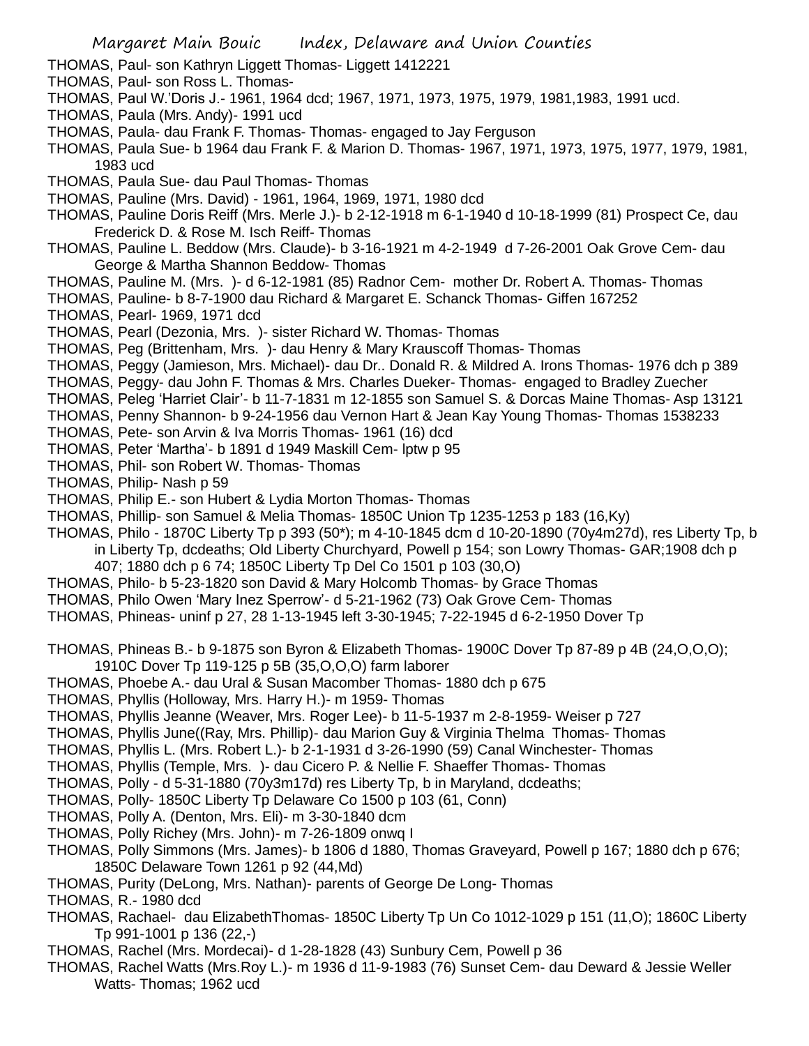THOMAS, Paul- son Kathryn Liggett Thomas- Liggett 1412221
THOMAS, Paul- son Ross L. Thomas-
THOMAS, Paul W.'Doris J.- 1961, 1964 dcd; 1967, 1971, 1973, 1975, 1979, 1981,1983, 1991 ucd.
THOMAS, Paula (Mrs. Andy)- 1991 ucd
THOMAS, Paula- dau Frank F. Thomas- Thomas- engaged to Jay Ferguson
THOMAS, Paula Sue- b 1964 dau Frank F. & Marion D. Thomas- 1967, 1971, 1973, 1975, 1977, 1979, 1981, 1983 ucd
THOMAS, Paula Sue- dau Paul Thomas- Thomas
THOMAS, Pauline (Mrs. David) - 1961, 1964, 1969, 1971, 1980 dcd
THOMAS, Pauline Doris Reiff (Mrs. Merle J.)- b 2-12-1918 m 6-1-1940 d 10-18-1999 (81) Prospect Ce, dau Frederick D. & Rose M. Isch Reiff- Thomas
THOMAS, Pauline L. Beddow (Mrs. Claude)- b 3-16-1921 m 4-2-1949 d 7-26-2001 Oak Grove Cem- dau George & Martha Shannon Beddow- Thomas
THOMAS, Pauline M. (Mrs. )- d 6-12-1981 (85) Radnor Cem- mother Dr. Robert A. Thomas- Thomas
THOMAS, Pauline- b 8-7-1900 dau Richard & Margaret E. Schanck Thomas- Giffen 167252
THOMAS, Pearl- 1969, 1971 dcd
THOMAS, Pearl (Dezonia, Mrs. )- sister Richard W. Thomas- Thomas
THOMAS, Peg (Brittenham, Mrs. )- dau Henry & Mary Krauscoff Thomas- Thomas
THOMAS, Peggy (Jamieson, Mrs. Michael)- dau Dr.. Donald R. & Mildred A. Irons Thomas- 1976 dch p 389
THOMAS, Peggy- dau John F. Thomas & Mrs. Charles Dueker- Thomas- engaged to Bradley Zuecher
THOMAS, Peleg 'Harriet Clair'- b 11-7-1831 m 12-1855 son Samuel S. & Dorcas Maine Thomas- Asp 13121
THOMAS, Penny Shannon- b 9-24-1956 dau Vernon Hart & Jean Kay Young Thomas- Thomas 1538233
THOMAS, Pete- son Arvin & Iva Morris Thomas- 1961 (16) dcd
THOMAS, Peter 'Martha'- b 1891 d 1949 Maskill Cem- lptw p 95
THOMAS, Phil- son Robert W. Thomas- Thomas
THOMAS, Philip- Nash p 59
THOMAS, Philip E.- son Hubert & Lydia Morton Thomas- Thomas
THOMAS, Phillip- son Samuel & Melia Thomas- 1850C Union Tp 1235-1253 p 183 (16,Ky)
THOMAS, Philo - 1870C Liberty Tp p 393 (50*); m 4-10-1845 dcm d 10-20-1890 (70y4m27d), res Liberty Tp, b in Liberty Tp, dcdeaths; Old Liberty Churchyard, Powell p 154; son Lowry Thomas- GAR;1908 dch p 407; 1880 dch p 6 74; 1850C Liberty Tp Del Co 1501 p 103 (30,O)
THOMAS, Philo- b 5-23-1820 son David & Mary Holcomb Thomas- by Grace Thomas
THOMAS, Philo Owen 'Mary Inez Sperrow'- d 5-21-1962 (73) Oak Grove Cem- Thomas
THOMAS, Phineas- uninf p 27, 28 1-13-1945 left 3-30-1945; 7-22-1945 d 6-2-1950 Dover Tp
THOMAS, Phineas B.- b 9-1875 son Byron & Elizabeth Thomas- 1900C Dover Tp 87-89 p 4B (24,O,O,O); 1910C Dover Tp 119-125 p 5B (35,O,O,O) farm laborer
THOMAS, Phoebe A.- dau Ural & Susan Macomber Thomas- 1880 dch p 675
THOMAS, Phyllis (Holloway, Mrs. Harry H.)- m 1959- Thomas
THOMAS, Phyllis Jeanne (Weaver, Mrs. Roger Lee)- b 11-5-1937 m 2-8-1959- Weiser p 727
THOMAS, Phyllis June((Ray, Mrs. Phillip)- dau Marion Guy & Virginia Thelma Thomas- Thomas
THOMAS, Phyllis L. (Mrs. Robert L.)- b 2-1-1931 d 3-26-1990 (59) Canal Winchester- Thomas
THOMAS, Phyllis (Temple, Mrs. )- dau Cicero P. & Nellie F. Shaeffer Thomas- Thomas
THOMAS, Polly - d 5-31-1880 (70y3m17d) res Liberty Tp, b in Maryland, dcdeaths;
THOMAS, Polly- 1850C Liberty Tp Delaware Co 1500 p 103 (61, Conn)
THOMAS, Polly A. (Denton, Mrs. Eli)- m 3-30-1840 dcm
THOMAS, Polly Richey (Mrs. John)- m 7-26-1809 onwq I
THOMAS, Polly Simmons (Mrs. James)- b 1806 d 1880, Thomas Graveyard, Powell p 167; 1880 dch p 676; 1850C Delaware Town 1261 p 92 (44,Md)
THOMAS, Purity (DeLong, Mrs. Nathan)- parents of George De Long- Thomas
THOMAS, R.- 1980 dcd
THOMAS, Rachael- dau ElizabethThomas- 1850C Liberty Tp Un Co 1012-1029 p 151 (11,O); 1860C Liberty Tp 991-1001 p 136 (22,-)
THOMAS, Rachel (Mrs. Mordecai)- d 1-28-1828 (43) Sunbury Cem, Powell p 36
THOMAS, Rachel Watts (Mrs.Roy L.)- m 1936 d 11-9-1983 (76) Sunset Cem- dau Deward & Jessie Weller Watts- Thomas; 1962 ucd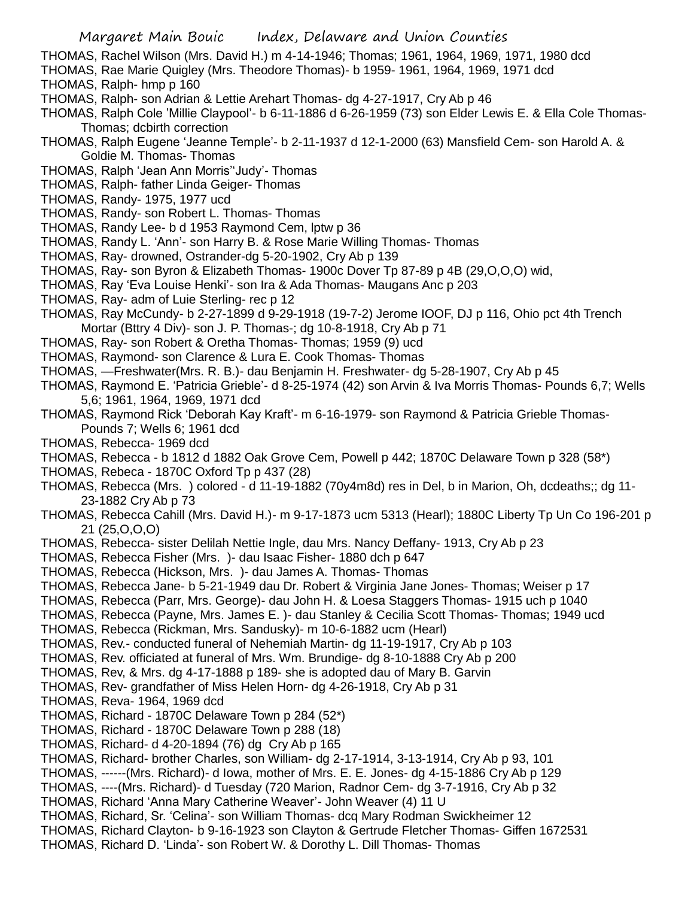THOMAS, Rachel Wilson (Mrs. David H.) m 4-14-1946; Thomas; 1961, 1964, 1969, 1971, 1980 dcd

THOMAS, Rae Marie Quigley (Mrs. Theodore Thomas)- b 1959- 1961, 1964, 1969, 1971 dcd

THOMAS, Ralph- hmp p 160

THOMAS, Ralph- son Adrian & Lettie Arehart Thomas- dg 4-27-1917, Cry Ab p 46

THOMAS, Ralph Cole 'Millie Claypool'- b 6-11-1886 d 6-26-1959 (73) son Elder Lewis E. & Ella Cole Thomas- Thomas; dcbirth correction

THOMAS, Ralph Eugene 'Jeanne Temple'- b 2-11-1937 d 12-1-2000 (63) Mansfield Cem- son Harold A. & Goldie M. Thomas- Thomas

THOMAS, Ralph 'Jean Ann Morris''Judy'- Thomas

THOMAS, Ralph- father Linda Geiger- Thomas

THOMAS, Randy- 1975, 1977 ucd

THOMAS, Randy- son Robert L. Thomas- Thomas

THOMAS, Randy Lee- b d 1953 Raymond Cem, lptw p 36

THOMAS, Randy L. 'Ann'- son Harry B. & Rose Marie Willing Thomas- Thomas

THOMAS, Ray- drowned, Ostrander-dg 5-20-1902, Cry Ab p 139

THOMAS, Ray- son Byron & Elizabeth Thomas- 1900c Dover Tp 87-89 p 4B (29,O,O,O) wid,

THOMAS, Ray 'Eva Louise Henki'- son Ira & Ada Thomas- Maugans Anc p 203

THOMAS, Ray- adm of Luie Sterling- rec p 12

THOMAS, Ray McCundy- b 2-27-1899 d 9-29-1918 (19-7-2) Jerome IOOF, DJ p 116, Ohio pct 4th Trench Mortar (Bttry 4 Div)- son J. P. Thomas-; dg 10-8-1918, Cry Ab p 71

THOMAS, Ray- son Robert & Oretha Thomas- Thomas; 1959 (9) ucd

THOMAS, Raymond- son Clarence & Lura E. Cook Thomas- Thomas

THOMAS, —Freshwater(Mrs. R. B.)- dau Benjamin H. Freshwater- dg 5-28-1907, Cry Ab p 45

THOMAS, Raymond E. 'Patricia Grieble'- d 8-25-1974 (42) son Arvin & Iva Morris Thomas- Pounds 6,7; Wells 5,6; 1961, 1964, 1969, 1971 dcd

THOMAS, Raymond Rick 'Deborah Kay Kraft'- m 6-16-1979- son Raymond & Patricia Grieble Thomas- Pounds 7; Wells 6; 1961 dcd

THOMAS, Rebecca- 1969 dcd

THOMAS, Rebecca - b 1812 d 1882 Oak Grove Cem, Powell p 442; 1870C Delaware Town p 328 (58*)

THOMAS, Rebeca - 1870C Oxford Tp p 437 (28)

THOMAS, Rebecca (Mrs. ) colored - d 11-19-1882 (70y4m8d) res in Del, b in Marion, Oh, dcdeaths;; dg 11-23-1882 Cry Ab p 73

THOMAS, Rebecca Cahill (Mrs. David H.)- m 9-17-1873 ucm 5313 (Hearl); 1880C Liberty Tp Un Co 196-201 p 21 (25,O,O,O)

THOMAS, Rebecca- sister Delilah Nettie Ingle, dau Mrs. Nancy Deffany- 1913, Cry Ab p 23

THOMAS, Rebecca Fisher (Mrs. )- dau Isaac Fisher- 1880 dch p 647

THOMAS, Rebecca (Hickson, Mrs. )- dau James A. Thomas- Thomas

THOMAS, Rebecca Jane- b 5-21-1949 dau Dr. Robert & Virginia Jane Jones- Thomas; Weiser p 17

THOMAS, Rebecca (Parr, Mrs. George)- dau John H. & Loesa Staggers Thomas- 1915 uch p 1040

THOMAS, Rebecca (Payne, Mrs. James E. )- dau Stanley & Cecilia Scott Thomas- Thomas; 1949 ucd

THOMAS, Rebecca (Rickman, Mrs. Sandusky)- m 10-6-1882 ucm (Hearl)

THOMAS, Rev.- conducted funeral of Nehemiah Martin- dg 11-19-1917, Cry Ab p 103

THOMAS, Rev. officiated at funeral of Mrs. Wm. Brundige- dg 8-10-1888 Cry Ab p 200

THOMAS, Rev, & Mrs. dg 4-17-1888 p 189- she is adopted dau of Mary B. Garvin

THOMAS, Rev- grandfather of Miss Helen Horn- dg 4-26-1918, Cry Ab p 31

THOMAS, Reva- 1964, 1969 dcd

THOMAS, Richard - 1870C Delaware Town p 284 (52*)

THOMAS, Richard - 1870C Delaware Town p 288 (18)

THOMAS, Richard- d 4-20-1894 (76) dg Cry Ab p 165

THOMAS, Richard- brother Charles, son William- dg 2-17-1914, 3-13-1914, Cry Ab p 93, 101

THOMAS, ------(Mrs. Richard)- d Iowa, mother of Mrs. E. E. Jones- dg 4-15-1886 Cry Ab p 129

THOMAS, ----(Mrs. Richard)- d Tuesday (720 Marion, Radnor Cem- dg 3-7-1916, Cry Ab p 32

THOMAS, Richard 'Anna Mary Catherine Weaver'- John Weaver (4) 11 U

THOMAS, Richard, Sr. 'Celina'- son William Thomas- dcq Mary Rodman Swickheimer 12

THOMAS, Richard Clayton- b 9-16-1923 son Clayton & Gertrude Fletcher Thomas- Giffen 1672531

THOMAS, Richard D. 'Linda'- son Robert W. & Dorothy L. Dill Thomas- Thomas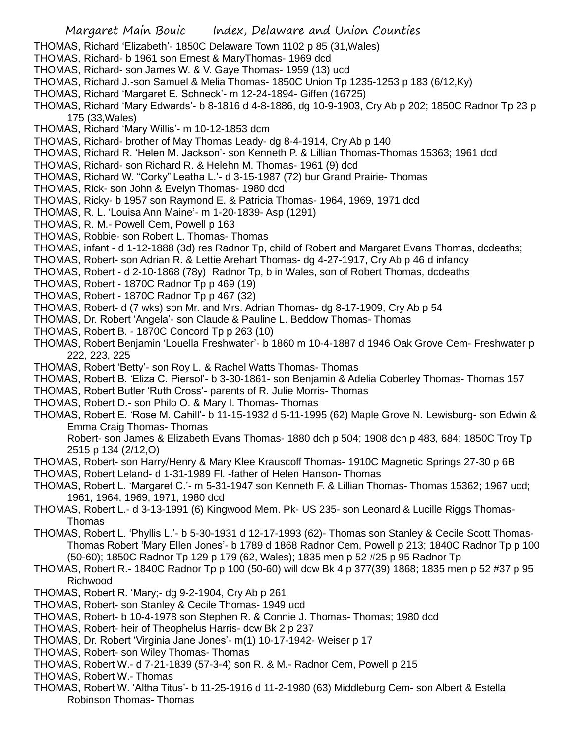THOMAS, Richard 'Elizabeth'- 1850C Delaware Town 1102 p 85 (31,Wales)
THOMAS, Richard- b 1961 son Ernest & MaryThomas- 1969 dcd
THOMAS, Richard- son James W. & V. Gaye Thomas- 1959 (13) ucd
THOMAS, Richard J.-son Samuel & Melia Thomas- 1850C Union Tp 1235-1253 p 183 (6/12,Ky)
THOMAS, Richard 'Margaret E. Schneck'- m 12-24-1894- Giffen (16725)
THOMAS, Richard 'Mary Edwards'- b 8-1816 d 4-8-1886, dg 10-9-1903, Cry Ab p 202; 1850C Radnor Tp 23 p 175 (33,Wales)
THOMAS, Richard 'Mary Willis'- m 10-12-1853 dcm
THOMAS, Richard- brother of May Thomas Leady- dg 8-4-1914, Cry Ab p 140
THOMAS, Richard R. 'Helen M. Jackson'- son Kenneth P. & Lillian Thomas-Thomas 15363; 1961 dcd
THOMAS, Richard- son Richard R. & Helehn M. Thomas- 1961 (9) dcd
THOMAS, Richard W. "Corky"'Leatha L.'- d 3-15-1987 (72) bur Grand Prairie- Thomas
THOMAS, Rick- son John & Evelyn Thomas- 1980 dcd
THOMAS, Ricky- b 1957 son Raymond E. & Patricia Thomas- 1964, 1969, 1971 dcd
THOMAS, R. L. 'Louisa Ann Maine'- m 1-20-1839- Asp (1291)
THOMAS, R. M.- Powell Cem, Powell p 163
THOMAS, Robbie- son Robert L. Thomas- Thomas
THOMAS, infant - d 1-12-1888 (3d) res Radnor Tp, child of Robert and Margaret Evans Thomas, dcdeaths;
THOMAS, Robert- son Adrian R. & Lettie Arehart Thomas- dg 4-27-1917, Cry Ab p 46 d infancy
THOMAS, Robert - d 2-10-1868 (78y) Radnor Tp, b in Wales, son of Robert Thomas, dcdeaths
THOMAS, Robert - 1870C Radnor Tp p 469 (19)
THOMAS, Robert - 1870C Radnor Tp p 467 (32)
THOMAS, Robert- d (7 wks) son Mr. and Mrs. Adrian Thomas- dg 8-17-1909, Cry Ab p 54
THOMAS, Dr. Robert 'Angela'- son Claude & Pauline L. Beddow Thomas- Thomas
THOMAS, Robert B. - 1870C Concord Tp p 263 (10)
THOMAS, Robert Benjamin 'Louella Freshwater'- b 1860 m 10-4-1887 d 1946 Oak Grove Cem- Freshwater p 222, 223, 225
THOMAS, Robert 'Betty'- son Roy L. & Rachel Watts Thomas- Thomas
THOMAS, Robert B. 'Eliza C. Piersol'- b 3-30-1861- son Benjamin & Adelia Coberley Thomas- Thomas 157
THOMAS, Robert Butler 'Ruth Cross'- parents of R. Julie Morris- Thomas
THOMAS, Robert D.- son Philo O. & Mary I. Thomas- Thomas
THOMAS, Robert E. 'Rose M. Cahill'- b 11-15-1932 d 5-11-1995 (62) Maple Grove N. Lewisburg- son Edwin & Emma Craig Thomas- Thomas
Robert- son James & Elizabeth Evans Thomas- 1880 dch p 504; 1908 dch p 483, 684; 1850C Troy Tp 2515 p 134 (2/12,O)
THOMAS, Robert- son Harry/Henry & Mary Klee Krauscoff Thomas- 1910C Magnetic Springs 27-30 p 6B
THOMAS, Robert Leland- d 1-31-1989 Fl. -father of Helen Hanson- Thomas
THOMAS, Robert L. 'Margaret C.'- m 5-31-1947 son Kenneth F. & Lillian Thomas- Thomas 15362; 1967 ucd; 1961, 1964, 1969, 1971, 1980 dcd
THOMAS, Robert L.- d 3-13-1991 (6) Kingwood Mem. Pk- US 235- son Leonard & Lucille Riggs Thomas- Thomas
THOMAS, Robert L. 'Phyllis L.'- b 5-30-1931 d 12-17-1993 (62)- Thomas son Stanley & Cecile Scott Thomas- Thomas Robert 'Mary Ellen Jones'- b 1789 d 1868 Radnor Cem, Powell p 213; 1840C Radnor Tp p 100 (50-60); 1850C Radnor Tp 129 p 179 (62, Wales); 1835 men p 52 #25 p 95 Radnor Tp
THOMAS, Robert R.- 1840C Radnor Tp p 100 (50-60) will dcw Bk 4 p 377(39) 1868; 1835 men p 52 #37 p 95 Richwood
THOMAS, Robert R. 'Mary;- dg 9-2-1904, Cry Ab p 261
THOMAS, Robert- son Stanley & Cecile Thomas- 1949 ucd
THOMAS, Robert- b 10-4-1978 son Stephen R. & Connie J. Thomas- Thomas; 1980 dcd
THOMAS, Robert- heir of Theophelus Harris- dcw Bk 2 p 237
THOMAS, Dr. Robert 'Virginia Jane Jones'- m(1) 10-17-1942- Weiser p 17
THOMAS, Robert- son Wiley Thomas- Thomas
THOMAS, Robert W.- d 7-21-1839 (57-3-4) son R. & M.- Radnor Cem, Powell p 215
THOMAS, Robert W.- Thomas
THOMAS, Robert W. 'Altha Titus'- b 11-25-1916 d 11-2-1980 (63) Middleburg Cem- son Albert & Estella Robinson Thomas- Thomas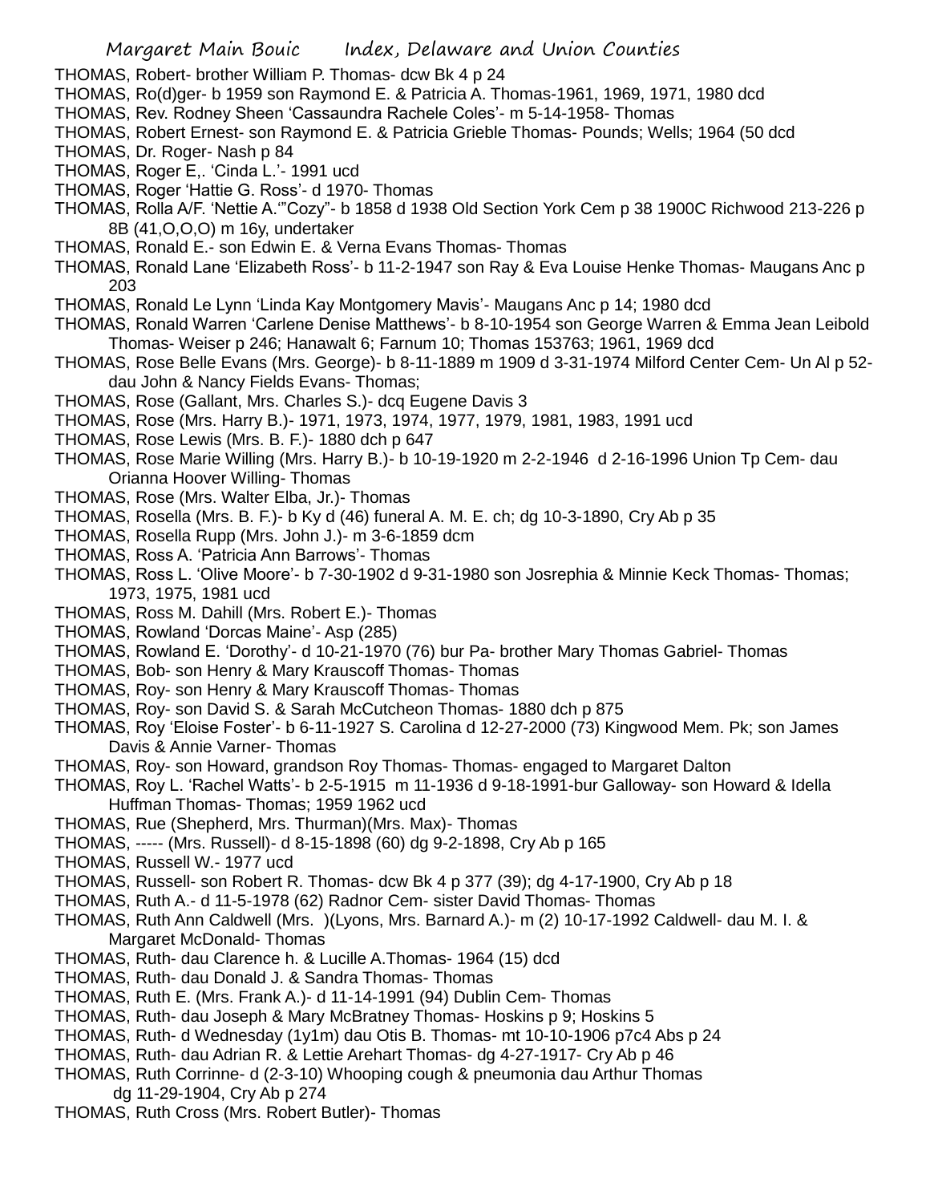THOMAS, Robert- brother William P. Thomas- dcw Bk 4 p 24

THOMAS, Ro(d)ger- b 1959 son Raymond E. & Patricia A. Thomas-1961, 1969, 1971, 1980 dcd

THOMAS, Rev. Rodney Sheen 'Cassaundra Rachele Coles'- m 5-14-1958- Thomas

THOMAS, Robert Ernest- son Raymond E. & Patricia Grieble Thomas- Pounds; Wells; 1964 (50 dcd

THOMAS, Dr. Roger- Nash p 84

THOMAS, Roger E,. 'Cinda L.'- 1991 ucd

THOMAS, Roger 'Hattie G. Ross'- d 1970- Thomas

THOMAS, Rolla A/F. 'Nettie A.'"Cozy"- b 1858 d 1938 Old Section York Cem p 38 1900C Richwood 213-226 p 8B (41,O,O,O) m 16y, undertaker

THOMAS, Ronald E.- son Edwin E. & Verna Evans Thomas- Thomas

THOMAS, Ronald Lane 'Elizabeth Ross'- b 11-2-1947 son Ray & Eva Louise Henke Thomas- Maugans Anc p 203

THOMAS, Ronald Le Lynn 'Linda Kay Montgomery Mavis'- Maugans Anc p 14; 1980 dcd

THOMAS, Ronald Warren 'Carlene Denise Matthews'- b 8-10-1954 son George Warren & Emma Jean Leibold Thomas- Weiser p 246; Hanawalt 6; Farnum 10; Thomas 153763; 1961, 1969 dcd

THOMAS, Rose Belle Evans (Mrs. George)- b 8-11-1889 m 1909 d 3-31-1974 Milford Center Cem- Un Al p 52- dau John & Nancy Fields Evans- Thomas;

THOMAS, Rose (Gallant, Mrs. Charles S.)- dcq Eugene Davis 3

THOMAS, Rose (Mrs. Harry B.)- 1971, 1973, 1974, 1977, 1979, 1981, 1983, 1991 ucd

THOMAS, Rose Lewis (Mrs. B. F.)- 1880 dch p 647

THOMAS, Rose Marie Willing (Mrs. Harry B.)- b 10-19-1920 m 2-2-1946 d 2-16-1996 Union Tp Cem- dau Orianna Hoover Willing- Thomas

THOMAS, Rose (Mrs. Walter Elba, Jr.)- Thomas

THOMAS, Rosella (Mrs. B. F.)- b Ky d (46) funeral A. M. E. ch; dg 10-3-1890, Cry Ab p 35

THOMAS, Rosella Rupp (Mrs. John J.)- m 3-6-1859 dcm

THOMAS, Ross A. 'Patricia Ann Barrows'- Thomas

THOMAS, Ross L. 'Olive Moore'- b 7-30-1902 d 9-31-1980 son Josrephia & Minnie Keck Thomas- Thomas; 1973, 1975, 1981 ucd

THOMAS, Ross M. Dahill (Mrs. Robert E.)- Thomas

THOMAS, Rowland 'Dorcas Maine'- Asp (285)

THOMAS, Rowland E. 'Dorothy'- d 10-21-1970 (76) bur Pa- brother Mary Thomas Gabriel- Thomas

THOMAS, Bob- son Henry & Mary Krauscoff Thomas- Thomas

THOMAS, Roy- son Henry & Mary Krauscoff Thomas- Thomas

THOMAS, Roy- son David S. & Sarah McCutcheon Thomas- 1880 dch p 875

THOMAS, Roy 'Eloise Foster'- b 6-11-1927 S. Carolina d 12-27-2000 (73) Kingwood Mem. Pk; son James Davis & Annie Varner- Thomas

THOMAS, Roy- son Howard, grandson Roy Thomas- Thomas- engaged to Margaret Dalton

THOMAS, Roy L. 'Rachel Watts'- b 2-5-1915 m 11-1936 d 9-18-1991-bur Galloway- son Howard & Idella Huffman Thomas- Thomas; 1959 1962 ucd

THOMAS, Rue (Shepherd, Mrs. Thurman)(Mrs. Max)- Thomas

THOMAS, ----- (Mrs. Russell)- d 8-15-1898 (60) dg 9-2-1898, Cry Ab p 165

THOMAS, Russell W.- 1977 ucd

THOMAS, Russell- son Robert R. Thomas- dcw Bk 4 p 377 (39); dg 4-17-1900, Cry Ab p 18

THOMAS, Ruth A.- d 11-5-1978 (62) Radnor Cem- sister David Thomas- Thomas

THOMAS, Ruth Ann Caldwell (Mrs. )(Lyons, Mrs. Barnard A.)- m (2) 10-17-1992 Caldwell- dau M. I. & Margaret McDonald- Thomas

THOMAS, Ruth- dau Clarence h. & Lucille A.Thomas- 1964 (15) dcd

THOMAS, Ruth- dau Donald J. & Sandra Thomas- Thomas

THOMAS, Ruth E. (Mrs. Frank A.)- d 11-14-1991 (94) Dublin Cem- Thomas

THOMAS, Ruth- dau Joseph & Mary McBratney Thomas- Hoskins p 9; Hoskins 5

THOMAS, Ruth- d Wednesday (1y1m) dau Otis B. Thomas- mt 10-10-1906 p7c4 Abs p 24

THOMAS, Ruth- dau Adrian R. & Lettie Arehart Thomas- dg 4-27-1917- Cry Ab p 46

THOMAS, Ruth Corrinne- d (2-3-10) Whooping cough & pneumonia dau Arthur Thomas dg 11-29-1904, Cry Ab p 274

THOMAS, Ruth Cross (Mrs. Robert Butler)- Thomas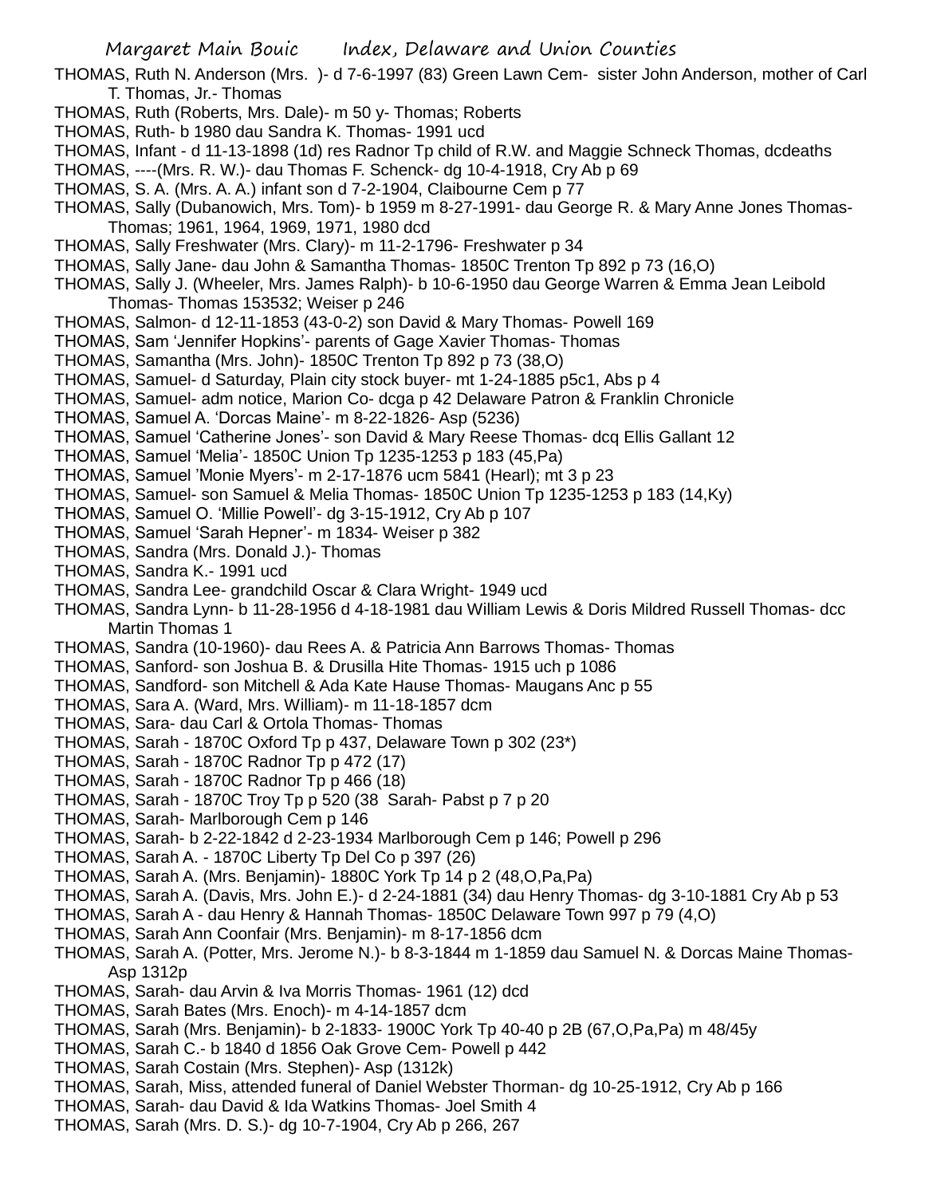THOMAS, Ruth N. Anderson (Mrs. )- d 7-6-1997 (83) Green Lawn Cem- sister John Anderson, mother of Carl T. Thomas, Jr.- Thomas

THOMAS, Ruth (Roberts, Mrs. Dale)- m 50 y- Thomas; Roberts

THOMAS, Ruth- b 1980 dau Sandra K. Thomas- 1991 ucd

THOMAS, Infant - d 11-13-1898 (1d) res Radnor Tp child of R.W. and Maggie Schneck Thomas, dcdeaths

THOMAS, ----(Mrs. R. W.)- dau Thomas F. Schenck- dg 10-4-1918, Cry Ab p 69

THOMAS, S. A. (Mrs. A. A.) infant son d 7-2-1904, Claibourne Cem p 77

THOMAS, Sally (Dubanowich, Mrs. Tom)- b 1959 m 8-27-1991- dau George R. & Mary Anne Jones Thomas- Thomas; 1961, 1964, 1969, 1971, 1980 dcd

THOMAS, Sally Freshwater (Mrs. Clary)- m 11-2-1796- Freshwater p 34

THOMAS, Sally Jane- dau John & Samantha Thomas- 1850C Trenton Tp 892 p 73 (16,O)

THOMAS, Sally J. (Wheeler, Mrs. James Ralph)- b 10-6-1950 dau George Warren & Emma Jean Leibold Thomas- Thomas 153532; Weiser p 246

THOMAS, Salmon- d 12-11-1853 (43-0-2) son David & Mary Thomas- Powell 169

THOMAS, Sam 'Jennifer Hopkins'- parents of Gage Xavier Thomas- Thomas

THOMAS, Samantha (Mrs. John)- 1850C Trenton Tp 892 p 73 (38,O)

THOMAS, Samuel- d Saturday, Plain city stock buyer- mt 1-24-1885 p5c1, Abs p 4

THOMAS, Samuel- adm notice, Marion Co- dcga p 42 Delaware Patron & Franklin Chronicle

THOMAS, Samuel A. 'Dorcas Maine'- m 8-22-1826- Asp (5236)

THOMAS, Samuel 'Catherine Jones'- son David & Mary Reese Thomas- dcq Ellis Gallant 12

THOMAS, Samuel 'Melia'- 1850C Union Tp 1235-1253 p 183 (45,Pa)

THOMAS, Samuel 'Monie Myers'- m 2-17-1876 ucm 5841 (Hearl); mt 3 p 23

THOMAS, Samuel- son Samuel & Melia Thomas- 1850C Union Tp 1235-1253 p 183 (14,Ky)

THOMAS, Samuel O. 'Millie Powell'- dg 3-15-1912, Cry Ab p 107

THOMAS, Samuel 'Sarah Hepner'- m 1834- Weiser p 382

THOMAS, Sandra (Mrs. Donald J.)- Thomas

THOMAS, Sandra K.- 1991 ucd

THOMAS, Sandra Lee- grandchild Oscar & Clara Wright- 1949 ucd

THOMAS, Sandra Lynn- b 11-28-1956 d 4-18-1981 dau William Lewis & Doris Mildred Russell Thomas- dcc Martin Thomas 1

THOMAS, Sandra (10-1960)- dau Rees A. & Patricia Ann Barrows Thomas- Thomas

THOMAS, Sanford- son Joshua B. & Drusilla Hite Thomas- 1915 uch p 1086

THOMAS, Sandford- son Mitchell & Ada Kate Hause Thomas- Maugans Anc p 55

THOMAS, Sara A. (Ward, Mrs. William)- m 11-18-1857 dcm

THOMAS, Sara- dau Carl & Ortola Thomas- Thomas

THOMAS, Sarah - 1870C Oxford Tp p 437, Delaware Town p 302 (23*)

THOMAS, Sarah - 1870C Radnor Tp p 472 (17)

THOMAS, Sarah - 1870C Radnor Tp p 466 (18)

THOMAS, Sarah - 1870C Troy Tp p 520 (38 Sarah- Pabst p 7 p 20

THOMAS, Sarah- Marlborough Cem p 146

THOMAS, Sarah- b 2-22-1842 d 2-23-1934 Marlborough Cem p 146; Powell p 296

THOMAS, Sarah A. - 1870C Liberty Tp Del Co p 397 (26)

THOMAS, Sarah A. (Mrs. Benjamin)- 1880C York Tp 14 p 2 (48,O,Pa,Pa)

THOMAS, Sarah A. (Davis, Mrs. John E.)- d 2-24-1881 (34) dau Henry Thomas- dg 3-10-1881 Cry Ab p 53

THOMAS, Sarah A - dau Henry & Hannah Thomas- 1850C Delaware Town 997 p 79 (4,O)

THOMAS, Sarah Ann Coonfair (Mrs. Benjamin)- m 8-17-1856 dcm

THOMAS, Sarah A. (Potter, Mrs. Jerome N.)- b 8-3-1844 m 1-1859 dau Samuel N. & Dorcas Maine Thomas- Asp 1312p

THOMAS, Sarah- dau Arvin & Iva Morris Thomas- 1961 (12) dcd

THOMAS, Sarah Bates (Mrs. Enoch)- m 4-14-1857 dcm

THOMAS, Sarah (Mrs. Benjamin)- b 2-1833- 1900C York Tp 40-40 p 2B (67,O,Pa,Pa) m 48/45y

THOMAS, Sarah C.- b 1840 d 1856 Oak Grove Cem- Powell p 442

THOMAS, Sarah Costain (Mrs. Stephen)- Asp (1312k)

THOMAS, Sarah, Miss, attended funeral of Daniel Webster Thorman- dg 10-25-1912, Cry Ab p 166

THOMAS, Sarah- dau David & Ida Watkins Thomas- Joel Smith 4

THOMAS, Sarah (Mrs. D. S.)- dg 10-7-1904, Cry Ab p 266, 267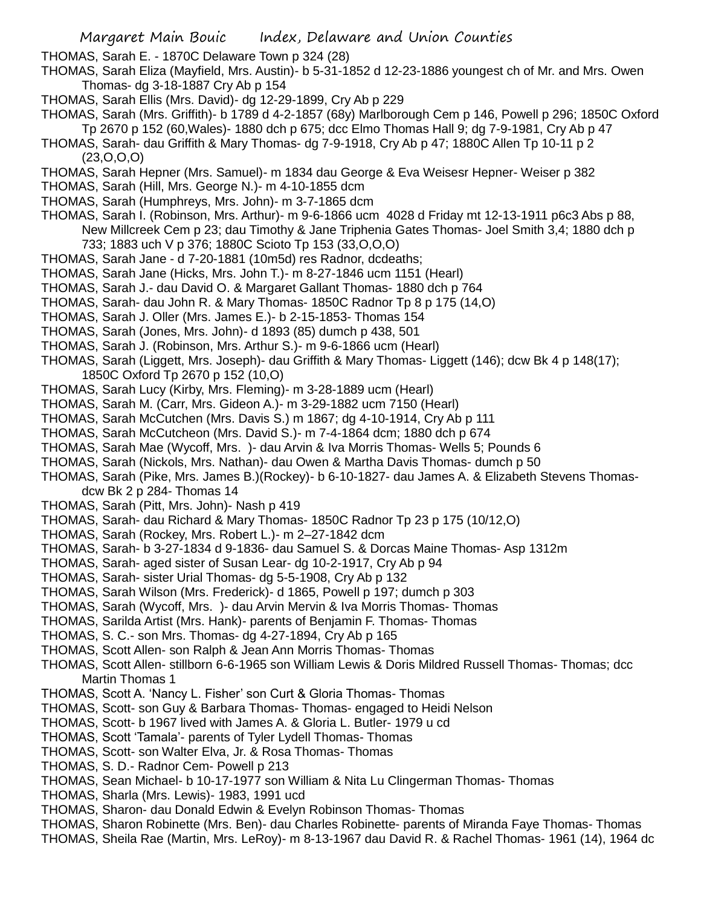THOMAS, Sarah E. - 1870C Delaware Town p 324 (28)

THOMAS, Sarah Eliza (Mayfield, Mrs. Austin)- b 5-31-1852 d 12-23-1886 youngest ch of Mr. and Mrs. Owen Thomas- dg 3-18-1887 Cry Ab p 154

THOMAS, Sarah Ellis (Mrs. David)- dg 12-29-1899, Cry Ab p 229

THOMAS, Sarah (Mrs. Griffith)- b 1789 d 4-2-1857 (68y) Marlborough Cem p 146, Powell p 296; 1850C Oxford Tp 2670 p 152 (60,Wales)- 1880 dch p 675; dcc Elmo Thomas Hall 9; dg 7-9-1981, Cry Ab p 47

THOMAS, Sarah- dau Griffith & Mary Thomas- dg 7-9-1918, Cry Ab p 47; 1880C Allen Tp 10-11 p 2 (23,O,O,O)

THOMAS, Sarah Hepner (Mrs. Samuel)- m 1834 dau George & Eva Weisesr Hepner- Weiser p 382

THOMAS, Sarah (Hill, Mrs. George N.)- m 4-10-1855 dcm

THOMAS, Sarah (Humphreys, Mrs. John)- m 3-7-1865 dcm

THOMAS, Sarah I. (Robinson, Mrs. Arthur)- m 9-6-1866 ucm 4028 d Friday mt 12-13-1911 p6c3 Abs p 88, New Millcreek Cem p 23; dau Timothy & Jane Triphenia Gates Thomas- Joel Smith 3,4; 1880 dch p 733; 1883 uch V p 376; 1880C Scioto Tp 153 (33,O,O,O)

THOMAS, Sarah Jane - d 7-20-1881 (10m5d) res Radnor, dcdeaths;

THOMAS, Sarah Jane (Hicks, Mrs. John T.)- m 8-27-1846 ucm 1151 (Hearl)

THOMAS, Sarah J.- dau David O. & Margaret Gallant Thomas- 1880 dch p 764

THOMAS, Sarah- dau John R. & Mary Thomas- 1850C Radnor Tp 8 p 175 (14,O)

THOMAS, Sarah J. Oller (Mrs. James E.)- b 2-15-1853- Thomas 154

THOMAS, Sarah (Jones, Mrs. John)- d 1893 (85) dumch p 438, 501

THOMAS, Sarah J. (Robinson, Mrs. Arthur S.)- m 9-6-1866 ucm (Hearl)

THOMAS, Sarah (Liggett, Mrs. Joseph)- dau Griffith & Mary Thomas- Liggett (146); dcw Bk 4 p 148(17); 1850C Oxford Tp 2670 p 152 (10,O)

THOMAS, Sarah Lucy (Kirby, Mrs. Fleming)- m 3-28-1889 ucm (Hearl)

THOMAS, Sarah M. (Carr, Mrs. Gideon A.)- m 3-29-1882 ucm 7150 (Hearl)

THOMAS, Sarah McCutchen (Mrs. Davis S.) m 1867; dg 4-10-1914, Cry Ab p 111

THOMAS, Sarah McCutcheon (Mrs. David S.)- m 7-4-1864 dcm; 1880 dch p 674

THOMAS, Sarah Mae (Wycoff, Mrs. )- dau Arvin & Iva Morris Thomas- Wells 5; Pounds 6

THOMAS, Sarah (Nickols, Mrs. Nathan)- dau Owen & Martha Davis Thomas- dumch p 50

THOMAS, Sarah (Pike, Mrs. James B.)(Rockey)- b 6-10-1827- dau James A. & Elizabeth Stevens Thomas- dcw Bk 2 p 284- Thomas 14

THOMAS, Sarah (Pitt, Mrs. John)- Nash p 419

THOMAS, Sarah- dau Richard & Mary Thomas- 1850C Radnor Tp 23 p 175 (10/12,O)

THOMAS, Sarah (Rockey, Mrs. Robert L.)- m 2–27-1842 dcm

THOMAS, Sarah- b 3-27-1834 d 9-1836- dau Samuel S. & Dorcas Maine Thomas- Asp 1312m

THOMAS, Sarah- aged sister of Susan Lear- dg 10-2-1917, Cry Ab p 94

THOMAS, Sarah- sister Urial Thomas- dg 5-5-1908, Cry Ab p 132

THOMAS, Sarah Wilson (Mrs. Frederick)- d 1865, Powell p 197; dumch p 303

THOMAS, Sarah (Wycoff, Mrs. )- dau Arvin Mervin & Iva Morris Thomas- Thomas

THOMAS, Sarilda Artist (Mrs. Hank)- parents of Benjamin F. Thomas- Thomas

THOMAS, S. C.- son Mrs. Thomas- dg 4-27-1894, Cry Ab p 165

THOMAS, Scott Allen- son Ralph & Jean Ann Morris Thomas- Thomas

THOMAS, Scott Allen- stillborn 6-6-1965 son William Lewis & Doris Mildred Russell Thomas- Thomas; dcc Martin Thomas 1

THOMAS, Scott A. 'Nancy L. Fisher' son Curt & Gloria Thomas- Thomas

THOMAS, Scott- son Guy & Barbara Thomas- Thomas- engaged to Heidi Nelson

THOMAS, Scott- b 1967 lived with James A. & Gloria L. Butler- 1979 u cd

THOMAS, Scott 'Tamala'- parents of Tyler Lydell Thomas- Thomas

THOMAS, Scott- son Walter Elva, Jr. & Rosa Thomas- Thomas

THOMAS, S. D.- Radnor Cem- Powell p 213

THOMAS, Sean Michael- b 10-17-1977 son William & Nita Lu Clingerman Thomas- Thomas

THOMAS, Sharla (Mrs. Lewis)- 1983, 1991 ucd

THOMAS, Sharon- dau Donald Edwin & Evelyn Robinson Thomas- Thomas

THOMAS, Sharon Robinette (Mrs. Ben)- dau Charles Robinette- parents of Miranda Faye Thomas- Thomas

THOMAS, Sheila Rae (Martin, Mrs. LeRoy)- m 8-13-1967 dau David R. & Rachel Thomas- 1961 (14), 1964 dc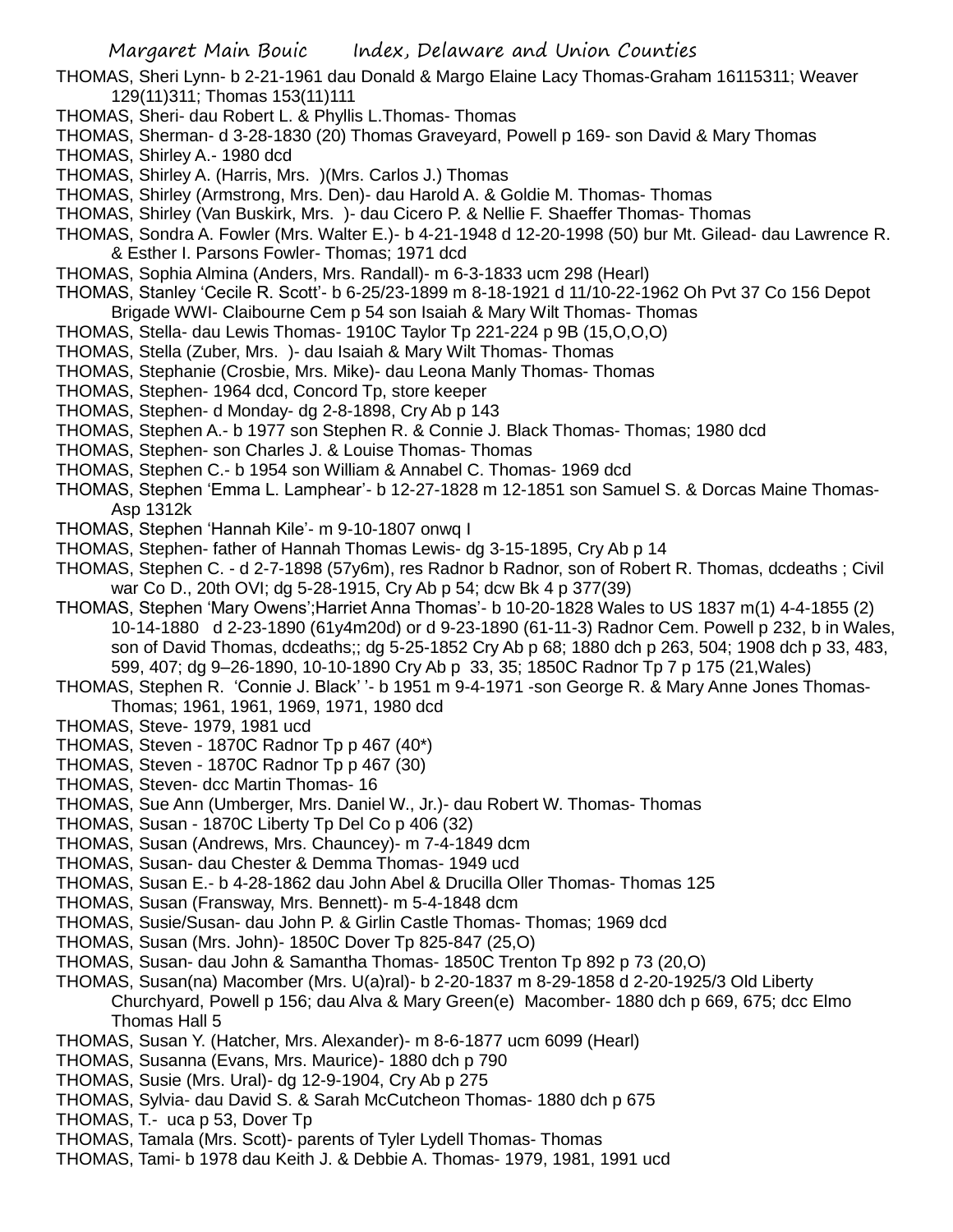THOMAS, Sheri Lynn- b 2-21-1961 dau Donald & Margo Elaine Lacy Thomas-Graham 16115311; Weaver 129(11)311; Thomas 153(11)111

THOMAS, Sheri- dau Robert L. & Phyllis L.Thomas- Thomas

THOMAS, Sherman- d 3-28-1830 (20) Thomas Graveyard, Powell p 169- son David & Mary Thomas

THOMAS, Shirley A.- 1980 dcd

THOMAS, Shirley A. (Harris, Mrs. )(Mrs. Carlos J.) Thomas

THOMAS, Shirley (Armstrong, Mrs. Den)- dau Harold A. & Goldie M. Thomas- Thomas

THOMAS, Shirley (Van Buskirk, Mrs. )- dau Cicero P. & Nellie F. Shaeffer Thomas- Thomas

THOMAS, Sondra A. Fowler (Mrs. Walter E.)- b 4-21-1948 d 12-20-1998 (50) bur Mt. Gilead- dau Lawrence R. & Esther I. Parsons Fowler- Thomas; 1971 dcd

THOMAS, Sophia Almina (Anders, Mrs. Randall)- m 6-3-1833 ucm 298 (Hearl)

THOMAS, Stanley 'Cecile R. Scott'- b 6-25/23-1899 m 8-18-1921 d 11/10-22-1962 Oh Pvt 37 Co 156 Depot Brigade WWI- Claibourne Cem p 54 son Isaiah & Mary Wilt Thomas- Thomas

THOMAS, Stella- dau Lewis Thomas- 1910C Taylor Tp 221-224 p 9B (15,O,O,O)

THOMAS, Stella (Zuber, Mrs. )- dau Isaiah & Mary Wilt Thomas- Thomas

THOMAS, Stephanie (Crosbie, Mrs. Mike)- dau Leona Manly Thomas- Thomas

THOMAS, Stephen- 1964 dcd, Concord Tp, store keeper

THOMAS, Stephen- d Monday- dg 2-8-1898, Cry Ab p 143

THOMAS, Stephen A.- b 1977 son Stephen R. & Connie J. Black Thomas- Thomas; 1980 dcd

THOMAS, Stephen- son Charles J. & Louise Thomas- Thomas

THOMAS, Stephen C.- b 1954 son William & Annabel C. Thomas- 1969 dcd

THOMAS, Stephen 'Emma L. Lamphear'- b 12-27-1828 m 12-1851 son Samuel S. & Dorcas Maine Thomas- Asp 1312k

THOMAS, Stephen 'Hannah Kile'- m 9-10-1807 onwq I

THOMAS, Stephen- father of Hannah Thomas Lewis- dg 3-15-1895, Cry Ab p 14

THOMAS, Stephen C. - d 2-7-1898 (57y6m), res Radnor b Radnor, son of Robert R. Thomas, dcdeaths ; Civil war Co D., 20th OVI; dg 5-28-1915, Cry Ab p 54; dcw Bk 4 p 377(39)

THOMAS, Stephen 'Mary Owens';Harriet Anna Thomas'- b 10-20-1828 Wales to US 1837 m(1) 4-4-1855 (2) 10-14-1880 d 2-23-1890 (61y4m20d) or d 9-23-1890 (61-11-3) Radnor Cem. Powell p 232, b in Wales, son of David Thomas, dcdeaths;; dg 5-25-1852 Cry Ab p 68; 1880 dch p 263, 504; 1908 dch p 33, 483, 599, 407; dg 9–26-1890, 10-10-1890 Cry Ab p 33, 35; 1850C Radnor Tp 7 p 175 (21,Wales)

THOMAS, Stephen R. 'Connie J. Black' '- b 1951 m 9-4-1971 -son George R. & Mary Anne Jones Thomas- Thomas; 1961, 1961, 1969, 1971, 1980 dcd

THOMAS, Steve- 1979, 1981 ucd

THOMAS, Steven - 1870C Radnor Tp p 467 (40*)

THOMAS, Steven - 1870C Radnor Tp p 467 (30)

THOMAS, Steven- dcc Martin Thomas- 16

THOMAS, Sue Ann (Umberger, Mrs. Daniel W., Jr.)- dau Robert W. Thomas- Thomas

THOMAS, Susan - 1870C Liberty Tp Del Co p 406 (32)

THOMAS, Susan (Andrews, Mrs. Chauncey)- m 7-4-1849 dcm

THOMAS, Susan- dau Chester & Demma Thomas- 1949 ucd

THOMAS, Susan E.- b 4-28-1862 dau John Abel & Drucilla Oller Thomas- Thomas 125

THOMAS, Susan (Fransway, Mrs. Bennett)- m 5-4-1848 dcm

THOMAS, Susie/Susan- dau John P. & Girlin Castle Thomas- Thomas; 1969 dcd

THOMAS, Susan (Mrs. John)- 1850C Dover Tp 825-847 (25,O)

THOMAS, Susan- dau John & Samantha Thomas- 1850C Trenton Tp 892 p 73 (20,O)

THOMAS, Susan(na) Macomber (Mrs. U(a)ral)- b 2-20-1837 m 8-29-1858 d 2-20-1925/3 Old Liberty Churchyard, Powell p 156; dau Alva & Mary Green(e) Macomber- 1880 dch p 669, 675; dcc Elmo Thomas Hall 5

THOMAS, Susan Y. (Hatcher, Mrs. Alexander)- m 8-6-1877 ucm 6099 (Hearl)

THOMAS, Susanna (Evans, Mrs. Maurice)- 1880 dch p 790

THOMAS, Susie (Mrs. Ural)- dg 12-9-1904, Cry Ab p 275

THOMAS, Sylvia- dau David S. & Sarah McCutcheon Thomas- 1880 dch p 675

THOMAS, T.- uca p 53, Dover Tp

THOMAS, Tamala (Mrs. Scott)- parents of Tyler Lydell Thomas- Thomas

THOMAS, Tami- b 1978 dau Keith J. & Debbie A. Thomas- 1979, 1981, 1991 ucd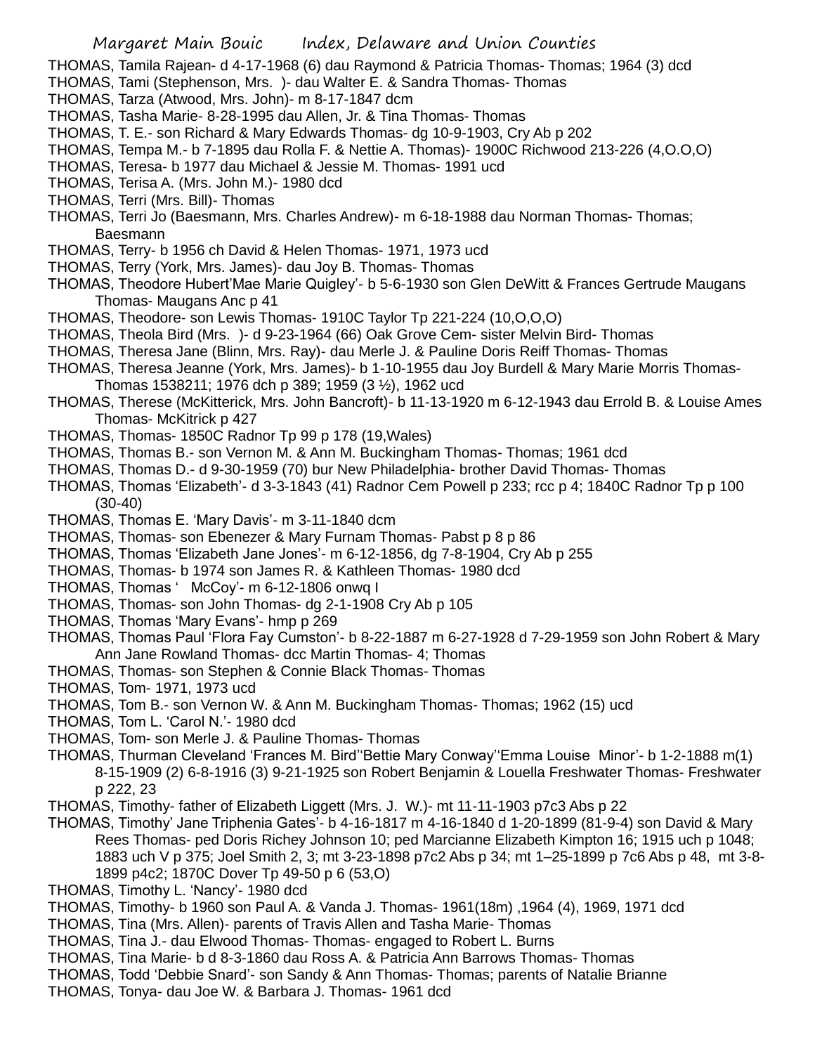THOMAS, Tamila Rajean- d 4-17-1968 (6) dau Raymond & Patricia Thomas- Thomas; 1964 (3) dcd

THOMAS, Tami (Stephenson, Mrs. )- dau Walter E. & Sandra Thomas- Thomas

THOMAS, Tarza (Atwood, Mrs. John)- m 8-17-1847 dcm

THOMAS, Tasha Marie- 8-28-1995 dau Allen, Jr. & Tina Thomas- Thomas

THOMAS, T. E.- son Richard & Mary Edwards Thomas- dg 10-9-1903, Cry Ab p 202

THOMAS, Tempa M.- b 7-1895 dau Rolla F. & Nettie A. Thomas)- 1900C Richwood 213-226 (4,O.O,O)

THOMAS, Teresa- b 1977 dau Michael & Jessie M. Thomas- 1991 ucd

THOMAS, Terisa A. (Mrs. John M.)- 1980 dcd

THOMAS, Terri (Mrs. Bill)- Thomas

THOMAS, Terri Jo (Baesmann, Mrs. Charles Andrew)- m 6-18-1988 dau Norman Thomas- Thomas; Baesmann

THOMAS, Terry- b 1956 ch David & Helen Thomas- 1971, 1973 ucd

THOMAS, Terry (York, Mrs. James)- dau Joy B. Thomas- Thomas

THOMAS, Theodore Hubert'Mae Marie Quigley'- b 5-6-1930 son Glen DeWitt & Frances Gertrude Maugans Thomas- Maugans Anc p 41

THOMAS, Theodore- son Lewis Thomas- 1910C Taylor Tp 221-224 (10,O,O,O)

THOMAS, Theola Bird (Mrs. )- d 9-23-1964 (66) Oak Grove Cem- sister Melvin Bird- Thomas

THOMAS, Theresa Jane (Blinn, Mrs. Ray)- dau Merle J. & Pauline Doris Reiff Thomas- Thomas

THOMAS, Theresa Jeanne (York, Mrs. James)- b 1-10-1955 dau Joy Burdell & Mary Marie Morris Thomas- Thomas 1538211; 1976 dch p 389; 1959 (3 ½), 1962 ucd

THOMAS, Therese (McKitterick, Mrs. John Bancroft)- b 11-13-1920 m 6-12-1943 dau Errold B. & Louise Ames Thomas- McKitrick p 427

THOMAS, Thomas- 1850C Radnor Tp 99 p 178 (19,Wales)

THOMAS, Thomas B.- son Vernon M. & Ann M. Buckingham Thomas- Thomas; 1961 dcd

THOMAS, Thomas D.- d 9-30-1959 (70) bur New Philadelphia- brother David Thomas- Thomas

THOMAS, Thomas 'Elizabeth'- d 3-3-1843 (41) Radnor Cem Powell p 233; rcc p 4; 1840C Radnor Tp p 100 (30-40)

THOMAS, Thomas E. 'Mary Davis'- m 3-11-1840 dcm

THOMAS, Thomas- son Ebenezer & Mary Furnam Thomas- Pabst p 8 p 86

THOMAS, Thomas 'Elizabeth Jane Jones'- m 6-12-1856, dg 7-8-1904, Cry Ab p 255

THOMAS, Thomas- b 1974 son James R. & Kathleen Thomas- 1980 dcd

THOMAS, Thomas ' McCoy'- m 6-12-1806 onwq I

THOMAS, Thomas- son John Thomas- dg 2-1-1908 Cry Ab p 105

THOMAS, Thomas 'Mary Evans'- hmp p 269

THOMAS, Thomas Paul 'Flora Fay Cumston'- b 8-22-1887 m 6-27-1928 d 7-29-1959 son John Robert & Mary Ann Jane Rowland Thomas- dcc Martin Thomas- 4; Thomas

THOMAS, Thomas- son Stephen & Connie Black Thomas- Thomas

THOMAS, Tom- 1971, 1973 ucd

THOMAS, Tom B.- son Vernon W. & Ann M. Buckingham Thomas- Thomas; 1962 (15) ucd

THOMAS, Tom L. 'Carol N.'- 1980 dcd

THOMAS, Tom- son Merle J. & Pauline Thomas- Thomas

THOMAS, Thurman Cleveland 'Frances M. Bird''Bettie Mary Conway''Emma Louise Minor'- b 1-2-1888 m(1) 8-15-1909 (2) 6-8-1916 (3) 9-21-1925 son Robert Benjamin & Louella Freshwater Thomas- Freshwater p 222, 23

THOMAS, Timothy- father of Elizabeth Liggett (Mrs. J. W.)- mt 11-11-1903 p7c3 Abs p 22

THOMAS, Timothy' Jane Triphenia Gates'- b 4-16-1817 m 4-16-1840 d 1-20-1899 (81-9-4) son David & Mary Rees Thomas- ped Doris Richey Johnson 10; ped Marcianne Elizabeth Kimpton 16; 1915 uch p 1048; 1883 uch V p 375; Joel Smith 2, 3; mt 3-23-1898 p7c2 Abs p 34; mt 1–25-1899 p 7c6 Abs p 48, mt 3-8-1899 p4c2; 1870C Dover Tp 49-50 p 6 (53,O)

THOMAS, Timothy L. 'Nancy'- 1980 dcd

THOMAS, Timothy- b 1960 son Paul A. & Vanda J. Thomas- 1961(18m) ,1964 (4), 1969, 1971 dcd

THOMAS, Tina (Mrs. Allen)- parents of Travis Allen and Tasha Marie- Thomas

THOMAS, Tina J.- dau Elwood Thomas- Thomas- engaged to Robert L. Burns

THOMAS, Tina Marie- b d 8-3-1860 dau Ross A. & Patricia Ann Barrows Thomas- Thomas

THOMAS, Todd 'Debbie Snard'- son Sandy & Ann Thomas- Thomas; parents of Natalie Brianne

THOMAS, Tonya- dau Joe W. & Barbara J. Thomas- 1961 dcd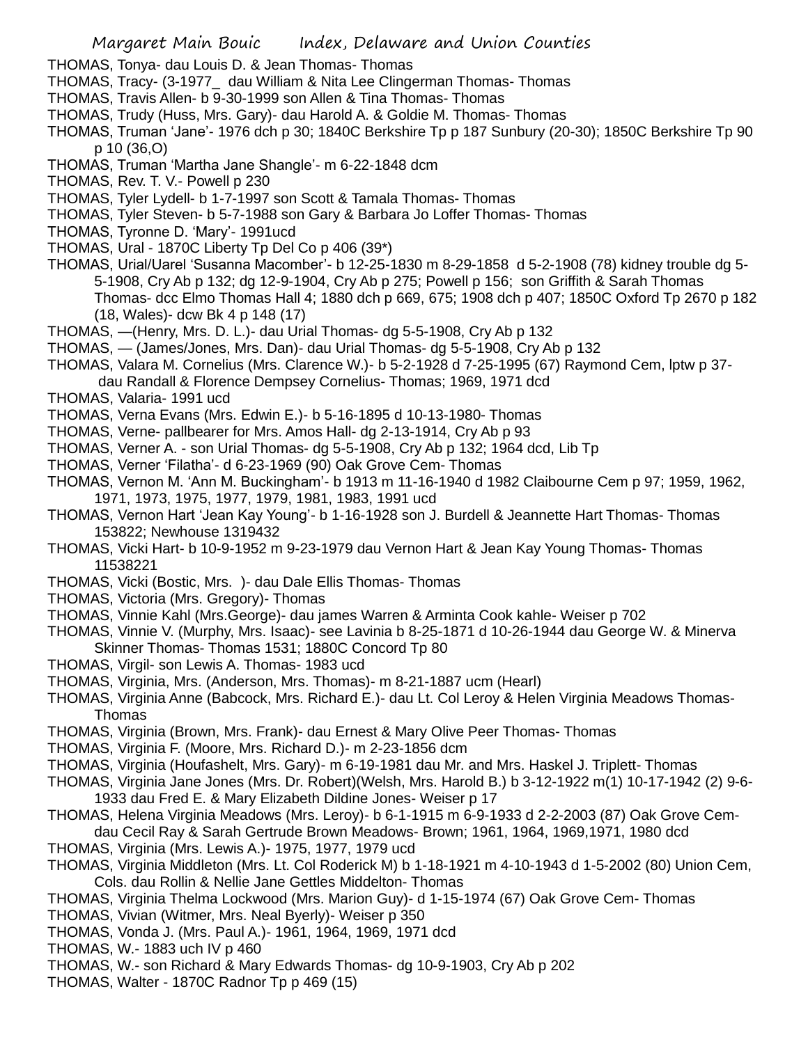THOMAS, Tonya- dau Louis D. & Jean Thomas- Thomas
THOMAS, Tracy- (3-1977_ dau William & Nita Lee Clingerman Thomas- Thomas
THOMAS, Travis Allen- b 9-30-1999 son Allen & Tina Thomas- Thomas
THOMAS, Trudy (Huss, Mrs. Gary)- dau Harold A. & Goldie M. Thomas- Thomas
THOMAS, Truman 'Jane'- 1976 dch p 30; 1840C Berkshire Tp p 187 Sunbury (20-30); 1850C Berkshire Tp 90 p 10 (36,O)
THOMAS, Truman 'Martha Jane Shangle'- m 6-22-1848 dcm
THOMAS, Rev. T. V.- Powell p 230
THOMAS, Tyler Lydell- b 1-7-1997 son Scott & Tamala Thomas- Thomas
THOMAS, Tyler Steven- b 5-7-1988 son Gary & Barbara Jo Loffer Thomas- Thomas
THOMAS, Tyronne D. 'Mary'- 1991ucd
THOMAS, Ural - 1870C Liberty Tp Del Co p 406 (39*)
THOMAS, Urial/Uarel 'Susanna Macomber'- b 12-25-1830 m 8-29-1858 d 5-2-1908 (78) kidney trouble dg 5-5-1908, Cry Ab p 132; dg 12-9-1904, Cry Ab p 275; Powell p 156; son Griffith & Sarah Thomas Thomas- dcc Elmo Thomas Hall 4; 1880 dch p 669, 675; 1908 dch p 407; 1850C Oxford Tp 2670 p 182 (18, Wales)- dcw Bk 4 p 148 (17)
THOMAS, —(Henry, Mrs. D. L.)- dau Urial Thomas- dg 5-5-1908, Cry Ab p 132
THOMAS, — (James/Jones, Mrs. Dan)- dau Urial Thomas- dg 5-5-1908, Cry Ab p 132
THOMAS, Valara M. Cornelius (Mrs. Clarence W.)- b 5-2-1928 d 7-25-1995 (67) Raymond Cem, lptw p 37- dau Randall & Florence Dempsey Cornelius- Thomas; 1969, 1971 dcd
THOMAS, Valaria- 1991 ucd
THOMAS, Verna Evans (Mrs. Edwin E.)- b 5-16-1895 d 10-13-1980- Thomas
THOMAS, Verne- pallbearer for Mrs. Amos Hall- dg 2-13-1914, Cry Ab p 93
THOMAS, Verner A. - son Urial Thomas- dg 5-5-1908, Cry Ab p 132; 1964 dcd, Lib Tp
THOMAS, Verner 'Filatha'- d 6-23-1969 (90) Oak Grove Cem- Thomas
THOMAS, Vernon M. 'Ann M. Buckingham'- b 1913 m 11-16-1940 d 1982 Claibourne Cem p 97; 1959, 1962, 1971, 1973, 1975, 1977, 1979, 1981, 1983, 1991 ucd
THOMAS, Vernon Hart 'Jean Kay Young'- b 1-16-1928 son J. Burdell & Jeannette Hart Thomas- Thomas 153822; Newhouse 1319432
THOMAS, Vicki Hart- b 10-9-1952 m 9-23-1979 dau Vernon Hart & Jean Kay Young Thomas- Thomas 11538221
THOMAS, Vicki (Bostic, Mrs. )- dau Dale Ellis Thomas- Thomas
THOMAS, Victoria (Mrs. Gregory)- Thomas
THOMAS, Vinnie Kahl (Mrs.George)- dau james Warren & Arminta Cook kahle- Weiser p 702
THOMAS, Vinnie V. (Murphy, Mrs. Isaac)- see Lavinia b 8-25-1871 d 10-26-1944 dau George W. & Minerva Skinner Thomas- Thomas 1531; 1880C Concord Tp 80
THOMAS, Virgil- son Lewis A. Thomas- 1983 ucd
THOMAS, Virginia, Mrs. (Anderson, Mrs. Thomas)- m 8-21-1887 ucm (Hearl)
THOMAS, Virginia Anne (Babcock, Mrs. Richard E.)- dau Lt. Col Leroy & Helen Virginia Meadows Thomas- Thomas
THOMAS, Virginia (Brown, Mrs. Frank)- dau Ernest & Mary Olive Peer Thomas- Thomas
THOMAS, Virginia F. (Moore, Mrs. Richard D.)- m 2-23-1856 dcm
THOMAS, Virginia (Houfashelt, Mrs. Gary)- m 6-19-1981 dau Mr. and Mrs. Haskel J. Triplett- Thomas
THOMAS, Virginia Jane Jones (Mrs. Dr. Robert)(Welsh, Mrs. Harold B.) b 3-12-1922 m(1) 10-17-1942 (2) 9-6-1933 dau Fred E. & Mary Elizabeth Dildine Jones- Weiser p 17
THOMAS, Helena Virginia Meadows (Mrs. Leroy)- b 6-1-1915 m 6-9-1933 d 2-2-2003 (87) Oak Grove Cem- dau Cecil Ray & Sarah Gertrude Brown Meadows- Brown; 1961, 1964, 1969,1971, 1980 dcd
THOMAS, Virginia (Mrs. Lewis A.)- 1975, 1977, 1979 ucd
THOMAS, Virginia Middleton (Mrs. Lt. Col Roderick M) b 1-18-1921 m 4-10-1943 d 1-5-2002 (80) Union Cem, Cols. dau Rollin & Nellie Jane Gettles Middelton- Thomas
THOMAS, Virginia Thelma Lockwood (Mrs. Marion Guy)- d 1-15-1974 (67) Oak Grove Cem- Thomas
THOMAS, Vivian (Witmer, Mrs. Neal Byerly)- Weiser p 350
THOMAS, Vonda J. (Mrs. Paul A.)- 1961, 1964, 1969, 1971 dcd
THOMAS, W.- 1883 uch IV p 460
THOMAS, W.- son Richard & Mary Edwards Thomas- dg 10-9-1903, Cry Ab p 202
THOMAS, Walter - 1870C Radnor Tp p 469 (15)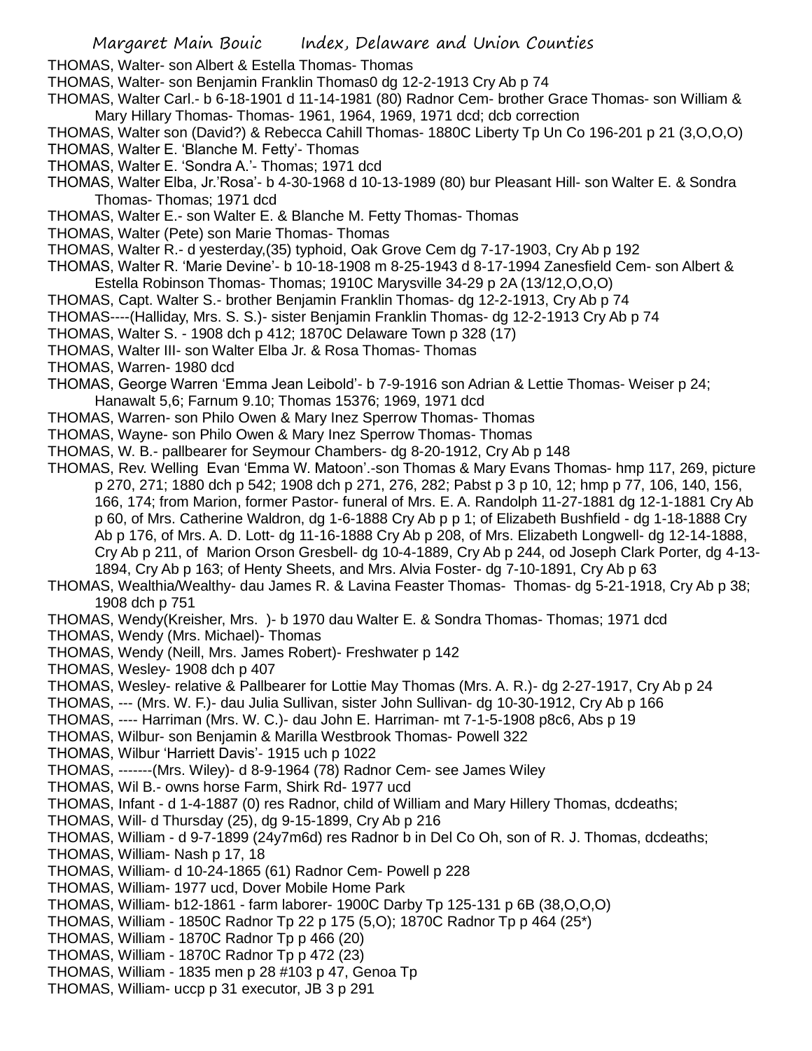THOMAS, Walter- son Albert & Estella Thomas- Thomas

THOMAS, Walter- son Benjamin Franklin Thomas0 dg 12-2-1913 Cry Ab p 74

THOMAS, Walter Carl.- b 6-18-1901 d 11-14-1981 (80) Radnor Cem- brother Grace Thomas- son William & Mary Hillary Thomas- Thomas- 1961, 1964, 1969, 1971 dcd; dcb correction

THOMAS, Walter son (David?) & Rebecca Cahill Thomas- 1880C Liberty Tp Un Co 196-201 p 21 (3,O,O,O)

THOMAS, Walter E. 'Blanche M. Fetty'- Thomas

THOMAS, Walter E. 'Sondra A.'- Thomas; 1971 dcd

THOMAS, Walter Elba, Jr.'Rosa'- b 4-30-1968 d 10-13-1989 (80) bur Pleasant Hill- son Walter E. & Sondra Thomas- Thomas; 1971 dcd

THOMAS, Walter E.- son Walter E. & Blanche M. Fetty Thomas- Thomas

THOMAS, Walter (Pete) son Marie Thomas- Thomas

THOMAS, Walter R.- d yesterday,(35) typhoid, Oak Grove Cem dg 7-17-1903, Cry Ab p 192

THOMAS, Walter R. 'Marie Devine'- b 10-18-1908 m 8-25-1943 d 8-17-1994 Zanesfield Cem- son Albert & Estella Robinson Thomas- Thomas; 1910C Marysville 34-29 p 2A (13/12,O,O,O)

THOMAS, Capt. Walter S.- brother Benjamin Franklin Thomas- dg 12-2-1913, Cry Ab p 74

THOMAS----(Halliday, Mrs. S. S.)- sister Benjamin Franklin Thomas- dg 12-2-1913 Cry Ab p 74

THOMAS, Walter S. - 1908 dch p 412; 1870C Delaware Town p 328 (17)

THOMAS, Walter III- son Walter Elba Jr. & Rosa Thomas- Thomas

THOMAS, Warren- 1980 dcd

THOMAS, George Warren 'Emma Jean Leibold'- b 7-9-1916 son Adrian & Lettie Thomas- Weiser p 24; Hanawalt 5,6; Farnum 9.10; Thomas 15376; 1969, 1971 dcd

THOMAS, Warren- son Philo Owen & Mary Inez Sperrow Thomas- Thomas

THOMAS, Wayne- son Philo Owen & Mary Inez Sperrow Thomas- Thomas

THOMAS, W. B.- pallbearer for Seymour Chambers- dg 8-20-1912, Cry Ab p 148

THOMAS, Rev. Welling Evan 'Emma W. Matoon'.-son Thomas & Mary Evans Thomas- hmp 117, 269, picture p 270, 271; 1880 dch p 542; 1908 dch p 271, 276, 282; Pabst p 3 p 10, 12; hmp p 77, 106, 140, 156, 166, 174; from Marion, former Pastor- funeral of Mrs. E. A. Randolph 11-27-1881 dg 12-1-1881 Cry Ab p 60, of Mrs. Catherine Waldron, dg 1-6-1888 Cry Ab p p 1; of Elizabeth Bushfield - dg 1-18-1888 Cry Ab p 176, of Mrs. A. D. Lott- dg 11-16-1888 Cry Ab p 208, of Mrs. Elizabeth Longwell- dg 12-14-1888, Cry Ab p 211, of Marion Orson Gresbell- dg 10-4-1889, Cry Ab p 244, od Joseph Clark Porter, dg 4-13-1894, Cry Ab p 163; of Henty Sheets, and Mrs. Alvia Foster- dg 7-10-1891, Cry Ab p 63

THOMAS, Wealthia/Wealthy- dau James R. & Lavina Feaster Thomas- Thomas- dg 5-21-1918, Cry Ab p 38; 1908 dch p 751

THOMAS, Wendy(Kreisher, Mrs. )- b 1970 dau Walter E. & Sondra Thomas- Thomas; 1971 dcd

THOMAS, Wendy (Mrs. Michael)- Thomas

THOMAS, Wendy (Neill, Mrs. James Robert)- Freshwater p 142

THOMAS, Wesley- 1908 dch p 407

THOMAS, Wesley- relative & Pallbearer for Lottie May Thomas (Mrs. A. R.)- dg 2-27-1917, Cry Ab p 24

THOMAS, --- (Mrs. W. F.)- dau Julia Sullivan, sister John Sullivan- dg 10-30-1912, Cry Ab p 166

THOMAS, ---- Harriman (Mrs. W. C.)- dau John E. Harriman- mt 7-1-5-1908 p8c6, Abs p 19

THOMAS, Wilbur- son Benjamin & Marilla Westbrook Thomas- Powell 322

THOMAS, Wilbur 'Harriett Davis'- 1915 uch p 1022

THOMAS, -------(Mrs. Wiley)- d 8-9-1964 (78) Radnor Cem- see James Wiley

THOMAS, Wil B.- owns horse Farm, Shirk Rd- 1977 ucd

THOMAS, Infant - d 1-4-1887 (0) res Radnor, child of William and Mary Hillery Thomas, dcdeaths;

THOMAS, Will- d Thursday (25), dg 9-15-1899, Cry Ab p 216

THOMAS, William - d 9-7-1899 (24y7m6d) res Radnor b in Del Co Oh, son of R. J. Thomas, dcdeaths;

THOMAS, William- Nash p 17, 18

THOMAS, William- d 10-24-1865 (61) Radnor Cem- Powell p 228

THOMAS, William- 1977 ucd, Dover Mobile Home Park

THOMAS, William- b12-1861 - farm laborer- 1900C Darby Tp 125-131 p 6B (38,O,O,O)

THOMAS, William - 1850C Radnor Tp 22 p 175 (5,O); 1870C Radnor Tp p 464 (25*)

THOMAS, William - 1870C Radnor Tp p 466 (20)

THOMAS, William - 1870C Radnor Tp p 472 (23)

THOMAS, William - 1835 men p 28 #103 p 47, Genoa Tp

THOMAS, William- uccp p 31 executor, JB 3 p 291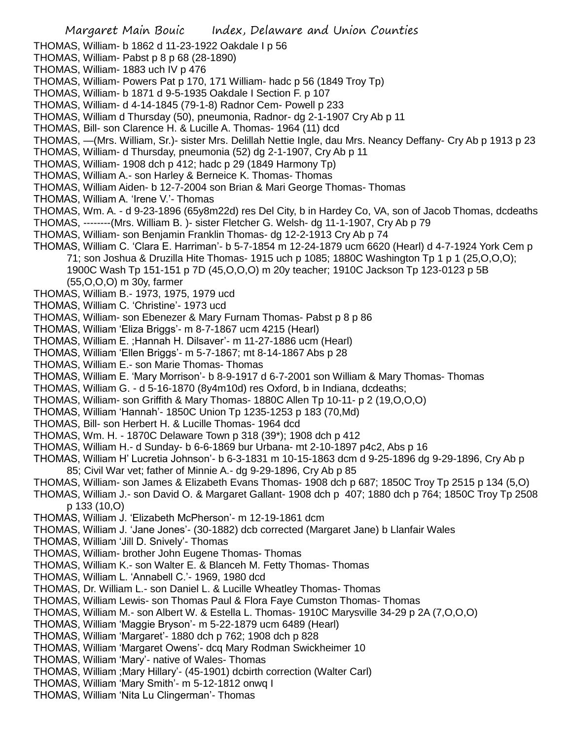THOMAS, William- b 1862 d 11-23-1922 Oakdale I p 56

THOMAS, William- Pabst p 8 p 68 (28-1890)

THOMAS, William- 1883 uch IV p 476

THOMAS, William- Powers Pat p 170, 171 William- hadc p 56 (1849 Troy Tp)

THOMAS, William- b 1871 d 9-5-1935 Oakdale I Section F. p 107

THOMAS, William- d 4-14-1845 (79-1-8) Radnor Cem- Powell p 233

THOMAS, William d Thursday (50), pneumonia, Radnor- dg 2-1-1907 Cry Ab p 11

THOMAS, Bill- son Clarence H. & Lucille A. Thomas- 1964 (11) dcd

THOMAS, —(Mrs. William, Sr.)- sister Mrs. Delillah Nettie Ingle, dau Mrs. Neancy Deffany- Cry Ab p 1913 p 23

THOMAS, William- d Thursday, pneumonia (52) dg 2-1-1907, Cry Ab p 11

THOMAS, William- 1908 dch p 412; hadc p 29 (1849 Harmony Tp)

THOMAS, William A.- son Harley & Berneice K. Thomas- Thomas

THOMAS, William Aiden- b 12-7-2004 son Brian & Mari George Thomas- Thomas

THOMAS, William A. 'Irene V.'- Thomas

THOMAS, Wm. A. - d 9-23-1896 (65y8m22d) res Del City, b in Hardey Co, VA, son of Jacob Thomas, dcdeaths

THOMAS, --------(Mrs. William B. )- sister Fletcher G. Welsh- dg 11-1-1907, Cry Ab p 79

THOMAS, William- son Benjamin Franklin Thomas- dg 12-2-1913 Cry Ab p 74

THOMAS, William C. 'Clara E. Harriman'- b 5-7-1854 m 12-24-1879 ucm 6620 (Hearl) d 4-7-1924 York Cem p 71; son Joshua & Druzilla Hite Thomas- 1915 uch p 1085; 1880C Washington Tp 1 p 1 (25,O,O,O); 1900C Wash Tp 151-151 p 7D (45,O,O,O) m 20y teacher; 1910C Jackson Tp 123-0123 p 5B (55,O,O,O) m 30y, farmer

THOMAS, William B.- 1973, 1975, 1979 ucd

THOMAS, William C. 'Christine'- 1973 ucd

THOMAS, William- son Ebenezer & Mary Furnam Thomas- Pabst p 8 p 86

THOMAS, William 'Eliza Briggs'- m 8-7-1867 ucm 4215 (Hearl)

THOMAS, William E. ;Hannah H. Dilsaver'- m 11-27-1886 ucm (Hearl)

THOMAS, William 'Ellen Briggs'- m 5-7-1867; mt 8-14-1867 Abs p 28

THOMAS, William E.- son Marie Thomas- Thomas

THOMAS, William E. 'Mary Morrison'- b 8-9-1917 d 6-7-2001 son William & Mary Thomas- Thomas

THOMAS, William G. - d 5-16-1870 (8y4m10d) res Oxford, b in Indiana, dcdeaths;

THOMAS, William- son Griffith & Mary Thomas- 1880C Allen Tp 10-11- p 2 (19,O,O,O)

THOMAS, William 'Hannah'- 1850C Union Tp 1235-1253 p 183 (70,Md)

THOMAS, Bill- son Herbert H. & Lucille Thomas- 1964 dcd

THOMAS, Wm. H. - 1870C Delaware Town p 318 (39*); 1908 dch p 412

THOMAS, William H.- d Sunday- b 6-6-1869 bur Urbana- mt 2-10-1897 p4c2, Abs p 16

THOMAS, William H' Lucretia Johnson'- b 6-3-1831 m 10-15-1863 dcm d 9-25-1896 dg 9-29-1896, Cry Ab p 85; Civil War vet; father of Minnie A.- dg 9-29-1896, Cry Ab p 85

THOMAS, William- son James & Elizabeth Evans Thomas- 1908 dch p 687; 1850C Troy Tp 2515 p 134 (5,O)

THOMAS, William J.- son David O. & Margaret Gallant- 1908 dch p 407; 1880 dch p 764; 1850C Troy Tp 2508 p 133 (10,O)

THOMAS, William J. 'Elizabeth McPherson'- m 12-19-1861 dcm

THOMAS, William J. 'Jane Jones'- (30-1882) dcb corrected (Margaret Jane) b Llanfair Wales

THOMAS, William 'Jill D. Snively'- Thomas

THOMAS, William- brother John Eugene Thomas- Thomas

THOMAS, William K.- son Walter E. & Blanceh M. Fetty Thomas- Thomas

THOMAS, William L. 'Annabell C.'- 1969, 1980 dcd

THOMAS, Dr. William L.- son Daniel L. & Lucille Wheatley Thomas- Thomas

THOMAS, William Lewis- son Thomas Paul & Flora Faye Cumston Thomas- Thomas

THOMAS, William M.- son Albert W. & Estella L. Thomas- 1910C Marysville 34-29 p 2A (7,O,O,O)

THOMAS, William 'Maggie Bryson'- m 5-22-1879 ucm 6489 (Hearl)

THOMAS, William 'Margaret'- 1880 dch p 762; 1908 dch p 828

THOMAS, William 'Margaret Owens'- dcq Mary Rodman Swickheimer 10

THOMAS, William 'Mary'- native of Wales- Thomas

THOMAS, William ;Mary Hillary'- (45-1901) dcbirth correction (Walter Carl)

THOMAS, William 'Mary Smith'- m 5-12-1812 onwq I

THOMAS, William 'Nita Lu Clingerman'- Thomas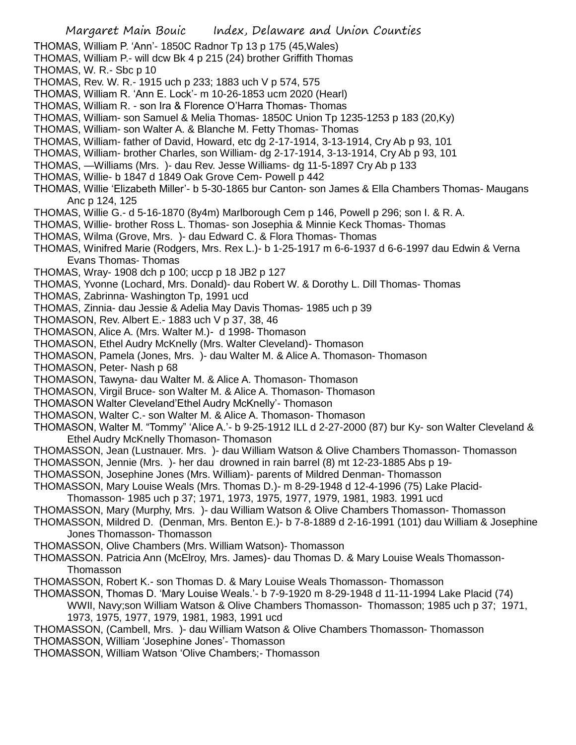THOMAS, William P. 'Ann'- 1850C Radnor Tp 13 p 175 (45,Wales)
THOMAS, William P.- will dcw Bk 4 p 215 (24) brother Griffith Thomas
THOMAS, W. R.- Sbc p 10
THOMAS, Rev. W. R.- 1915 uch p 233; 1883 uch V p 574, 575
THOMAS, William R. 'Ann E. Lock'- m 10-26-1853 ucm 2020 (Hearl)
THOMAS, William R. - son Ira & Florence O'Harra Thomas- Thomas
THOMAS, William- son Samuel & Melia Thomas- 1850C Union Tp 1235-1253 p 183 (20,Ky)
THOMAS, William- son Walter A. & Blanche M. Fetty Thomas- Thomas
THOMAS, William- father of David, Howard, etc dg 2-17-1914, 3-13-1914, Cry Ab p 93, 101
THOMAS, William- brother Charles, son William- dg 2-17-1914, 3-13-1914, Cry Ab p 93, 101
THOMAS, —Williams (Mrs. )- dau Rev. Jesse Williams- dg 11-5-1897 Cry Ab p 133
THOMAS, Willie- b 1847 d 1849 Oak Grove Cem- Powell p 442
THOMAS, Willie 'Elizabeth Miller'- b 5-30-1865 bur Canton- son James & Ella Chambers Thomas- Maugans Anc p 124, 125
THOMAS, Willie G.- d 5-16-1870 (8y4m) Marlborough Cem p 146, Powell p 296; son I. & R. A.
THOMAS, Willie- brother Ross L. Thomas- son Josephia & Minnie Keck Thomas- Thomas
THOMAS, Wilma (Grove, Mrs. )- dau Edward C. & Flora Thomas- Thomas
THOMAS, Winifred Marie (Rodgers, Mrs. Rex L.)- b 1-25-1917 m 6-6-1937 d 6-6-1997 dau Edwin & Verna Evans Thomas- Thomas
THOMAS, Wray- 1908 dch p 100; uccp p 18 JB2 p 127
THOMAS, Yvonne (Lochard, Mrs. Donald)- dau Robert W. & Dorothy L. Dill Thomas- Thomas
THOMAS, Zabrinna- Washington Tp, 1991 ucd
THOMAS, Zinnia- dau Jessie & Adelia May Davis Thomas- 1985 uch p 39
THOMASON, Rev. Albert E.- 1883 uch V p 37, 38, 46
THOMASON, Alice A. (Mrs. Walter M.)- d 1998- Thomason
THOMASON, Ethel Audry McKnelly (Mrs. Walter Cleveland)- Thomason
THOMASON, Pamela (Jones, Mrs. )- dau Walter M. & Alice A. Thomason- Thomason
THOMASON, Peter- Nash p 68
THOMASON, Tawyna- dau Walter M. & Alice A. Thomason- Thomason
THOMASON, Virgil Bruce- son Walter M. & Alice A. Thomason- Thomason
THOMASON Walter Cleveland'Ethel Audry McKnelly'- Thomason
THOMASON, Walter C.- son Walter M. & Alice A. Thomason- Thomason
THOMASON, Walter M. "Tommy" 'Alice A.'- b 9-25-1912 ILL d 2-27-2000 (87) bur Ky- son Walter Cleveland & Ethel Audry McKnelly Thomason- Thomason
THOMASSON, Jean (Lustnauer. Mrs. )- dau William Watson & Olive Chambers Thomasson- Thomasson
THOMASSON, Jennie (Mrs. )- her dau drowned in rain barrel (8) mt 12-23-1885 Abs p 19-
THOMASSON, Josephine Jones (Mrs. William)- parents of Mildred Denman- Thomasson
THOMASSON, Mary Louise Weals (Mrs. Thomas D.)- m 8-29-1948 d 12-4-1996 (75) Lake Placid- Thomasson- 1985 uch p 37; 1971, 1973, 1975, 1977, 1979, 1981, 1983. 1991 ucd
THOMASSON, Mary (Murphy, Mrs. )- dau William Watson & Olive Chambers Thomasson- Thomasson
THOMASSON, Mildred D. (Denman, Mrs. Benton E.)- b 7-8-1889 d 2-16-1991 (101) dau William & Josephine Jones Thomasson- Thomasson
THOMASSON, Olive Chambers (Mrs. William Watson)- Thomasson
THOMASSON. Patricia Ann (McElroy, Mrs. James)- dau Thomas D. & Mary Louise Weals Thomasson- Thomasson
THOMASSON, Robert K.- son Thomas D. & Mary Louise Weals Thomasson- Thomasson
THOMASSON, Thomas D. 'Mary Louise Weals.'- b 7-9-1920 m 8-29-1948 d 11-11-1994 Lake Placid (74) WWII, Navy;son William Watson & Olive Chambers Thomasson- Thomasson; 1985 uch p 37; 1971, 1973, 1975, 1977, 1979, 1981, 1983, 1991 ucd
THOMASSON, (Cambell, Mrs. )- dau William Watson & Olive Chambers Thomasson- Thomasson
THOMASSON, William 'Josephine Jones'- Thomasson
THOMASSON, William Watson 'Olive Chambers;- Thomasson